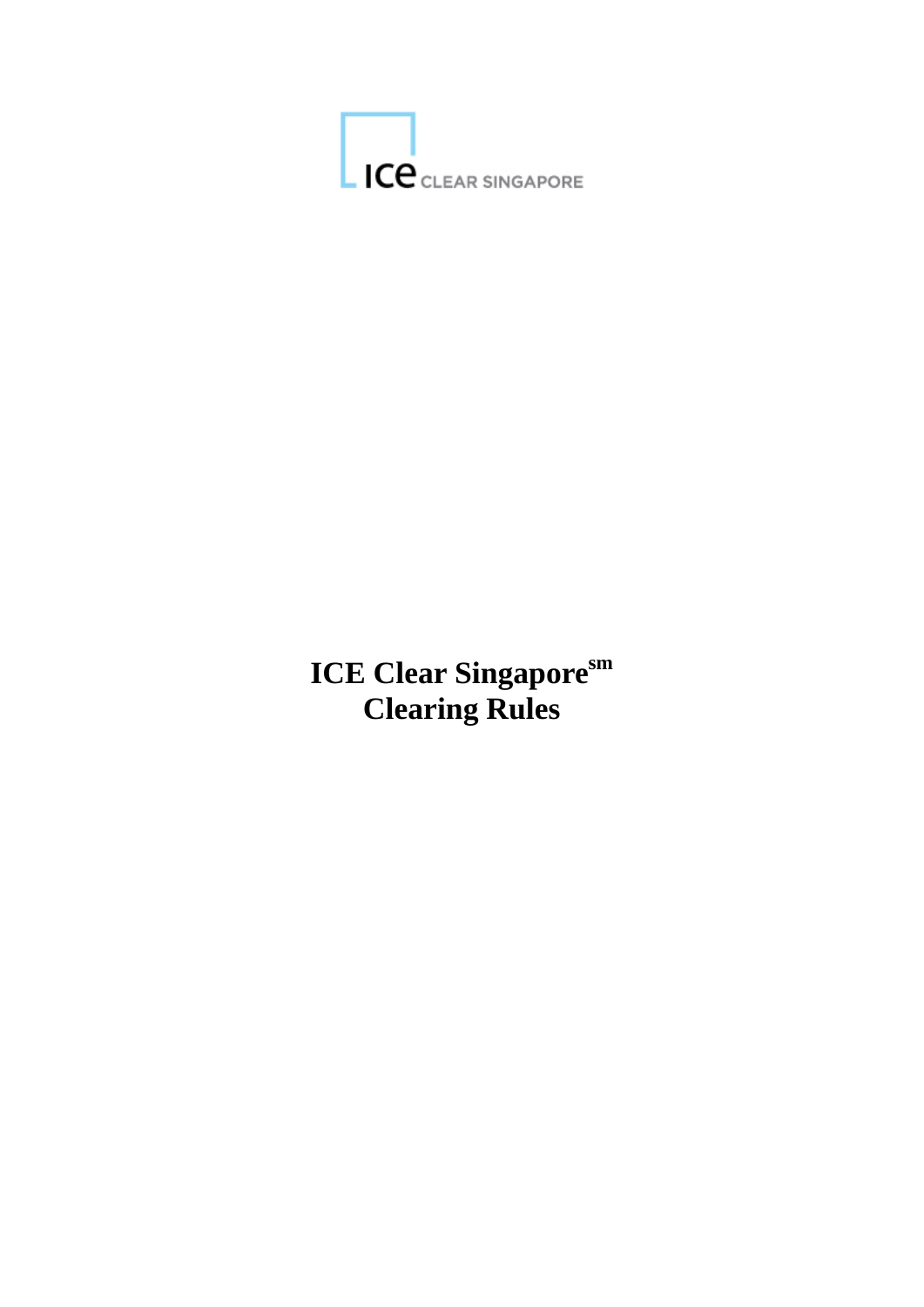# ICE Clear Singapore[sm]
# Clearing Rules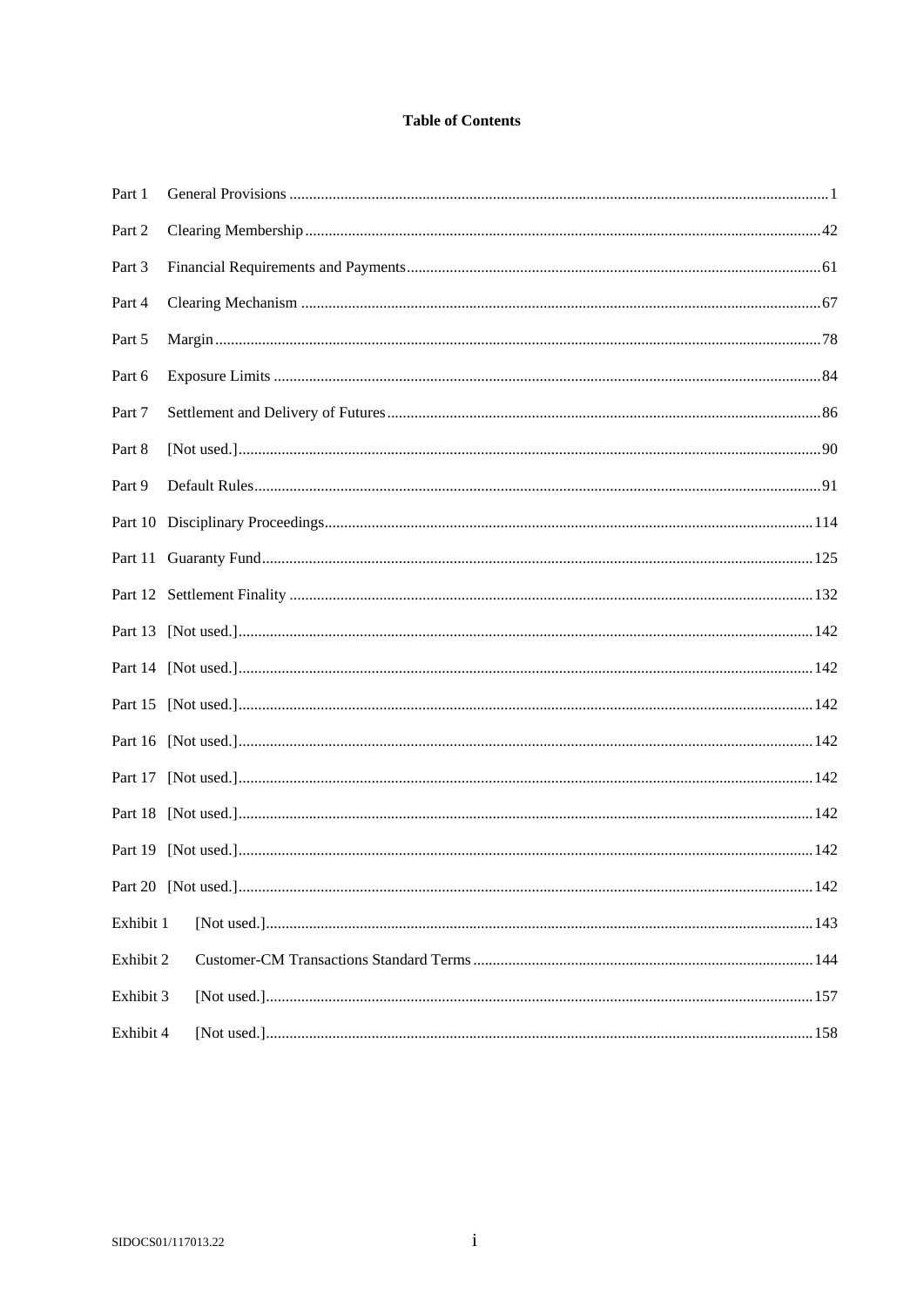# Table of Contents

| | | |
|---|---|---|
| Part 1 | General Provisions | 1 |
| Part 2 | Clearing Membership | 42 |
| Part 3 | Financial Requirements and Payments | 61 |
| Part 4 | Clearing Mechanism | 67 |
| Part 5 | Margin | 78 |
| Part 6 | Exposure Limits | 84 |
| Part 7 | Settlement and Delivery of Futures | 86 |
| Part 8 | [Not used.] | 90 |
| Part 9 | Default Rules | 91 |
| Part 10 | Disciplinary Proceedings | 114 |
| Part 11 | Guaranty Fund | 125 |
| Part 12 | Settlement Finality | 132 |
| Part 13 | [Not used.] | 142 |
| Part 14 | [Not used.] | 142 |
| Part 15 | [Not used.] | 142 |
| Part 16 | [Not used.] | 142 |
| Part 17 | [Not used.] | 142 |
| Part 18 | [Not used.] | 142 |
| Part 19 | [Not used.] | 142 |
| Part 20 | [Not used.] | 142 |
| Exhibit 1 | [Not used.] | 143 |
| Exhibit 2 | Customer-CM Transactions Standard Terms | 144 |
| Exhibit 3 | [Not used.] | 157 |
| Exhibit 4 | [Not used.] | 158 |

SIDOCS01/117013.22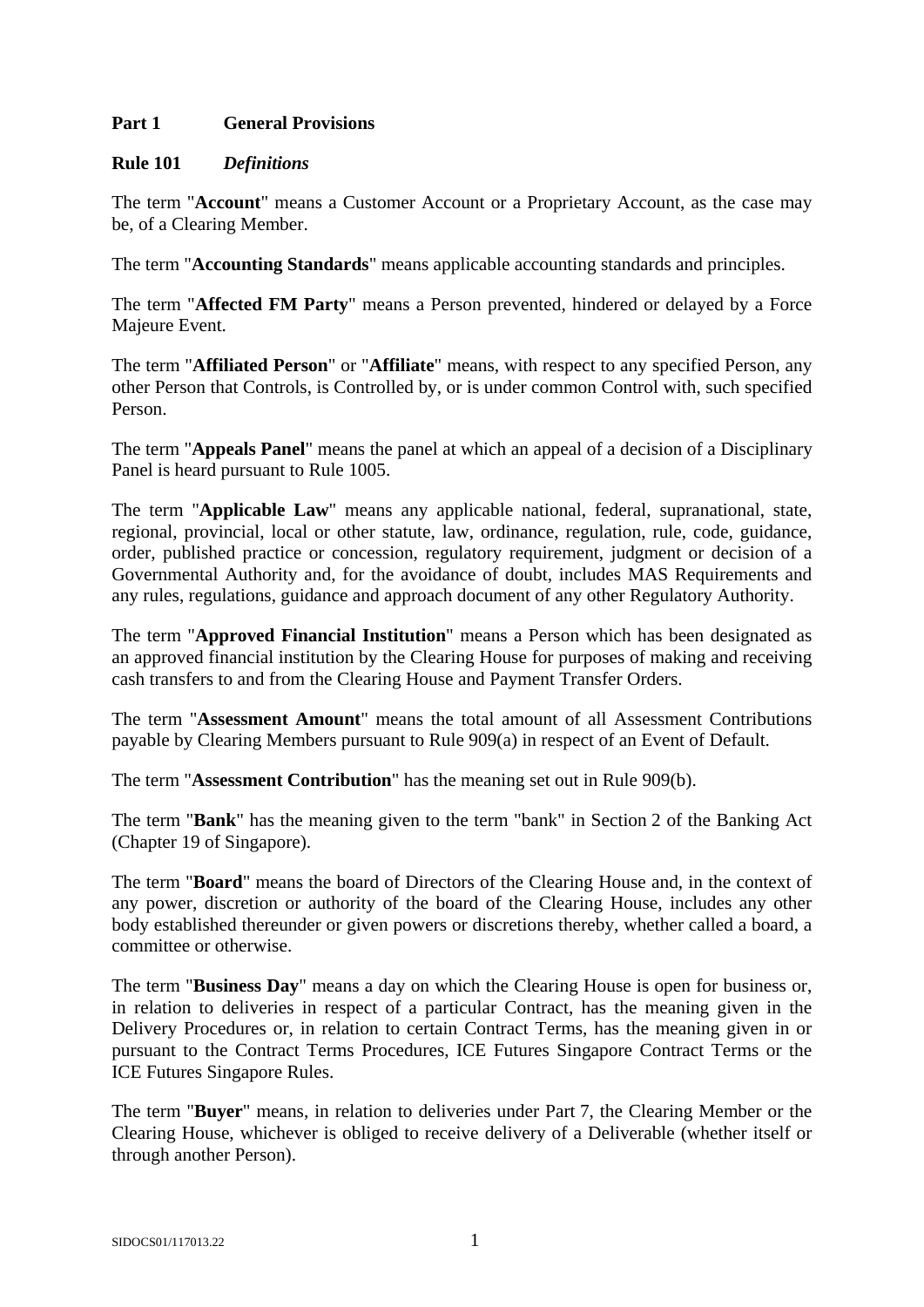## Part 1 General Provisions

### Rule 101 *Definitions*

The term "**Account**" means a Customer Account or a Proprietary Account, as the case may be, of a Clearing Member.

The term "**Accounting Standards**" means applicable accounting standards and principles.

The term "**Affected FM Party**" means a Person prevented, hindered or delayed by a Force Majeure Event.

The term "**Affiliated Person**" or "**Affiliate**" means, with respect to any specified Person, any other Person that Controls, is Controlled by, or is under common Control with, such specified Person.

The term "**Appeals Panel**" means the panel at which an appeal of a decision of a Disciplinary Panel is heard pursuant to Rule 1005.

The term "**Applicable Law**" means any applicable national, federal, supranational, state, regional, provincial, local or other statute, law, ordinance, regulation, rule, code, guidance, order, published practice or concession, regulatory requirement, judgment or decision of a Governmental Authority and, for the avoidance of doubt, includes MAS Requirements and any rules, regulations, guidance and approach document of any other Regulatory Authority.

The term "**Approved Financial Institution**" means a Person which has been designated as an approved financial institution by the Clearing House for purposes of making and receiving cash transfers to and from the Clearing House and Payment Transfer Orders.

The term "**Assessment Amount**" means the total amount of all Assessment Contributions payable by Clearing Members pursuant to Rule 909(a) in respect of an Event of Default.

The term "**Assessment Contribution**" has the meaning set out in Rule 909(b).

The term "**Bank**" has the meaning given to the term "bank" in Section 2 of the Banking Act (Chapter 19 of Singapore).

The term "**Board**" means the board of Directors of the Clearing House and, in the context of any power, discretion or authority of the board of the Clearing House, includes any other body established thereunder or given powers or discretions thereby, whether called a board, a committee or otherwise.

The term "**Business Day**" means a day on which the Clearing House is open for business or, in relation to deliveries in respect of a particular Contract, has the meaning given in the Delivery Procedures or, in relation to certain Contract Terms, has the meaning given in or pursuant to the Contract Terms Procedures, ICE Futures Singapore Contract Terms or the ICE Futures Singapore Rules.

The term "**Buyer**" means, in relation to deliveries under Part 7, the Clearing Member or the Clearing House, whichever is obliged to receive delivery of a Deliverable (whether itself or through another Person).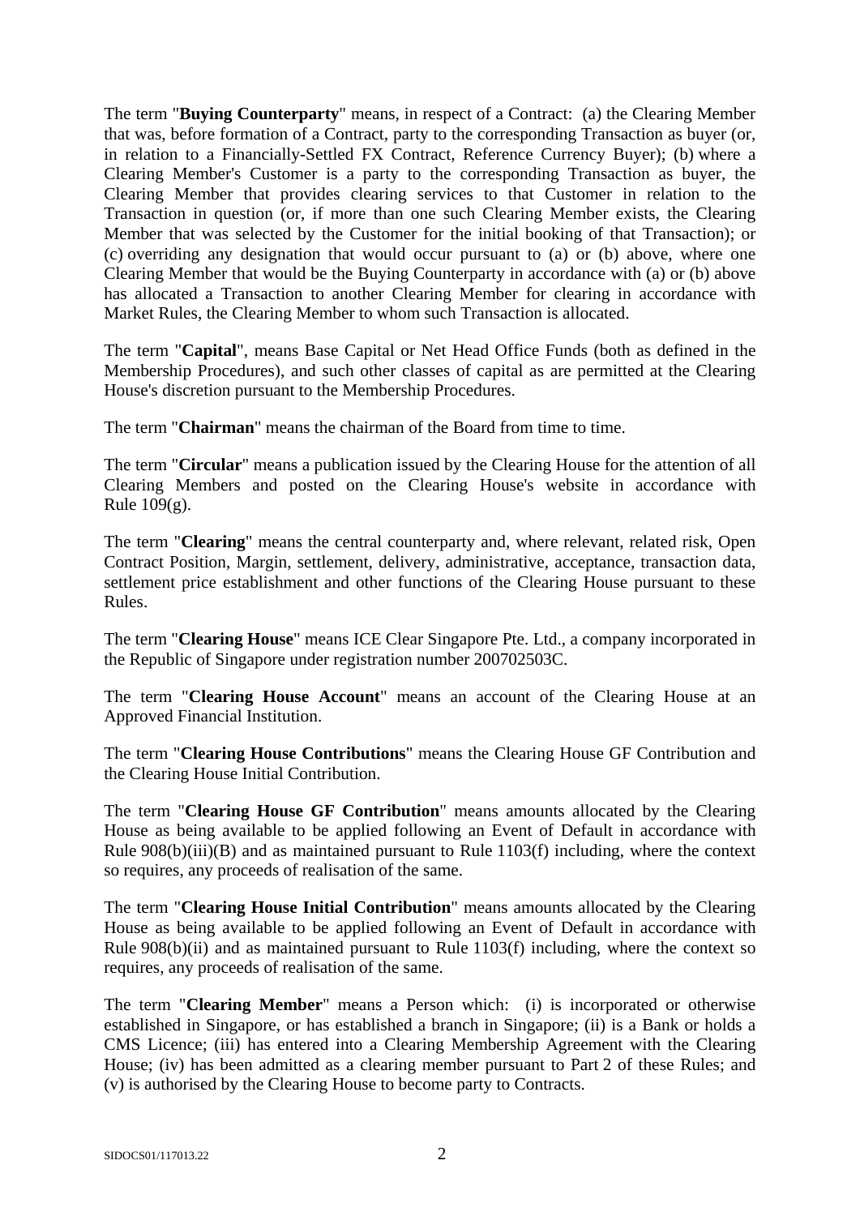The term "**Buying Counterparty**" means, in respect of a Contract: (a) the Clearing Member that was, before formation of a Contract, party to the corresponding Transaction as buyer (or, in relation to a Financially-Settled FX Contract, Reference Currency Buyer); (b) where a Clearing Member's Customer is a party to the corresponding Transaction as buyer, the Clearing Member that provides clearing services to that Customer in relation to the Transaction in question (or, if more than one such Clearing Member exists, the Clearing Member that was selected by the Customer for the initial booking of that Transaction); or (c) overriding any designation that would occur pursuant to (a) or (b) above, where one Clearing Member that would be the Buying Counterparty in accordance with (a) or (b) above has allocated a Transaction to another Clearing Member for clearing in accordance with Market Rules, the Clearing Member to whom such Transaction is allocated.

The term "**Capital**", means Base Capital or Net Head Office Funds (both as defined in the Membership Procedures), and such other classes of capital as are permitted at the Clearing House's discretion pursuant to the Membership Procedures.

The term "**Chairman**" means the chairman of the Board from time to time.

The term "**Circular**" means a publication issued by the Clearing House for the attention of all Clearing Members and posted on the Clearing House's website in accordance with Rule 109(g).

The term "**Clearing**" means the central counterparty and, where relevant, related risk, Open Contract Position, Margin, settlement, delivery, administrative, acceptance, transaction data, settlement price establishment and other functions of the Clearing House pursuant to these Rules.

The term "**Clearing House**" means ICE Clear Singapore Pte. Ltd., a company incorporated in the Republic of Singapore under registration number 200702503C.

The term "**Clearing House Account**" means an account of the Clearing House at an Approved Financial Institution.

The term "**Clearing House Contributions**" means the Clearing House GF Contribution and the Clearing House Initial Contribution.

The term "**Clearing House GF Contribution**" means amounts allocated by the Clearing House as being available to be applied following an Event of Default in accordance with Rule 908(b)(iii)(B) and as maintained pursuant to Rule 1103(f) including, where the context so requires, any proceeds of realisation of the same.

The term "**Clearing House Initial Contribution**" means amounts allocated by the Clearing House as being available to be applied following an Event of Default in accordance with Rule 908(b)(ii) and as maintained pursuant to Rule 1103(f) including, where the context so requires, any proceeds of realisation of the same.

The term "**Clearing Member**" means a Person which: (i) is incorporated or otherwise established in Singapore, or has established a branch in Singapore; (ii) is a Bank or holds a CMS Licence; (iii) has entered into a Clearing Membership Agreement with the Clearing House; (iv) has been admitted as a clearing member pursuant to Part 2 of these Rules; and (v) is authorised by the Clearing House to become party to Contracts.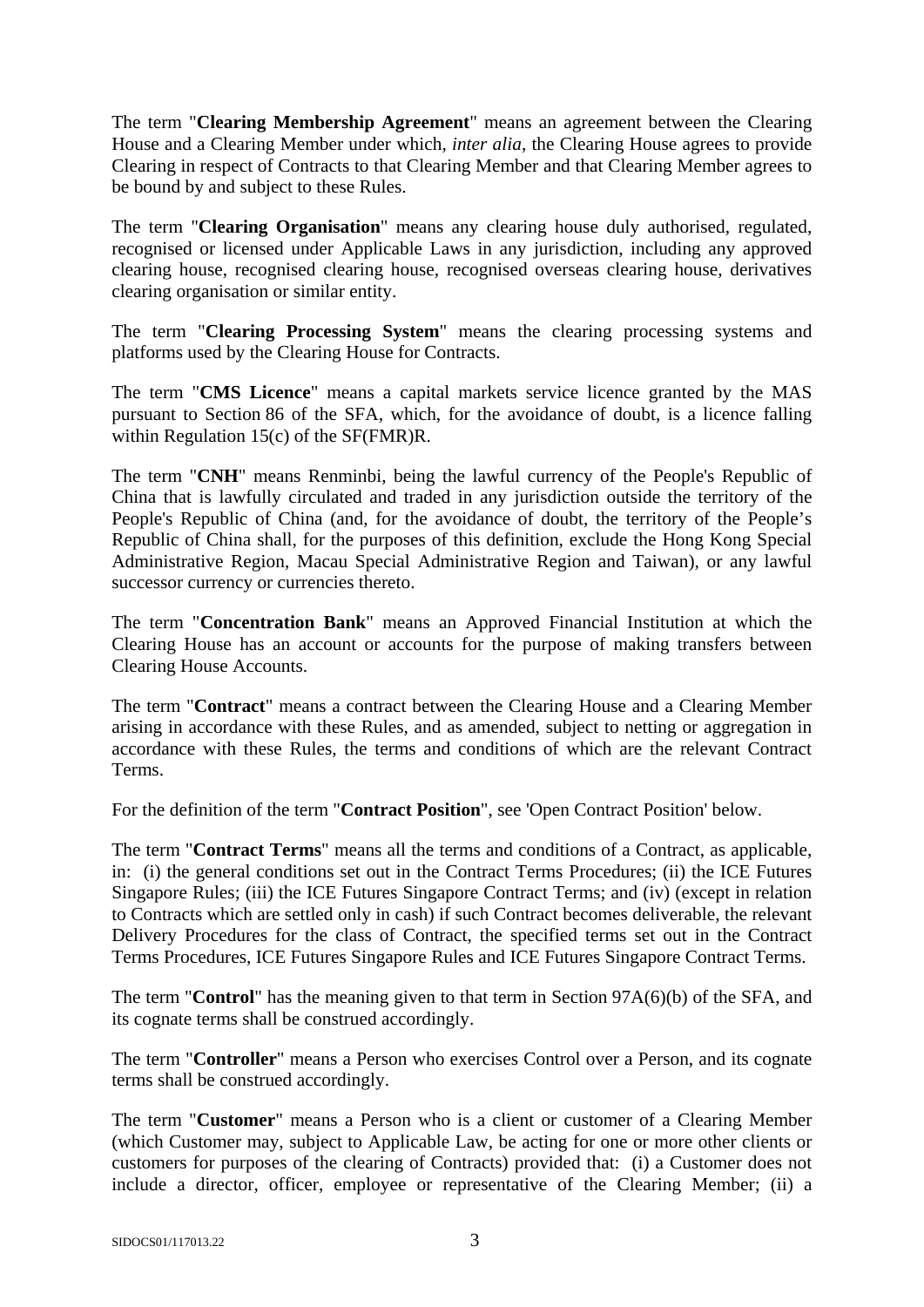The term "**Clearing Membership Agreement**" means an agreement between the Clearing House and a Clearing Member under which, *inter alia*, the Clearing House agrees to provide Clearing in respect of Contracts to that Clearing Member and that Clearing Member agrees to be bound by and subject to these Rules.

The term "**Clearing Organisation**" means any clearing house duly authorised, regulated, recognised or licensed under Applicable Laws in any jurisdiction, including any approved clearing house, recognised clearing house, recognised overseas clearing house, derivatives clearing organisation or similar entity.

The term "**Clearing Processing System**" means the clearing processing systems and platforms used by the Clearing House for Contracts.

The term "**CMS Licence**" means a capital markets service licence granted by the MAS pursuant to Section 86 of the SFA, which, for the avoidance of doubt, is a licence falling within Regulation 15(c) of the SF(FMR)R.

The term "**CNH**" means Renminbi, being the lawful currency of the People's Republic of China that is lawfully circulated and traded in any jurisdiction outside the territory of the People's Republic of China (and, for the avoidance of doubt, the territory of the People's Republic of China shall, for the purposes of this definition, exclude the Hong Kong Special Administrative Region, Macau Special Administrative Region and Taiwan), or any lawful successor currency or currencies thereto.

The term "**Concentration Bank**" means an Approved Financial Institution at which the Clearing House has an account or accounts for the purpose of making transfers between Clearing House Accounts.

The term "**Contract**" means a contract between the Clearing House and a Clearing Member arising in accordance with these Rules, and as amended, subject to netting or aggregation in accordance with these Rules, the terms and conditions of which are the relevant Contract Terms.

For the definition of the term "**Contract Position**", see 'Open Contract Position' below.

The term "**Contract Terms**" means all the terms and conditions of a Contract, as applicable, in: (i) the general conditions set out in the Contract Terms Procedures; (ii) the ICE Futures Singapore Rules; (iii) the ICE Futures Singapore Contract Terms; and (iv) (except in relation to Contracts which are settled only in cash) if such Contract becomes deliverable, the relevant Delivery Procedures for the class of Contract, the specified terms set out in the Contract Terms Procedures, ICE Futures Singapore Rules and ICE Futures Singapore Contract Terms.

The term "**Control**" has the meaning given to that term in Section 97A(6)(b) of the SFA, and its cognate terms shall be construed accordingly.

The term "**Controller**" means a Person who exercises Control over a Person, and its cognate terms shall be construed accordingly.

The term "**Customer**" means a Person who is a client or customer of a Clearing Member (which Customer may, subject to Applicable Law, be acting for one or more other clients or customers for purposes of the clearing of Contracts) provided that: (i) a Customer does not include a director, officer, employee or representative of the Clearing Member; (ii) a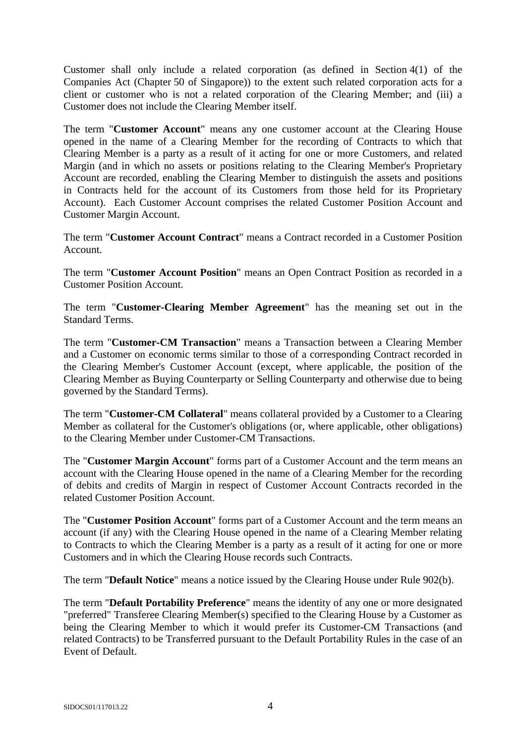Customer shall only include a related corporation (as defined in Section 4(1) of the Companies Act (Chapter 50 of Singapore)) to the extent such related corporation acts for a client or customer who is not a related corporation of the Clearing Member; and (iii) a Customer does not include the Clearing Member itself.

The term "**Customer Account**" means any one customer account at the Clearing House opened in the name of a Clearing Member for the recording of Contracts to which that Clearing Member is a party as a result of it acting for one or more Customers, and related Margin (and in which no assets or positions relating to the Clearing Member's Proprietary Account are recorded, enabling the Clearing Member to distinguish the assets and positions in Contracts held for the account of its Customers from those held for its Proprietary Account). Each Customer Account comprises the related Customer Position Account and Customer Margin Account.

The term "**Customer Account Contract**" means a Contract recorded in a Customer Position Account.

The term "**Customer Account Position**" means an Open Contract Position as recorded in a Customer Position Account.

The term "**Customer-Clearing Member Agreement**" has the meaning set out in the Standard Terms.

The term "**Customer-CM Transaction**" means a Transaction between a Clearing Member and a Customer on economic terms similar to those of a corresponding Contract recorded in the Clearing Member's Customer Account (except, where applicable, the position of the Clearing Member as Buying Counterparty or Selling Counterparty and otherwise due to being governed by the Standard Terms).

The term "**Customer-CM Collateral**" means collateral provided by a Customer to a Clearing Member as collateral for the Customer's obligations (or, where applicable, other obligations) to the Clearing Member under Customer-CM Transactions.

The "**Customer Margin Account**" forms part of a Customer Account and the term means an account with the Clearing House opened in the name of a Clearing Member for the recording of debits and credits of Margin in respect of Customer Account Contracts recorded in the related Customer Position Account.

The "**Customer Position Account**" forms part of a Customer Account and the term means an account (if any) with the Clearing House opened in the name of a Clearing Member relating to Contracts to which the Clearing Member is a party as a result of it acting for one or more Customers and in which the Clearing House records such Contracts.

The term "**Default Notice**" means a notice issued by the Clearing House under Rule 902(b).

The term "**Default Portability Preference**" means the identity of any one or more designated "preferred" Transferee Clearing Member(s) specified to the Clearing House by a Customer as being the Clearing Member to which it would prefer its Customer-CM Transactions (and related Contracts) to be Transferred pursuant to the Default Portability Rules in the case of an Event of Default.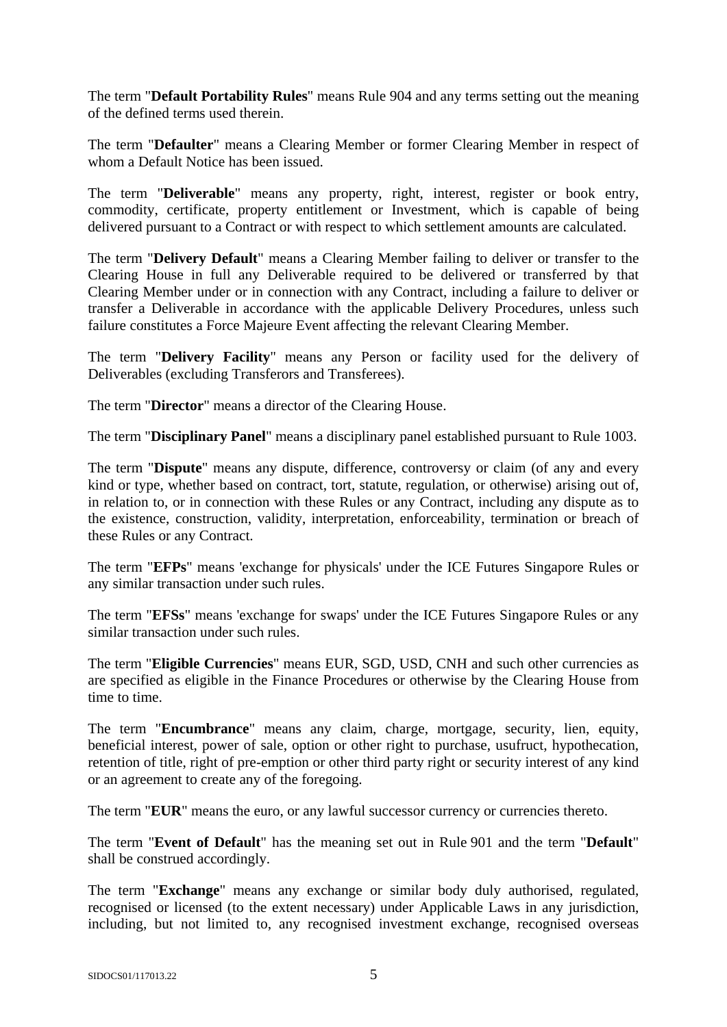The term "**Default Portability Rules**" means Rule 904 and any terms setting out the meaning of the defined terms used therein.

The term "**Defaulter**" means a Clearing Member or former Clearing Member in respect of whom a Default Notice has been issued.

The term "**Deliverable**" means any property, right, interest, register or book entry, commodity, certificate, property entitlement or Investment, which is capable of being delivered pursuant to a Contract or with respect to which settlement amounts are calculated.

The term "**Delivery Default**" means a Clearing Member failing to deliver or transfer to the Clearing House in full any Deliverable required to be delivered or transferred by that Clearing Member under or in connection with any Contract, including a failure to deliver or transfer a Deliverable in accordance with the applicable Delivery Procedures, unless such failure constitutes a Force Majeure Event affecting the relevant Clearing Member.

The term "**Delivery Facility**" means any Person or facility used for the delivery of Deliverables (excluding Transferors and Transferees).

The term "**Director**" means a director of the Clearing House.

The term "**Disciplinary Panel**" means a disciplinary panel established pursuant to Rule 1003.

The term "**Dispute**" means any dispute, difference, controversy or claim (of any and every kind or type, whether based on contract, tort, statute, regulation, or otherwise) arising out of, in relation to, or in connection with these Rules or any Contract, including any dispute as to the existence, construction, validity, interpretation, enforceability, termination or breach of these Rules or any Contract.

The term "**EFPs**" means 'exchange for physicals' under the ICE Futures Singapore Rules or any similar transaction under such rules.

The term "**EFSs**" means 'exchange for swaps' under the ICE Futures Singapore Rules or any similar transaction under such rules.

The term "**Eligible Currencies**" means EUR, SGD, USD, CNH and such other currencies as are specified as eligible in the Finance Procedures or otherwise by the Clearing House from time to time.

The term "**Encumbrance**" means any claim, charge, mortgage, security, lien, equity, beneficial interest, power of sale, option or other right to purchase, usufruct, hypothecation, retention of title, right of pre-emption or other third party right or security interest of any kind or an agreement to create any of the foregoing.

The term "**EUR**" means the euro, or any lawful successor currency or currencies thereto.

The term "**Event of Default**" has the meaning set out in Rule 901 and the term "**Default**" shall be construed accordingly.

The term "**Exchange**" means any exchange or similar body duly authorised, regulated, recognised or licensed (to the extent necessary) under Applicable Laws in any jurisdiction, including, but not limited to, any recognised investment exchange, recognised overseas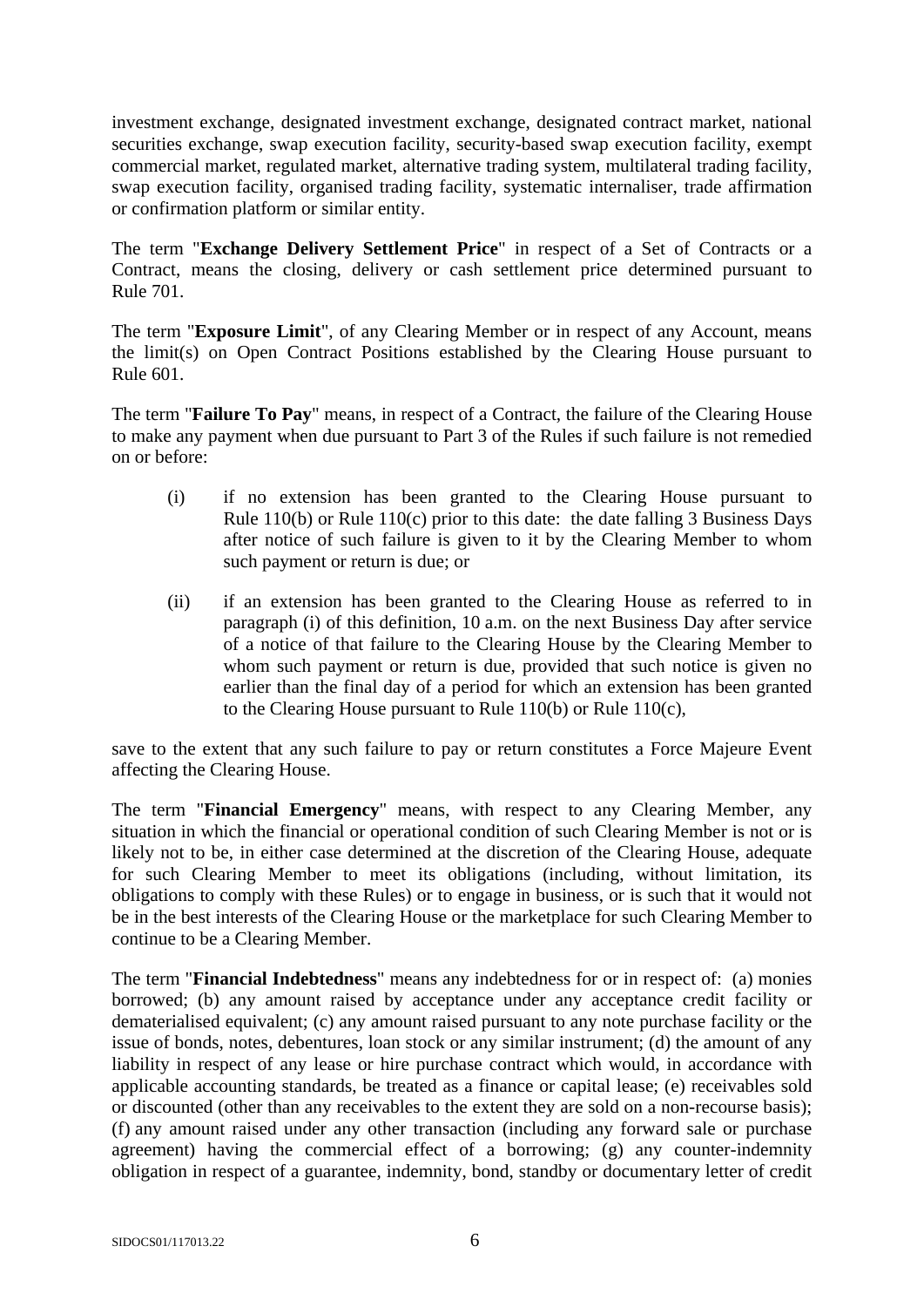investment exchange, designated investment exchange, designated contract market, national securities exchange, swap execution facility, security-based swap execution facility, exempt commercial market, regulated market, alternative trading system, multilateral trading facility, swap execution facility, organised trading facility, systematic internaliser, trade affirmation or confirmation platform or similar entity.

The term "**Exchange Delivery Settlement Price**" in respect of a Set of Contracts or a Contract, means the closing, delivery or cash settlement price determined pursuant to Rule 701.

The term "**Exposure Limit**", of any Clearing Member or in respect of any Account, means the limit(s) on Open Contract Positions established by the Clearing House pursuant to Rule 601.

The term "**Failure To Pay**" means, in respect of a Contract, the failure of the Clearing House to make any payment when due pursuant to Part 3 of the Rules if such failure is not remedied on or before:

(i) if no extension has been granted to the Clearing House pursuant to Rule 110(b) or Rule 110(c) prior to this date: the date falling 3 Business Days after notice of such failure is given to it by the Clearing Member to whom such payment or return is due; or

(ii) if an extension has been granted to the Clearing House as referred to in paragraph (i) of this definition, 10 a.m. on the next Business Day after service of a notice of that failure to the Clearing House by the Clearing Member to whom such payment or return is due, provided that such notice is given no earlier than the final day of a period for which an extension has been granted to the Clearing House pursuant to Rule 110(b) or Rule 110(c),

save to the extent that any such failure to pay or return constitutes a Force Majeure Event affecting the Clearing House.

The term "**Financial Emergency**" means, with respect to any Clearing Member, any situation in which the financial or operational condition of such Clearing Member is not or is likely not to be, in either case determined at the discretion of the Clearing House, adequate for such Clearing Member to meet its obligations (including, without limitation, its obligations to comply with these Rules) or to engage in business, or is such that it would not be in the best interests of the Clearing House or the marketplace for such Clearing Member to continue to be a Clearing Member.

The term "**Financial Indebtedness**" means any indebtedness for or in respect of: (a) monies borrowed; (b) any amount raised by acceptance under any acceptance credit facility or dematerialised equivalent; (c) any amount raised pursuant to any note purchase facility or the issue of bonds, notes, debentures, loan stock or any similar instrument; (d) the amount of any liability in respect of any lease or hire purchase contract which would, in accordance with applicable accounting standards, be treated as a finance or capital lease; (e) receivables sold or discounted (other than any receivables to the extent they are sold on a non-recourse basis); (f) any amount raised under any other transaction (including any forward sale or purchase agreement) having the commercial effect of a borrowing; (g) any counter-indemnity obligation in respect of a guarantee, indemnity, bond, standby or documentary letter of credit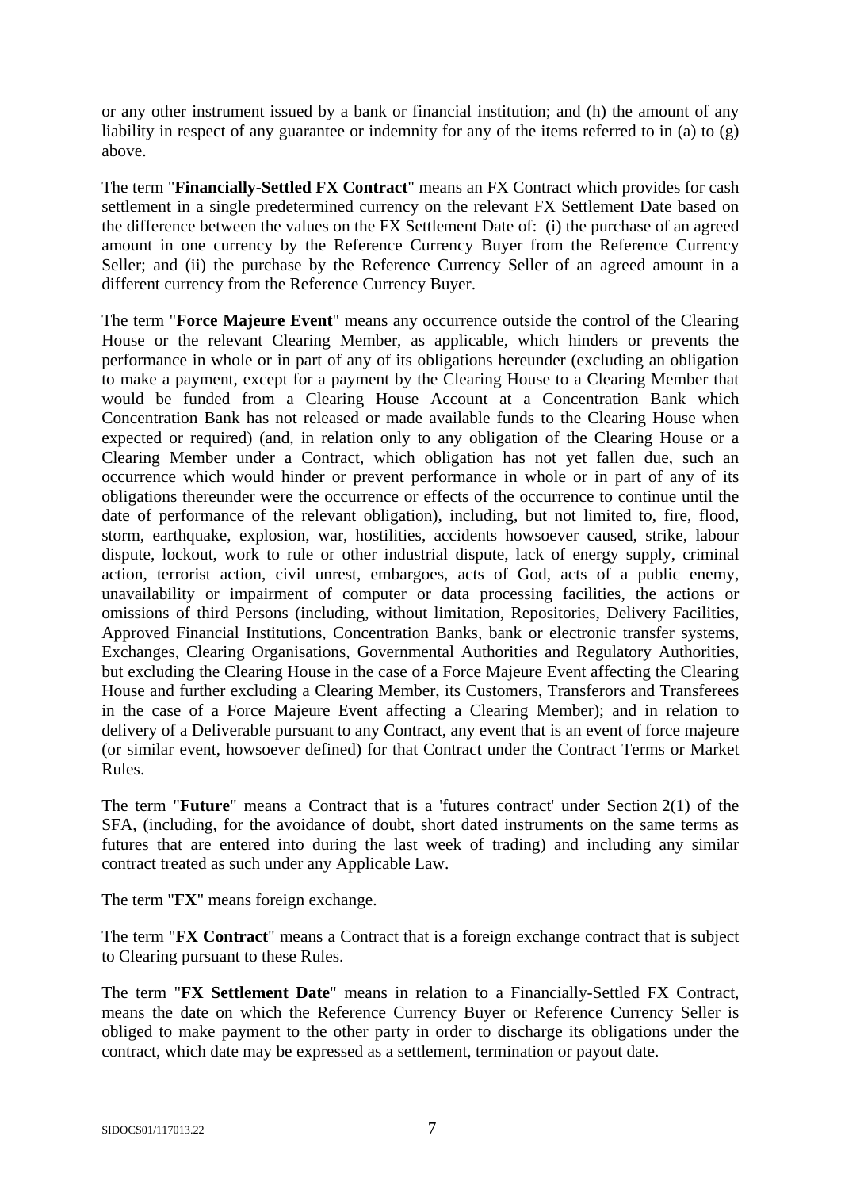or any other instrument issued by a bank or financial institution; and (h) the amount of any liability in respect of any guarantee or indemnity for any of the items referred to in (a) to (g) above.

The term "**Financially-Settled FX Contract**" means an FX Contract which provides for cash settlement in a single predetermined currency on the relevant FX Settlement Date based on the difference between the values on the FX Settlement Date of: (i) the purchase of an agreed amount in one currency by the Reference Currency Buyer from the Reference Currency Seller; and (ii) the purchase by the Reference Currency Seller of an agreed amount in a different currency from the Reference Currency Buyer.

The term "**Force Majeure Event**" means any occurrence outside the control of the Clearing House or the relevant Clearing Member, as applicable, which hinders or prevents the performance in whole or in part of any of its obligations hereunder (excluding an obligation to make a payment, except for a payment by the Clearing House to a Clearing Member that would be funded from a Clearing House Account at a Concentration Bank which Concentration Bank has not released or made available funds to the Clearing House when expected or required) (and, in relation only to any obligation of the Clearing House or a Clearing Member under a Contract, which obligation has not yet fallen due, such an occurrence which would hinder or prevent performance in whole or in part of any of its obligations thereunder were the occurrence or effects of the occurrence to continue until the date of performance of the relevant obligation), including, but not limited to, fire, flood, storm, earthquake, explosion, war, hostilities, accidents howsoever caused, strike, labour dispute, lockout, work to rule or other industrial dispute, lack of energy supply, criminal action, terrorist action, civil unrest, embargoes, acts of God, acts of a public enemy, unavailability or impairment of computer or data processing facilities, the actions or omissions of third Persons (including, without limitation, Repositories, Delivery Facilities, Approved Financial Institutions, Concentration Banks, bank or electronic transfer systems, Exchanges, Clearing Organisations, Governmental Authorities and Regulatory Authorities, but excluding the Clearing House in the case of a Force Majeure Event affecting the Clearing House and further excluding a Clearing Member, its Customers, Transferors and Transferees in the case of a Force Majeure Event affecting a Clearing Member); and in relation to delivery of a Deliverable pursuant to any Contract, any event that is an event of force majeure (or similar event, howsoever defined) for that Contract under the Contract Terms or Market Rules.

The term "**Future**" means a Contract that is a 'futures contract' under Section 2(1) of the SFA, (including, for the avoidance of doubt, short dated instruments on the same terms as futures that are entered into during the last week of trading) and including any similar contract treated as such under any Applicable Law.

The term "**FX**" means foreign exchange.

The term "**FX Contract**" means a Contract that is a foreign exchange contract that is subject to Clearing pursuant to these Rules.

The term "**FX Settlement Date**" means in relation to a Financially-Settled FX Contract, means the date on which the Reference Currency Buyer or Reference Currency Seller is obliged to make payment to the other party in order to discharge its obligations under the contract, which date may be expressed as a settlement, termination or payout date.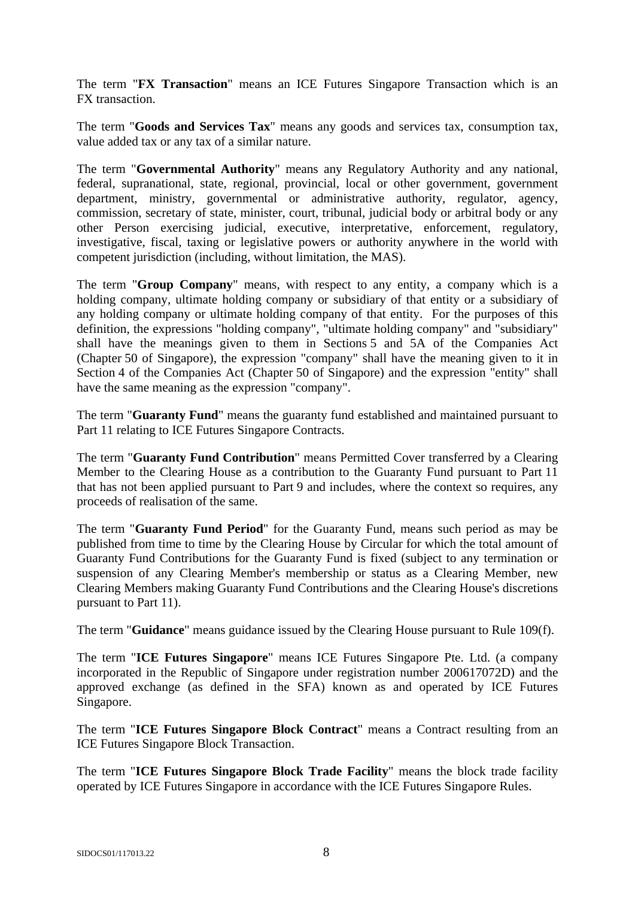The term "**FX Transaction**" means an ICE Futures Singapore Transaction which is an FX transaction.

The term "**Goods and Services Tax**" means any goods and services tax, consumption tax, value added tax or any tax of a similar nature.

The term "**Governmental Authority**" means any Regulatory Authority and any national, federal, supranational, state, regional, provincial, local or other government, government department, ministry, governmental or administrative authority, regulator, agency, commission, secretary of state, minister, court, tribunal, judicial body or arbitral body or any other Person exercising judicial, executive, interpretative, enforcement, regulatory, investigative, fiscal, taxing or legislative powers or authority anywhere in the world with competent jurisdiction (including, without limitation, the MAS).

The term "**Group Company**" means, with respect to any entity, a company which is a holding company, ultimate holding company or subsidiary of that entity or a subsidiary of any holding company or ultimate holding company of that entity. For the purposes of this definition, the expressions "holding company", "ultimate holding company" and "subsidiary" shall have the meanings given to them in Sections 5 and 5A of the Companies Act (Chapter 50 of Singapore), the expression "company" shall have the meaning given to it in Section 4 of the Companies Act (Chapter 50 of Singapore) and the expression "entity" shall have the same meaning as the expression "company".

The term "**Guaranty Fund**" means the guaranty fund established and maintained pursuant to Part 11 relating to ICE Futures Singapore Contracts.

The term "**Guaranty Fund Contribution**" means Permitted Cover transferred by a Clearing Member to the Clearing House as a contribution to the Guaranty Fund pursuant to Part 11 that has not been applied pursuant to Part 9 and includes, where the context so requires, any proceeds of realisation of the same.

The term "**Guaranty Fund Period**" for the Guaranty Fund, means such period as may be published from time to time by the Clearing House by Circular for which the total amount of Guaranty Fund Contributions for the Guaranty Fund is fixed (subject to any termination or suspension of any Clearing Member's membership or status as a Clearing Member, new Clearing Members making Guaranty Fund Contributions and the Clearing House's discretions pursuant to Part 11).

The term "**Guidance**" means guidance issued by the Clearing House pursuant to Rule 109(f).

The term "**ICE Futures Singapore**" means ICE Futures Singapore Pte. Ltd. (a company incorporated in the Republic of Singapore under registration number 200617072D) and the approved exchange (as defined in the SFA) known as and operated by ICE Futures Singapore.

The term "**ICE Futures Singapore Block Contract**" means a Contract resulting from an ICE Futures Singapore Block Transaction.

The term "**ICE Futures Singapore Block Trade Facility**" means the block trade facility operated by ICE Futures Singapore in accordance with the ICE Futures Singapore Rules.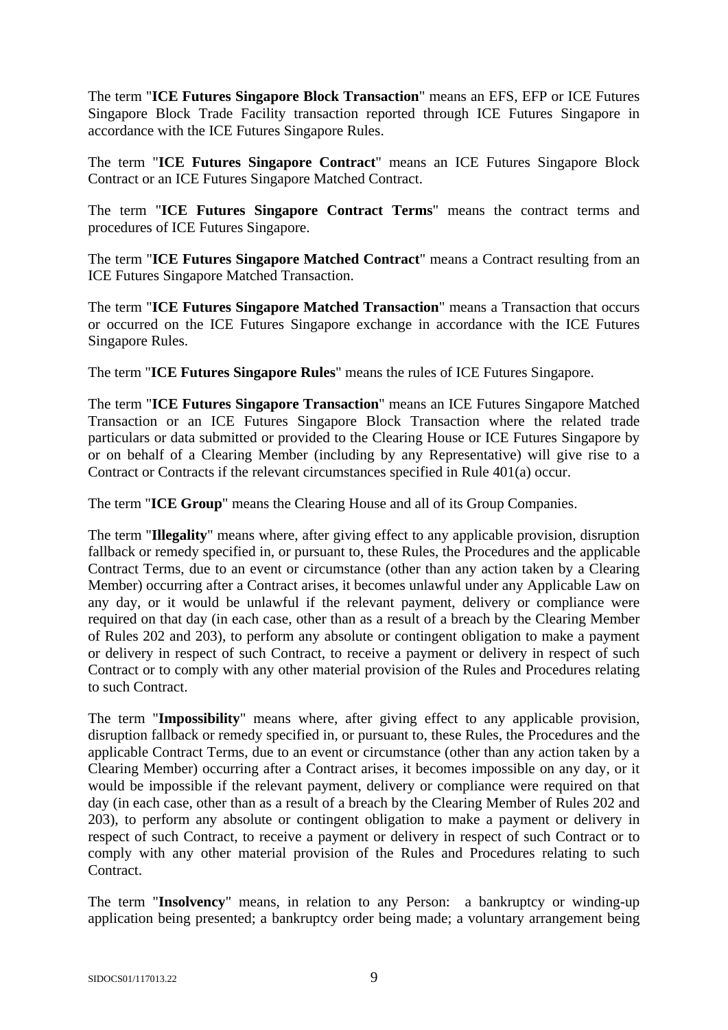The term "**ICE Futures Singapore Block Transaction**" means an EFS, EFP or ICE Futures Singapore Block Trade Facility transaction reported through ICE Futures Singapore in accordance with the ICE Futures Singapore Rules.

The term "**ICE Futures Singapore Contract**" means an ICE Futures Singapore Block Contract or an ICE Futures Singapore Matched Contract.

The term "**ICE Futures Singapore Contract Terms**" means the contract terms and procedures of ICE Futures Singapore.

The term "**ICE Futures Singapore Matched Contract**" means a Contract resulting from an ICE Futures Singapore Matched Transaction.

The term "**ICE Futures Singapore Matched Transaction**" means a Transaction that occurs or occurred on the ICE Futures Singapore exchange in accordance with the ICE Futures Singapore Rules.

The term "**ICE Futures Singapore Rules**" means the rules of ICE Futures Singapore.

The term "**ICE Futures Singapore Transaction**" means an ICE Futures Singapore Matched Transaction or an ICE Futures Singapore Block Transaction where the related trade particulars or data submitted or provided to the Clearing House or ICE Futures Singapore by or on behalf of a Clearing Member (including by any Representative) will give rise to a Contract or Contracts if the relevant circumstances specified in Rule 401(a) occur.

The term "**ICE Group**" means the Clearing House and all of its Group Companies.

The term "**Illegality**" means where, after giving effect to any applicable provision, disruption fallback or remedy specified in, or pursuant to, these Rules, the Procedures and the applicable Contract Terms, due to an event or circumstance (other than any action taken by a Clearing Member) occurring after a Contract arises, it becomes unlawful under any Applicable Law on any day, or it would be unlawful if the relevant payment, delivery or compliance were required on that day (in each case, other than as a result of a breach by the Clearing Member of Rules 202 and 203), to perform any absolute or contingent obligation to make a payment or delivery in respect of such Contract, to receive a payment or delivery in respect of such Contract or to comply with any other material provision of the Rules and Procedures relating to such Contract.

The term "**Impossibility**" means where, after giving effect to any applicable provision, disruption fallback or remedy specified in, or pursuant to, these Rules, the Procedures and the applicable Contract Terms, due to an event or circumstance (other than any action taken by a Clearing Member) occurring after a Contract arises, it becomes impossible on any day, or it would be impossible if the relevant payment, delivery or compliance were required on that day (in each case, other than as a result of a breach by the Clearing Member of Rules 202 and 203), to perform any absolute or contingent obligation to make a payment or delivery in respect of such Contract, to receive a payment or delivery in respect of such Contract or to comply with any other material provision of the Rules and Procedures relating to such Contract.

The term "**Insolvency**" means, in relation to any Person: a bankruptcy or winding-up application being presented; a bankruptcy order being made; a voluntary arrangement being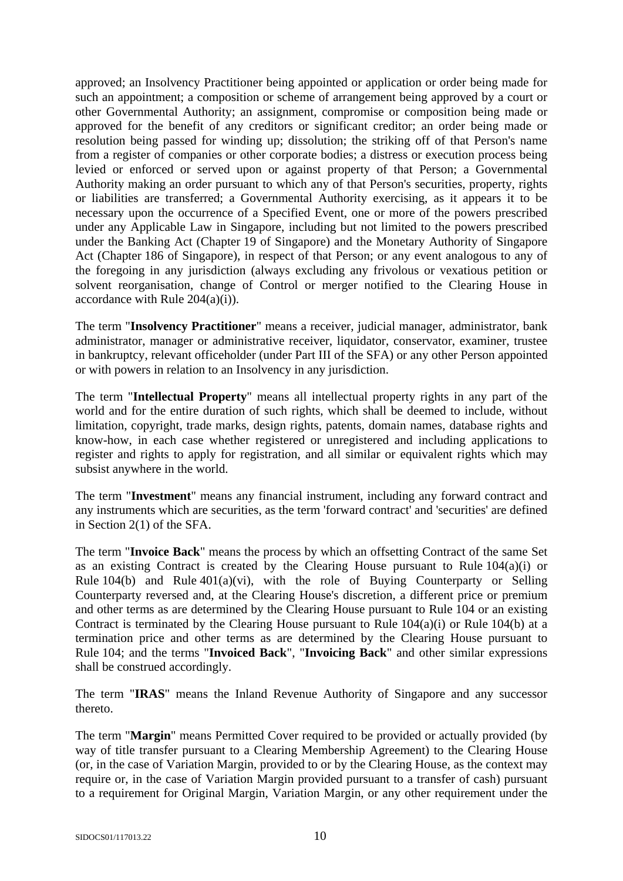approved; an Insolvency Practitioner being appointed or application or order being made for such an appointment; a composition or scheme of arrangement being approved by a court or other Governmental Authority; an assignment, compromise or composition being made or approved for the benefit of any creditors or significant creditor; an order being made or resolution being passed for winding up; dissolution; the striking off of that Person's name from a register of companies or other corporate bodies; a distress or execution process being levied or enforced or served upon or against property of that Person; a Governmental Authority making an order pursuant to which any of that Person's securities, property, rights or liabilities are transferred; a Governmental Authority exercising, as it appears it to be necessary upon the occurrence of a Specified Event, one or more of the powers prescribed under any Applicable Law in Singapore, including but not limited to the powers prescribed under the Banking Act (Chapter 19 of Singapore) and the Monetary Authority of Singapore Act (Chapter 186 of Singapore), in respect of that Person; or any event analogous to any of the foregoing in any jurisdiction (always excluding any frivolous or vexatious petition or solvent reorganisation, change of Control or merger notified to the Clearing House in accordance with Rule 204(a)(i)).

The term "**Insolvency Practitioner**" means a receiver, judicial manager, administrator, bank administrator, manager or administrative receiver, liquidator, conservator, examiner, trustee in bankruptcy, relevant officeholder (under Part III of the SFA) or any other Person appointed or with powers in relation to an Insolvency in any jurisdiction.

The term "**Intellectual Property**" means all intellectual property rights in any part of the world and for the entire duration of such rights, which shall be deemed to include, without limitation, copyright, trade marks, design rights, patents, domain names, database rights and know-how, in each case whether registered or unregistered and including applications to register and rights to apply for registration, and all similar or equivalent rights which may subsist anywhere in the world.

The term "**Investment**" means any financial instrument, including any forward contract and any instruments which are securities, as the term 'forward contract' and 'securities' are defined in Section 2(1) of the SFA.

The term "**Invoice Back**" means the process by which an offsetting Contract of the same Set as an existing Contract is created by the Clearing House pursuant to Rule 104(a)(i) or Rule 104(b) and Rule 401(a)(vi), with the role of Buying Counterparty or Selling Counterparty reversed and, at the Clearing House's discretion, a different price or premium and other terms as are determined by the Clearing House pursuant to Rule 104 or an existing Contract is terminated by the Clearing House pursuant to Rule 104(a)(i) or Rule 104(b) at a termination price and other terms as are determined by the Clearing House pursuant to Rule 104; and the terms "**Invoiced Back**", "**Invoicing Back**" and other similar expressions shall be construed accordingly.

The term "**IRAS**" means the Inland Revenue Authority of Singapore and any successor thereto.

The term "**Margin**" means Permitted Cover required to be provided or actually provided (by way of title transfer pursuant to a Clearing Membership Agreement) to the Clearing House (or, in the case of Variation Margin, provided to or by the Clearing House, as the context may require or, in the case of Variation Margin provided pursuant to a transfer of cash) pursuant to a requirement for Original Margin, Variation Margin, or any other requirement under the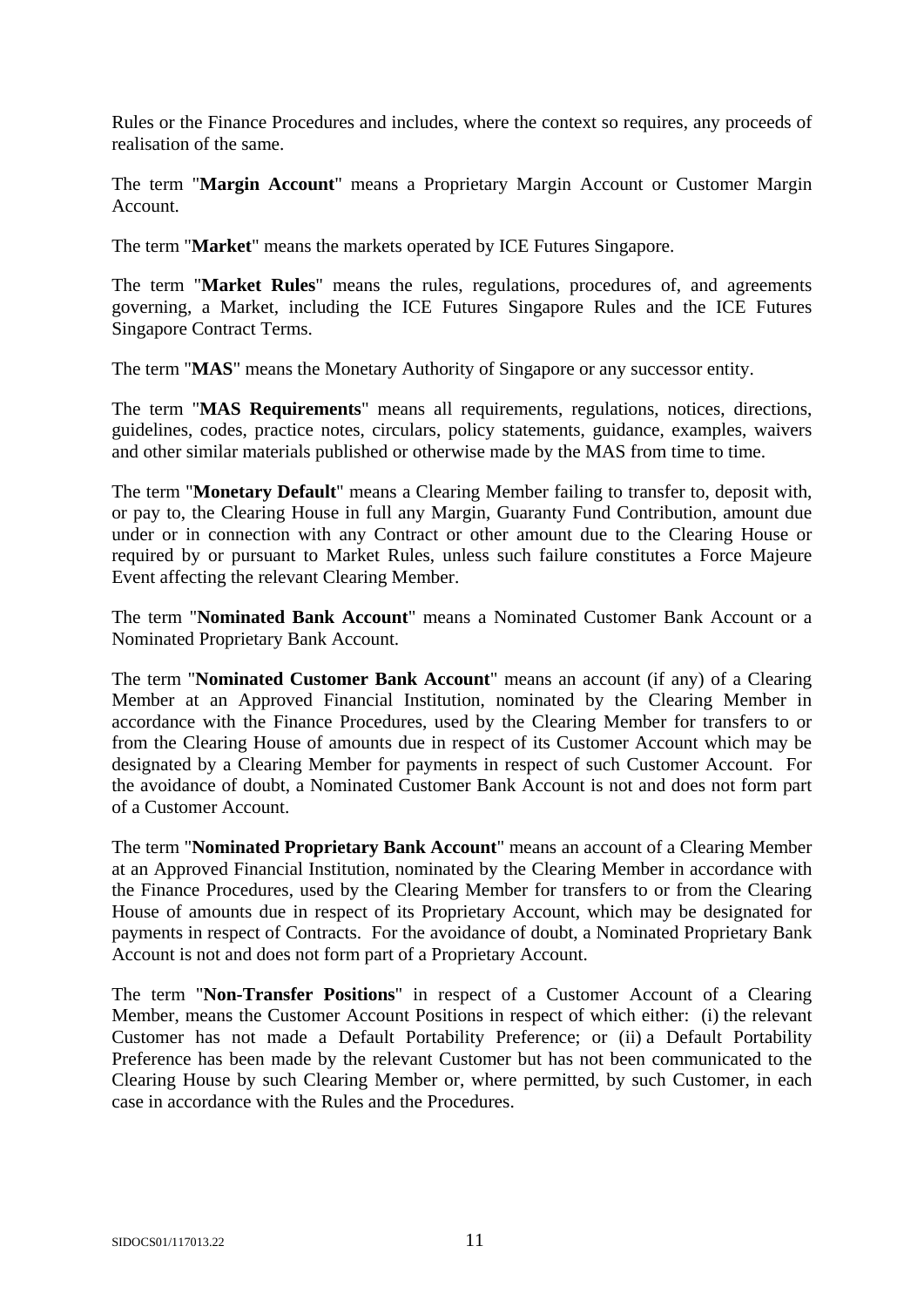Rules or the Finance Procedures and includes, where the context so requires, any proceeds of realisation of the same.

The term "**Margin Account**" means a Proprietary Margin Account or Customer Margin Account.

The term "**Market**" means the markets operated by ICE Futures Singapore.

The term "**Market Rules**" means the rules, regulations, procedures of, and agreements governing, a Market, including the ICE Futures Singapore Rules and the ICE Futures Singapore Contract Terms.

The term "**MAS**" means the Monetary Authority of Singapore or any successor entity.

The term "**MAS Requirements**" means all requirements, regulations, notices, directions, guidelines, codes, practice notes, circulars, policy statements, guidance, examples, waivers and other similar materials published or otherwise made by the MAS from time to time.

The term "**Monetary Default**" means a Clearing Member failing to transfer to, deposit with, or pay to, the Clearing House in full any Margin, Guaranty Fund Contribution, amount due under or in connection with any Contract or other amount due to the Clearing House or required by or pursuant to Market Rules, unless such failure constitutes a Force Majeure Event affecting the relevant Clearing Member.

The term "**Nominated Bank Account**" means a Nominated Customer Bank Account or a Nominated Proprietary Bank Account.

The term "**Nominated Customer Bank Account**" means an account (if any) of a Clearing Member at an Approved Financial Institution, nominated by the Clearing Member in accordance with the Finance Procedures, used by the Clearing Member for transfers to or from the Clearing House of amounts due in respect of its Customer Account which may be designated by a Clearing Member for payments in respect of such Customer Account. For the avoidance of doubt, a Nominated Customer Bank Account is not and does not form part of a Customer Account.

The term "**Nominated Proprietary Bank Account**" means an account of a Clearing Member at an Approved Financial Institution, nominated by the Clearing Member in accordance with the Finance Procedures, used by the Clearing Member for transfers to or from the Clearing House of amounts due in respect of its Proprietary Account, which may be designated for payments in respect of Contracts. For the avoidance of doubt, a Nominated Proprietary Bank Account is not and does not form part of a Proprietary Account.

The term "**Non-Transfer Positions**" in respect of a Customer Account of a Clearing Member, means the Customer Account Positions in respect of which either: (i) the relevant Customer has not made a Default Portability Preference; or (ii) a Default Portability Preference has been made by the relevant Customer but has not been communicated to the Clearing House by such Clearing Member or, where permitted, by such Customer, in each case in accordance with the Rules and the Procedures.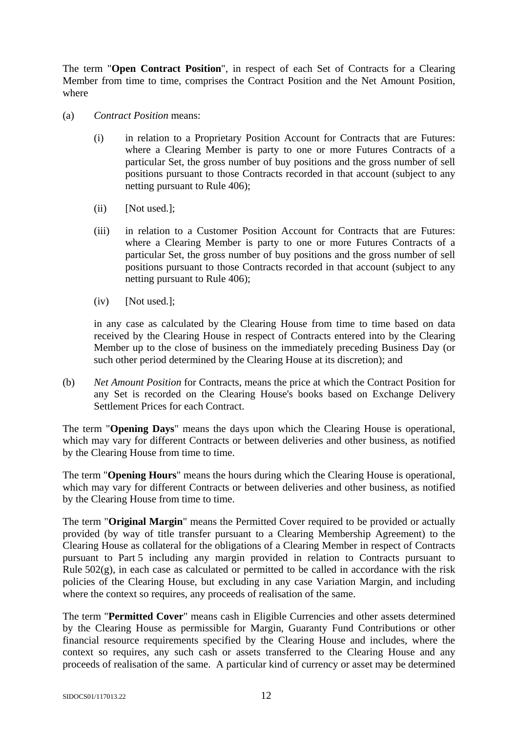The term "**Open Contract Position**", in respect of each Set of Contracts for a Clearing Member from time to time, comprises the Contract Position and the Net Amount Position, where

(a) *Contract Position* means:

   (i) in relation to a Proprietary Position Account for Contracts that are Futures: where a Clearing Member is party to one or more Futures Contracts of a particular Set, the gross number of buy positions and the gross number of sell positions pursuant to those Contracts recorded in that account (subject to any netting pursuant to Rule 406);

   (ii) [Not used.];

   (iii) in relation to a Customer Position Account for Contracts that are Futures: where a Clearing Member is party to one or more Futures Contracts of a particular Set, the gross number of buy positions and the gross number of sell positions pursuant to those Contracts recorded in that account (subject to any netting pursuant to Rule 406);

   (iv) [Not used.];

   in any case as calculated by the Clearing House from time to time based on data received by the Clearing House in respect of Contracts entered into by the Clearing Member up to the close of business on the immediately preceding Business Day (or such other period determined by the Clearing House at its discretion); and

(b) *Net Amount Position* for Contracts, means the price at which the Contract Position for any Set is recorded on the Clearing House's books based on Exchange Delivery Settlement Prices for each Contract.

The term "**Opening Days**" means the days upon which the Clearing House is operational, which may vary for different Contracts or between deliveries and other business, as notified by the Clearing House from time to time.

The term "**Opening Hours**" means the hours during which the Clearing House is operational, which may vary for different Contracts or between deliveries and other business, as notified by the Clearing House from time to time.

The term "**Original Margin**" means the Permitted Cover required to be provided or actually provided (by way of title transfer pursuant to a Clearing Membership Agreement) to the Clearing House as collateral for the obligations of a Clearing Member in respect of Contracts pursuant to Part 5 including any margin provided in relation to Contracts pursuant to Rule 502(g), in each case as calculated or permitted to be called in accordance with the risk policies of the Clearing House, but excluding in any case Variation Margin, and including where the context so requires, any proceeds of realisation of the same.

The term "**Permitted Cover**" means cash in Eligible Currencies and other assets determined by the Clearing House as permissible for Margin, Guaranty Fund Contributions or other financial resource requirements specified by the Clearing House and includes, where the context so requires, any such cash or assets transferred to the Clearing House and any proceeds of realisation of the same. A particular kind of currency or asset may be determined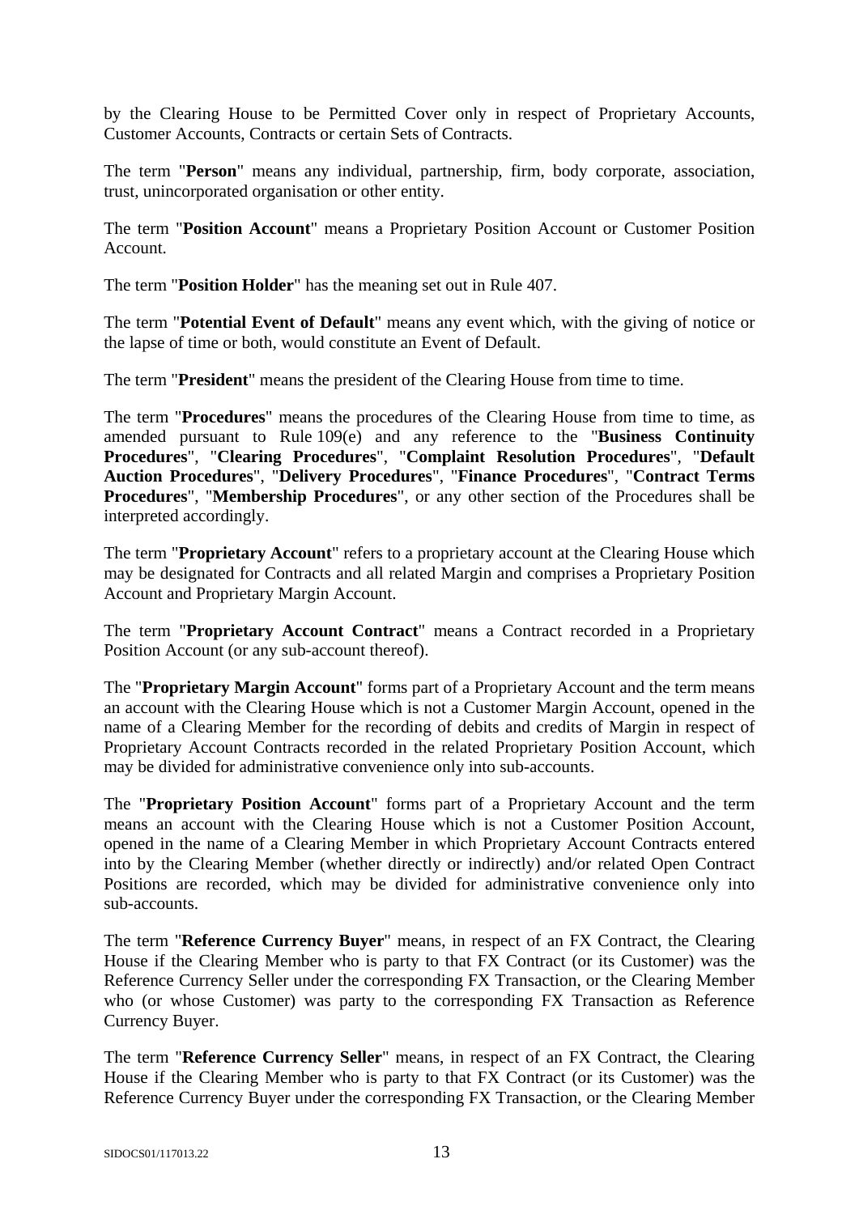by the Clearing House to be Permitted Cover only in respect of Proprietary Accounts, Customer Accounts, Contracts or certain Sets of Contracts.

The term "**Person**" means any individual, partnership, firm, body corporate, association, trust, unincorporated organisation or other entity.

The term "**Position Account**" means a Proprietary Position Account or Customer Position Account.

The term "**Position Holder**" has the meaning set out in Rule 407.

The term "**Potential Event of Default**" means any event which, with the giving of notice or the lapse of time or both, would constitute an Event of Default.

The term "**President**" means the president of the Clearing House from time to time.

The term "**Procedures**" means the procedures of the Clearing House from time to time, as amended pursuant to Rule 109(e) and any reference to the "**Business Continuity Procedures**", "**Clearing Procedures**", "**Complaint Resolution Procedures**", "**Default Auction Procedures**", "**Delivery Procedures**", "**Finance Procedures**", "**Contract Terms Procedures**", "**Membership Procedures**", or any other section of the Procedures shall be interpreted accordingly.

The term "**Proprietary Account**" refers to a proprietary account at the Clearing House which may be designated for Contracts and all related Margin and comprises a Proprietary Position Account and Proprietary Margin Account.

The term "**Proprietary Account Contract**" means a Contract recorded in a Proprietary Position Account (or any sub-account thereof).

The "**Proprietary Margin Account**" forms part of a Proprietary Account and the term means an account with the Clearing House which is not a Customer Margin Account, opened in the name of a Clearing Member for the recording of debits and credits of Margin in respect of Proprietary Account Contracts recorded in the related Proprietary Position Account, which may be divided for administrative convenience only into sub-accounts.

The "**Proprietary Position Account**" forms part of a Proprietary Account and the term means an account with the Clearing House which is not a Customer Position Account, opened in the name of a Clearing Member in which Proprietary Account Contracts entered into by the Clearing Member (whether directly or indirectly) and/or related Open Contract Positions are recorded, which may be divided for administrative convenience only into sub-accounts.

The term "**Reference Currency Buyer**" means, in respect of an FX Contract, the Clearing House if the Clearing Member who is party to that FX Contract (or its Customer) was the Reference Currency Seller under the corresponding FX Transaction, or the Clearing Member who (or whose Customer) was party to the corresponding FX Transaction as Reference Currency Buyer.

The term "**Reference Currency Seller**" means, in respect of an FX Contract, the Clearing House if the Clearing Member who is party to that FX Contract (or its Customer) was the Reference Currency Buyer under the corresponding FX Transaction, or the Clearing Member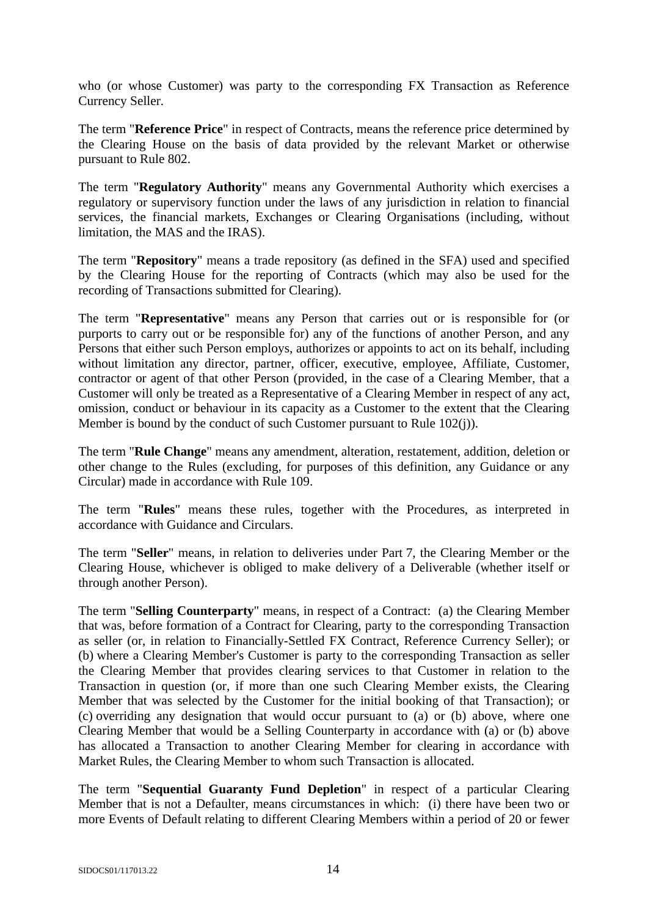who (or whose Customer) was party to the corresponding FX Transaction as Reference Currency Seller.

The term "**Reference Price**" in respect of Contracts, means the reference price determined by the Clearing House on the basis of data provided by the relevant Market or otherwise pursuant to Rule 802.

The term "**Regulatory Authority**" means any Governmental Authority which exercises a regulatory or supervisory function under the laws of any jurisdiction in relation to financial services, the financial markets, Exchanges or Clearing Organisations (including, without limitation, the MAS and the IRAS).

The term "**Repository**" means a trade repository (as defined in the SFA) used and specified by the Clearing House for the reporting of Contracts (which may also be used for the recording of Transactions submitted for Clearing).

The term "**Representative**" means any Person that carries out or is responsible for (or purports to carry out or be responsible for) any of the functions of another Person, and any Persons that either such Person employs, authorizes or appoints to act on its behalf, including without limitation any director, partner, officer, executive, employee, Affiliate, Customer, contractor or agent of that other Person (provided, in the case of a Clearing Member, that a Customer will only be treated as a Representative of a Clearing Member in respect of any act, omission, conduct or behaviour in its capacity as a Customer to the extent that the Clearing Member is bound by the conduct of such Customer pursuant to Rule 102(j)).

The term "**Rule Change**" means any amendment, alteration, restatement, addition, deletion or other change to the Rules (excluding, for purposes of this definition, any Guidance or any Circular) made in accordance with Rule 109.

The term "**Rules**" means these rules, together with the Procedures, as interpreted in accordance with Guidance and Circulars.

The term "**Seller**" means, in relation to deliveries under Part 7, the Clearing Member or the Clearing House, whichever is obliged to make delivery of a Deliverable (whether itself or through another Person).

The term "**Selling Counterparty**" means, in respect of a Contract: (a) the Clearing Member that was, before formation of a Contract for Clearing, party to the corresponding Transaction as seller (or, in relation to Financially-Settled FX Contract, Reference Currency Seller); or (b) where a Clearing Member's Customer is party to the corresponding Transaction as seller the Clearing Member that provides clearing services to that Customer in relation to the Transaction in question (or, if more than one such Clearing Member exists, the Clearing Member that was selected by the Customer for the initial booking of that Transaction); or (c) overriding any designation that would occur pursuant to (a) or (b) above, where one Clearing Member that would be a Selling Counterparty in accordance with (a) or (b) above has allocated a Transaction to another Clearing Member for clearing in accordance with Market Rules, the Clearing Member to whom such Transaction is allocated.

The term "**Sequential Guaranty Fund Depletion**" in respect of a particular Clearing Member that is not a Defaulter, means circumstances in which: (i) there have been two or more Events of Default relating to different Clearing Members within a period of 20 or fewer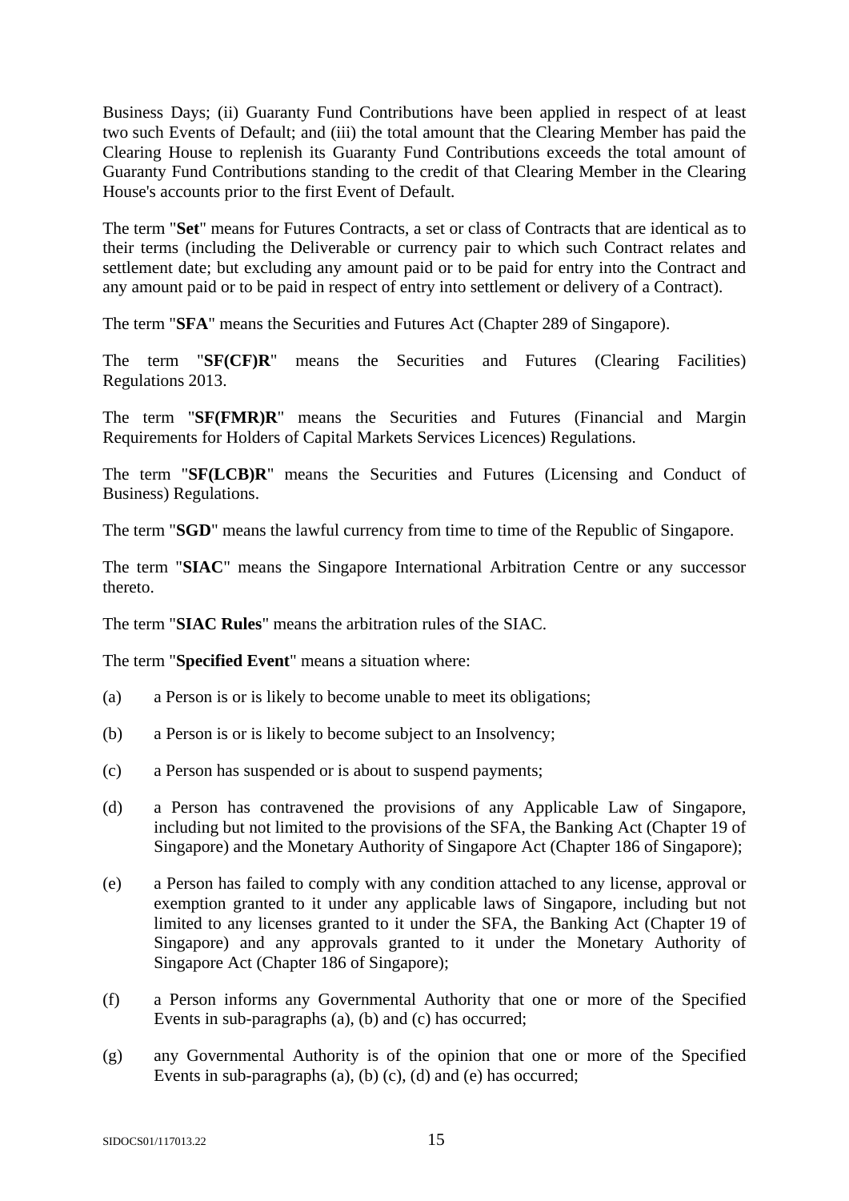Business Days; (ii) Guaranty Fund Contributions have been applied in respect of at least two such Events of Default; and (iii) the total amount that the Clearing Member has paid the Clearing House to replenish its Guaranty Fund Contributions exceeds the total amount of Guaranty Fund Contributions standing to the credit of that Clearing Member in the Clearing House's accounts prior to the first Event of Default.

The term "**Set**" means for Futures Contracts, a set or class of Contracts that are identical as to their terms (including the Deliverable or currency pair to which such Contract relates and settlement date; but excluding any amount paid or to be paid for entry into the Contract and any amount paid or to be paid in respect of entry into settlement or delivery of a Contract).

The term "**SFA**" means the Securities and Futures Act (Chapter 289 of Singapore).

The term "**SF(CF)R**" means the Securities and Futures (Clearing Facilities) Regulations 2013.

The term "**SF(FMR)R**" means the Securities and Futures (Financial and Margin Requirements for Holders of Capital Markets Services Licences) Regulations.

The term "**SF(LCB)R**" means the Securities and Futures (Licensing and Conduct of Business) Regulations.

The term "**SGD**" means the lawful currency from time to time of the Republic of Singapore.

The term "**SIAC**" means the Singapore International Arbitration Centre or any successor thereto.

The term "**SIAC Rules**" means the arbitration rules of the SIAC.

The term "**Specified Event**" means a situation where:

(a) a Person is or is likely to become unable to meet its obligations;

(b) a Person is or is likely to become subject to an Insolvency;

(c) a Person has suspended or is about to suspend payments;

(d) a Person has contravened the provisions of any Applicable Law of Singapore, including but not limited to the provisions of the SFA, the Banking Act (Chapter 19 of Singapore) and the Monetary Authority of Singapore Act (Chapter 186 of Singapore);

(e) a Person has failed to comply with any condition attached to any license, approval or exemption granted to it under any applicable laws of Singapore, including but not limited to any licenses granted to it under the SFA, the Banking Act (Chapter 19 of Singapore) and any approvals granted to it under the Monetary Authority of Singapore Act (Chapter 186 of Singapore);

(f) a Person informs any Governmental Authority that one or more of the Specified Events in sub-paragraphs (a), (b) and (c) has occurred;

(g) any Governmental Authority is of the opinion that one or more of the Specified Events in sub-paragraphs (a), (b) (c), (d) and (e) has occurred;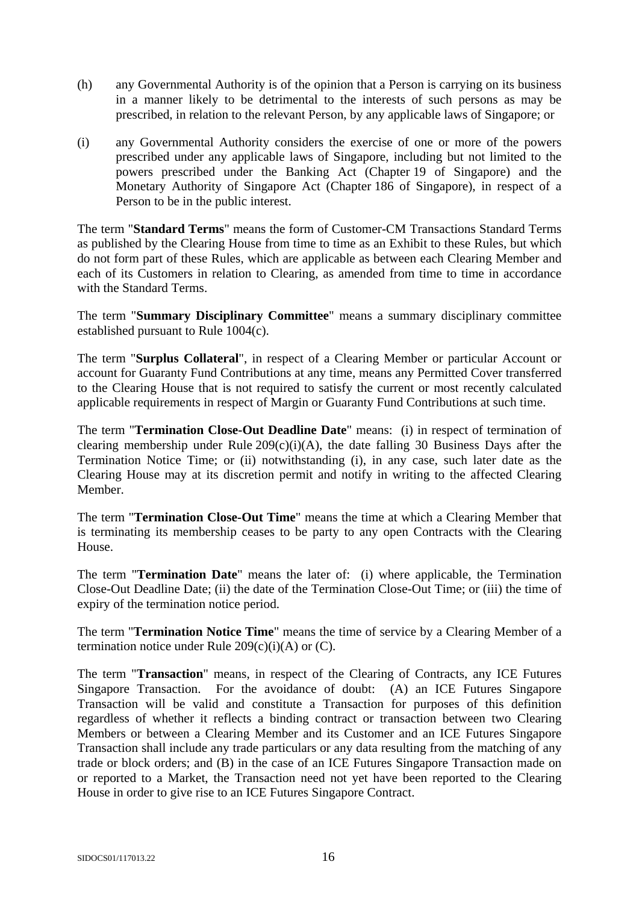(h) any Governmental Authority is of the opinion that a Person is carrying on its business in a manner likely to be detrimental to the interests of such persons as may be prescribed, in relation to the relevant Person, by any applicable laws of Singapore; or

(i) any Governmental Authority considers the exercise of one or more of the powers prescribed under any applicable laws of Singapore, including but not limited to the powers prescribed under the Banking Act (Chapter 19 of Singapore) and the Monetary Authority of Singapore Act (Chapter 186 of Singapore), in respect of a Person to be in the public interest.

The term "**Standard Terms**" means the form of Customer-CM Transactions Standard Terms as published by the Clearing House from time to time as an Exhibit to these Rules, but which do not form part of these Rules, which are applicable as between each Clearing Member and each of its Customers in relation to Clearing, as amended from time to time in accordance with the Standard Terms.

The term "**Summary Disciplinary Committee**" means a summary disciplinary committee established pursuant to Rule 1004(c).

The term "**Surplus Collateral**", in respect of a Clearing Member or particular Account or account for Guaranty Fund Contributions at any time, means any Permitted Cover transferred to the Clearing House that is not required to satisfy the current or most recently calculated applicable requirements in respect of Margin or Guaranty Fund Contributions at such time.

The term "**Termination Close-Out Deadline Date**" means: (i) in respect of termination of clearing membership under Rule 209(c)(i)(A), the date falling 30 Business Days after the Termination Notice Time; or (ii) notwithstanding (i), in any case, such later date as the Clearing House may at its discretion permit and notify in writing to the affected Clearing Member.

The term "**Termination Close-Out Time**" means the time at which a Clearing Member that is terminating its membership ceases to be party to any open Contracts with the Clearing House.

The term "**Termination Date**" means the later of: (i) where applicable, the Termination Close-Out Deadline Date; (ii) the date of the Termination Close-Out Time; or (iii) the time of expiry of the termination notice period.

The term "**Termination Notice Time**" means the time of service by a Clearing Member of a termination notice under Rule 209(c)(i)(A) or (C).

The term "**Transaction**" means, in respect of the Clearing of Contracts, any ICE Futures Singapore Transaction. For the avoidance of doubt: (A) an ICE Futures Singapore Transaction will be valid and constitute a Transaction for purposes of this definition regardless of whether it reflects a binding contract or transaction between two Clearing Members or between a Clearing Member and its Customer and an ICE Futures Singapore Transaction shall include any trade particulars or any data resulting from the matching of any trade or block orders; and (B) in the case of an ICE Futures Singapore Transaction made on or reported to a Market, the Transaction need not yet have been reported to the Clearing House in order to give rise to an ICE Futures Singapore Contract.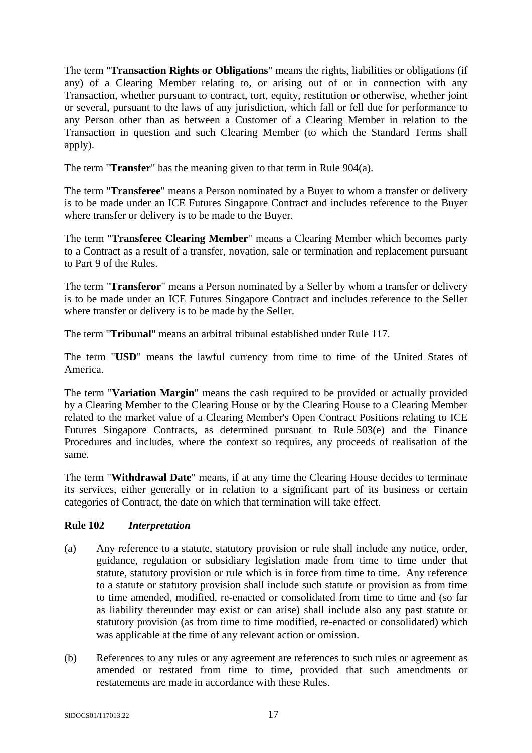The term "**Transaction Rights or Obligations**" means the rights, liabilities or obligations (if any) of a Clearing Member relating to, or arising out of or in connection with any Transaction, whether pursuant to contract, tort, equity, restitution or otherwise, whether joint or several, pursuant to the laws of any jurisdiction, which fall or fell due for performance to any Person other than as between a Customer of a Clearing Member in relation to the Transaction in question and such Clearing Member (to which the Standard Terms shall apply).

The term "**Transfer**" has the meaning given to that term in Rule 904(a).

The term "**Transferee**" means a Person nominated by a Buyer to whom a transfer or delivery is to be made under an ICE Futures Singapore Contract and includes reference to the Buyer where transfer or delivery is to be made to the Buyer.

The term "**Transferee Clearing Member**" means a Clearing Member which becomes party to a Contract as a result of a transfer, novation, sale or termination and replacement pursuant to Part 9 of the Rules.

The term "**Transferor**" means a Person nominated by a Seller by whom a transfer or delivery is to be made under an ICE Futures Singapore Contract and includes reference to the Seller where transfer or delivery is to be made by the Seller.

The term "**Tribunal**" means an arbitral tribunal established under Rule 117.

The term "**USD**" means the lawful currency from time to time of the United States of America.

The term "**Variation Margin**" means the cash required to be provided or actually provided by a Clearing Member to the Clearing House or by the Clearing House to a Clearing Member related to the market value of a Clearing Member's Open Contract Positions relating to ICE Futures Singapore Contracts, as determined pursuant to Rule 503(e) and the Finance Procedures and includes, where the context so requires, any proceeds of realisation of the same.

The term "**Withdrawal Date**" means, if at any time the Clearing House decides to terminate its services, either generally or in relation to a significant part of its business or certain categories of Contract, the date on which that termination will take effect.

### Rule 102 *Interpretation*

(a) Any reference to a statute, statutory provision or rule shall include any notice, order, guidance, regulation or subsidiary legislation made from time to time under that statute, statutory provision or rule which is in force from time to time. Any reference to a statute or statutory provision shall include such statute or provision as from time to time amended, modified, re-enacted or consolidated from time to time and (so far as liability thereunder may exist or can arise) shall include also any past statute or statutory provision (as from time to time modified, re-enacted or consolidated) which was applicable at the time of any relevant action or omission.

(b) References to any rules or any agreement are references to such rules or agreement as amended or restated from time to time, provided that such amendments or restatements are made in accordance with these Rules.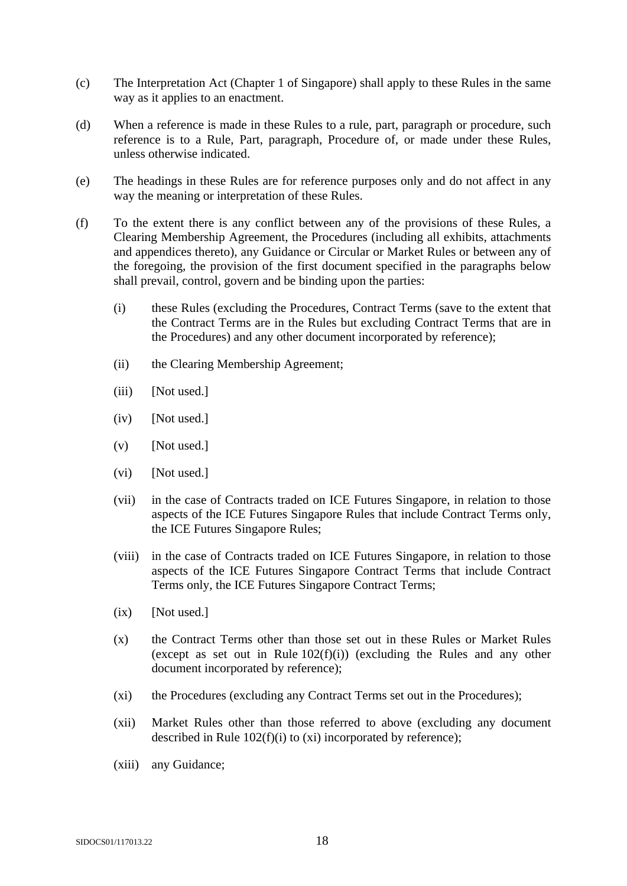(c) The Interpretation Act (Chapter 1 of Singapore) shall apply to these Rules in the same way as it applies to an enactment.

(d) When a reference is made in these Rules to a rule, part, paragraph or procedure, such reference is to a Rule, Part, paragraph, Procedure of, or made under these Rules, unless otherwise indicated.

(e) The headings in these Rules are for reference purposes only and do not affect in any way the meaning or interpretation of these Rules.

(f) To the extent there is any conflict between any of the provisions of these Rules, a Clearing Membership Agreement, the Procedures (including all exhibits, attachments and appendices thereto), any Guidance or Circular or Market Rules or between any of the foregoing, the provision of the first document specified in the paragraphs below shall prevail, control, govern and be binding upon the parties:

   (i) these Rules (excluding the Procedures, Contract Terms (save to the extent that the Contract Terms are in the Rules but excluding Contract Terms that are in the Procedures) and any other document incorporated by reference);

   (ii) the Clearing Membership Agreement;

   (iii) [Not used.]

   (iv) [Not used.]

   (v) [Not used.]

   (vi) [Not used.]

   (vii) in the case of Contracts traded on ICE Futures Singapore, in relation to those aspects of the ICE Futures Singapore Rules that include Contract Terms only, the ICE Futures Singapore Rules;

   (viii) in the case of Contracts traded on ICE Futures Singapore, in relation to those aspects of the ICE Futures Singapore Contract Terms that include Contract Terms only, the ICE Futures Singapore Contract Terms;

   (ix) [Not used.]

   (x) the Contract Terms other than those set out in these Rules or Market Rules (except as set out in Rule 102(f)(i)) (excluding the Rules and any other document incorporated by reference);

   (xi) the Procedures (excluding any Contract Terms set out in the Procedures);

   (xii) Market Rules other than those referred to above (excluding any document described in Rule 102(f)(i) to (xi) incorporated by reference);

   (xiii) any Guidance;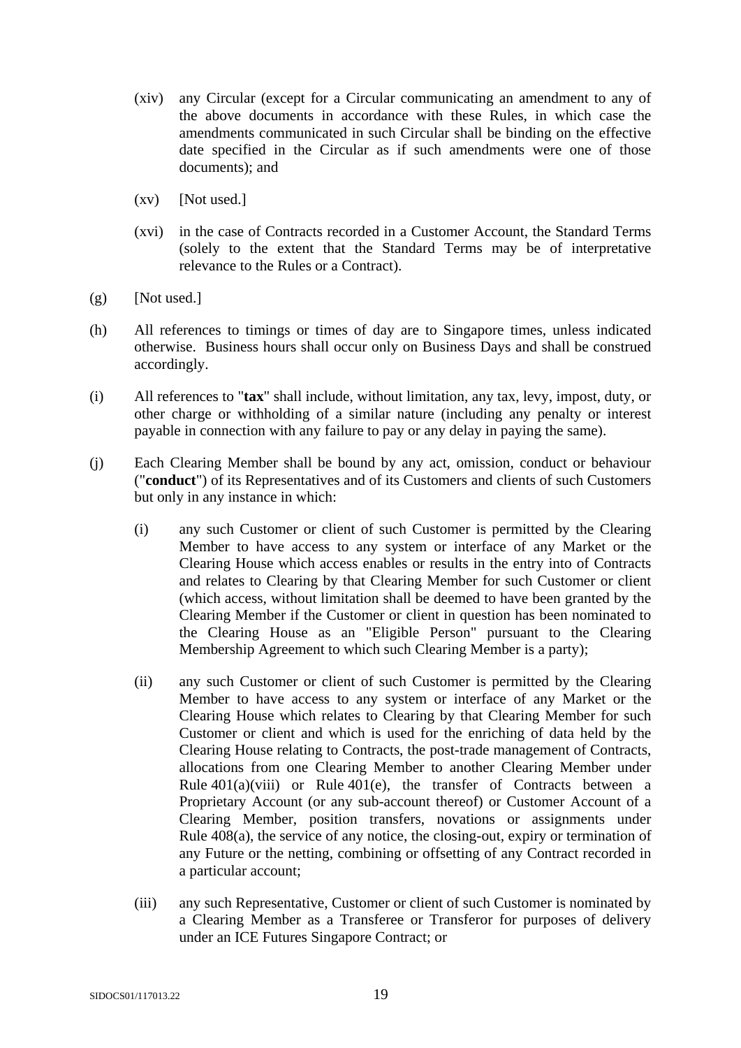(xiv) any Circular (except for a Circular communicating an amendment to any of the above documents in accordance with these Rules, in which case the amendments communicated in such Circular shall be binding on the effective date specified in the Circular as if such amendments were one of those documents); and

(xv) [Not used.]

(xvi) in the case of Contracts recorded in a Customer Account, the Standard Terms (solely to the extent that the Standard Terms may be of interpretative relevance to the Rules or a Contract).

(g) [Not used.]

(h) All references to timings or times of day are to Singapore times, unless indicated otherwise. Business hours shall occur only on Business Days and shall be construed accordingly.

(i) All references to "**tax**" shall include, without limitation, any tax, levy, impost, duty, or other charge or withholding of a similar nature (including any penalty or interest payable in connection with any failure to pay or any delay in paying the same).

(j) Each Clearing Member shall be bound by any act, omission, conduct or behaviour ("**conduct**") of its Representatives and of its Customers and clients of such Customers but only in any instance in which:

(i) any such Customer or client of such Customer is permitted by the Clearing Member to have access to any system or interface of any Market or the Clearing House which access enables or results in the entry into of Contracts and relates to Clearing by that Clearing Member for such Customer or client (which access, without limitation shall be deemed to have been granted by the Clearing Member if the Customer or client in question has been nominated to the Clearing House as an "Eligible Person" pursuant to the Clearing Membership Agreement to which such Clearing Member is a party);

(ii) any such Customer or client of such Customer is permitted by the Clearing Member to have access to any system or interface of any Market or the Clearing House which relates to Clearing by that Clearing Member for such Customer or client and which is used for the enriching of data held by the Clearing House relating to Contracts, the post-trade management of Contracts, allocations from one Clearing Member to another Clearing Member under Rule 401(a)(viii) or Rule 401(e), the transfer of Contracts between a Proprietary Account (or any sub-account thereof) or Customer Account of a Clearing Member, position transfers, novations or assignments under Rule 408(a), the service of any notice, the closing-out, expiry or termination of any Future or the netting, combining or offsetting of any Contract recorded in a particular account;

(iii) any such Representative, Customer or client of such Customer is nominated by a Clearing Member as a Transferee or Transferor for purposes of delivery under an ICE Futures Singapore Contract; or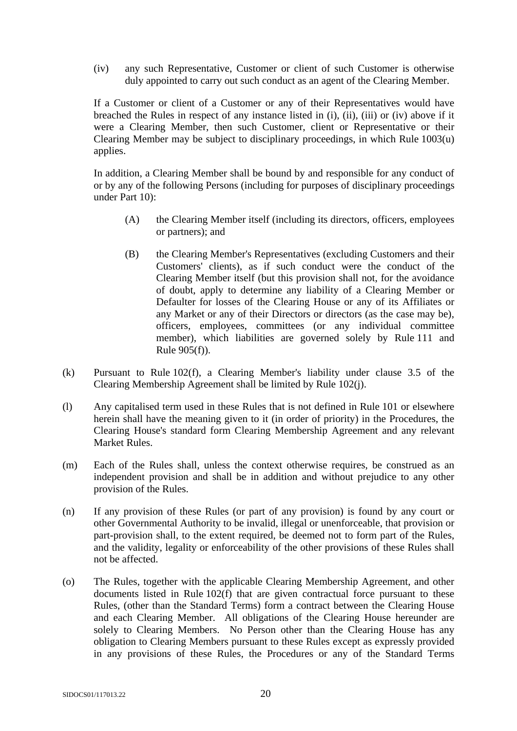(iv) any such Representative, Customer or client of such Customer is otherwise duly appointed to carry out such conduct as an agent of the Clearing Member.

If a Customer or client of a Customer or any of their Representatives would have breached the Rules in respect of any instance listed in (i), (ii), (iii) or (iv) above if it were a Clearing Member, then such Customer, client or Representative or their Clearing Member may be subject to disciplinary proceedings, in which Rule 1003(u) applies.

In addition, a Clearing Member shall be bound by and responsible for any conduct of or by any of the following Persons (including for purposes of disciplinary proceedings under Part 10):

(A) the Clearing Member itself (including its directors, officers, employees or partners); and

(B) the Clearing Member's Representatives (excluding Customers and their Customers' clients), as if such conduct were the conduct of the Clearing Member itself (but this provision shall not, for the avoidance of doubt, apply to determine any liability of a Clearing Member or Defaulter for losses of the Clearing House or any of its Affiliates or any Market or any of their Directors or directors (as the case may be), officers, employees, committees (or any individual committee member), which liabilities are governed solely by Rule 111 and Rule 905(f)).

(k) Pursuant to Rule 102(f), a Clearing Member's liability under clause 3.5 of the Clearing Membership Agreement shall be limited by Rule 102(j).

(l) Any capitalised term used in these Rules that is not defined in Rule 101 or elsewhere herein shall have the meaning given to it (in order of priority) in the Procedures, the Clearing House's standard form Clearing Membership Agreement and any relevant Market Rules.

(m) Each of the Rules shall, unless the context otherwise requires, be construed as an independent provision and shall be in addition and without prejudice to any other provision of the Rules.

(n) If any provision of these Rules (or part of any provision) is found by any court or other Governmental Authority to be invalid, illegal or unenforceable, that provision or part-provision shall, to the extent required, be deemed not to form part of the Rules, and the validity, legality or enforceability of the other provisions of these Rules shall not be affected.

(o) The Rules, together with the applicable Clearing Membership Agreement, and other documents listed in Rule 102(f) that are given contractual force pursuant to these Rules, (other than the Standard Terms) form a contract between the Clearing House and each Clearing Member. All obligations of the Clearing House hereunder are solely to Clearing Members. No Person other than the Clearing House has any obligation to Clearing Members pursuant to these Rules except as expressly provided in any provisions of these Rules, the Procedures or any of the Standard Terms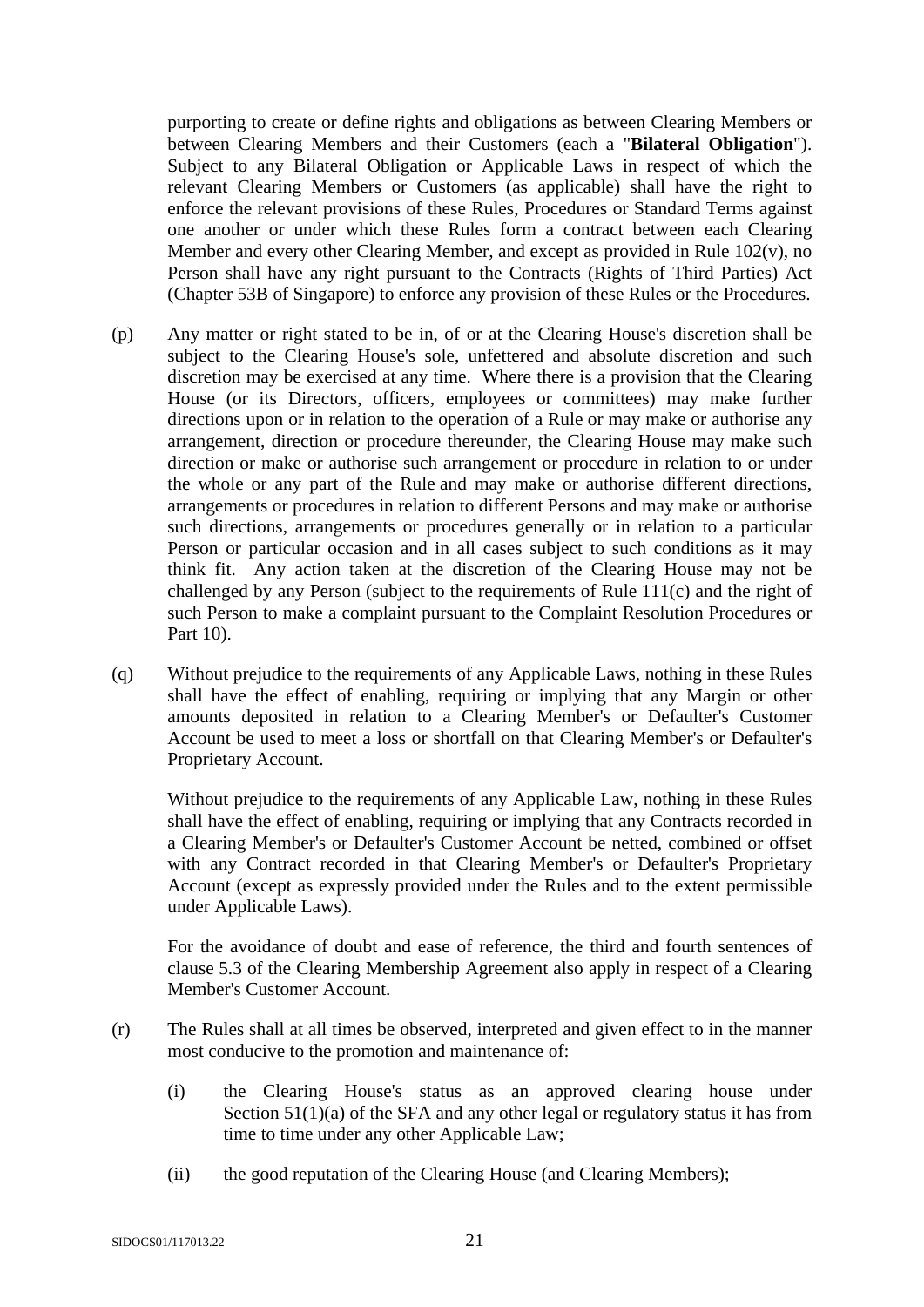purporting to create or define rights and obligations as between Clearing Members or between Clearing Members and their Customers (each a "**Bilateral Obligation**"). Subject to any Bilateral Obligation or Applicable Laws in respect of which the relevant Clearing Members or Customers (as applicable) shall have the right to enforce the relevant provisions of these Rules, Procedures or Standard Terms against one another or under which these Rules form a contract between each Clearing Member and every other Clearing Member, and except as provided in Rule 102(v), no Person shall have any right pursuant to the Contracts (Rights of Third Parties) Act (Chapter 53B of Singapore) to enforce any provision of these Rules or the Procedures.

(p) Any matter or right stated to be in, of or at the Clearing House's discretion shall be subject to the Clearing House's sole, unfettered and absolute discretion and such discretion may be exercised at any time. Where there is a provision that the Clearing House (or its Directors, officers, employees or committees) may make further directions upon or in relation to the operation of a Rule or may make or authorise any arrangement, direction or procedure thereunder, the Clearing House may make such direction or make or authorise such arrangement or procedure in relation to or under the whole or any part of the Rule and may make or authorise different directions, arrangements or procedures in relation to different Persons and may make or authorise such directions, arrangements or procedures generally or in relation to a particular Person or particular occasion and in all cases subject to such conditions as it may think fit. Any action taken at the discretion of the Clearing House may not be challenged by any Person (subject to the requirements of Rule 111(c) and the right of such Person to make a complaint pursuant to the Complaint Resolution Procedures or Part 10).

(q) Without prejudice to the requirements of any Applicable Laws, nothing in these Rules shall have the effect of enabling, requiring or implying that any Margin or other amounts deposited in relation to a Clearing Member's or Defaulter's Customer Account be used to meet a loss or shortfall on that Clearing Member's or Defaulter's Proprietary Account.

Without prejudice to the requirements of any Applicable Law, nothing in these Rules shall have the effect of enabling, requiring or implying that any Contracts recorded in a Clearing Member's or Defaulter's Customer Account be netted, combined or offset with any Contract recorded in that Clearing Member's or Defaulter's Proprietary Account (except as expressly provided under the Rules and to the extent permissible under Applicable Laws).

For the avoidance of doubt and ease of reference, the third and fourth sentences of clause 5.3 of the Clearing Membership Agreement also apply in respect of a Clearing Member's Customer Account.

(r) The Rules shall at all times be observed, interpreted and given effect to in the manner most conducive to the promotion and maintenance of:

(i) the Clearing House's status as an approved clearing house under Section 51(1)(a) of the SFA and any other legal or regulatory status it has from time to time under any other Applicable Law;

(ii) the good reputation of the Clearing House (and Clearing Members);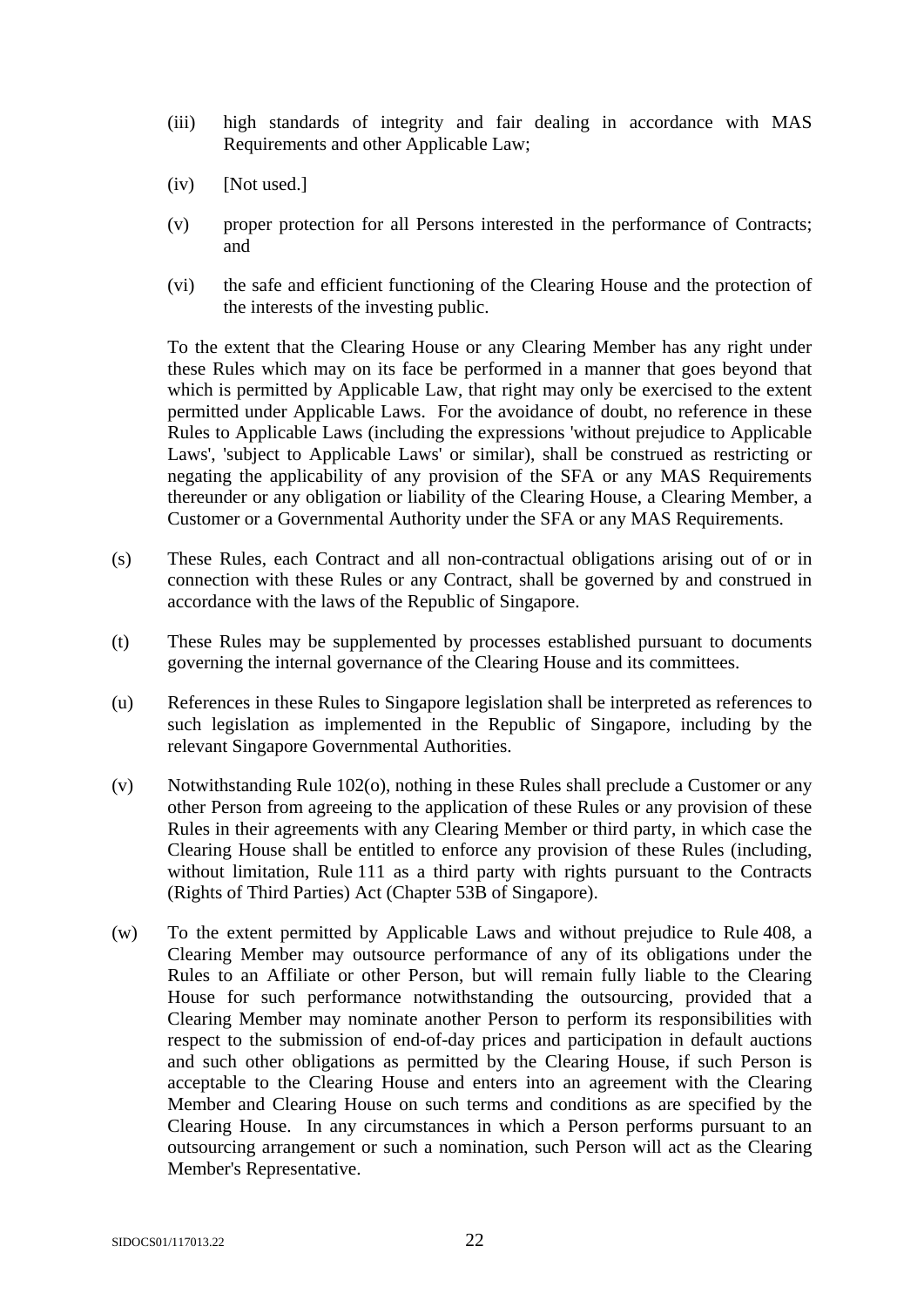(iii) high standards of integrity and fair dealing in accordance with MAS Requirements and other Applicable Law;

(iv) [Not used.]

(v) proper protection for all Persons interested in the performance of Contracts; and

(vi) the safe and efficient functioning of the Clearing House and the protection of the interests of the investing public.

To the extent that the Clearing House or any Clearing Member has any right under these Rules which may on its face be performed in a manner that goes beyond that which is permitted by Applicable Law, that right may only be exercised to the extent permitted under Applicable Laws. For the avoidance of doubt, no reference in these Rules to Applicable Laws (including the expressions 'without prejudice to Applicable Laws', 'subject to Applicable Laws' or similar), shall be construed as restricting or negating the applicability of any provision of the SFA or any MAS Requirements thereunder or any obligation or liability of the Clearing House, a Clearing Member, a Customer or a Governmental Authority under the SFA or any MAS Requirements.

(s) These Rules, each Contract and all non-contractual obligations arising out of or in connection with these Rules or any Contract, shall be governed by and construed in accordance with the laws of the Republic of Singapore.

(t) These Rules may be supplemented by processes established pursuant to documents governing the internal governance of the Clearing House and its committees.

(u) References in these Rules to Singapore legislation shall be interpreted as references to such legislation as implemented in the Republic of Singapore, including by the relevant Singapore Governmental Authorities.

(v) Notwithstanding Rule 102(o), nothing in these Rules shall preclude a Customer or any other Person from agreeing to the application of these Rules or any provision of these Rules in their agreements with any Clearing Member or third party, in which case the Clearing House shall be entitled to enforce any provision of these Rules (including, without limitation, Rule 111 as a third party with rights pursuant to the Contracts (Rights of Third Parties) Act (Chapter 53B of Singapore).

(w) To the extent permitted by Applicable Laws and without prejudice to Rule 408, a Clearing Member may outsource performance of any of its obligations under the Rules to an Affiliate or other Person, but will remain fully liable to the Clearing House for such performance notwithstanding the outsourcing, provided that a Clearing Member may nominate another Person to perform its responsibilities with respect to the submission of end-of-day prices and participation in default auctions and such other obligations as permitted by the Clearing House, if such Person is acceptable to the Clearing House and enters into an agreement with the Clearing Member and Clearing House on such terms and conditions as are specified by the Clearing House. In any circumstances in which a Person performs pursuant to an outsourcing arrangement or such a nomination, such Person will act as the Clearing Member's Representative.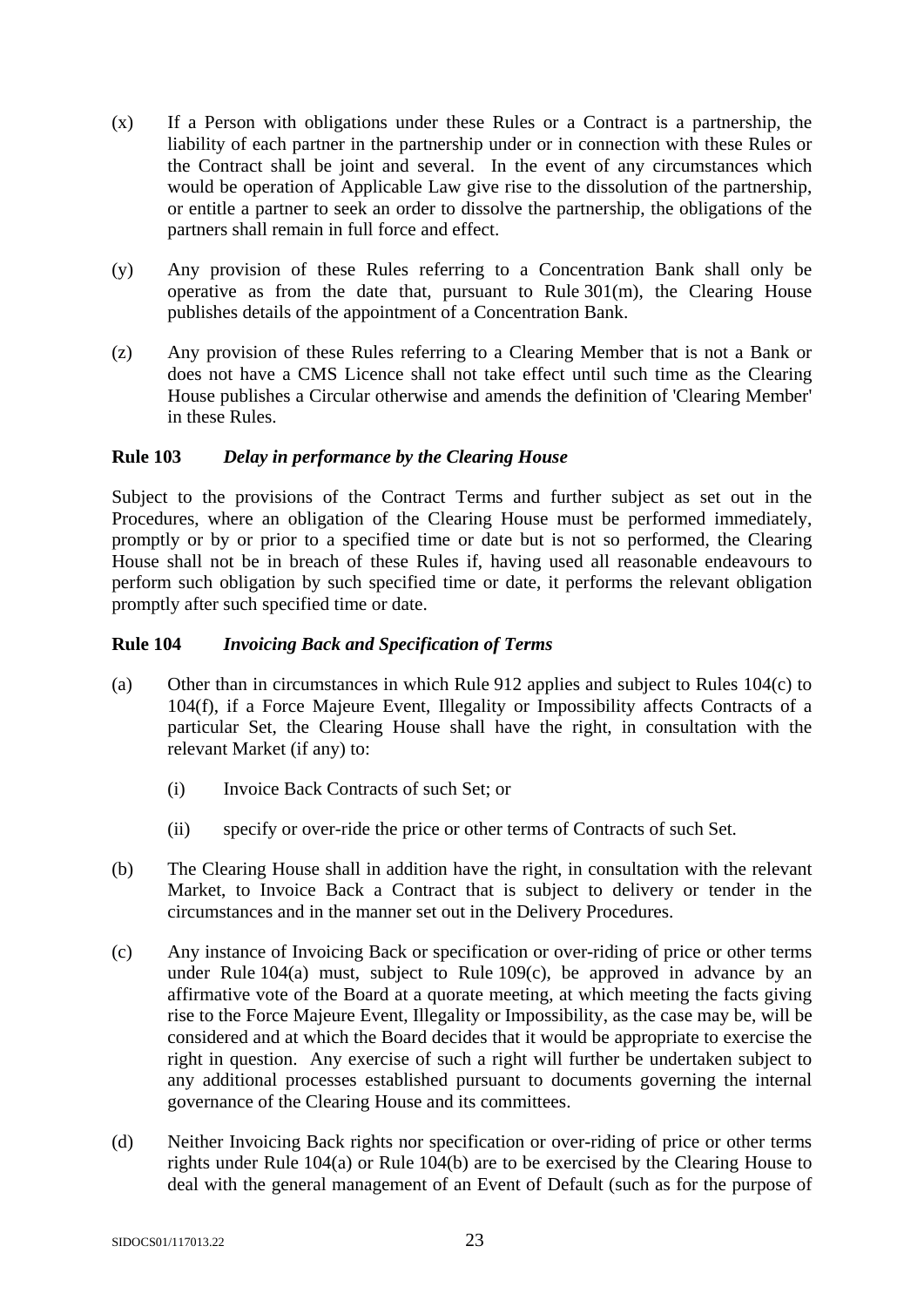(x) If a Person with obligations under these Rules or a Contract is a partnership, the liability of each partner in the partnership under or in connection with these Rules or the Contract shall be joint and several. In the event of any circumstances which would be operation of Applicable Law give rise to the dissolution of the partnership, or entitle a partner to seek an order to dissolve the partnership, the obligations of the partners shall remain in full force and effect.

(y) Any provision of these Rules referring to a Concentration Bank shall only be operative as from the date that, pursuant to Rule 301(m), the Clearing House publishes details of the appointment of a Concentration Bank.

(z) Any provision of these Rules referring to a Clearing Member that is not a Bank or does not have a CMS Licence shall not take effect until such time as the Clearing House publishes a Circular otherwise and amends the definition of 'Clearing Member' in these Rules.

## Rule 103 *Delay in performance by the Clearing House*

Subject to the provisions of the Contract Terms and further subject as set out in the Procedures, where an obligation of the Clearing House must be performed immediately, promptly or by or prior to a specified time or date but is not so performed, the Clearing House shall not be in breach of these Rules if, having used all reasonable endeavours to perform such obligation by such specified time or date, it performs the relevant obligation promptly after such specified time or date.

## Rule 104 *Invoicing Back and Specification of Terms*

(a) Other than in circumstances in which Rule 912 applies and subject to Rules 104(c) to 104(f), if a Force Majeure Event, Illegality or Impossibility affects Contracts of a particular Set, the Clearing House shall have the right, in consultation with the relevant Market (if any) to:

  (i) Invoice Back Contracts of such Set; or

  (ii) specify or over-ride the price or other terms of Contracts of such Set.

(b) The Clearing House shall in addition have the right, in consultation with the relevant Market, to Invoice Back a Contract that is subject to delivery or tender in the circumstances and in the manner set out in the Delivery Procedures.

(c) Any instance of Invoicing Back or specification or over-riding of price or other terms under Rule 104(a) must, subject to Rule 109(c), be approved in advance by an affirmative vote of the Board at a quorate meeting, at which meeting the facts giving rise to the Force Majeure Event, Illegality or Impossibility, as the case may be, will be considered and at which the Board decides that it would be appropriate to exercise the right in question. Any exercise of such a right will further be undertaken subject to any additional processes established pursuant to documents governing the internal governance of the Clearing House and its committees.

(d) Neither Invoicing Back rights nor specification or over-riding of price or other terms rights under Rule 104(a) or Rule 104(b) are to be exercised by the Clearing House to deal with the general management of an Event of Default (such as for the purpose of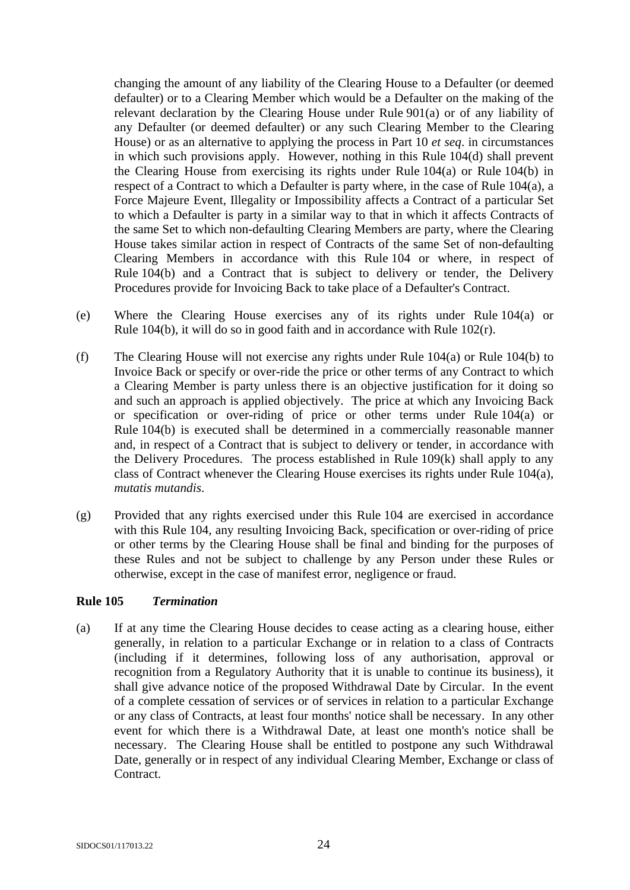changing the amount of any liability of the Clearing House to a Defaulter (or deemed defaulter) or to a Clearing Member which would be a Defaulter on the making of the relevant declaration by the Clearing House under Rule 901(a) or of any liability of any Defaulter (or deemed defaulter) or any such Clearing Member to the Clearing House) or as an alternative to applying the process in Part 10 *et seq*. in circumstances in which such provisions apply. However, nothing in this Rule 104(d) shall prevent the Clearing House from exercising its rights under Rule 104(a) or Rule 104(b) in respect of a Contract to which a Defaulter is party where, in the case of Rule 104(a), a Force Majeure Event, Illegality or Impossibility affects a Contract of a particular Set to which a Defaulter is party in a similar way to that in which it affects Contracts of the same Set to which non-defaulting Clearing Members are party, where the Clearing House takes similar action in respect of Contracts of the same Set of non-defaulting Clearing Members in accordance with this Rule 104 or where, in respect of Rule 104(b) and a Contract that is subject to delivery or tender, the Delivery Procedures provide for Invoicing Back to take place of a Defaulter's Contract.

(e) Where the Clearing House exercises any of its rights under Rule 104(a) or Rule 104(b), it will do so in good faith and in accordance with Rule 102(r).

(f) The Clearing House will not exercise any rights under Rule 104(a) or Rule 104(b) to Invoice Back or specify or over-ride the price or other terms of any Contract to which a Clearing Member is party unless there is an objective justification for it doing so and such an approach is applied objectively. The price at which any Invoicing Back or specification or over-riding of price or other terms under Rule 104(a) or Rule 104(b) is executed shall be determined in a commercially reasonable manner and, in respect of a Contract that is subject to delivery or tender, in accordance with the Delivery Procedures. The process established in Rule 109(k) shall apply to any class of Contract whenever the Clearing House exercises its rights under Rule 104(a), *mutatis mutandis*.

(g) Provided that any rights exercised under this Rule 104 are exercised in accordance with this Rule 104, any resulting Invoicing Back, specification or over-riding of price or other terms by the Clearing House shall be final and binding for the purposes of these Rules and not be subject to challenge by any Person under these Rules or otherwise, except in the case of manifest error, negligence or fraud.

### Rule 105 *Termination*

(a) If at any time the Clearing House decides to cease acting as a clearing house, either generally, in relation to a particular Exchange or in relation to a class of Contracts (including if it determines, following loss of any authorisation, approval or recognition from a Regulatory Authority that it is unable to continue its business), it shall give advance notice of the proposed Withdrawal Date by Circular. In the event of a complete cessation of services or of services in relation to a particular Exchange or any class of Contracts, at least four months' notice shall be necessary. In any other event for which there is a Withdrawal Date, at least one month's notice shall be necessary. The Clearing House shall be entitled to postpone any such Withdrawal Date, generally or in respect of any individual Clearing Member, Exchange or class of Contract.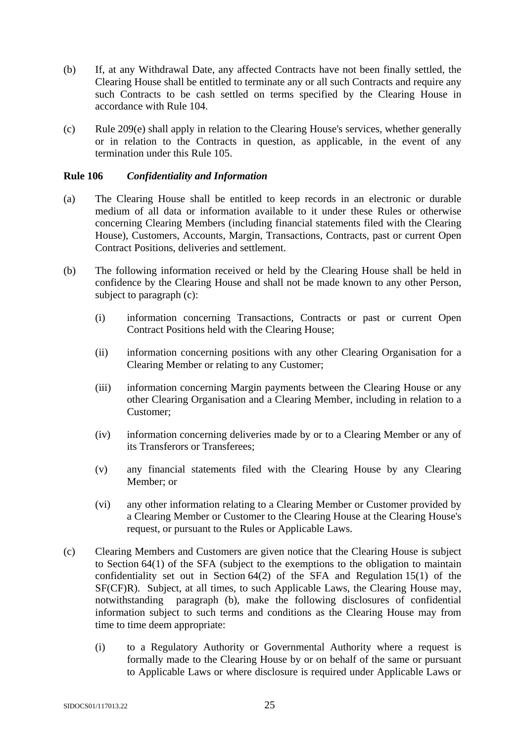(b) If, at any Withdrawal Date, any affected Contracts have not been finally settled, the Clearing House shall be entitled to terminate any or all such Contracts and require any such Contracts to be cash settled on terms specified by the Clearing House in accordance with Rule 104.

(c) Rule 209(e) shall apply in relation to the Clearing House's services, whether generally or in relation to the Contracts in question, as applicable, in the event of any termination under this Rule 105.

**Rule 106** ***Confidentiality and Information***

(a) The Clearing House shall be entitled to keep records in an electronic or durable medium of all data or information available to it under these Rules or otherwise concerning Clearing Members (including financial statements filed with the Clearing House), Customers, Accounts, Margin, Transactions, Contracts, past or current Open Contract Positions, deliveries and settlement.

(b) The following information received or held by the Clearing House shall be held in confidence by the Clearing House and shall not be made known to any other Person, subject to paragraph (c):

(i) information concerning Transactions, Contracts or past or current Open Contract Positions held with the Clearing House;

(ii) information concerning positions with any other Clearing Organisation for a Clearing Member or relating to any Customer;

(iii) information concerning Margin payments between the Clearing House or any other Clearing Organisation and a Clearing Member, including in relation to a Customer;

(iv) information concerning deliveries made by or to a Clearing Member or any of its Transferors or Transferees;

(v) any financial statements filed with the Clearing House by any Clearing Member; or

(vi) any other information relating to a Clearing Member or Customer provided by a Clearing Member or Customer to the Clearing House at the Clearing House's request, or pursuant to the Rules or Applicable Laws.

(c) Clearing Members and Customers are given notice that the Clearing House is subject to Section 64(1) of the SFA (subject to the exemptions to the obligation to maintain confidentiality set out in Section 64(2) of the SFA and Regulation 15(1) of the SF(CF)R). Subject, at all times, to such Applicable Laws, the Clearing House may, notwithstanding paragraph (b), make the following disclosures of confidential information subject to such terms and conditions as the Clearing House may from time to time deem appropriate:

(i) to a Regulatory Authority or Governmental Authority where a request is formally made to the Clearing House by or on behalf of the same or pursuant to Applicable Laws or where disclosure is required under Applicable Laws or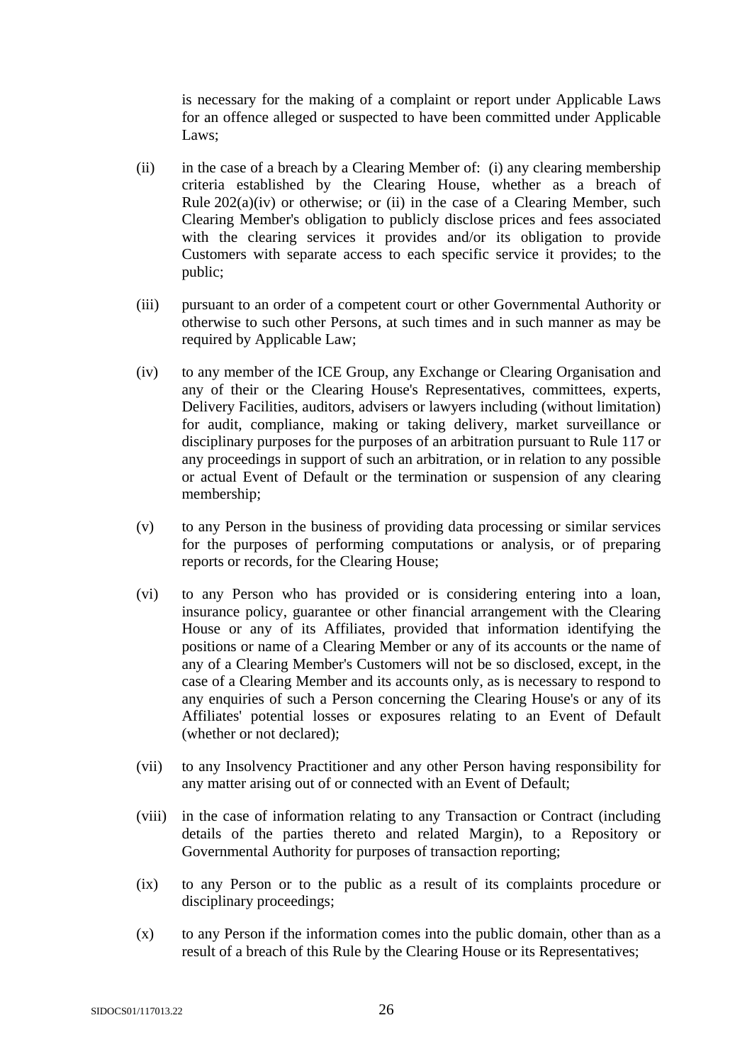is necessary for the making of a complaint or report under Applicable Laws for an offence alleged or suspected to have been committed under Applicable Laws;

(ii) in the case of a breach by a Clearing Member of: (i) any clearing membership criteria established by the Clearing House, whether as a breach of Rule 202(a)(iv) or otherwise; or (ii) in the case of a Clearing Member, such Clearing Member's obligation to publicly disclose prices and fees associated with the clearing services it provides and/or its obligation to provide Customers with separate access to each specific service it provides; to the public;

(iii) pursuant to an order of a competent court or other Governmental Authority or otherwise to such other Persons, at such times and in such manner as may be required by Applicable Law;

(iv) to any member of the ICE Group, any Exchange or Clearing Organisation and any of their or the Clearing House's Representatives, committees, experts, Delivery Facilities, auditors, advisers or lawyers including (without limitation) for audit, compliance, making or taking delivery, market surveillance or disciplinary purposes for the purposes of an arbitration pursuant to Rule 117 or any proceedings in support of such an arbitration, or in relation to any possible or actual Event of Default or the termination or suspension of any clearing membership;

(v) to any Person in the business of providing data processing or similar services for the purposes of performing computations or analysis, or of preparing reports or records, for the Clearing House;

(vi) to any Person who has provided or is considering entering into a loan, insurance policy, guarantee or other financial arrangement with the Clearing House or any of its Affiliates, provided that information identifying the positions or name of a Clearing Member or any of its accounts or the name of any of a Clearing Member's Customers will not be so disclosed, except, in the case of a Clearing Member and its accounts only, as is necessary to respond to any enquiries of such a Person concerning the Clearing House's or any of its Affiliates' potential losses or exposures relating to an Event of Default (whether or not declared);

(vii) to any Insolvency Practitioner and any other Person having responsibility for any matter arising out of or connected with an Event of Default;

(viii) in the case of information relating to any Transaction or Contract (including details of the parties thereto and related Margin), to a Repository or Governmental Authority for purposes of transaction reporting;

(ix) to any Person or to the public as a result of its complaints procedure or disciplinary proceedings;

(x) to any Person if the information comes into the public domain, other than as a result of a breach of this Rule by the Clearing House or its Representatives;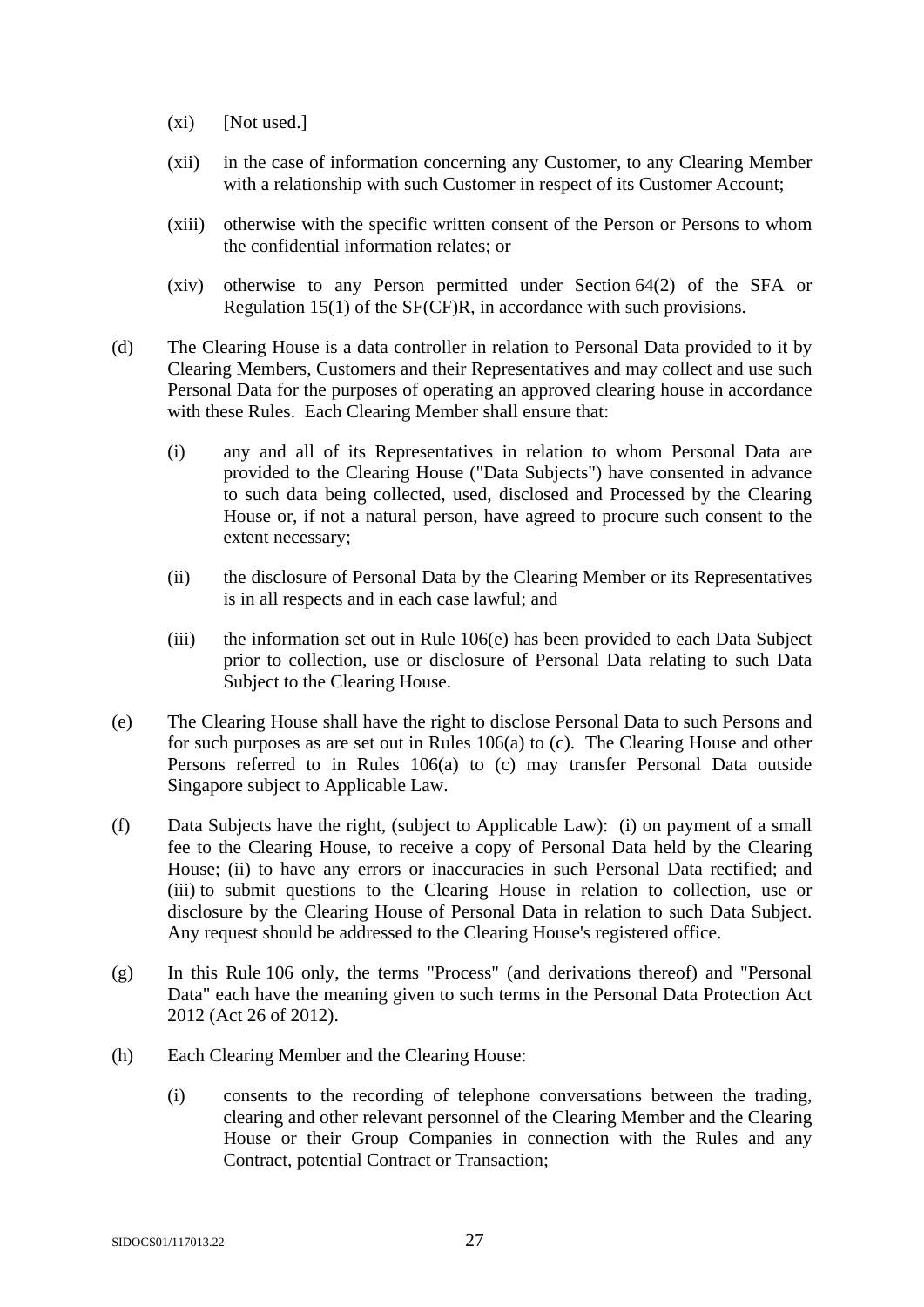(xi) [Not used.]

(xii) in the case of information concerning any Customer, to any Clearing Member with a relationship with such Customer in respect of its Customer Account;

(xiii) otherwise with the specific written consent of the Person or Persons to whom the confidential information relates; or

(xiv) otherwise to any Person permitted under Section 64(2) of the SFA or Regulation 15(1) of the SF(CF)R, in accordance with such provisions.

(d) The Clearing House is a data controller in relation to Personal Data provided to it by Clearing Members, Customers and their Representatives and may collect and use such Personal Data for the purposes of operating an approved clearing house in accordance with these Rules. Each Clearing Member shall ensure that:

(i) any and all of its Representatives in relation to whom Personal Data are provided to the Clearing House ("Data Subjects") have consented in advance to such data being collected, used, disclosed and Processed by the Clearing House or, if not a natural person, have agreed to procure such consent to the extent necessary;

(ii) the disclosure of Personal Data by the Clearing Member or its Representatives is in all respects and in each case lawful; and

(iii) the information set out in Rule 106(e) has been provided to each Data Subject prior to collection, use or disclosure of Personal Data relating to such Data Subject to the Clearing House.

(e) The Clearing House shall have the right to disclose Personal Data to such Persons and for such purposes as are set out in Rules 106(a) to (c). The Clearing House and other Persons referred to in Rules 106(a) to (c) may transfer Personal Data outside Singapore subject to Applicable Law.

(f) Data Subjects have the right, (subject to Applicable Law): (i) on payment of a small fee to the Clearing House, to receive a copy of Personal Data held by the Clearing House; (ii) to have any errors or inaccuracies in such Personal Data rectified; and (iii) to submit questions to the Clearing House in relation to collection, use or disclosure by the Clearing House of Personal Data in relation to such Data Subject. Any request should be addressed to the Clearing House's registered office.

(g) In this Rule 106 only, the terms "Process" (and derivations thereof) and "Personal Data" each have the meaning given to such terms in the Personal Data Protection Act 2012 (Act 26 of 2012).

(h) Each Clearing Member and the Clearing House:

(i) consents to the recording of telephone conversations between the trading, clearing and other relevant personnel of the Clearing Member and the Clearing House or their Group Companies in connection with the Rules and any Contract, potential Contract or Transaction;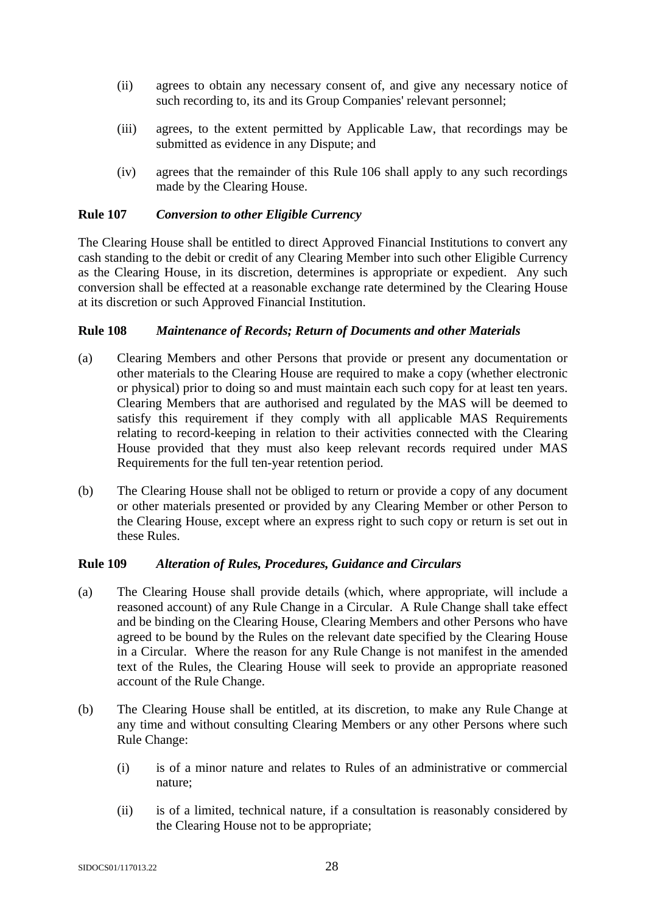(ii) agrees to obtain any necessary consent of, and give any necessary notice of such recording to, its and its Group Companies' relevant personnel;

(iii) agrees, to the extent permitted by Applicable Law, that recordings may be submitted as evidence in any Dispute; and

(iv) agrees that the remainder of this Rule 106 shall apply to any such recordings made by the Clearing House.

**Rule 107** ***Conversion to other Eligible Currency***

The Clearing House shall be entitled to direct Approved Financial Institutions to convert any cash standing to the debit or credit of any Clearing Member into such other Eligible Currency as the Clearing House, in its discretion, determines is appropriate or expedient. Any such conversion shall be effected at a reasonable exchange rate determined by the Clearing House at its discretion or such Approved Financial Institution.

**Rule 108** ***Maintenance of Records; Return of Documents and other Materials***

(a) Clearing Members and other Persons that provide or present any documentation or other materials to the Clearing House are required to make a copy (whether electronic or physical) prior to doing so and must maintain each such copy for at least ten years. Clearing Members that are authorised and regulated by the MAS will be deemed to satisfy this requirement if they comply with all applicable MAS Requirements relating to record-keeping in relation to their activities connected with the Clearing House provided that they must also keep relevant records required under MAS Requirements for the full ten-year retention period.

(b) The Clearing House shall not be obliged to return or provide a copy of any document or other materials presented or provided by any Clearing Member or other Person to the Clearing House, except where an express right to such copy or return is set out in these Rules.

**Rule 109** ***Alteration of Rules, Procedures, Guidance and Circulars***

(a) The Clearing House shall provide details (which, where appropriate, will include a reasoned account) of any Rule Change in a Circular. A Rule Change shall take effect and be binding on the Clearing House, Clearing Members and other Persons who have agreed to be bound by the Rules on the relevant date specified by the Clearing House in a Circular. Where the reason for any Rule Change is not manifest in the amended text of the Rules, the Clearing House will seek to provide an appropriate reasoned account of the Rule Change.

(b) The Clearing House shall be entitled, at its discretion, to make any Rule Change at any time and without consulting Clearing Members or any other Persons where such Rule Change:

(i) is of a minor nature and relates to Rules of an administrative or commercial nature;

(ii) is of a limited, technical nature, if a consultation is reasonably considered by the Clearing House not to be appropriate;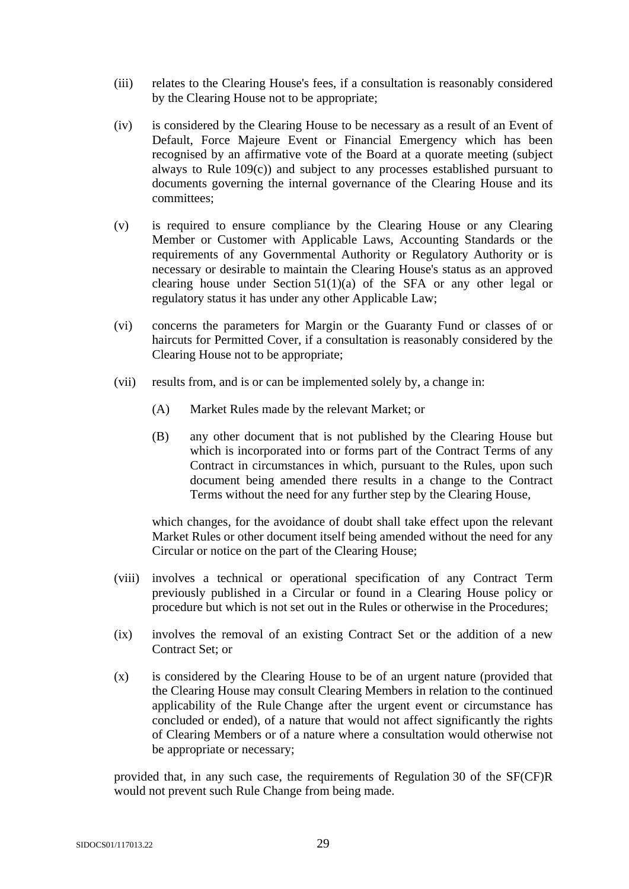(iii) relates to the Clearing House's fees, if a consultation is reasonably considered by the Clearing House not to be appropriate;

(iv) is considered by the Clearing House to be necessary as a result of an Event of Default, Force Majeure Event or Financial Emergency which has been recognised by an affirmative vote of the Board at a quorate meeting (subject always to Rule 109(c)) and subject to any processes established pursuant to documents governing the internal governance of the Clearing House and its committees;

(v) is required to ensure compliance by the Clearing House or any Clearing Member or Customer with Applicable Laws, Accounting Standards or the requirements of any Governmental Authority or Regulatory Authority or is necessary or desirable to maintain the Clearing House's status as an approved clearing house under Section 51(1)(a) of the SFA or any other legal or regulatory status it has under any other Applicable Law;

(vi) concerns the parameters for Margin or the Guaranty Fund or classes of or haircuts for Permitted Cover, if a consultation is reasonably considered by the Clearing House not to be appropriate;

(vii) results from, and is or can be implemented solely by, a change in:

   (A) Market Rules made by the relevant Market; or

   (B) any other document that is not published by the Clearing House but which is incorporated into or forms part of the Contract Terms of any Contract in circumstances in which, pursuant to the Rules, upon such document being amended there results in a change to the Contract Terms without the need for any further step by the Clearing House,

   which changes, for the avoidance of doubt shall take effect upon the relevant Market Rules or other document itself being amended without the need for any Circular or notice on the part of the Clearing House;

(viii) involves a technical or operational specification of any Contract Term previously published in a Circular or found in a Clearing House policy or procedure but which is not set out in the Rules or otherwise in the Procedures;

(ix) involves the removal of an existing Contract Set or the addition of a new Contract Set; or

(x) is considered by the Clearing House to be of an urgent nature (provided that the Clearing House may consult Clearing Members in relation to the continued applicability of the Rule Change after the urgent event or circumstance has concluded or ended), of a nature that would not affect significantly the rights of Clearing Members or of a nature where a consultation would otherwise not be appropriate or necessary;

provided that, in any such case, the requirements of Regulation 30 of the SF(CF)R would not prevent such Rule Change from being made.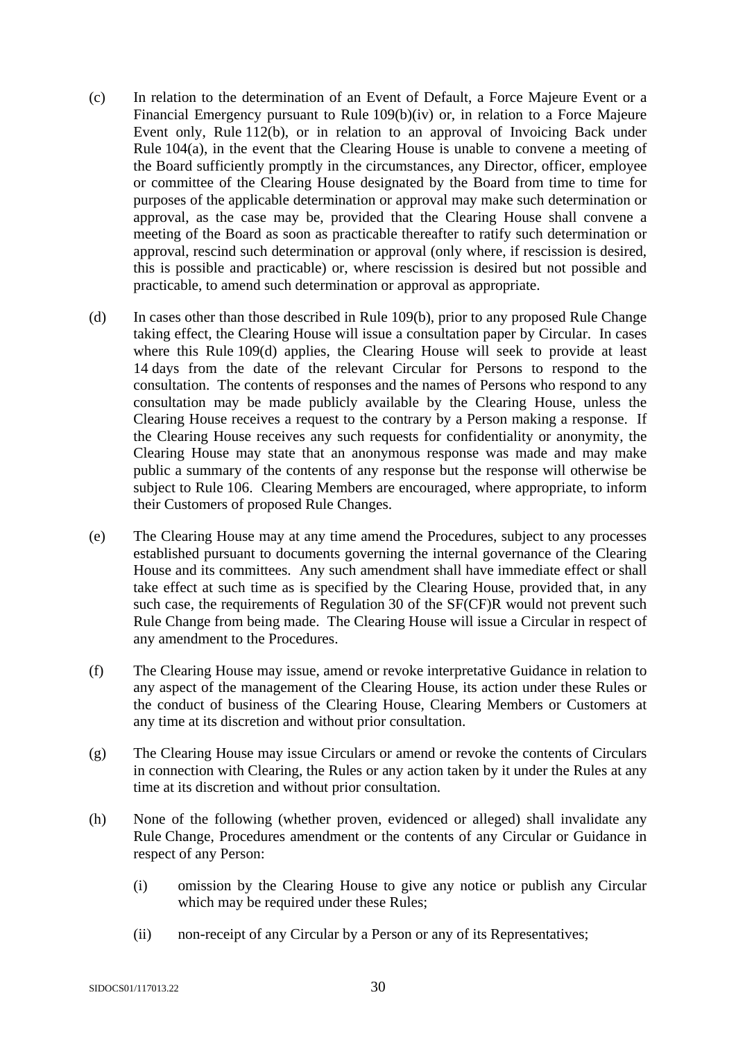(c) In relation to the determination of an Event of Default, a Force Majeure Event or a Financial Emergency pursuant to Rule 109(b)(iv) or, in relation to a Force Majeure Event only, Rule 112(b), or in relation to an approval of Invoicing Back under Rule 104(a), in the event that the Clearing House is unable to convene a meeting of the Board sufficiently promptly in the circumstances, any Director, officer, employee or committee of the Clearing House designated by the Board from time to time for purposes of the applicable determination or approval may make such determination or approval, as the case may be, provided that the Clearing House shall convene a meeting of the Board as soon as practicable thereafter to ratify such determination or approval, rescind such determination or approval (only where, if rescission is desired, this is possible and practicable) or, where rescission is desired but not possible and practicable, to amend such determination or approval as appropriate.

(d) In cases other than those described in Rule 109(b), prior to any proposed Rule Change taking effect, the Clearing House will issue a consultation paper by Circular. In cases where this Rule 109(d) applies, the Clearing House will seek to provide at least 14 days from the date of the relevant Circular for Persons to respond to the consultation. The contents of responses and the names of Persons who respond to any consultation may be made publicly available by the Clearing House, unless the Clearing House receives a request to the contrary by a Person making a response. If the Clearing House receives any such requests for confidentiality or anonymity, the Clearing House may state that an anonymous response was made and may make public a summary of the contents of any response but the response will otherwise be subject to Rule 106. Clearing Members are encouraged, where appropriate, to inform their Customers of proposed Rule Changes.

(e) The Clearing House may at any time amend the Procedures, subject to any processes established pursuant to documents governing the internal governance of the Clearing House and its committees. Any such amendment shall have immediate effect or shall take effect at such time as is specified by the Clearing House, provided that, in any such case, the requirements of Regulation 30 of the SF(CF)R would not prevent such Rule Change from being made. The Clearing House will issue a Circular in respect of any amendment to the Procedures.

(f) The Clearing House may issue, amend or revoke interpretative Guidance in relation to any aspect of the management of the Clearing House, its action under these Rules or the conduct of business of the Clearing House, Clearing Members or Customers at any time at its discretion and without prior consultation.

(g) The Clearing House may issue Circulars or amend or revoke the contents of Circulars in connection with Clearing, the Rules or any action taken by it under the Rules at any time at its discretion and without prior consultation.

(h) None of the following (whether proven, evidenced or alleged) shall invalidate any Rule Change, Procedures amendment or the contents of any Circular or Guidance in respect of any Person:

  (i) omission by the Clearing House to give any notice or publish any Circular which may be required under these Rules;

  (ii) non-receipt of any Circular by a Person or any of its Representatives;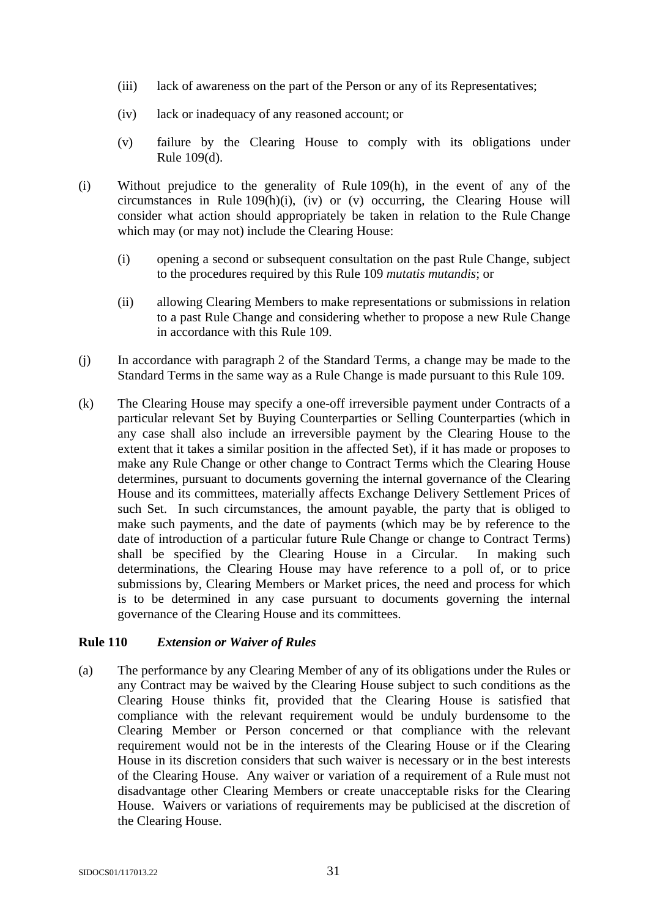(iii) lack of awareness on the part of the Person or any of its Representatives;

(iv) lack or inadequacy of any reasoned account; or

(v) failure by the Clearing House to comply with its obligations under Rule 109(d).

(i) Without prejudice to the generality of Rule 109(h), in the event of any of the circumstances in Rule 109(h)(i), (iv) or (v) occurring, the Clearing House will consider what action should appropriately be taken in relation to the Rule Change which may (or may not) include the Clearing House:

(i) opening a second or subsequent consultation on the past Rule Change, subject to the procedures required by this Rule 109 *mutatis mutandis*; or

(ii) allowing Clearing Members to make representations or submissions in relation to a past Rule Change and considering whether to propose a new Rule Change in accordance with this Rule 109.

(j) In accordance with paragraph 2 of the Standard Terms, a change may be made to the Standard Terms in the same way as a Rule Change is made pursuant to this Rule 109.

(k) The Clearing House may specify a one-off irreversible payment under Contracts of a particular relevant Set by Buying Counterparties or Selling Counterparties (which in any case shall also include an irreversible payment by the Clearing House to the extent that it takes a similar position in the affected Set), if it has made or proposes to make any Rule Change or other change to Contract Terms which the Clearing House determines, pursuant to documents governing the internal governance of the Clearing House and its committees, materially affects Exchange Delivery Settlement Prices of such Set. In such circumstances, the amount payable, the party that is obliged to make such payments, and the date of payments (which may be by reference to the date of introduction of a particular future Rule Change or change to Contract Terms) shall be specified by the Clearing House in a Circular. In making such determinations, the Clearing House may have reference to a poll of, or to price submissions by, Clearing Members or Market prices, the need and process for which is to be determined in any case pursuant to documents governing the internal governance of the Clearing House and its committees.

**Rule 110** ***Extension or Waiver of Rules***

(a) The performance by any Clearing Member of any of its obligations under the Rules or any Contract may be waived by the Clearing House subject to such conditions as the Clearing House thinks fit, provided that the Clearing House is satisfied that compliance with the relevant requirement would be unduly burdensome to the Clearing Member or Person concerned or that compliance with the relevant requirement would not be in the interests of the Clearing House or if the Clearing House in its discretion considers that such waiver is necessary or in the best interests of the Clearing House. Any waiver or variation of a requirement of a Rule must not disadvantage other Clearing Members or create unacceptable risks for the Clearing House. Waivers or variations of requirements may be publicised at the discretion of the Clearing House.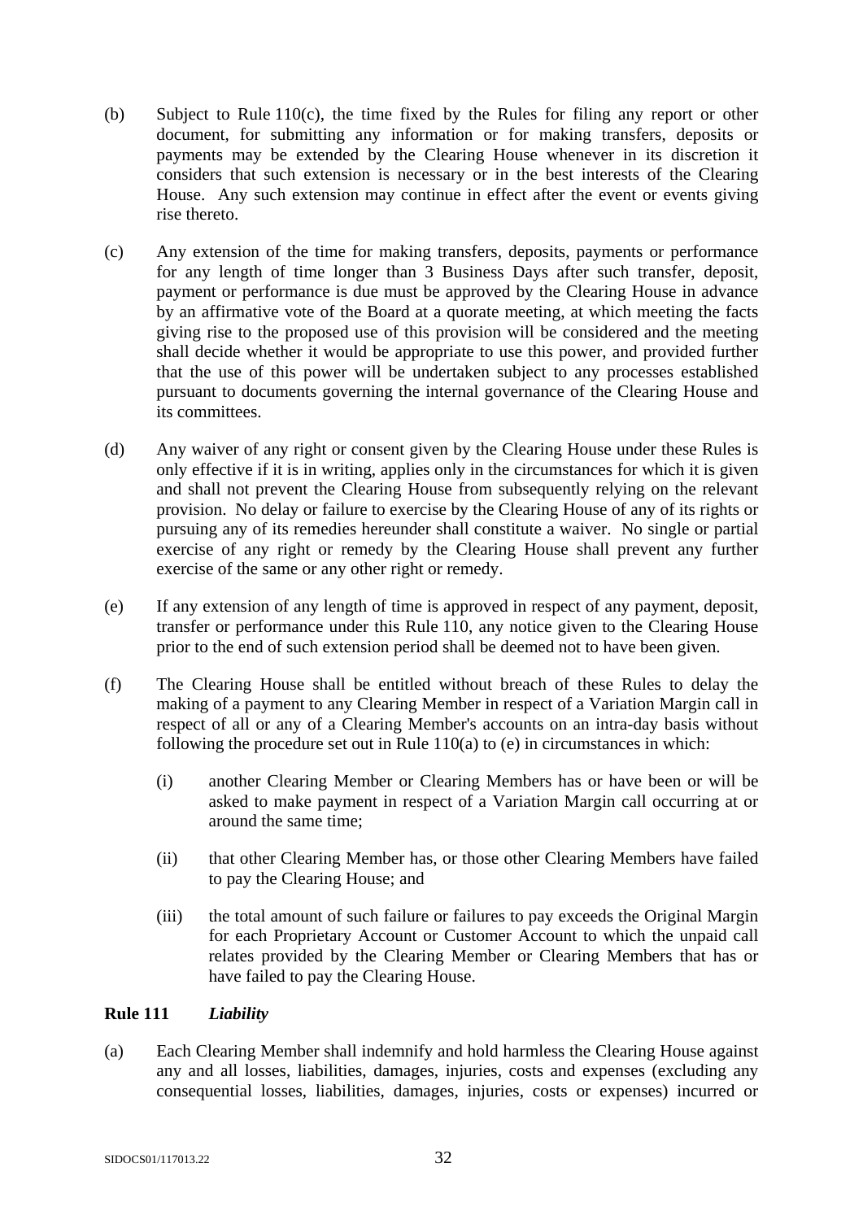(b) Subject to Rule 110(c), the time fixed by the Rules for filing any report or other document, for submitting any information or for making transfers, deposits or payments may be extended by the Clearing House whenever in its discretion it considers that such extension is necessary or in the best interests of the Clearing House. Any such extension may continue in effect after the event or events giving rise thereto.

(c) Any extension of the time for making transfers, deposits, payments or performance for any length of time longer than 3 Business Days after such transfer, deposit, payment or performance is due must be approved by the Clearing House in advance by an affirmative vote of the Board at a quorate meeting, at which meeting the facts giving rise to the proposed use of this provision will be considered and the meeting shall decide whether it would be appropriate to use this power, and provided further that the use of this power will be undertaken subject to any processes established pursuant to documents governing the internal governance of the Clearing House and its committees.

(d) Any waiver of any right or consent given by the Clearing House under these Rules is only effective if it is in writing, applies only in the circumstances for which it is given and shall not prevent the Clearing House from subsequently relying on the relevant provision. No delay or failure to exercise by the Clearing House of any of its rights or pursuing any of its remedies hereunder shall constitute a waiver. No single or partial exercise of any right or remedy by the Clearing House shall prevent any further exercise of the same or any other right or remedy.

(e) If any extension of any length of time is approved in respect of any payment, deposit, transfer or performance under this Rule 110, any notice given to the Clearing House prior to the end of such extension period shall be deemed not to have been given.

(f) The Clearing House shall be entitled without breach of these Rules to delay the making of a payment to any Clearing Member in respect of a Variation Margin call in respect of all or any of a Clearing Member's accounts on an intra-day basis without following the procedure set out in Rule 110(a) to (e) in circumstances in which:

(i) another Clearing Member or Clearing Members has or have been or will be asked to make payment in respect of a Variation Margin call occurring at or around the same time;

(ii) that other Clearing Member has, or those other Clearing Members have failed to pay the Clearing House; and

(iii) the total amount of such failure or failures to pay exceeds the Original Margin for each Proprietary Account or Customer Account to which the unpaid call relates provided by the Clearing Member or Clearing Members that has or have failed to pay the Clearing House.

## Rule 111 *Liability*

(a) Each Clearing Member shall indemnify and hold harmless the Clearing House against any and all losses, liabilities, damages, injuries, costs and expenses (excluding any consequential losses, liabilities, damages, injuries, costs or expenses) incurred or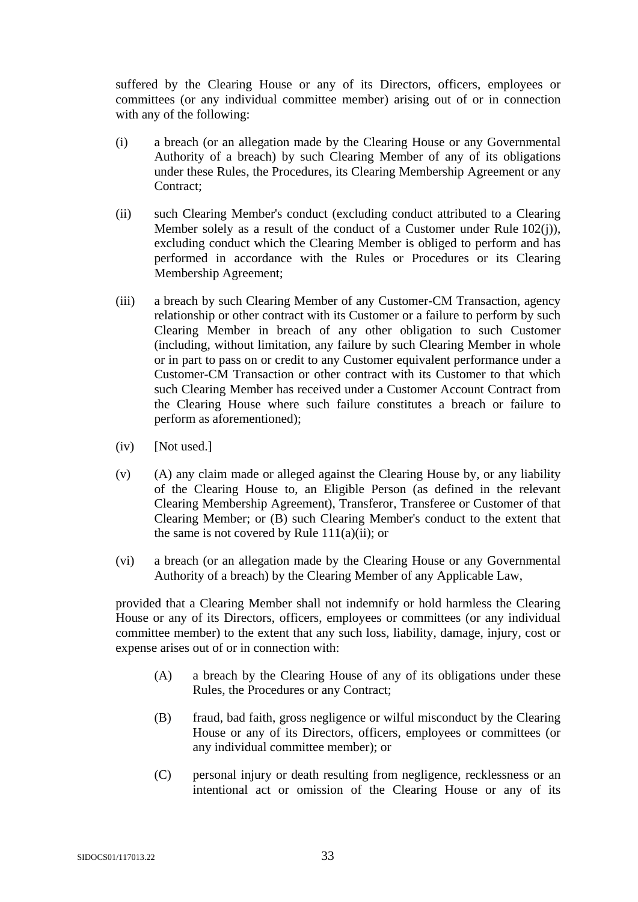suffered by the Clearing House or any of its Directors, officers, employees or committees (or any individual committee member) arising out of or in connection with any of the following:

(i) a breach (or an allegation made by the Clearing House or any Governmental Authority of a breach) by such Clearing Member of any of its obligations under these Rules, the Procedures, its Clearing Membership Agreement or any Contract;

(ii) such Clearing Member's conduct (excluding conduct attributed to a Clearing Member solely as a result of the conduct of a Customer under Rule 102(j)), excluding conduct which the Clearing Member is obliged to perform and has performed in accordance with the Rules or Procedures or its Clearing Membership Agreement;

(iii) a breach by such Clearing Member of any Customer-CM Transaction, agency relationship or other contract with its Customer or a failure to perform by such Clearing Member in breach of any other obligation to such Customer (including, without limitation, any failure by such Clearing Member in whole or in part to pass on or credit to any Customer equivalent performance under a Customer-CM Transaction or other contract with its Customer to that which such Clearing Member has received under a Customer Account Contract from the Clearing House where such failure constitutes a breach or failure to perform as aforementioned);

(iv) [Not used.]

(v) (A) any claim made or alleged against the Clearing House by, or any liability of the Clearing House to, an Eligible Person (as defined in the relevant Clearing Membership Agreement), Transferor, Transferee or Customer of that Clearing Member; or (B) such Clearing Member's conduct to the extent that the same is not covered by Rule 111(a)(ii); or

(vi) a breach (or an allegation made by the Clearing House or any Governmental Authority of a breach) by the Clearing Member of any Applicable Law,

provided that a Clearing Member shall not indemnify or hold harmless the Clearing House or any of its Directors, officers, employees or committees (or any individual committee member) to the extent that any such loss, liability, damage, injury, cost or expense arises out of or in connection with:

(A) a breach by the Clearing House of any of its obligations under these Rules, the Procedures or any Contract;

(B) fraud, bad faith, gross negligence or wilful misconduct by the Clearing House or any of its Directors, officers, employees or committees (or any individual committee member); or

(C) personal injury or death resulting from negligence, recklessness or an intentional act or omission of the Clearing House or any of its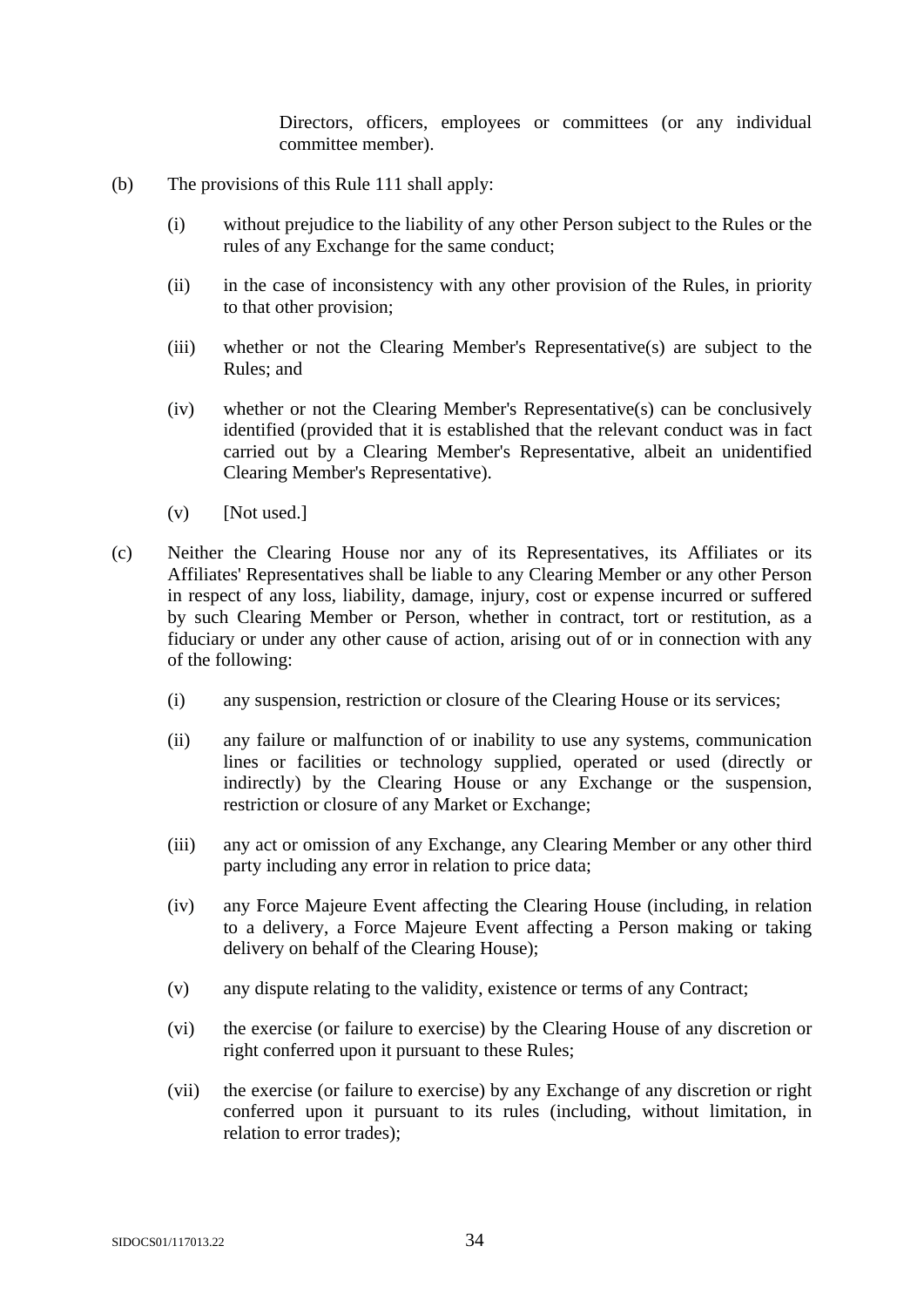Directors, officers, employees or committees (or any individual committee member).

(b) The provisions of this Rule 111 shall apply:

(i) without prejudice to the liability of any other Person subject to the Rules or the rules of any Exchange for the same conduct;

(ii) in the case of inconsistency with any other provision of the Rules, in priority to that other provision;

(iii) whether or not the Clearing Member's Representative(s) are subject to the Rules; and

(iv) whether or not the Clearing Member's Representative(s) can be conclusively identified (provided that it is established that the relevant conduct was in fact carried out by a Clearing Member's Representative, albeit an unidentified Clearing Member's Representative).

(v) [Not used.]

(c) Neither the Clearing House nor any of its Representatives, its Affiliates or its Affiliates' Representatives shall be liable to any Clearing Member or any other Person in respect of any loss, liability, damage, injury, cost or expense incurred or suffered by such Clearing Member or Person, whether in contract, tort or restitution, as a fiduciary or under any other cause of action, arising out of or in connection with any of the following:

(i) any suspension, restriction or closure of the Clearing House or its services;

(ii) any failure or malfunction of or inability to use any systems, communication lines or facilities or technology supplied, operated or used (directly or indirectly) by the Clearing House or any Exchange or the suspension, restriction or closure of any Market or Exchange;

(iii) any act or omission of any Exchange, any Clearing Member or any other third party including any error in relation to price data;

(iv) any Force Majeure Event affecting the Clearing House (including, in relation to a delivery, a Force Majeure Event affecting a Person making or taking delivery on behalf of the Clearing House);

(v) any dispute relating to the validity, existence or terms of any Contract;

(vi) the exercise (or failure to exercise) by the Clearing House of any discretion or right conferred upon it pursuant to these Rules;

(vii) the exercise (or failure to exercise) by any Exchange of any discretion or right conferred upon it pursuant to its rules (including, without limitation, in relation to error trades);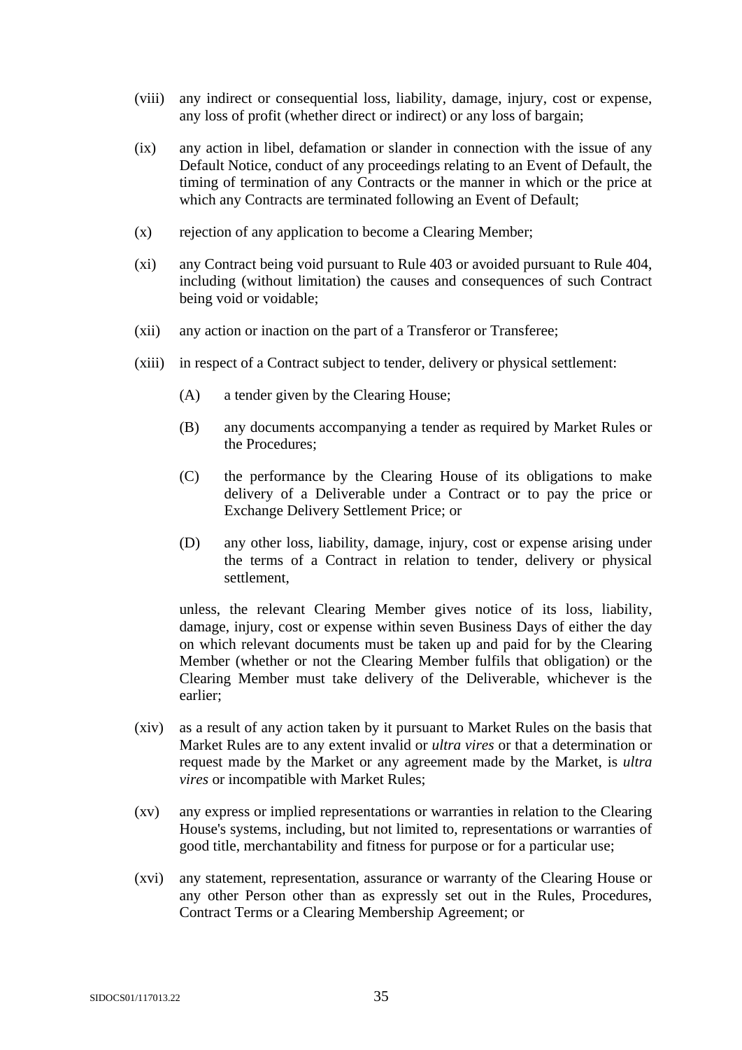(viii) any indirect or consequential loss, liability, damage, injury, cost or expense, any loss of profit (whether direct or indirect) or any loss of bargain;

(ix) any action in libel, defamation or slander in connection with the issue of any Default Notice, conduct of any proceedings relating to an Event of Default, the timing of termination of any Contracts or the manner in which or the price at which any Contracts are terminated following an Event of Default;

(x) rejection of any application to become a Clearing Member;

(xi) any Contract being void pursuant to Rule 403 or avoided pursuant to Rule 404, including (without limitation) the causes and consequences of such Contract being void or voidable;

(xii) any action or inaction on the part of a Transferor or Transferee;

(xiii) in respect of a Contract subject to tender, delivery or physical settlement:

  (A) a tender given by the Clearing House;

  (B) any documents accompanying a tender as required by Market Rules or the Procedures;

  (C) the performance by the Clearing House of its obligations to make delivery of a Deliverable under a Contract or to pay the price or Exchange Delivery Settlement Price; or

  (D) any other loss, liability, damage, injury, cost or expense arising under the terms of a Contract in relation to tender, delivery or physical settlement,

  unless, the relevant Clearing Member gives notice of its loss, liability, damage, injury, cost or expense within seven Business Days of either the day on which relevant documents must be taken up and paid for by the Clearing Member (whether or not the Clearing Member fulfils that obligation) or the Clearing Member must take delivery of the Deliverable, whichever is the earlier;

(xiv) as a result of any action taken by it pursuant to Market Rules on the basis that Market Rules are to any extent invalid or *ultra vires* or that a determination or request made by the Market or any agreement made by the Market, is *ultra vires* or incompatible with Market Rules;

(xv) any express or implied representations or warranties in relation to the Clearing House's systems, including, but not limited to, representations or warranties of good title, merchantability and fitness for purpose or for a particular use;

(xvi) any statement, representation, assurance or warranty of the Clearing House or any other Person other than as expressly set out in the Rules, Procedures, Contract Terms or a Clearing Membership Agreement; or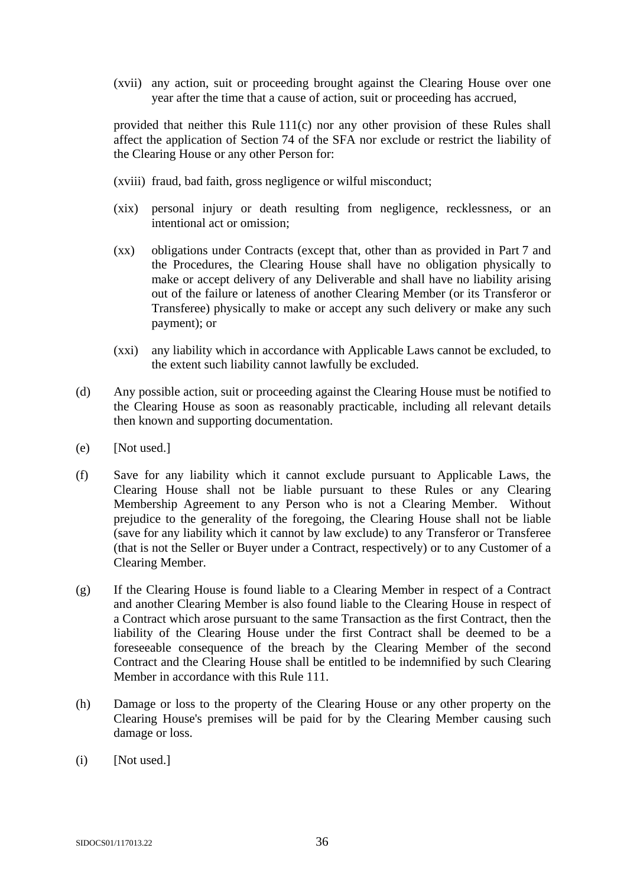(xvii) any action, suit or proceeding brought against the Clearing House over one year after the time that a cause of action, suit or proceeding has accrued,

provided that neither this Rule 111(c) nor any other provision of these Rules shall affect the application of Section 74 of the SFA nor exclude or restrict the liability of the Clearing House or any other Person for:

(xviii) fraud, bad faith, gross negligence or wilful misconduct;

(xix) personal injury or death resulting from negligence, recklessness, or an intentional act or omission;

(xx) obligations under Contracts (except that, other than as provided in Part 7 and the Procedures, the Clearing House shall have no obligation physically to make or accept delivery of any Deliverable and shall have no liability arising out of the failure or lateness of another Clearing Member (or its Transferor or Transferee) physically to make or accept any such delivery or make any such payment); or

(xxi) any liability which in accordance with Applicable Laws cannot be excluded, to the extent such liability cannot lawfully be excluded.

(d) Any possible action, suit or proceeding against the Clearing House must be notified to the Clearing House as soon as reasonably practicable, including all relevant details then known and supporting documentation.

(e) [Not used.]

(f) Save for any liability which it cannot exclude pursuant to Applicable Laws, the Clearing House shall not be liable pursuant to these Rules or any Clearing Membership Agreement to any Person who is not a Clearing Member. Without prejudice to the generality of the foregoing, the Clearing House shall not be liable (save for any liability which it cannot by law exclude) to any Transferor or Transferee (that is not the Seller or Buyer under a Contract, respectively) or to any Customer of a Clearing Member.

(g) If the Clearing House is found liable to a Clearing Member in respect of a Contract and another Clearing Member is also found liable to the Clearing House in respect of a Contract which arose pursuant to the same Transaction as the first Contract, then the liability of the Clearing House under the first Contract shall be deemed to be a foreseeable consequence of the breach by the Clearing Member of the second Contract and the Clearing House shall be entitled to be indemnified by such Clearing Member in accordance with this Rule 111.

(h) Damage or loss to the property of the Clearing House or any other property on the Clearing House's premises will be paid for by the Clearing Member causing such damage or loss.

(i) [Not used.]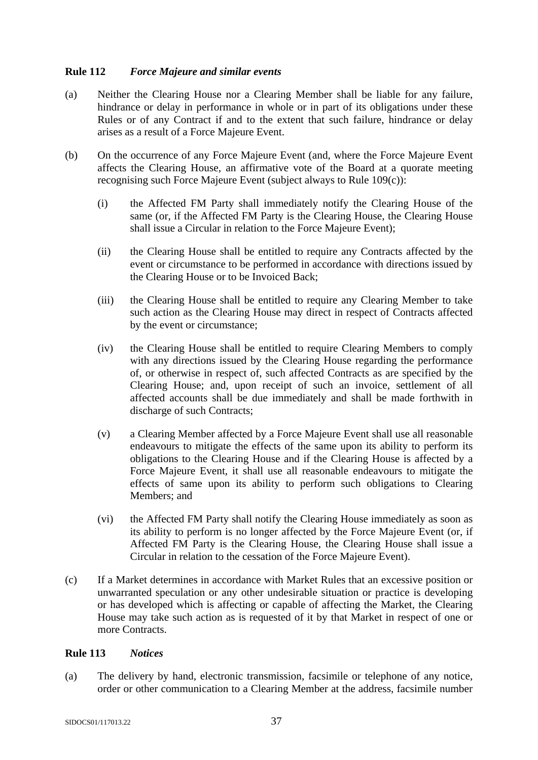## Rule 112 *Force Majeure and similar events*

(a) Neither the Clearing House nor a Clearing Member shall be liable for any failure, hindrance or delay in performance in whole or in part of its obligations under these Rules or of any Contract if and to the extent that such failure, hindrance or delay arises as a result of a Force Majeure Event.

(b) On the occurrence of any Force Majeure Event (and, where the Force Majeure Event affects the Clearing House, an affirmative vote of the Board at a quorate meeting recognising such Force Majeure Event (subject always to Rule 109(c)):

(i) the Affected FM Party shall immediately notify the Clearing House of the same (or, if the Affected FM Party is the Clearing House, the Clearing House shall issue a Circular in relation to the Force Majeure Event);

(ii) the Clearing House shall be entitled to require any Contracts affected by the event or circumstance to be performed in accordance with directions issued by the Clearing House or to be Invoiced Back;

(iii) the Clearing House shall be entitled to require any Clearing Member to take such action as the Clearing House may direct in respect of Contracts affected by the event or circumstance;

(iv) the Clearing House shall be entitled to require Clearing Members to comply with any directions issued by the Clearing House regarding the performance of, or otherwise in respect of, such affected Contracts as are specified by the Clearing House; and, upon receipt of such an invoice, settlement of all affected accounts shall be due immediately and shall be made forthwith in discharge of such Contracts;

(v) a Clearing Member affected by a Force Majeure Event shall use all reasonable endeavours to mitigate the effects of the same upon its ability to perform its obligations to the Clearing House and if the Clearing House is affected by a Force Majeure Event, it shall use all reasonable endeavours to mitigate the effects of same upon its ability to perform such obligations to Clearing Members; and

(vi) the Affected FM Party shall notify the Clearing House immediately as soon as its ability to perform is no longer affected by the Force Majeure Event (or, if Affected FM Party is the Clearing House, the Clearing House shall issue a Circular in relation to the cessation of the Force Majeure Event).

(c) If a Market determines in accordance with Market Rules that an excessive position or unwarranted speculation or any other undesirable situation or practice is developing or has developed which is affecting or capable of affecting the Market, the Clearing House may take such action as is requested of it by that Market in respect of one or more Contracts.

## Rule 113 *Notices*

(a) The delivery by hand, electronic transmission, facsimile or telephone of any notice, order or other communication to a Clearing Member at the address, facsimile number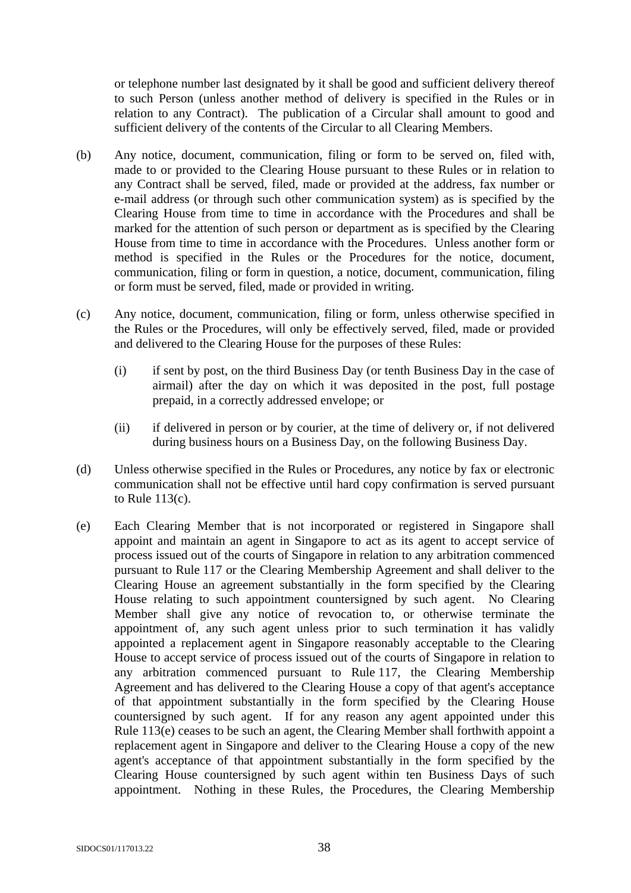or telephone number last designated by it shall be good and sufficient delivery thereof to such Person (unless another method of delivery is specified in the Rules or in relation to any Contract). The publication of a Circular shall amount to good and sufficient delivery of the contents of the Circular to all Clearing Members.

(b) Any notice, document, communication, filing or form to be served on, filed with, made to or provided to the Clearing House pursuant to these Rules or in relation to any Contract shall be served, filed, made or provided at the address, fax number or e-mail address (or through such other communication system) as is specified by the Clearing House from time to time in accordance with the Procedures and shall be marked for the attention of such person or department as is specified by the Clearing House from time to time in accordance with the Procedures. Unless another form or method is specified in the Rules or the Procedures for the notice, document, communication, filing or form in question, a notice, document, communication, filing or form must be served, filed, made or provided in writing.

(c) Any notice, document, communication, filing or form, unless otherwise specified in the Rules or the Procedures, will only be effectively served, filed, made or provided and delivered to the Clearing House for the purposes of these Rules:

   (i) if sent by post, on the third Business Day (or tenth Business Day in the case of airmail) after the day on which it was deposited in the post, full postage prepaid, in a correctly addressed envelope; or

   (ii) if delivered in person or by courier, at the time of delivery or, if not delivered during business hours on a Business Day, on the following Business Day.

(d) Unless otherwise specified in the Rules or Procedures, any notice by fax or electronic communication shall not be effective until hard copy confirmation is served pursuant to Rule 113(c).

(e) Each Clearing Member that is not incorporated or registered in Singapore shall appoint and maintain an agent in Singapore to act as its agent to accept service of process issued out of the courts of Singapore in relation to any arbitration commenced pursuant to Rule 117 or the Clearing Membership Agreement and shall deliver to the Clearing House an agreement substantially in the form specified by the Clearing House relating to such appointment countersigned by such agent. No Clearing Member shall give any notice of revocation to, or otherwise terminate the appointment of, any such agent unless prior to such termination it has validly appointed a replacement agent in Singapore reasonably acceptable to the Clearing House to accept service of process issued out of the courts of Singapore in relation to any arbitration commenced pursuant to Rule 117, the Clearing Membership Agreement and has delivered to the Clearing House a copy of that agent's acceptance of that appointment substantially in the form specified by the Clearing House countersigned by such agent. If for any reason any agent appointed under this Rule 113(e) ceases to be such an agent, the Clearing Member shall forthwith appoint a replacement agent in Singapore and deliver to the Clearing House a copy of the new agent's acceptance of that appointment substantially in the form specified by the Clearing House countersigned by such agent within ten Business Days of such appointment. Nothing in these Rules, the Procedures, the Clearing Membership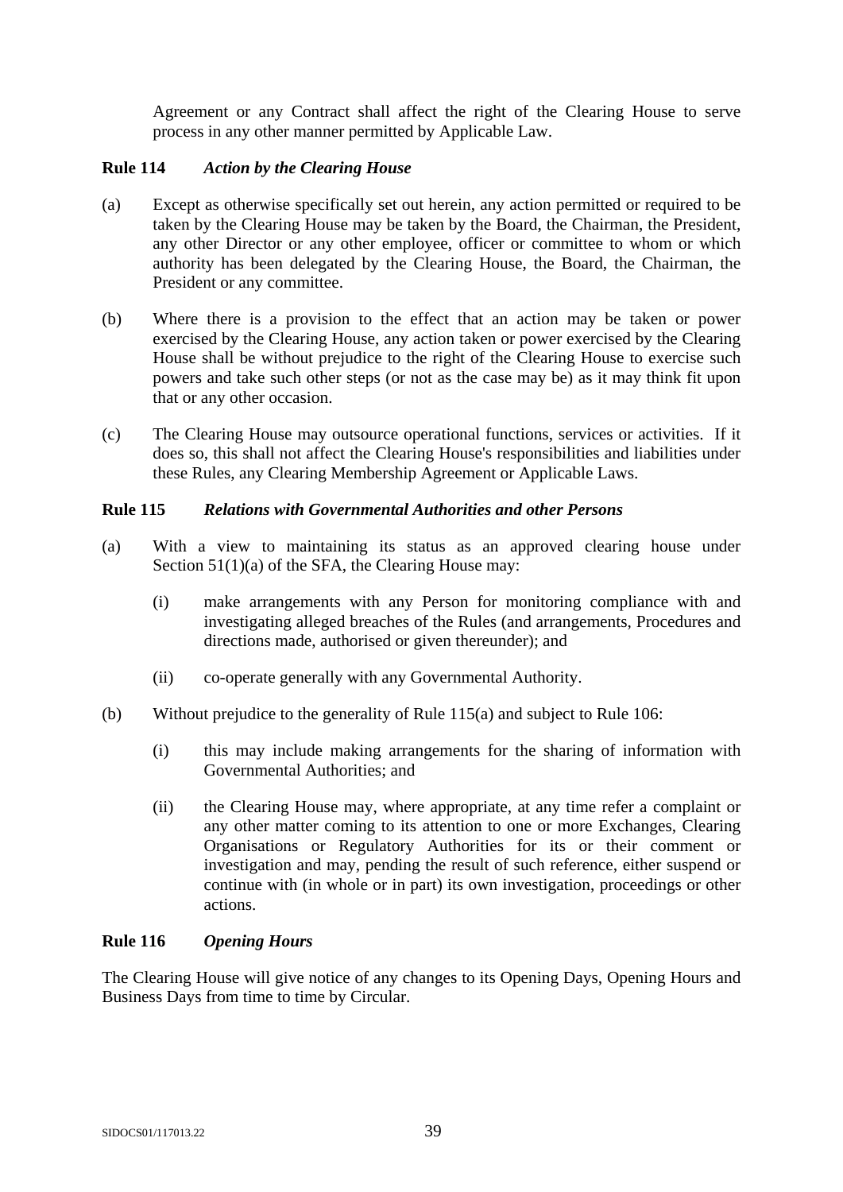Agreement or any Contract shall affect the right of the Clearing House to serve process in any other manner permitted by Applicable Law.

**Rule 114** ***Action by the Clearing House***

(a) Except as otherwise specifically set out herein, any action permitted or required to be taken by the Clearing House may be taken by the Board, the Chairman, the President, any other Director or any other employee, officer or committee to whom or which authority has been delegated by the Clearing House, the Board, the Chairman, the President or any committee.

(b) Where there is a provision to the effect that an action may be taken or power exercised by the Clearing House, any action taken or power exercised by the Clearing House shall be without prejudice to the right of the Clearing House to exercise such powers and take such other steps (or not as the case may be) as it may think fit upon that or any other occasion.

(c) The Clearing House may outsource operational functions, services or activities. If it does so, this shall not affect the Clearing House's responsibilities and liabilities under these Rules, any Clearing Membership Agreement or Applicable Laws.

**Rule 115** ***Relations with Governmental Authorities and other Persons***

(a) With a view to maintaining its status as an approved clearing house under Section 51(1)(a) of the SFA, the Clearing House may:

  (i) make arrangements with any Person for monitoring compliance with and investigating alleged breaches of the Rules (and arrangements, Procedures and directions made, authorised or given thereunder); and

  (ii) co-operate generally with any Governmental Authority.

(b) Without prejudice to the generality of Rule 115(a) and subject to Rule 106:

  (i) this may include making arrangements for the sharing of information with Governmental Authorities; and

  (ii) the Clearing House may, where appropriate, at any time refer a complaint or any other matter coming to its attention to one or more Exchanges, Clearing Organisations or Regulatory Authorities for its or their comment or investigation and may, pending the result of such reference, either suspend or continue with (in whole or in part) its own investigation, proceedings or other actions.

**Rule 116** ***Opening Hours***

The Clearing House will give notice of any changes to its Opening Days, Opening Hours and Business Days from time to time by Circular.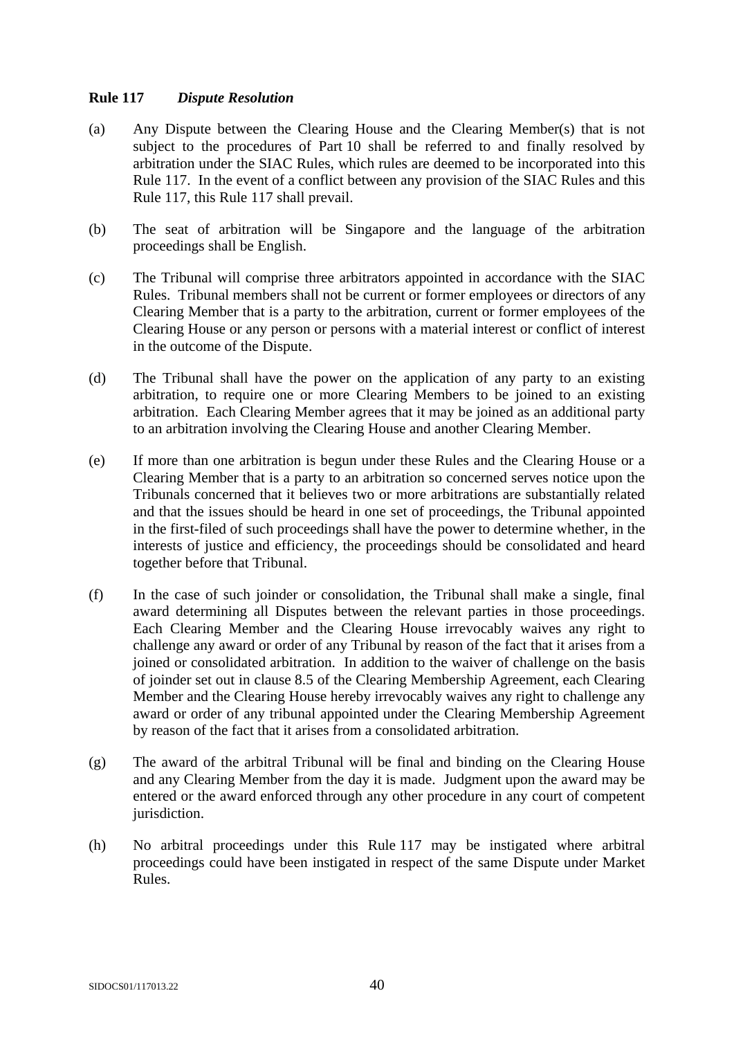**Rule 117** ***Dispute Resolution***

(a) Any Dispute between the Clearing House and the Clearing Member(s) that is not subject to the procedures of Part 10 shall be referred to and finally resolved by arbitration under the SIAC Rules, which rules are deemed to be incorporated into this Rule 117. In the event of a conflict between any provision of the SIAC Rules and this Rule 117, this Rule 117 shall prevail.

(b) The seat of arbitration will be Singapore and the language of the arbitration proceedings shall be English.

(c) The Tribunal will comprise three arbitrators appointed in accordance with the SIAC Rules. Tribunal members shall not be current or former employees or directors of any Clearing Member that is a party to the arbitration, current or former employees of the Clearing House or any person or persons with a material interest or conflict of interest in the outcome of the Dispute.

(d) The Tribunal shall have the power on the application of any party to an existing arbitration, to require one or more Clearing Members to be joined to an existing arbitration. Each Clearing Member agrees that it may be joined as an additional party to an arbitration involving the Clearing House and another Clearing Member.

(e) If more than one arbitration is begun under these Rules and the Clearing House or a Clearing Member that is a party to an arbitration so concerned serves notice upon the Tribunals concerned that it believes two or more arbitrations are substantially related and that the issues should be heard in one set of proceedings, the Tribunal appointed in the first-filed of such proceedings shall have the power to determine whether, in the interests of justice and efficiency, the proceedings should be consolidated and heard together before that Tribunal.

(f) In the case of such joinder or consolidation, the Tribunal shall make a single, final award determining all Disputes between the relevant parties in those proceedings. Each Clearing Member and the Clearing House irrevocably waives any right to challenge any award or order of any Tribunal by reason of the fact that it arises from a joined or consolidated arbitration. In addition to the waiver of challenge on the basis of joinder set out in clause 8.5 of the Clearing Membership Agreement, each Clearing Member and the Clearing House hereby irrevocably waives any right to challenge any award or order of any tribunal appointed under the Clearing Membership Agreement by reason of the fact that it arises from a consolidated arbitration.

(g) The award of the arbitral Tribunal will be final and binding on the Clearing House and any Clearing Member from the day it is made. Judgment upon the award may be entered or the award enforced through any other procedure in any court of competent jurisdiction.

(h) No arbitral proceedings under this Rule 117 may be instigated where arbitral proceedings could have been instigated in respect of the same Dispute under Market Rules.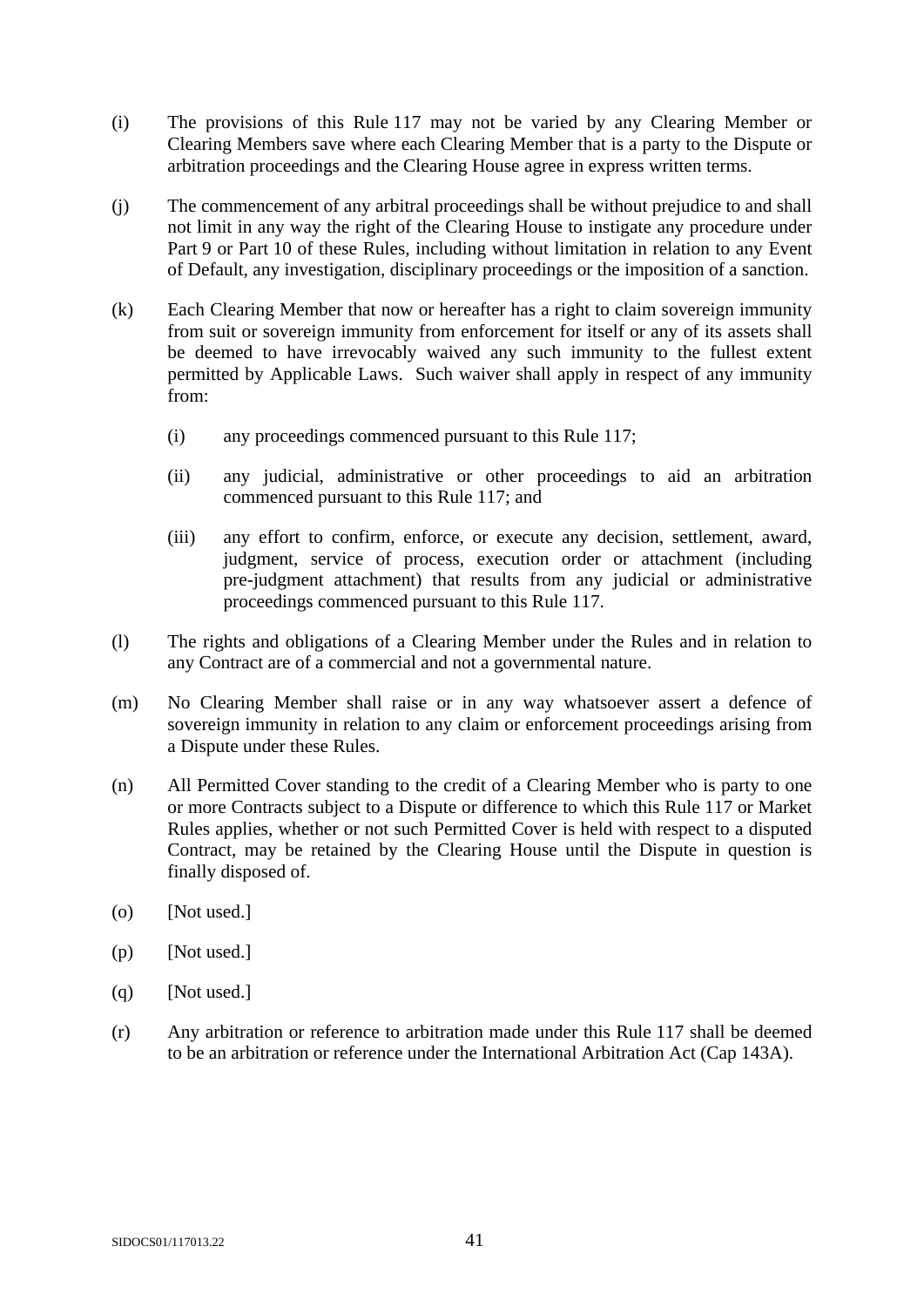(i) The provisions of this Rule 117 may not be varied by any Clearing Member or Clearing Members save where each Clearing Member that is a party to the Dispute or arbitration proceedings and the Clearing House agree in express written terms.

(j) The commencement of any arbitral proceedings shall be without prejudice to and shall not limit in any way the right of the Clearing House to instigate any procedure under Part 9 or Part 10 of these Rules, including without limitation in relation to any Event of Default, any investigation, disciplinary proceedings or the imposition of a sanction.

(k) Each Clearing Member that now or hereafter has a right to claim sovereign immunity from suit or sovereign immunity from enforcement for itself or any of its assets shall be deemed to have irrevocably waived any such immunity to the fullest extent permitted by Applicable Laws. Such waiver shall apply in respect of any immunity from:

  (i) any proceedings commenced pursuant to this Rule 117;

  (ii) any judicial, administrative or other proceedings to aid an arbitration commenced pursuant to this Rule 117; and

  (iii) any effort to confirm, enforce, or execute any decision, settlement, award, judgment, service of process, execution order or attachment (including pre-judgment attachment) that results from any judicial or administrative proceedings commenced pursuant to this Rule 117.

(l) The rights and obligations of a Clearing Member under the Rules and in relation to any Contract are of a commercial and not a governmental nature.

(m) No Clearing Member shall raise or in any way whatsoever assert a defence of sovereign immunity in relation to any claim or enforcement proceedings arising from a Dispute under these Rules.

(n) All Permitted Cover standing to the credit of a Clearing Member who is party to one or more Contracts subject to a Dispute or difference to which this Rule 117 or Market Rules applies, whether or not such Permitted Cover is held with respect to a disputed Contract, may be retained by the Clearing House until the Dispute in question is finally disposed of.

(o) [Not used.]

(p) [Not used.]

(q) [Not used.]

(r) Any arbitration or reference to arbitration made under this Rule 117 shall be deemed to be an arbitration or reference under the International Arbitration Act (Cap 143A).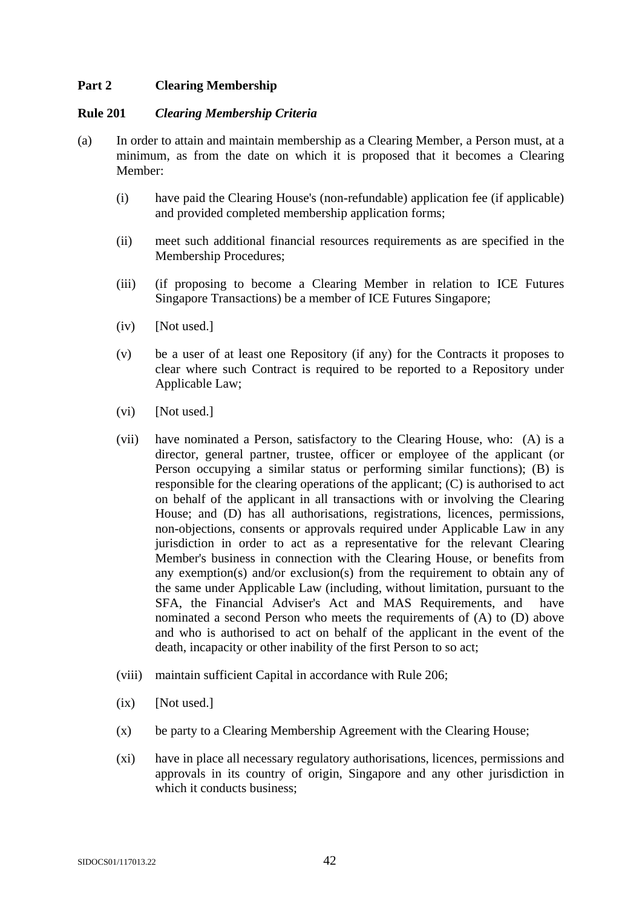## Part 2 Clearing Membership

### Rule 201 *Clearing Membership Criteria*

(a) In order to attain and maintain membership as a Clearing Member, a Person must, at a minimum, as from the date on which it is proposed that it becomes a Clearing Member:

(i) have paid the Clearing House's (non-refundable) application fee (if applicable) and provided completed membership application forms;

(ii) meet such additional financial resources requirements as are specified in the Membership Procedures;

(iii) (if proposing to become a Clearing Member in relation to ICE Futures Singapore Transactions) be a member of ICE Futures Singapore;

(iv) [Not used.]

(v) be a user of at least one Repository (if any) for the Contracts it proposes to clear where such Contract is required to be reported to a Repository under Applicable Law;

(vi) [Not used.]

(vii) have nominated a Person, satisfactory to the Clearing House, who: (A) is a director, general partner, trustee, officer or employee of the applicant (or Person occupying a similar status or performing similar functions); (B) is responsible for the clearing operations of the applicant; (C) is authorised to act on behalf of the applicant in all transactions with or involving the Clearing House; and (D) has all authorisations, registrations, licences, permissions, non-objections, consents or approvals required under Applicable Law in any jurisdiction in order to act as a representative for the relevant Clearing Member's business in connection with the Clearing House, or benefits from any exemption(s) and/or exclusion(s) from the requirement to obtain any of the same under Applicable Law (including, without limitation, pursuant to the SFA, the Financial Adviser's Act and MAS Requirements, and have nominated a second Person who meets the requirements of (A) to (D) above and who is authorised to act on behalf of the applicant in the event of the death, incapacity or other inability of the first Person to so act;

(viii) maintain sufficient Capital in accordance with Rule 206;

(ix) [Not used.]

(x) be party to a Clearing Membership Agreement with the Clearing House;

(xi) have in place all necessary regulatory authorisations, licences, permissions and approvals in its country of origin, Singapore and any other jurisdiction in which it conducts business;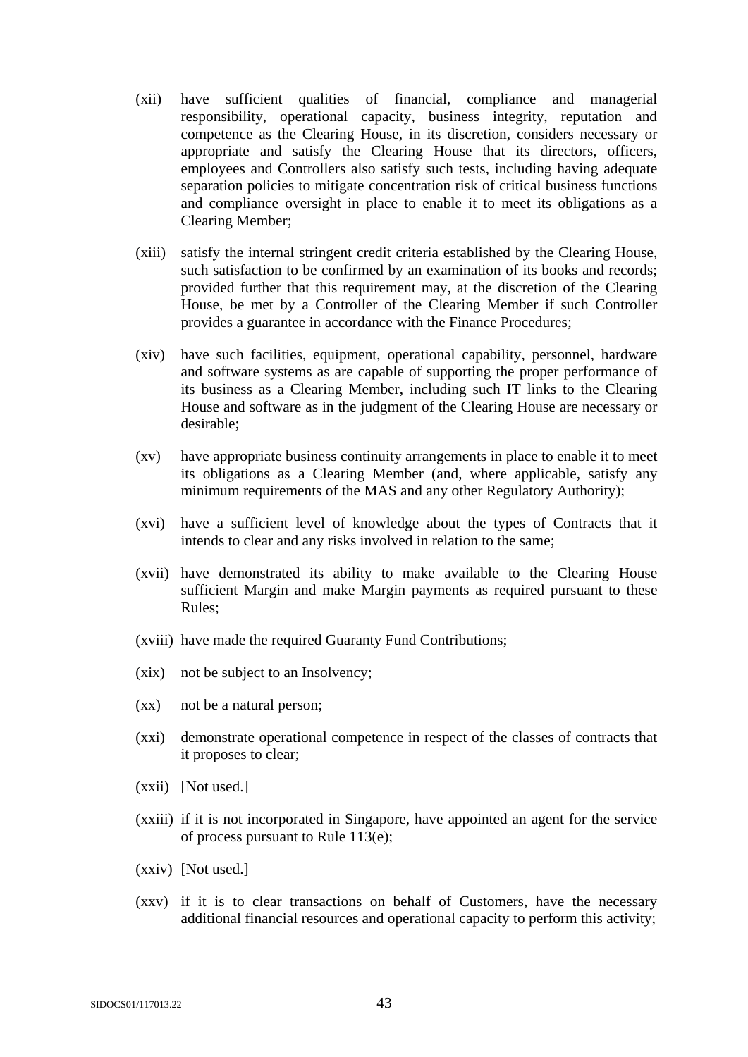(xii) have sufficient qualities of financial, compliance and managerial responsibility, operational capacity, business integrity, reputation and competence as the Clearing House, in its discretion, considers necessary or appropriate and satisfy the Clearing House that its directors, officers, employees and Controllers also satisfy such tests, including having adequate separation policies to mitigate concentration risk of critical business functions and compliance oversight in place to enable it to meet its obligations as a Clearing Member;

(xiii) satisfy the internal stringent credit criteria established by the Clearing House, such satisfaction to be confirmed by an examination of its books and records; provided further that this requirement may, at the discretion of the Clearing House, be met by a Controller of the Clearing Member if such Controller provides a guarantee in accordance with the Finance Procedures;

(xiv) have such facilities, equipment, operational capability, personnel, hardware and software systems as are capable of supporting the proper performance of its business as a Clearing Member, including such IT links to the Clearing House and software as in the judgment of the Clearing House are necessary or desirable;

(xv) have appropriate business continuity arrangements in place to enable it to meet its obligations as a Clearing Member (and, where applicable, satisfy any minimum requirements of the MAS and any other Regulatory Authority);

(xvi) have a sufficient level of knowledge about the types of Contracts that it intends to clear and any risks involved in relation to the same;

(xvii) have demonstrated its ability to make available to the Clearing House sufficient Margin and make Margin payments as required pursuant to these Rules;

(xviii) have made the required Guaranty Fund Contributions;

(xix) not be subject to an Insolvency;

(xx) not be a natural person;

(xxi) demonstrate operational competence in respect of the classes of contracts that it proposes to clear;

(xxii) [Not used.]

(xxiii) if it is not incorporated in Singapore, have appointed an agent for the service of process pursuant to Rule 113(e);

(xxiv) [Not used.]

(xxv) if it is to clear transactions on behalf of Customers, have the necessary additional financial resources and operational capacity to perform this activity;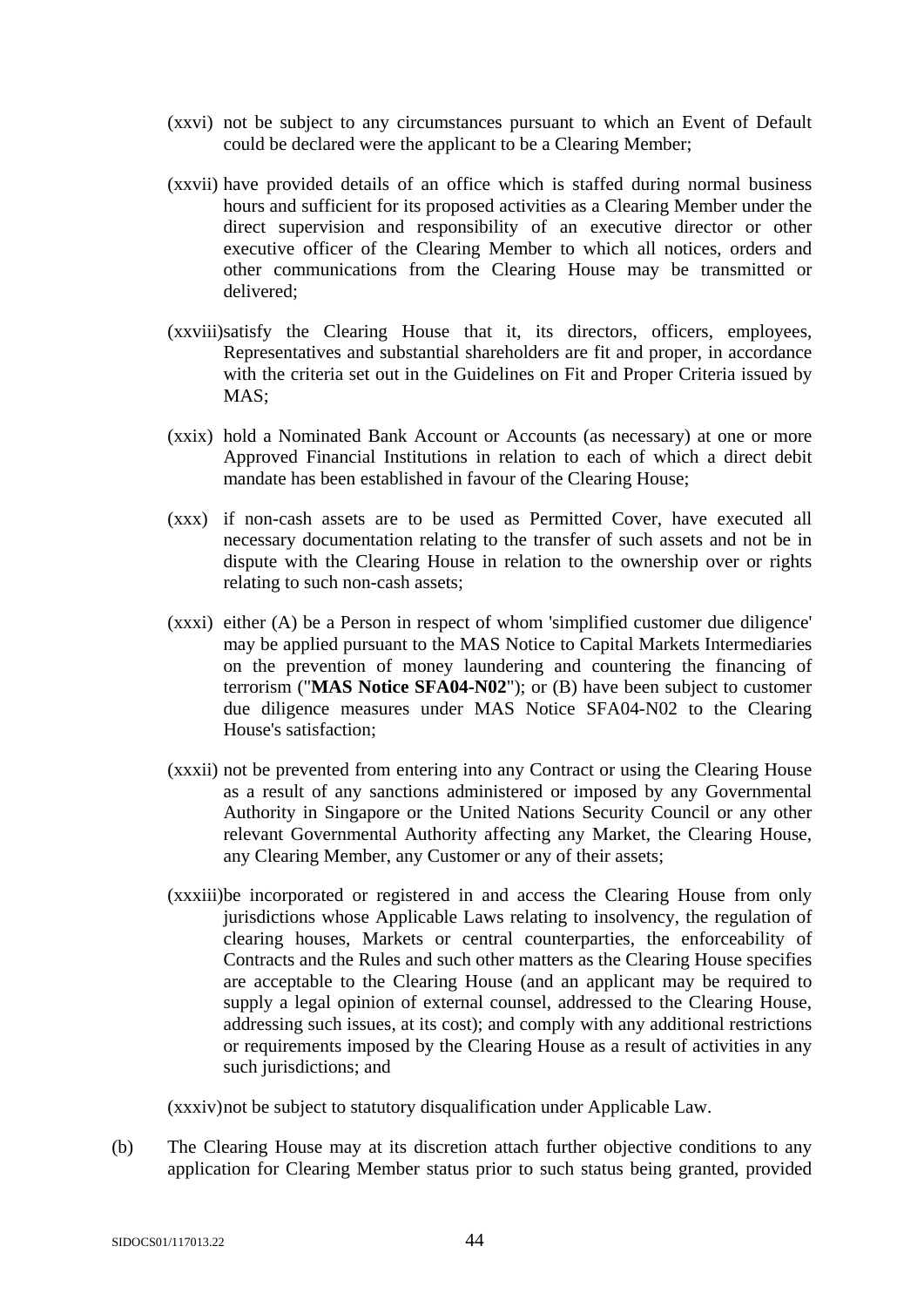(xxvi) not be subject to any circumstances pursuant to which an Event of Default could be declared were the applicant to be a Clearing Member;

(xxvii) have provided details of an office which is staffed during normal business hours and sufficient for its proposed activities as a Clearing Member under the direct supervision and responsibility of an executive director or other executive officer of the Clearing Member to which all notices, orders and other communications from the Clearing House may be transmitted or delivered;

(xxviii) satisfy the Clearing House that it, its directors, officers, employees, Representatives and substantial shareholders are fit and proper, in accordance with the criteria set out in the Guidelines on Fit and Proper Criteria issued by MAS;

(xxix) hold a Nominated Bank Account or Accounts (as necessary) at one or more Approved Financial Institutions in relation to each of which a direct debit mandate has been established in favour of the Clearing House;

(xxx) if non-cash assets are to be used as Permitted Cover, have executed all necessary documentation relating to the transfer of such assets and not be in dispute with the Clearing House in relation to the ownership over or rights relating to such non-cash assets;

(xxxi) either (A) be a Person in respect of whom 'simplified customer due diligence' may be applied pursuant to the MAS Notice to Capital Markets Intermediaries on the prevention of money laundering and countering the financing of terrorism ("**MAS Notice SFA04-N02**"); or (B) have been subject to customer due diligence measures under MAS Notice SFA04-N02 to the Clearing House's satisfaction;

(xxxii) not be prevented from entering into any Contract or using the Clearing House as a result of any sanctions administered or imposed by any Governmental Authority in Singapore or the United Nations Security Council or any other relevant Governmental Authority affecting any Market, the Clearing House, any Clearing Member, any Customer or any of their assets;

(xxxiii) be incorporated or registered in and access the Clearing House from only jurisdictions whose Applicable Laws relating to insolvency, the regulation of clearing houses, Markets or central counterparties, the enforceability of Contracts and the Rules and such other matters as the Clearing House specifies are acceptable to the Clearing House (and an applicant may be required to supply a legal opinion of external counsel, addressed to the Clearing House, addressing such issues, at its cost); and comply with any additional restrictions or requirements imposed by the Clearing House as a result of activities in any such jurisdictions; and

(xxxiv) not be subject to statutory disqualification under Applicable Law.

(b) The Clearing House may at its discretion attach further objective conditions to any application for Clearing Member status prior to such status being granted, provided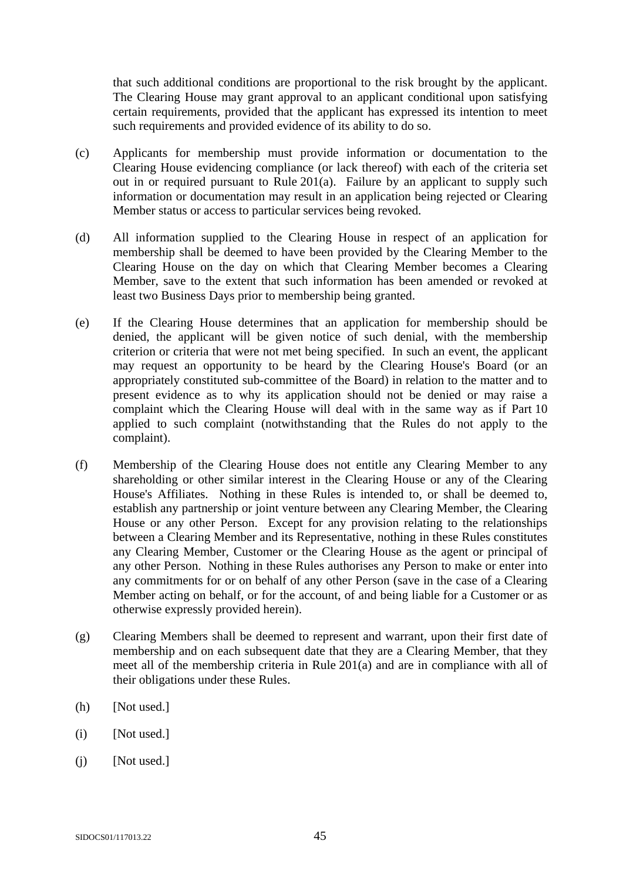that such additional conditions are proportional to the risk brought by the applicant. The Clearing House may grant approval to an applicant conditional upon satisfying certain requirements, provided that the applicant has expressed its intention to meet such requirements and provided evidence of its ability to do so.

(c) Applicants for membership must provide information or documentation to the Clearing House evidencing compliance (or lack thereof) with each of the criteria set out in or required pursuant to Rule 201(a). Failure by an applicant to supply such information or documentation may result in an application being rejected or Clearing Member status or access to particular services being revoked.

(d) All information supplied to the Clearing House in respect of an application for membership shall be deemed to have been provided by the Clearing Member to the Clearing House on the day on which that Clearing Member becomes a Clearing Member, save to the extent that such information has been amended or revoked at least two Business Days prior to membership being granted.

(e) If the Clearing House determines that an application for membership should be denied, the applicant will be given notice of such denial, with the membership criterion or criteria that were not met being specified. In such an event, the applicant may request an opportunity to be heard by the Clearing House's Board (or an appropriately constituted sub-committee of the Board) in relation to the matter and to present evidence as to why its application should not be denied or may raise a complaint which the Clearing House will deal with in the same way as if Part 10 applied to such complaint (notwithstanding that the Rules do not apply to the complaint).

(f) Membership of the Clearing House does not entitle any Clearing Member to any shareholding or other similar interest in the Clearing House or any of the Clearing House's Affiliates. Nothing in these Rules is intended to, or shall be deemed to, establish any partnership or joint venture between any Clearing Member, the Clearing House or any other Person. Except for any provision relating to the relationships between a Clearing Member and its Representative, nothing in these Rules constitutes any Clearing Member, Customer or the Clearing House as the agent or principal of any other Person. Nothing in these Rules authorises any Person to make or enter into any commitments for or on behalf of any other Person (save in the case of a Clearing Member acting on behalf, or for the account, of and being liable for a Customer or as otherwise expressly provided herein).

(g) Clearing Members shall be deemed to represent and warrant, upon their first date of membership and on each subsequent date that they are a Clearing Member, that they meet all of the membership criteria in Rule 201(a) and are in compliance with all of their obligations under these Rules.

(h) [Not used.]

(i) [Not used.]

(j) [Not used.]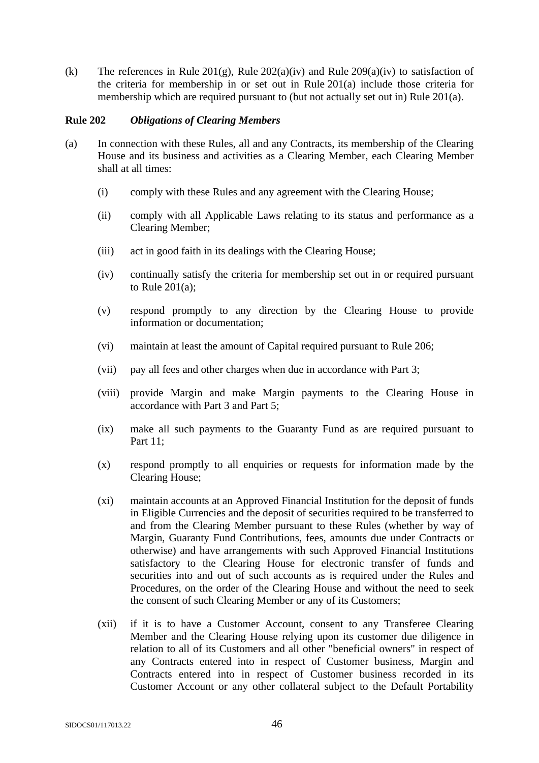(k) The references in Rule 201(g), Rule 202(a)(iv) and Rule 209(a)(iv) to satisfaction of the criteria for membership in or set out in Rule 201(a) include those criteria for membership which are required pursuant to (but not actually set out in) Rule 201(a).

**Rule 202** ***Obligations of Clearing Members***

(a) In connection with these Rules, all and any Contracts, its membership of the Clearing House and its business and activities as a Clearing Member, each Clearing Member shall at all times:

(i) comply with these Rules and any agreement with the Clearing House;

(ii) comply with all Applicable Laws relating to its status and performance as a Clearing Member;

(iii) act in good faith in its dealings with the Clearing House;

(iv) continually satisfy the criteria for membership set out in or required pursuant to Rule 201(a);

(v) respond promptly to any direction by the Clearing House to provide information or documentation;

(vi) maintain at least the amount of Capital required pursuant to Rule 206;

(vii) pay all fees and other charges when due in accordance with Part 3;

(viii) provide Margin and make Margin payments to the Clearing House in accordance with Part 3 and Part 5;

(ix) make all such payments to the Guaranty Fund as are required pursuant to Part 11;

(x) respond promptly to all enquiries or requests for information made by the Clearing House;

(xi) maintain accounts at an Approved Financial Institution for the deposit of funds in Eligible Currencies and the deposit of securities required to be transferred to and from the Clearing Member pursuant to these Rules (whether by way of Margin, Guaranty Fund Contributions, fees, amounts due under Contracts or otherwise) and have arrangements with such Approved Financial Institutions satisfactory to the Clearing House for electronic transfer of funds and securities into and out of such accounts as is required under the Rules and Procedures, on the order of the Clearing House and without the need to seek the consent of such Clearing Member or any of its Customers;

(xii) if it is to have a Customer Account, consent to any Transferee Clearing Member and the Clearing House relying upon its customer due diligence in relation to all of its Customers and all other "beneficial owners" in respect of any Contracts entered into in respect of Customer business, Margin and Contracts entered into in respect of Customer business recorded in its Customer Account or any other collateral subject to the Default Portability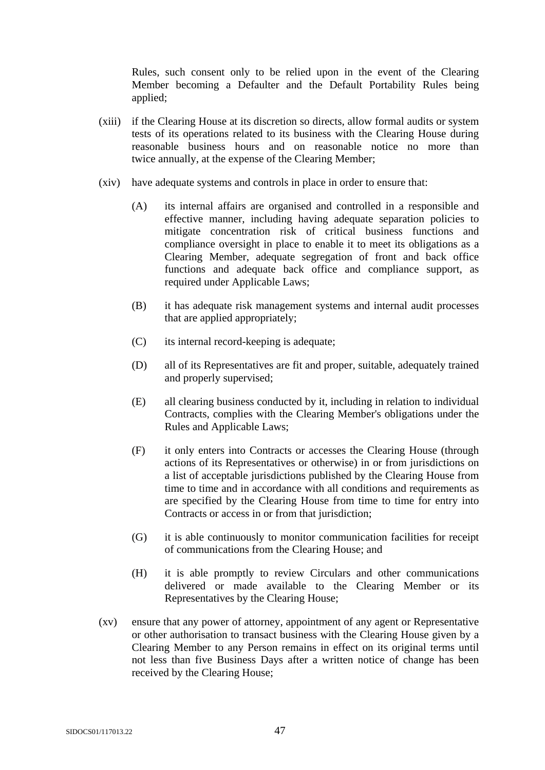Rules, such consent only to be relied upon in the event of the Clearing Member becoming a Defaulter and the Default Portability Rules being applied;

(xiii) if the Clearing House at its discretion so directs, allow formal audits or system tests of its operations related to its business with the Clearing House during reasonable business hours and on reasonable notice no more than twice annually, at the expense of the Clearing Member;

(xiv) have adequate systems and controls in place in order to ensure that:

(A) its internal affairs are organised and controlled in a responsible and effective manner, including having adequate separation policies to mitigate concentration risk of critical business functions and compliance oversight in place to enable it to meet its obligations as a Clearing Member, adequate segregation of front and back office functions and adequate back office and compliance support, as required under Applicable Laws;

(B) it has adequate risk management systems and internal audit processes that are applied appropriately;

(C) its internal record-keeping is adequate;

(D) all of its Representatives are fit and proper, suitable, adequately trained and properly supervised;

(E) all clearing business conducted by it, including in relation to individual Contracts, complies with the Clearing Member's obligations under the Rules and Applicable Laws;

(F) it only enters into Contracts or accesses the Clearing House (through actions of its Representatives or otherwise) in or from jurisdictions on a list of acceptable jurisdictions published by the Clearing House from time to time and in accordance with all conditions and requirements as are specified by the Clearing House from time to time for entry into Contracts or access in or from that jurisdiction;

(G) it is able continuously to monitor communication facilities for receipt of communications from the Clearing House; and

(H) it is able promptly to review Circulars and other communications delivered or made available to the Clearing Member or its Representatives by the Clearing House;

(xv) ensure that any power of attorney, appointment of any agent or Representative or other authorisation to transact business with the Clearing House given by a Clearing Member to any Person remains in effect on its original terms until not less than five Business Days after a written notice of change has been received by the Clearing House;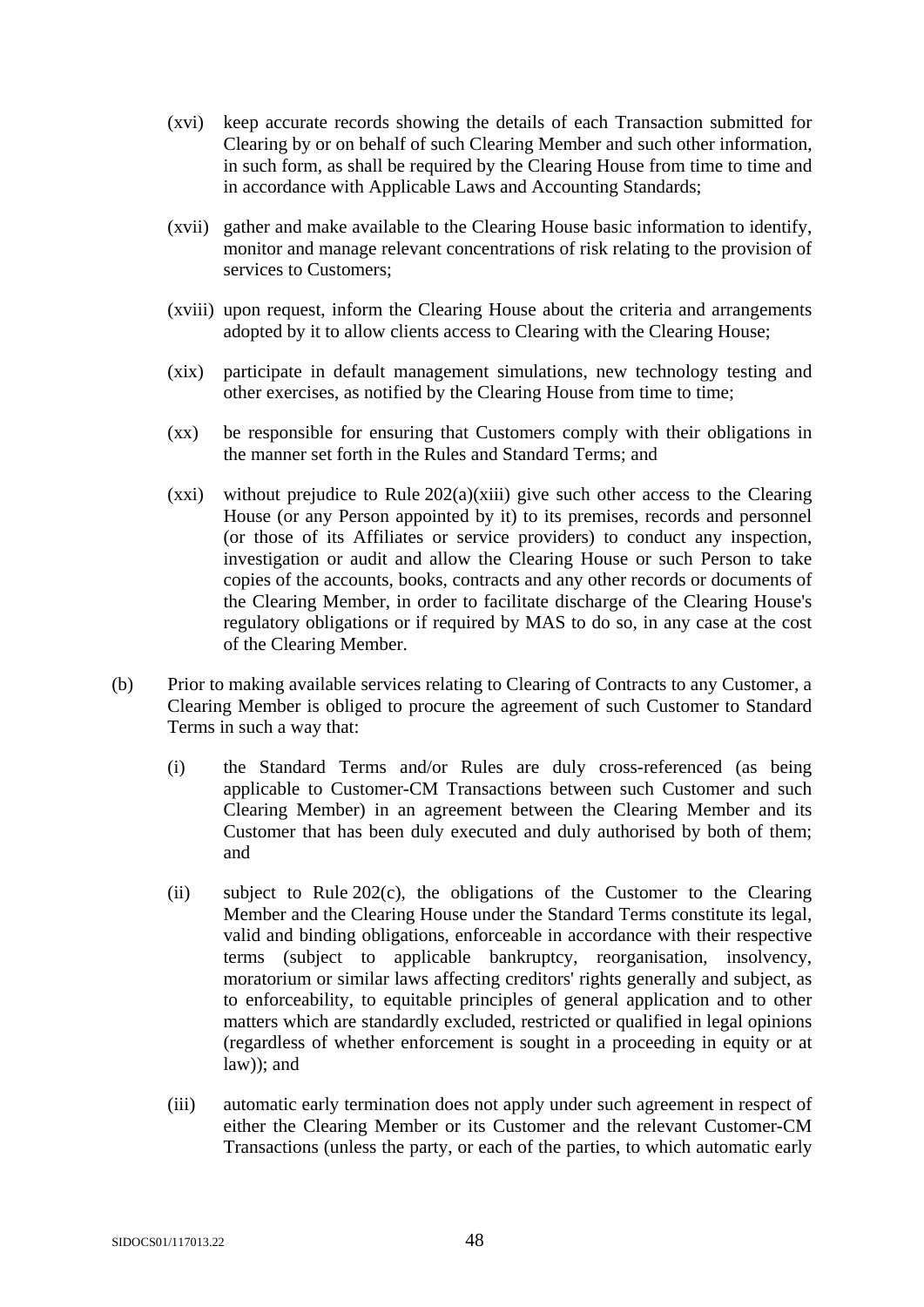(xvi) keep accurate records showing the details of each Transaction submitted for Clearing by or on behalf of such Clearing Member and such other information, in such form, as shall be required by the Clearing House from time to time and in accordance with Applicable Laws and Accounting Standards;

(xvii) gather and make available to the Clearing House basic information to identify, monitor and manage relevant concentrations of risk relating to the provision of services to Customers;

(xviii) upon request, inform the Clearing House about the criteria and arrangements adopted by it to allow clients access to Clearing with the Clearing House;

(xix) participate in default management simulations, new technology testing and other exercises, as notified by the Clearing House from time to time;

(xx) be responsible for ensuring that Customers comply with their obligations in the manner set forth in the Rules and Standard Terms; and

(xxi) without prejudice to Rule 202(a)(xiii) give such other access to the Clearing House (or any Person appointed by it) to its premises, records and personnel (or those of its Affiliates or service providers) to conduct any inspection, investigation or audit and allow the Clearing House or such Person to take copies of the accounts, books, contracts and any other records or documents of the Clearing Member, in order to facilitate discharge of the Clearing House's regulatory obligations or if required by MAS to do so, in any case at the cost of the Clearing Member.

(b) Prior to making available services relating to Clearing of Contracts to any Customer, a Clearing Member is obliged to procure the agreement of such Customer to Standard Terms in such a way that:

(i) the Standard Terms and/or Rules are duly cross-referenced (as being applicable to Customer-CM Transactions between such Customer and such Clearing Member) in an agreement between the Clearing Member and its Customer that has been duly executed and duly authorised by both of them; and

(ii) subject to Rule 202(c), the obligations of the Customer to the Clearing Member and the Clearing House under the Standard Terms constitute its legal, valid and binding obligations, enforceable in accordance with their respective terms (subject to applicable bankruptcy, reorganisation, insolvency, moratorium or similar laws affecting creditors' rights generally and subject, as to enforceability, to equitable principles of general application and to other matters which are standardly excluded, restricted or qualified in legal opinions (regardless of whether enforcement is sought in a proceeding in equity or at law)); and

(iii) automatic early termination does not apply under such agreement in respect of either the Clearing Member or its Customer and the relevant Customer-CM Transactions (unless the party, or each of the parties, to which automatic early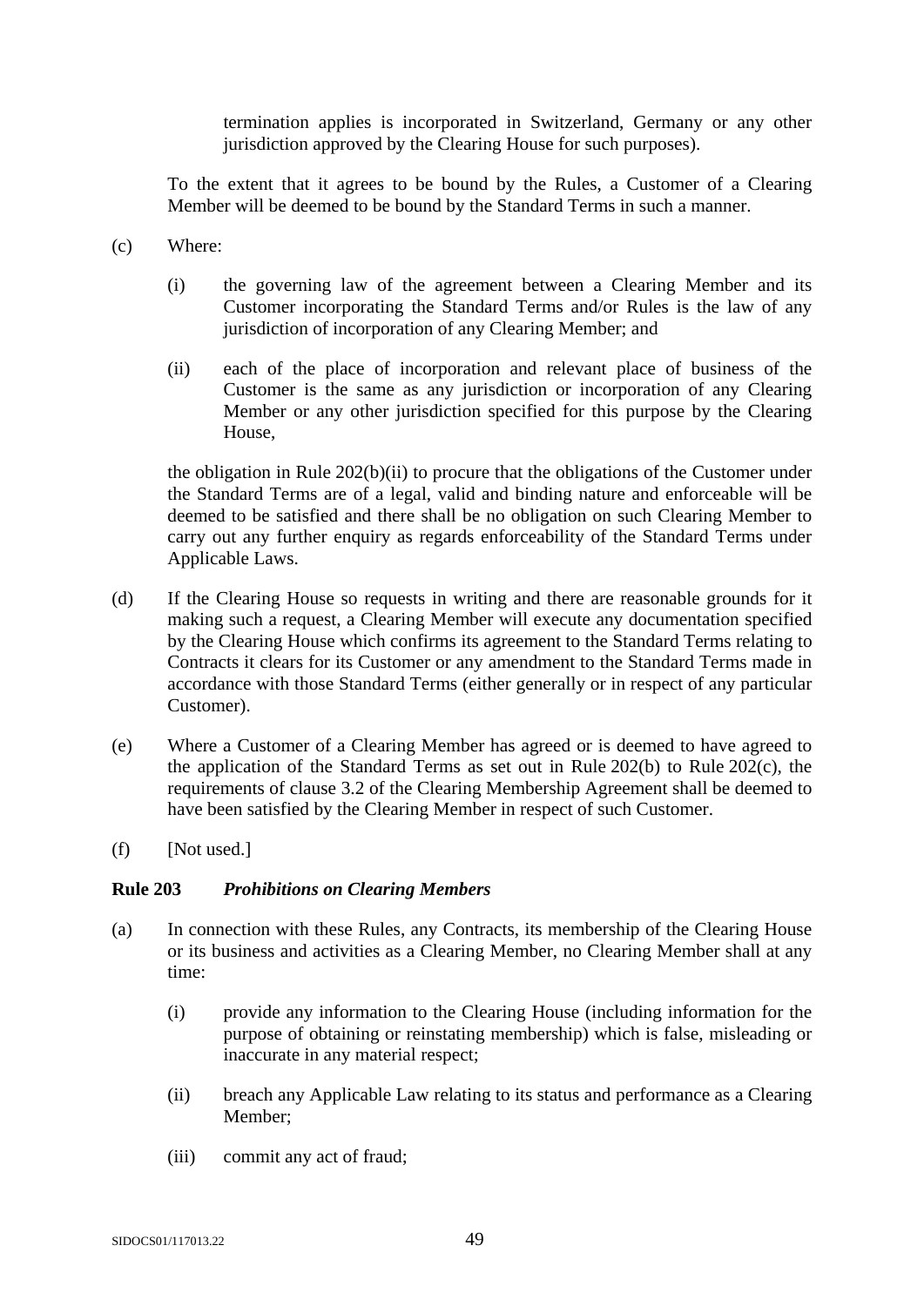termination applies is incorporated in Switzerland, Germany or any other jurisdiction approved by the Clearing House for such purposes).

To the extent that it agrees to be bound by the Rules, a Customer of a Clearing Member will be deemed to be bound by the Standard Terms in such a manner.

(c) Where:

(i) the governing law of the agreement between a Clearing Member and its Customer incorporating the Standard Terms and/or Rules is the law of any jurisdiction of incorporation of any Clearing Member; and

(ii) each of the place of incorporation and relevant place of business of the Customer is the same as any jurisdiction or incorporation of any Clearing Member or any other jurisdiction specified for this purpose by the Clearing House,

the obligation in Rule 202(b)(ii) to procure that the obligations of the Customer under the Standard Terms are of a legal, valid and binding nature and enforceable will be deemed to be satisfied and there shall be no obligation on such Clearing Member to carry out any further enquiry as regards enforceability of the Standard Terms under Applicable Laws.

(d) If the Clearing House so requests in writing and there are reasonable grounds for it making such a request, a Clearing Member will execute any documentation specified by the Clearing House which confirms its agreement to the Standard Terms relating to Contracts it clears for its Customer or any amendment to the Standard Terms made in accordance with those Standard Terms (either generally or in respect of any particular Customer).

(e) Where a Customer of a Clearing Member has agreed or is deemed to have agreed to the application of the Standard Terms as set out in Rule 202(b) to Rule 202(c), the requirements of clause 3.2 of the Clearing Membership Agreement shall be deemed to have been satisfied by the Clearing Member in respect of such Customer.

(f) [Not used.]

**Rule 203** ***Prohibitions on Clearing Members***

(a) In connection with these Rules, any Contracts, its membership of the Clearing House or its business and activities as a Clearing Member, no Clearing Member shall at any time:

(i) provide any information to the Clearing House (including information for the purpose of obtaining or reinstating membership) which is false, misleading or inaccurate in any material respect;

(ii) breach any Applicable Law relating to its status and performance as a Clearing Member;

(iii) commit any act of fraud;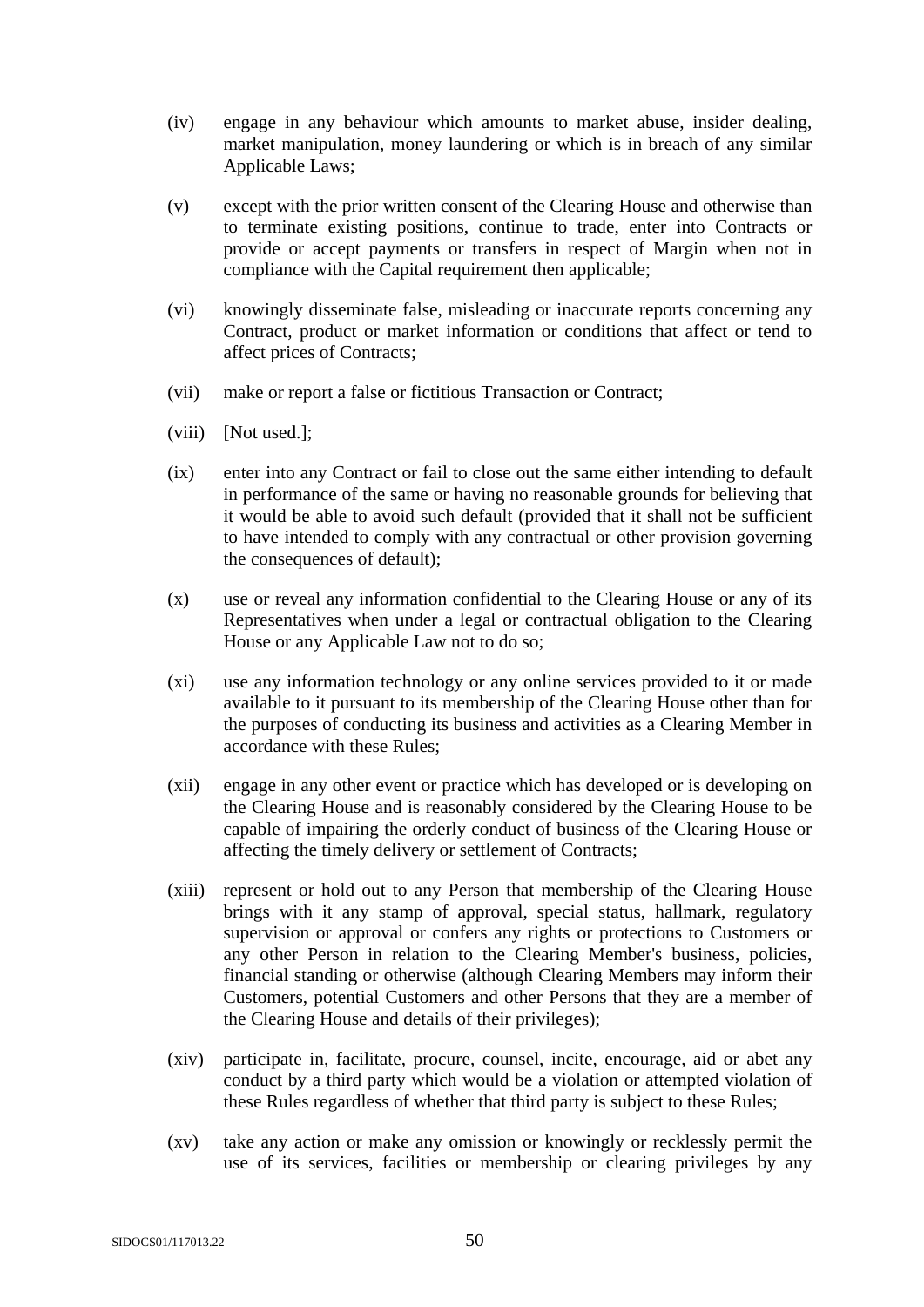(iv) engage in any behaviour which amounts to market abuse, insider dealing, market manipulation, money laundering or which is in breach of any similar Applicable Laws;

(v) except with the prior written consent of the Clearing House and otherwise than to terminate existing positions, continue to trade, enter into Contracts or provide or accept payments or transfers in respect of Margin when not in compliance with the Capital requirement then applicable;

(vi) knowingly disseminate false, misleading or inaccurate reports concerning any Contract, product or market information or conditions that affect or tend to affect prices of Contracts;

(vii) make or report a false or fictitious Transaction or Contract;

(viii) [Not used.];

(ix) enter into any Contract or fail to close out the same either intending to default in performance of the same or having no reasonable grounds for believing that it would be able to avoid such default (provided that it shall not be sufficient to have intended to comply with any contractual or other provision governing the consequences of default);

(x) use or reveal any information confidential to the Clearing House or any of its Representatives when under a legal or contractual obligation to the Clearing House or any Applicable Law not to do so;

(xi) use any information technology or any online services provided to it or made available to it pursuant to its membership of the Clearing House other than for the purposes of conducting its business and activities as a Clearing Member in accordance with these Rules;

(xii) engage in any other event or practice which has developed or is developing on the Clearing House and is reasonably considered by the Clearing House to be capable of impairing the orderly conduct of business of the Clearing House or affecting the timely delivery or settlement of Contracts;

(xiii) represent or hold out to any Person that membership of the Clearing House brings with it any stamp of approval, special status, hallmark, regulatory supervision or approval or confers any rights or protections to Customers or any other Person in relation to the Clearing Member's business, policies, financial standing or otherwise (although Clearing Members may inform their Customers, potential Customers and other Persons that they are a member of the Clearing House and details of their privileges);

(xiv) participate in, facilitate, procure, counsel, incite, encourage, aid or abet any conduct by a third party which would be a violation or attempted violation of these Rules regardless of whether that third party is subject to these Rules;

(xv) take any action or make any omission or knowingly or recklessly permit the use of its services, facilities or membership or clearing privileges by any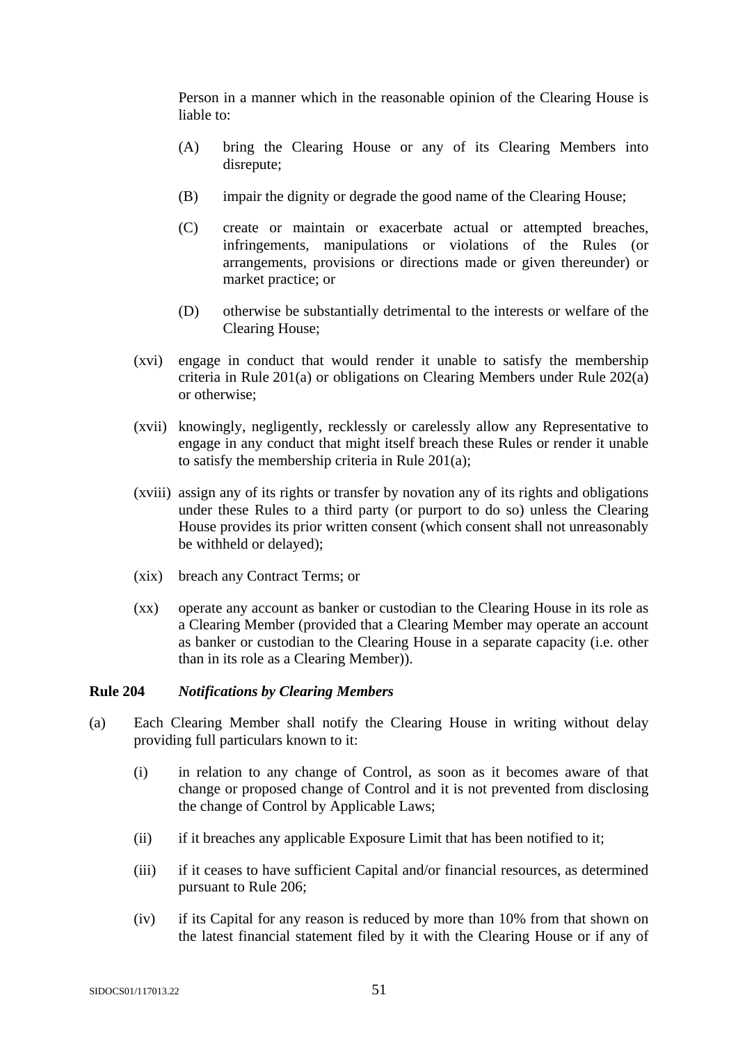Person in a manner which in the reasonable opinion of the Clearing House is liable to:

(A) bring the Clearing House or any of its Clearing Members into disrepute;

(B) impair the dignity or degrade the good name of the Clearing House;

(C) create or maintain or exacerbate actual or attempted breaches, infringements, manipulations or violations of the Rules (or arrangements, provisions or directions made or given thereunder) or market practice; or

(D) otherwise be substantially detrimental to the interests or welfare of the Clearing House;

(xvi) engage in conduct that would render it unable to satisfy the membership criteria in Rule 201(a) or obligations on Clearing Members under Rule 202(a) or otherwise;

(xvii) knowingly, negligently, recklessly or carelessly allow any Representative to engage in any conduct that might itself breach these Rules or render it unable to satisfy the membership criteria in Rule 201(a);

(xviii) assign any of its rights or transfer by novation any of its rights and obligations under these Rules to a third party (or purport to do so) unless the Clearing House provides its prior written consent (which consent shall not unreasonably be withheld or delayed);

(xix) breach any Contract Terms; or

(xx) operate any account as banker or custodian to the Clearing House in its role as a Clearing Member (provided that a Clearing Member may operate an account as banker or custodian to the Clearing House in a separate capacity (i.e. other than in its role as a Clearing Member)).

**Rule 204** ***Notifications by Clearing Members***

(a) Each Clearing Member shall notify the Clearing House in writing without delay providing full particulars known to it:

(i) in relation to any change of Control, as soon as it becomes aware of that change or proposed change of Control and it is not prevented from disclosing the change of Control by Applicable Laws;

(ii) if it breaches any applicable Exposure Limit that has been notified to it;

(iii) if it ceases to have sufficient Capital and/or financial resources, as determined pursuant to Rule 206;

(iv) if its Capital for any reason is reduced by more than 10% from that shown on the latest financial statement filed by it with the Clearing House or if any of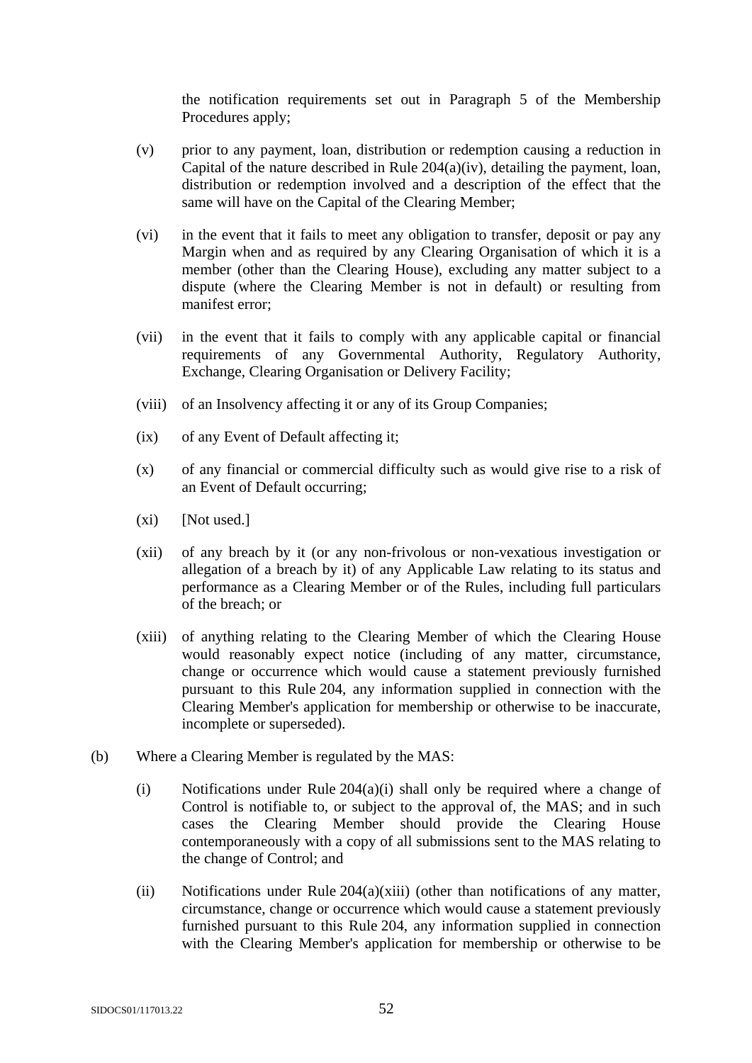the notification requirements set out in Paragraph 5 of the Membership Procedures apply;

(v) prior to any payment, loan, distribution or redemption causing a reduction in Capital of the nature described in Rule 204(a)(iv), detailing the payment, loan, distribution or redemption involved and a description of the effect that the same will have on the Capital of the Clearing Member;

(vi) in the event that it fails to meet any obligation to transfer, deposit or pay any Margin when and as required by any Clearing Organisation of which it is a member (other than the Clearing House), excluding any matter subject to a dispute (where the Clearing Member is not in default) or resulting from manifest error;

(vii) in the event that it fails to comply with any applicable capital or financial requirements of any Governmental Authority, Regulatory Authority, Exchange, Clearing Organisation or Delivery Facility;

(viii) of an Insolvency affecting it or any of its Group Companies;

(ix) of any Event of Default affecting it;

(x) of any financial or commercial difficulty such as would give rise to a risk of an Event of Default occurring;

(xi) [Not used.]

(xii) of any breach by it (or any non-frivolous or non-vexatious investigation or allegation of a breach by it) of any Applicable Law relating to its status and performance as a Clearing Member or of the Rules, including full particulars of the breach; or

(xiii) of anything relating to the Clearing Member of which the Clearing House would reasonably expect notice (including of any matter, circumstance, change or occurrence which would cause a statement previously furnished pursuant to this Rule 204, any information supplied in connection with the Clearing Member's application for membership or otherwise to be inaccurate, incomplete or superseded).

(b) Where a Clearing Member is regulated by the MAS:

(i) Notifications under Rule 204(a)(i) shall only be required where a change of Control is notifiable to, or subject to the approval of, the MAS; and in such cases the Clearing Member should provide the Clearing House contemporaneously with a copy of all submissions sent to the MAS relating to the change of Control; and

(ii) Notifications under Rule 204(a)(xiii) (other than notifications of any matter, circumstance, change or occurrence which would cause a statement previously furnished pursuant to this Rule 204, any information supplied in connection with the Clearing Member's application for membership or otherwise to be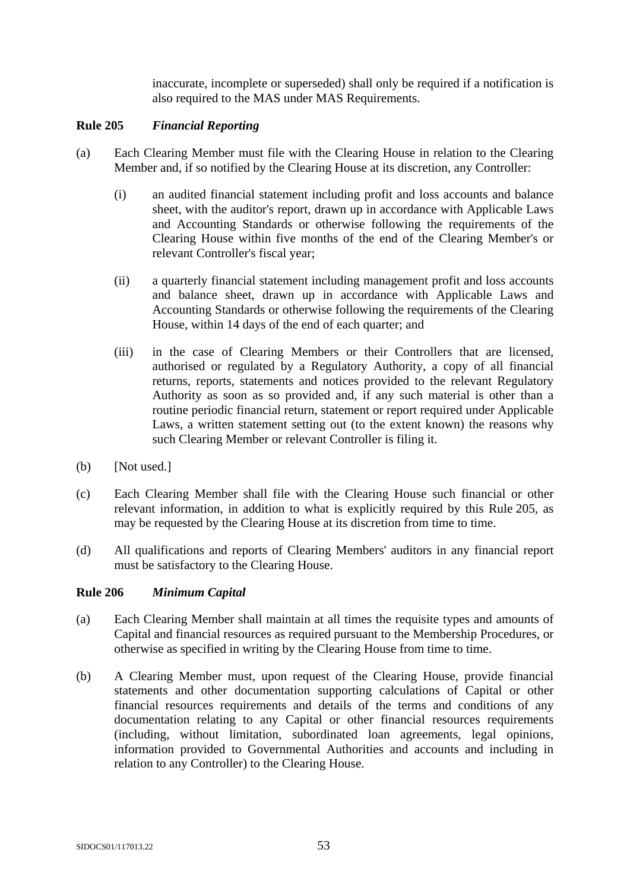inaccurate, incomplete or superseded) shall only be required if a notification is also required to the MAS under MAS Requirements.

**Rule 205** ***Financial Reporting***

(a) Each Clearing Member must file with the Clearing House in relation to the Clearing Member and, if so notified by the Clearing House at its discretion, any Controller:

(i) an audited financial statement including profit and loss accounts and balance sheet, with the auditor's report, drawn up in accordance with Applicable Laws and Accounting Standards or otherwise following the requirements of the Clearing House within five months of the end of the Clearing Member's or relevant Controller's fiscal year;

(ii) a quarterly financial statement including management profit and loss accounts and balance sheet, drawn up in accordance with Applicable Laws and Accounting Standards or otherwise following the requirements of the Clearing House, within 14 days of the end of each quarter; and

(iii) in the case of Clearing Members or their Controllers that are licensed, authorised or regulated by a Regulatory Authority, a copy of all financial returns, reports, statements and notices provided to the relevant Regulatory Authority as soon as so provided and, if any such material is other than a routine periodic financial return, statement or report required under Applicable Laws, a written statement setting out (to the extent known) the reasons why such Clearing Member or relevant Controller is filing it.

(b) [Not used.]

(c) Each Clearing Member shall file with the Clearing House such financial or other relevant information, in addition to what is explicitly required by this Rule 205, as may be requested by the Clearing House at its discretion from time to time.

(d) All qualifications and reports of Clearing Members' auditors in any financial report must be satisfactory to the Clearing House.

**Rule 206** ***Minimum Capital***

(a) Each Clearing Member shall maintain at all times the requisite types and amounts of Capital and financial resources as required pursuant to the Membership Procedures, or otherwise as specified in writing by the Clearing House from time to time.

(b) A Clearing Member must, upon request of the Clearing House, provide financial statements and other documentation supporting calculations of Capital or other financial resources requirements and details of the terms and conditions of any documentation relating to any Capital or other financial resources requirements (including, without limitation, subordinated loan agreements, legal opinions, information provided to Governmental Authorities and accounts and including in relation to any Controller) to the Clearing House.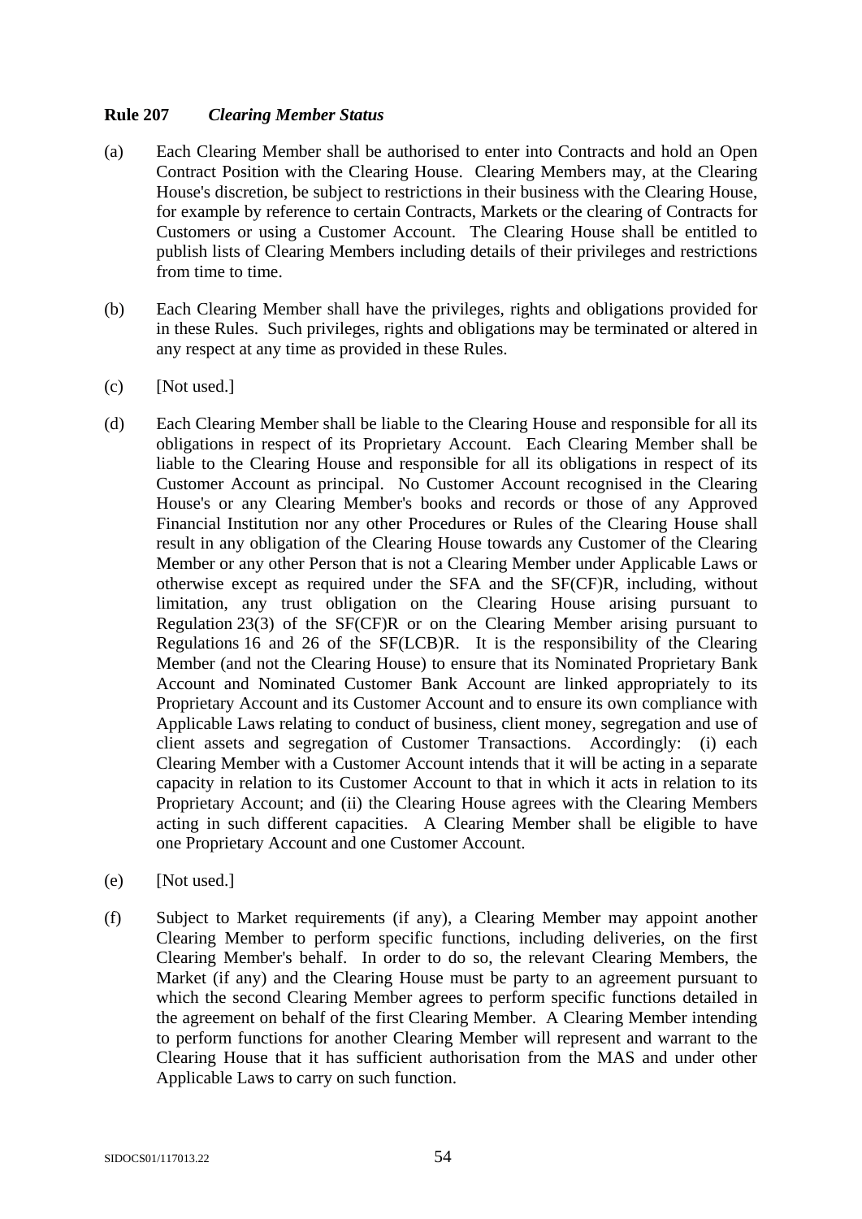**Rule 207** ***Clearing Member Status***

(a) Each Clearing Member shall be authorised to enter into Contracts and hold an Open Contract Position with the Clearing House. Clearing Members may, at the Clearing House's discretion, be subject to restrictions in their business with the Clearing House, for example by reference to certain Contracts, Markets or the clearing of Contracts for Customers or using a Customer Account. The Clearing House shall be entitled to publish lists of Clearing Members including details of their privileges and restrictions from time to time.

(b) Each Clearing Member shall have the privileges, rights and obligations provided for in these Rules. Such privileges, rights and obligations may be terminated or altered in any respect at any time as provided in these Rules.

(c) [Not used.]

(d) Each Clearing Member shall be liable to the Clearing House and responsible for all its obligations in respect of its Proprietary Account. Each Clearing Member shall be liable to the Clearing House and responsible for all its obligations in respect of its Customer Account as principal. No Customer Account recognised in the Clearing House's or any Clearing Member's books and records or those of any Approved Financial Institution nor any other Procedures or Rules of the Clearing House shall result in any obligation of the Clearing House towards any Customer of the Clearing Member or any other Person that is not a Clearing Member under Applicable Laws or otherwise except as required under the SFA and the SF(CF)R, including, without limitation, any trust obligation on the Clearing House arising pursuant to Regulation 23(3) of the SF(CF)R or on the Clearing Member arising pursuant to Regulations 16 and 26 of the SF(LCB)R. It is the responsibility of the Clearing Member (and not the Clearing House) to ensure that its Nominated Proprietary Bank Account and Nominated Customer Bank Account are linked appropriately to its Proprietary Account and its Customer Account and to ensure its own compliance with Applicable Laws relating to conduct of business, client money, segregation and use of client assets and segregation of Customer Transactions. Accordingly: (i) each Clearing Member with a Customer Account intends that it will be acting in a separate capacity in relation to its Customer Account to that in which it acts in relation to its Proprietary Account; and (ii) the Clearing House agrees with the Clearing Members acting in such different capacities. A Clearing Member shall be eligible to have one Proprietary Account and one Customer Account.

(e) [Not used.]

(f) Subject to Market requirements (if any), a Clearing Member may appoint another Clearing Member to perform specific functions, including deliveries, on the first Clearing Member's behalf. In order to do so, the relevant Clearing Members, the Market (if any) and the Clearing House must be party to an agreement pursuant to which the second Clearing Member agrees to perform specific functions detailed in the agreement on behalf of the first Clearing Member. A Clearing Member intending to perform functions for another Clearing Member will represent and warrant to the Clearing House that it has sufficient authorisation from the MAS and under other Applicable Laws to carry on such function.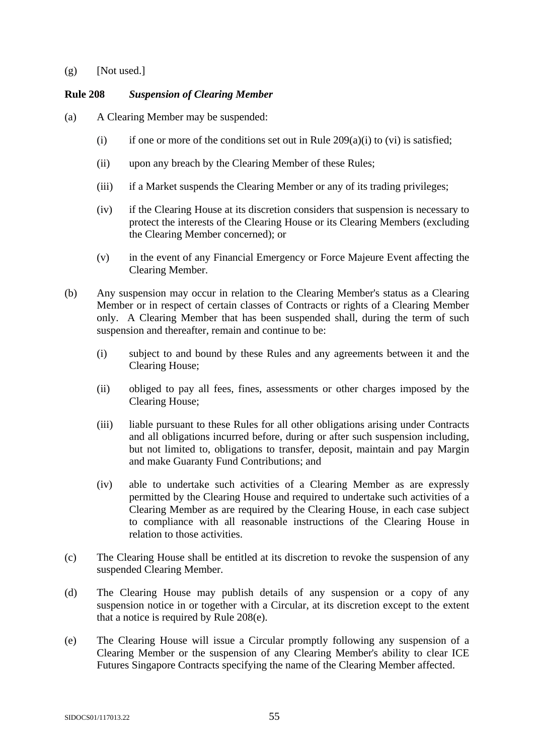(g) [Not used.]

**Rule 208** ***Suspension of Clearing Member***

(a) A Clearing Member may be suspended:

(i) if one or more of the conditions set out in Rule 209(a)(i) to (vi) is satisfied;

(ii) upon any breach by the Clearing Member of these Rules;

(iii) if a Market suspends the Clearing Member or any of its trading privileges;

(iv) if the Clearing House at its discretion considers that suspension is necessary to protect the interests of the Clearing House or its Clearing Members (excluding the Clearing Member concerned); or

(v) in the event of any Financial Emergency or Force Majeure Event affecting the Clearing Member.

(b) Any suspension may occur in relation to the Clearing Member's status as a Clearing Member or in respect of certain classes of Contracts or rights of a Clearing Member only. A Clearing Member that has been suspended shall, during the term of such suspension and thereafter, remain and continue to be:

(i) subject to and bound by these Rules and any agreements between it and the Clearing House;

(ii) obliged to pay all fees, fines, assessments or other charges imposed by the Clearing House;

(iii) liable pursuant to these Rules for all other obligations arising under Contracts and all obligations incurred before, during or after such suspension including, but not limited to, obligations to transfer, deposit, maintain and pay Margin and make Guaranty Fund Contributions; and

(iv) able to undertake such activities of a Clearing Member as are expressly permitted by the Clearing House and required to undertake such activities of a Clearing Member as are required by the Clearing House, in each case subject to compliance with all reasonable instructions of the Clearing House in relation to those activities.

(c) The Clearing House shall be entitled at its discretion to revoke the suspension of any suspended Clearing Member.

(d) The Clearing House may publish details of any suspension or a copy of any suspension notice in or together with a Circular, at its discretion except to the extent that a notice is required by Rule 208(e).

(e) The Clearing House will issue a Circular promptly following any suspension of a Clearing Member or the suspension of any Clearing Member's ability to clear ICE Futures Singapore Contracts specifying the name of the Clearing Member affected.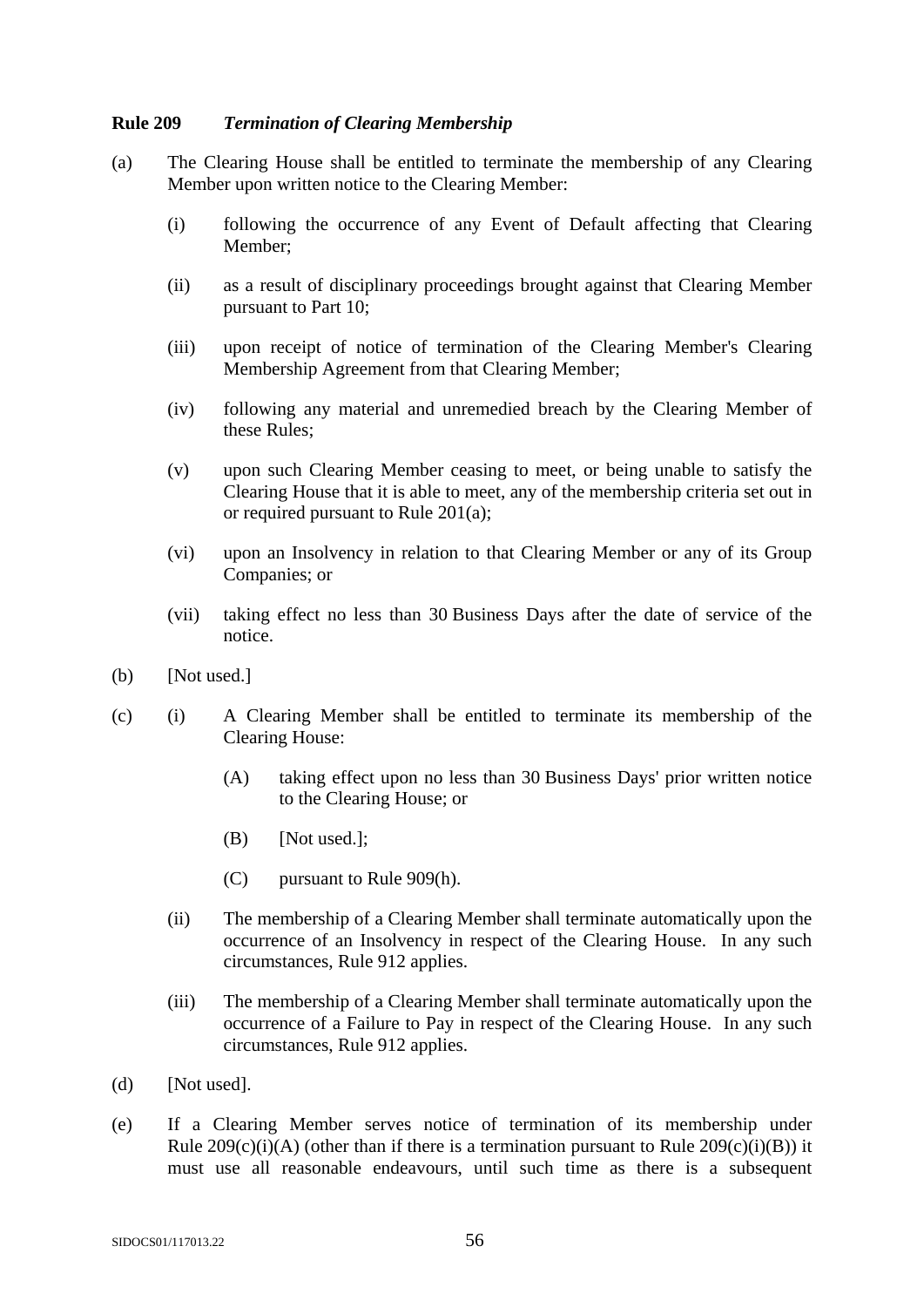**Rule 209** ***Termination of Clearing Membership***

(a) The Clearing House shall be entitled to terminate the membership of any Clearing Member upon written notice to the Clearing Member:

(i) following the occurrence of any Event of Default affecting that Clearing Member;

(ii) as a result of disciplinary proceedings brought against that Clearing Member pursuant to Part 10;

(iii) upon receipt of notice of termination of the Clearing Member's Clearing Membership Agreement from that Clearing Member;

(iv) following any material and unremedied breach by the Clearing Member of these Rules;

(v) upon such Clearing Member ceasing to meet, or being unable to satisfy the Clearing House that it is able to meet, any of the membership criteria set out in or required pursuant to Rule 201(a);

(vi) upon an Insolvency in relation to that Clearing Member or any of its Group Companies; or

(vii) taking effect no less than 30 Business Days after the date of service of the notice.

(b) [Not used.]

(c) (i) A Clearing Member shall be entitled to terminate its membership of the Clearing House:

(A) taking effect upon no less than 30 Business Days' prior written notice to the Clearing House; or

(B) [Not used.];

(C) pursuant to Rule 909(h).

(ii) The membership of a Clearing Member shall terminate automatically upon the occurrence of an Insolvency in respect of the Clearing House. In any such circumstances, Rule 912 applies.

(iii) The membership of a Clearing Member shall terminate automatically upon the occurrence of a Failure to Pay in respect of the Clearing House. In any such circumstances, Rule 912 applies.

(d) [Not used].

(e) If a Clearing Member serves notice of termination of its membership under Rule 209(c)(i)(A) (other than if there is a termination pursuant to Rule 209(c)(i)(B)) it must use all reasonable endeavours, until such time as there is a subsequent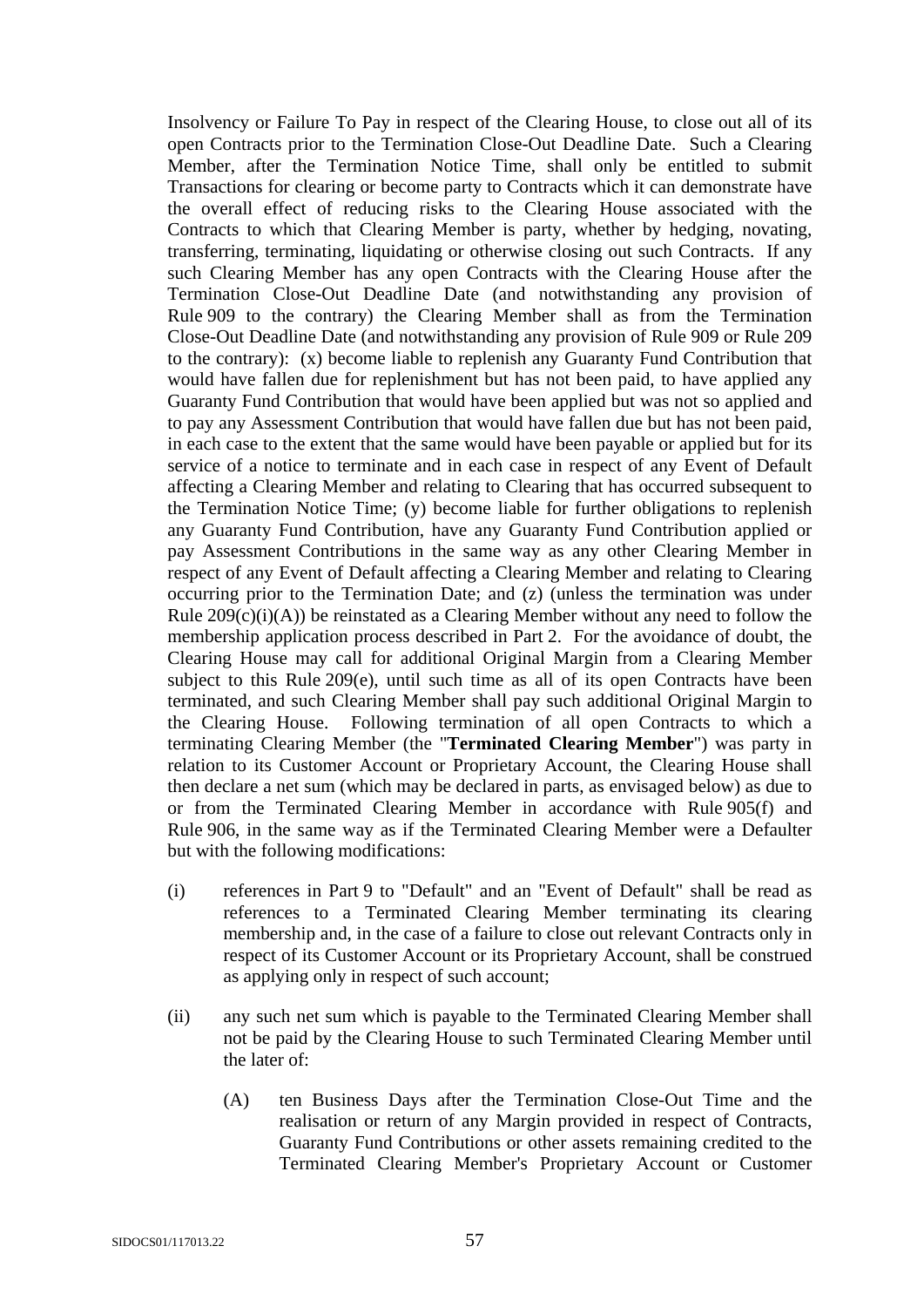Insolvency or Failure To Pay in respect of the Clearing House, to close out all of its open Contracts prior to the Termination Close-Out Deadline Date. Such a Clearing Member, after the Termination Notice Time, shall only be entitled to submit Transactions for clearing or become party to Contracts which it can demonstrate have the overall effect of reducing risks to the Clearing House associated with the Contracts to which that Clearing Member is party, whether by hedging, novating, transferring, terminating, liquidating or otherwise closing out such Contracts. If any such Clearing Member has any open Contracts with the Clearing House after the Termination Close-Out Deadline Date (and notwithstanding any provision of Rule 909 to the contrary) the Clearing Member shall as from the Termination Close-Out Deadline Date (and notwithstanding any provision of Rule 909 or Rule 209 to the contrary): (x) become liable to replenish any Guaranty Fund Contribution that would have fallen due for replenishment but has not been paid, to have applied any Guaranty Fund Contribution that would have been applied but was not so applied and to pay any Assessment Contribution that would have fallen due but has not been paid, in each case to the extent that the same would have been payable or applied but for its service of a notice to terminate and in each case in respect of any Event of Default affecting a Clearing Member and relating to Clearing that has occurred subsequent to the Termination Notice Time; (y) become liable for further obligations to replenish any Guaranty Fund Contribution, have any Guaranty Fund Contribution applied or pay Assessment Contributions in the same way as any other Clearing Member in respect of any Event of Default affecting a Clearing Member and relating to Clearing occurring prior to the Termination Date; and (z) (unless the termination was under Rule 209(c)(i)(A)) be reinstated as a Clearing Member without any need to follow the membership application process described in Part 2. For the avoidance of doubt, the Clearing House may call for additional Original Margin from a Clearing Member subject to this Rule 209(e), until such time as all of its open Contracts have been terminated, and such Clearing Member shall pay such additional Original Margin to the Clearing House. Following termination of all open Contracts to which a terminating Clearing Member (the "**Terminated Clearing Member**") was party in relation to its Customer Account or Proprietary Account, the Clearing House shall then declare a net sum (which may be declared in parts, as envisaged below) as due to or from the Terminated Clearing Member in accordance with Rule 905(f) and Rule 906, in the same way as if the Terminated Clearing Member were a Defaulter but with the following modifications:

(i) references in Part 9 to "Default" and an "Event of Default" shall be read as references to a Terminated Clearing Member terminating its clearing membership and, in the case of a failure to close out relevant Contracts only in respect of its Customer Account or its Proprietary Account, shall be construed as applying only in respect of such account;

(ii) any such net sum which is payable to the Terminated Clearing Member shall not be paid by the Clearing House to such Terminated Clearing Member until the later of:

    (A) ten Business Days after the Termination Close-Out Time and the realisation or return of any Margin provided in respect of Contracts, Guaranty Fund Contributions or other assets remaining credited to the Terminated Clearing Member's Proprietary Account or Customer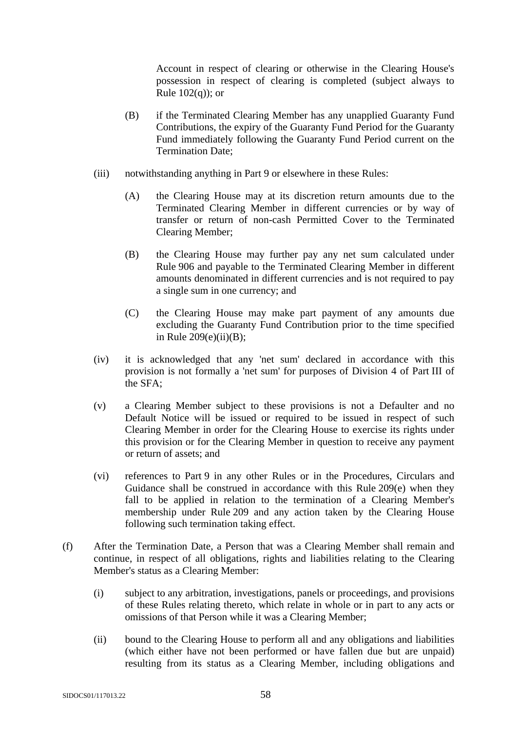Account in respect of clearing or otherwise in the Clearing House's possession in respect of clearing is completed (subject always to Rule 102(q)); or

(B) if the Terminated Clearing Member has any unapplied Guaranty Fund Contributions, the expiry of the Guaranty Fund Period for the Guaranty Fund immediately following the Guaranty Fund Period current on the Termination Date;

(iii) notwithstanding anything in Part 9 or elsewhere in these Rules:

(A) the Clearing House may at its discretion return amounts due to the Terminated Clearing Member in different currencies or by way of transfer or return of non-cash Permitted Cover to the Terminated Clearing Member;

(B) the Clearing House may further pay any net sum calculated under Rule 906 and payable to the Terminated Clearing Member in different amounts denominated in different currencies and is not required to pay a single sum in one currency; and

(C) the Clearing House may make part payment of any amounts due excluding the Guaranty Fund Contribution prior to the time specified in Rule 209(e)(ii)(B);

(iv) it is acknowledged that any 'net sum' declared in accordance with this provision is not formally a 'net sum' for purposes of Division 4 of Part III of the SFA;

(v) a Clearing Member subject to these provisions is not a Defaulter and no Default Notice will be issued or required to be issued in respect of such Clearing Member in order for the Clearing House to exercise its rights under this provision or for the Clearing Member in question to receive any payment or return of assets; and

(vi) references to Part 9 in any other Rules or in the Procedures, Circulars and Guidance shall be construed in accordance with this Rule 209(e) when they fall to be applied in relation to the termination of a Clearing Member's membership under Rule 209 and any action taken by the Clearing House following such termination taking effect.

(f) After the Termination Date, a Person that was a Clearing Member shall remain and continue, in respect of all obligations, rights and liabilities relating to the Clearing Member's status as a Clearing Member:

(i) subject to any arbitration, investigations, panels or proceedings, and provisions of these Rules relating thereto, which relate in whole or in part to any acts or omissions of that Person while it was a Clearing Member;

(ii) bound to the Clearing House to perform all and any obligations and liabilities (which either have not been performed or have fallen due but are unpaid) resulting from its status as a Clearing Member, including obligations and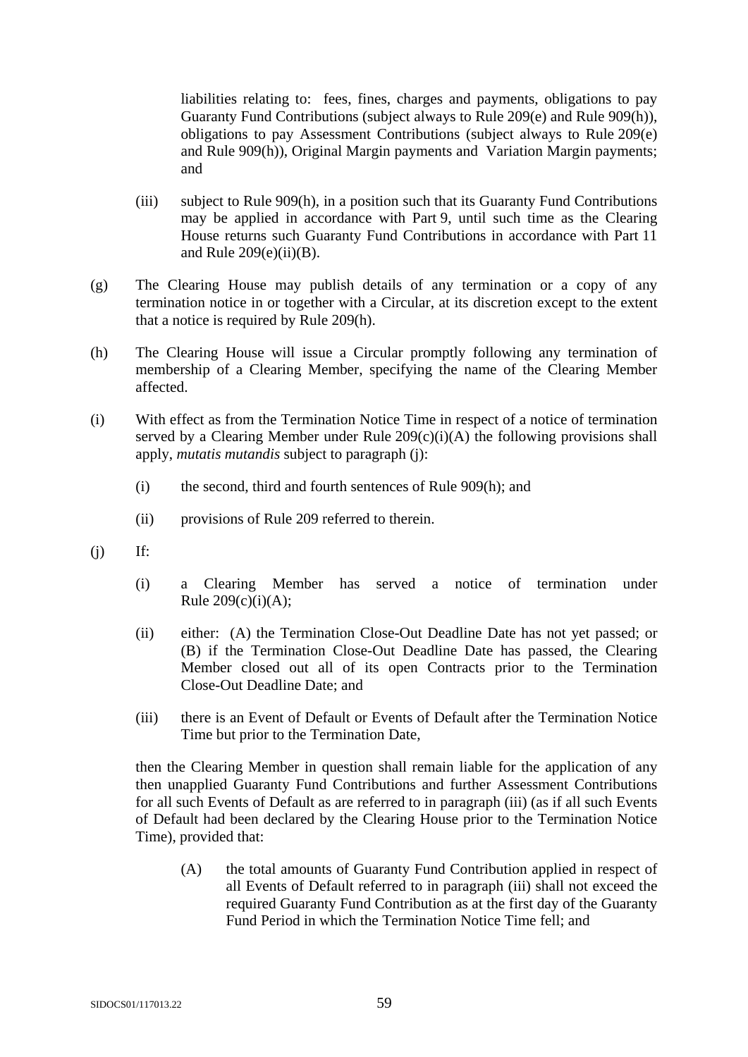liabilities relating to: fees, fines, charges and payments, obligations to pay Guaranty Fund Contributions (subject always to Rule 209(e) and Rule 909(h)), obligations to pay Assessment Contributions (subject always to Rule 209(e) and Rule 909(h)), Original Margin payments and Variation Margin payments; and

(iii) subject to Rule 909(h), in a position such that its Guaranty Fund Contributions may be applied in accordance with Part 9, until such time as the Clearing House returns such Guaranty Fund Contributions in accordance with Part 11 and Rule 209(e)(ii)(B).

(g) The Clearing House may publish details of any termination or a copy of any termination notice in or together with a Circular, at its discretion except to the extent that a notice is required by Rule 209(h).

(h) The Clearing House will issue a Circular promptly following any termination of membership of a Clearing Member, specifying the name of the Clearing Member affected.

(i) With effect as from the Termination Notice Time in respect of a notice of termination served by a Clearing Member under Rule 209(c)(i)(A) the following provisions shall apply, *mutatis mutandis* subject to paragraph (j):

(i) the second, third and fourth sentences of Rule 909(h); and

(ii) provisions of Rule 209 referred to therein.

(j) If:

(i) a Clearing Member has served a notice of termination under Rule 209(c)(i)(A);

(ii) either: (A) the Termination Close-Out Deadline Date has not yet passed; or (B) if the Termination Close-Out Deadline Date has passed, the Clearing Member closed out all of its open Contracts prior to the Termination Close-Out Deadline Date; and

(iii) there is an Event of Default or Events of Default after the Termination Notice Time but prior to the Termination Date,

then the Clearing Member in question shall remain liable for the application of any then unapplied Guaranty Fund Contributions and further Assessment Contributions for all such Events of Default as are referred to in paragraph (iii) (as if all such Events of Default had been declared by the Clearing House prior to the Termination Notice Time), provided that:

(A) the total amounts of Guaranty Fund Contribution applied in respect of all Events of Default referred to in paragraph (iii) shall not exceed the required Guaranty Fund Contribution as at the first day of the Guaranty Fund Period in which the Termination Notice Time fell; and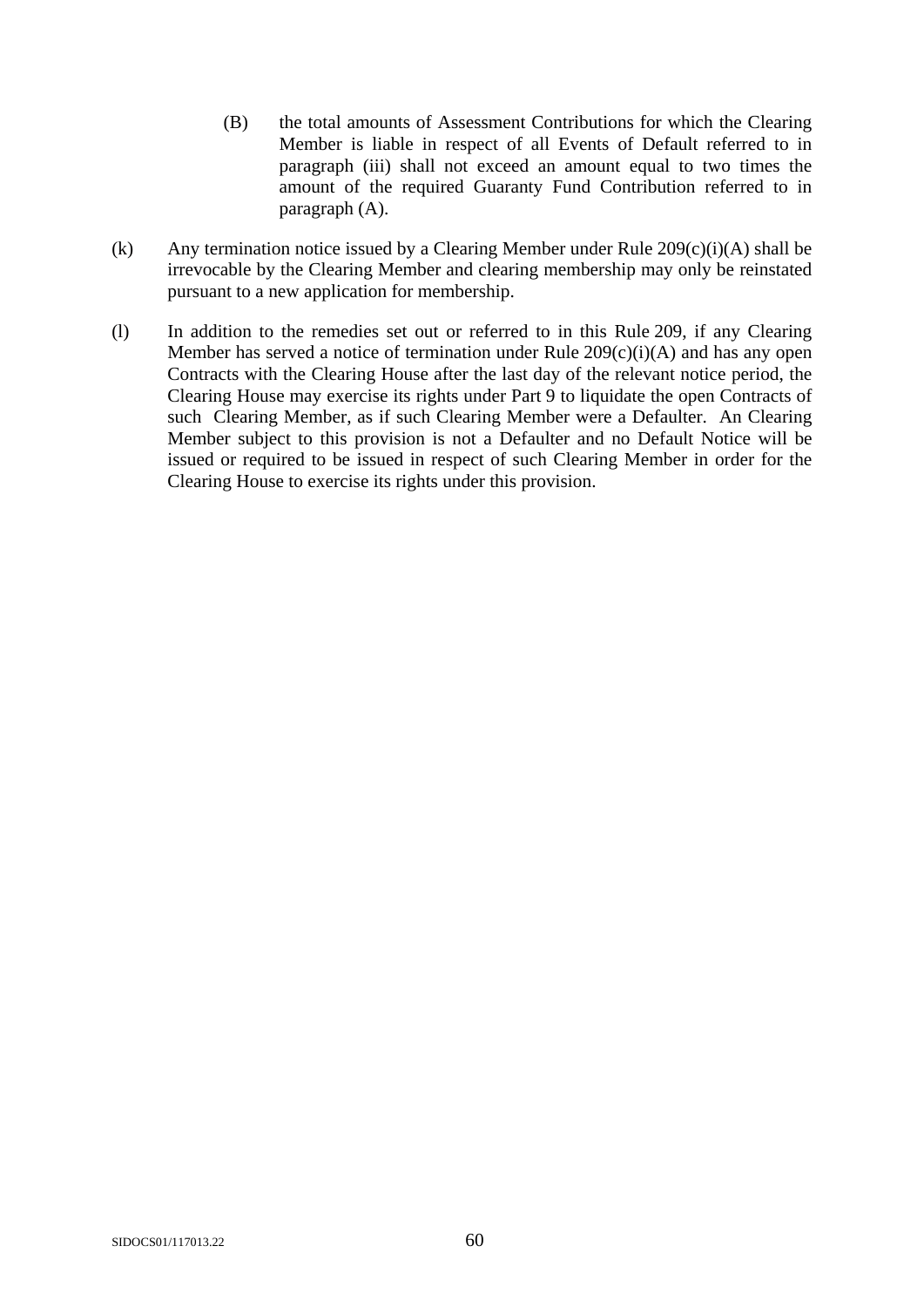(B) the total amounts of Assessment Contributions for which the Clearing Member is liable in respect of all Events of Default referred to in paragraph (iii) shall not exceed an amount equal to two times the amount of the required Guaranty Fund Contribution referred to in paragraph (A).

(k) Any termination notice issued by a Clearing Member under Rule 209(c)(i)(A) shall be irrevocable by the Clearing Member and clearing membership may only be reinstated pursuant to a new application for membership.

(l) In addition to the remedies set out or referred to in this Rule 209, if any Clearing Member has served a notice of termination under Rule 209(c)(i)(A) and has any open Contracts with the Clearing House after the last day of the relevant notice period, the Clearing House may exercise its rights under Part 9 to liquidate the open Contracts of such Clearing Member, as if such Clearing Member were a Defaulter. An Clearing Member subject to this provision is not a Defaulter and no Default Notice will be issued or required to be issued in respect of such Clearing Member in order for the Clearing House to exercise its rights under this provision.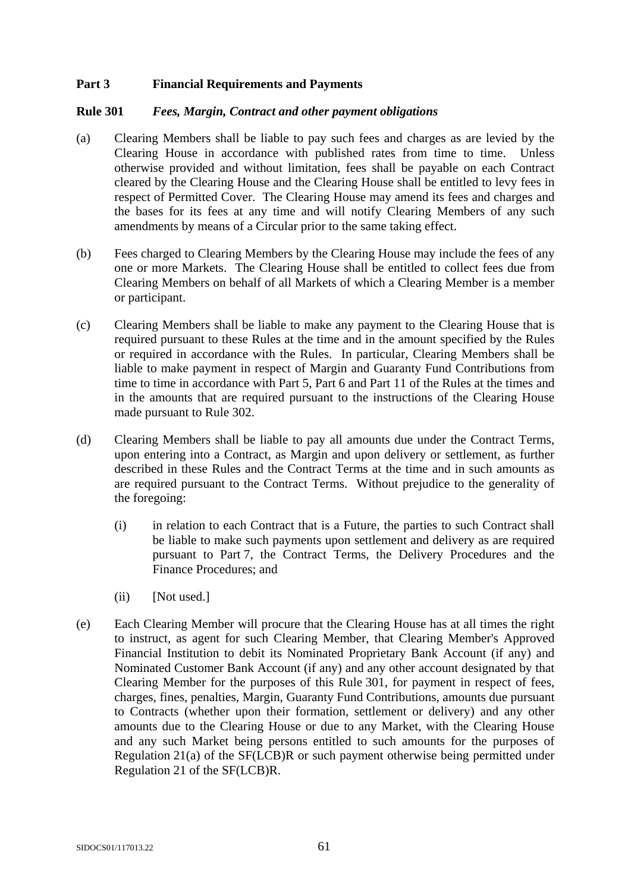## Part 3 Financial Requirements and Payments

### Rule 301 *Fees, Margin, Contract and other payment obligations*

(a) Clearing Members shall be liable to pay such fees and charges as are levied by the Clearing House in accordance with published rates from time to time. Unless otherwise provided and without limitation, fees shall be payable on each Contract cleared by the Clearing House and the Clearing House shall be entitled to levy fees in respect of Permitted Cover. The Clearing House may amend its fees and charges and the bases for its fees at any time and will notify Clearing Members of any such amendments by means of a Circular prior to the same taking effect.

(b) Fees charged to Clearing Members by the Clearing House may include the fees of any one or more Markets. The Clearing House shall be entitled to collect fees due from Clearing Members on behalf of all Markets of which a Clearing Member is a member or participant.

(c) Clearing Members shall be liable to make any payment to the Clearing House that is required pursuant to these Rules at the time and in the amount specified by the Rules or required in accordance with the Rules. In particular, Clearing Members shall be liable to make payment in respect of Margin and Guaranty Fund Contributions from time to time in accordance with Part 5, Part 6 and Part 11 of the Rules at the times and in the amounts that are required pursuant to the instructions of the Clearing House made pursuant to Rule 302.

(d) Clearing Members shall be liable to pay all amounts due under the Contract Terms, upon entering into a Contract, as Margin and upon delivery or settlement, as further described in these Rules and the Contract Terms at the time and in such amounts as are required pursuant to the Contract Terms. Without prejudice to the generality of the foregoing:

  (i) in relation to each Contract that is a Future, the parties to such Contract shall be liable to make such payments upon settlement and delivery as are required pursuant to Part 7, the Contract Terms, the Delivery Procedures and the Finance Procedures; and

  (ii) [Not used.]

(e) Each Clearing Member will procure that the Clearing House has at all times the right to instruct, as agent for such Clearing Member, that Clearing Member's Approved Financial Institution to debit its Nominated Proprietary Bank Account (if any) and Nominated Customer Bank Account (if any) and any other account designated by that Clearing Member for the purposes of this Rule 301, for payment in respect of fees, charges, fines, penalties, Margin, Guaranty Fund Contributions, amounts due pursuant to Contracts (whether upon their formation, settlement or delivery) and any other amounts due to the Clearing House or due to any Market, with the Clearing House and any such Market being persons entitled to such amounts for the purposes of Regulation 21(a) of the SF(LCB)R or such payment otherwise being permitted under Regulation 21 of the SF(LCB)R.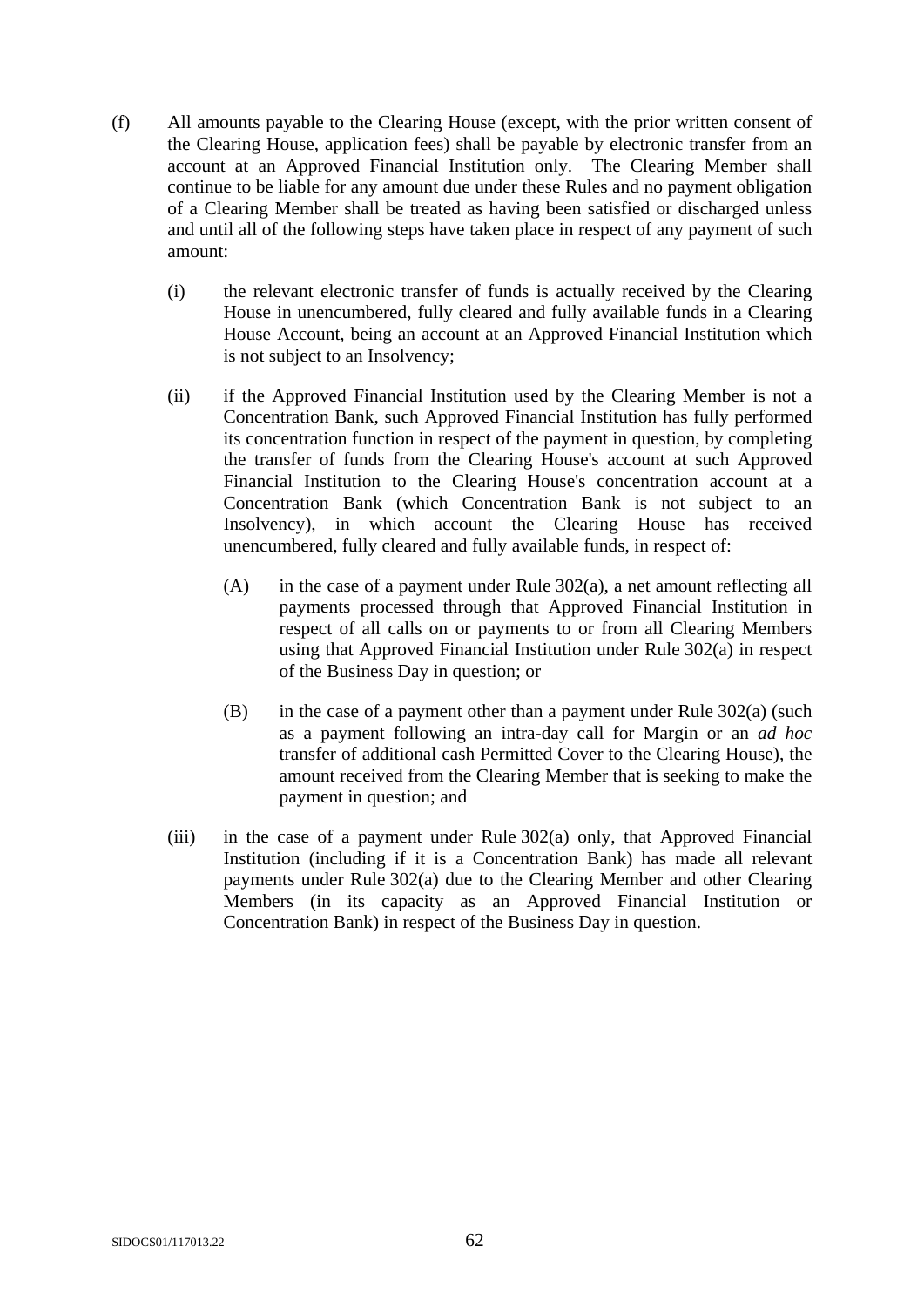(f) All amounts payable to the Clearing House (except, with the prior written consent of the Clearing House, application fees) shall be payable by electronic transfer from an account at an Approved Financial Institution only. The Clearing Member shall continue to be liable for any amount due under these Rules and no payment obligation of a Clearing Member shall be treated as having been satisfied or discharged unless and until all of the following steps have taken place in respect of any payment of such amount:

  (i) the relevant electronic transfer of funds is actually received by the Clearing House in unencumbered, fully cleared and fully available funds in a Clearing House Account, being an account at an Approved Financial Institution which is not subject to an Insolvency;

  (ii) if the Approved Financial Institution used by the Clearing Member is not a Concentration Bank, such Approved Financial Institution has fully performed its concentration function in respect of the payment in question, by completing the transfer of funds from the Clearing House's account at such Approved Financial Institution to the Clearing House's concentration account at a Concentration Bank (which Concentration Bank is not subject to an Insolvency), in which account the Clearing House has received unencumbered, fully cleared and fully available funds, in respect of:

    (A) in the case of a payment under Rule 302(a), a net amount reflecting all payments processed through that Approved Financial Institution in respect of all calls on or payments to or from all Clearing Members using that Approved Financial Institution under Rule 302(a) in respect of the Business Day in question; or

    (B) in the case of a payment other than a payment under Rule 302(a) (such as a payment following an intra-day call for Margin or an *ad hoc* transfer of additional cash Permitted Cover to the Clearing House), the amount received from the Clearing Member that is seeking to make the payment in question; and

  (iii) in the case of a payment under Rule 302(a) only, that Approved Financial Institution (including if it is a Concentration Bank) has made all relevant payments under Rule 302(a) due to the Clearing Member and other Clearing Members (in its capacity as an Approved Financial Institution or Concentration Bank) in respect of the Business Day in question.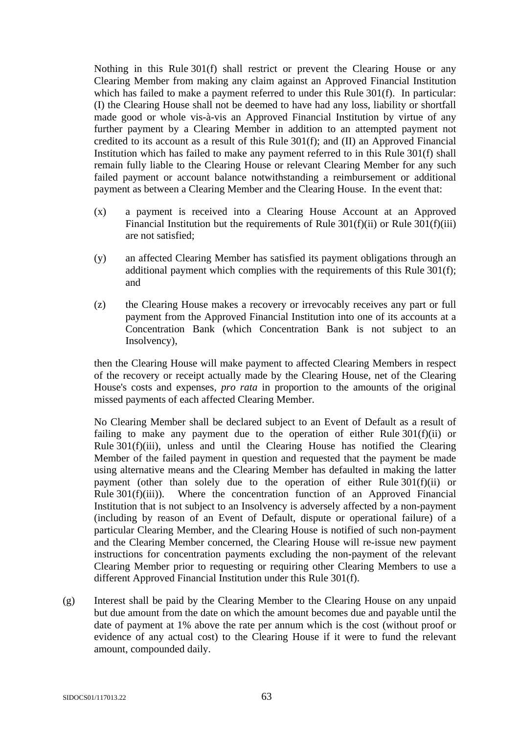Nothing in this Rule 301(f) shall restrict or prevent the Clearing House or any Clearing Member from making any claim against an Approved Financial Institution which has failed to make a payment referred to under this Rule 301(f). In particular: (I) the Clearing House shall not be deemed to have had any loss, liability or shortfall made good or whole vis-à-vis an Approved Financial Institution by virtue of any further payment by a Clearing Member in addition to an attempted payment not credited to its account as a result of this Rule 301(f); and (II) an Approved Financial Institution which has failed to make any payment referred to in this Rule 301(f) shall remain fully liable to the Clearing House or relevant Clearing Member for any such failed payment or account balance notwithstanding a reimbursement or additional payment as between a Clearing Member and the Clearing House. In the event that:

(x) a payment is received into a Clearing House Account at an Approved Financial Institution but the requirements of Rule 301(f)(ii) or Rule 301(f)(iii) are not satisfied;

(y) an affected Clearing Member has satisfied its payment obligations through an additional payment which complies with the requirements of this Rule 301(f); and

(z) the Clearing House makes a recovery or irrevocably receives any part or full payment from the Approved Financial Institution into one of its accounts at a Concentration Bank (which Concentration Bank is not subject to an Insolvency),

then the Clearing House will make payment to affected Clearing Members in respect of the recovery or receipt actually made by the Clearing House, net of the Clearing House's costs and expenses, *pro rata* in proportion to the amounts of the original missed payments of each affected Clearing Member.

No Clearing Member shall be declared subject to an Event of Default as a result of failing to make any payment due to the operation of either Rule 301(f)(ii) or Rule 301(f)(iii), unless and until the Clearing House has notified the Clearing Member of the failed payment in question and requested that the payment be made using alternative means and the Clearing Member has defaulted in making the latter payment (other than solely due to the operation of either Rule 301(f)(ii) or Rule 301(f)(iii)). Where the concentration function of an Approved Financial Institution that is not subject to an Insolvency is adversely affected by a non-payment (including by reason of an Event of Default, dispute or operational failure) of a particular Clearing Member, and the Clearing House is notified of such non-payment and the Clearing Member concerned, the Clearing House will re-issue new payment instructions for concentration payments excluding the non-payment of the relevant Clearing Member prior to requesting or requiring other Clearing Members to use a different Approved Financial Institution under this Rule 301(f).

(g) Interest shall be paid by the Clearing Member to the Clearing House on any unpaid but due amount from the date on which the amount becomes due and payable until the date of payment at 1% above the rate per annum which is the cost (without proof or evidence of any actual cost) to the Clearing House if it were to fund the relevant amount, compounded daily.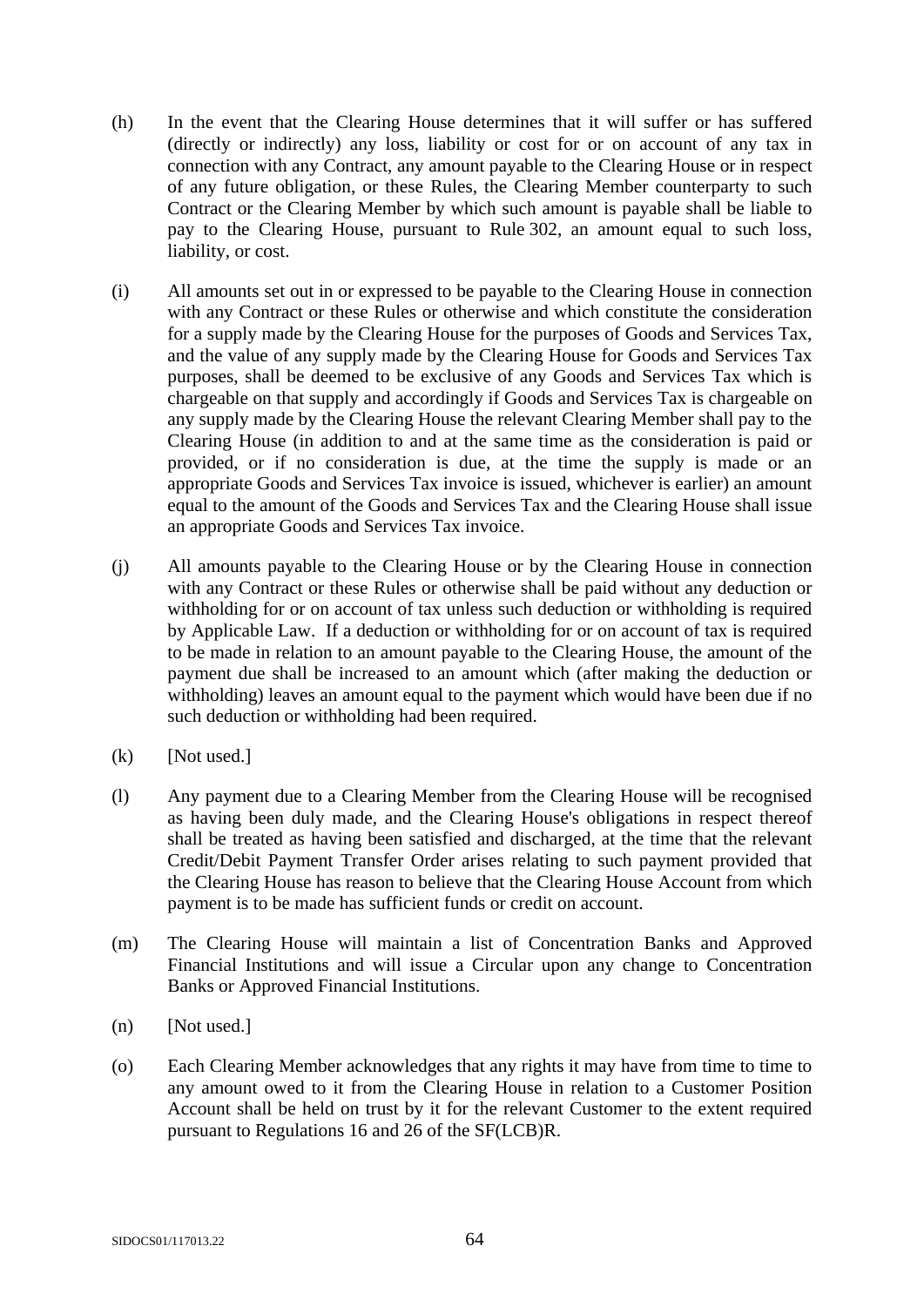(h) In the event that the Clearing House determines that it will suffer or has suffered (directly or indirectly) any loss, liability or cost for or on account of any tax in connection with any Contract, any amount payable to the Clearing House or in respect of any future obligation, or these Rules, the Clearing Member counterparty to such Contract or the Clearing Member by which such amount is payable shall be liable to pay to the Clearing House, pursuant to Rule 302, an amount equal to such loss, liability, or cost.

(i) All amounts set out in or expressed to be payable to the Clearing House in connection with any Contract or these Rules or otherwise and which constitute the consideration for a supply made by the Clearing House for the purposes of Goods and Services Tax, and the value of any supply made by the Clearing House for Goods and Services Tax purposes, shall be deemed to be exclusive of any Goods and Services Tax which is chargeable on that supply and accordingly if Goods and Services Tax is chargeable on any supply made by the Clearing House the relevant Clearing Member shall pay to the Clearing House (in addition to and at the same time as the consideration is paid or provided, or if no consideration is due, at the time the supply is made or an appropriate Goods and Services Tax invoice is issued, whichever is earlier) an amount equal to the amount of the Goods and Services Tax and the Clearing House shall issue an appropriate Goods and Services Tax invoice.

(j) All amounts payable to the Clearing House or by the Clearing House in connection with any Contract or these Rules or otherwise shall be paid without any deduction or withholding for or on account of tax unless such deduction or withholding is required by Applicable Law. If a deduction or withholding for or on account of tax is required to be made in relation to an amount payable to the Clearing House, the amount of the payment due shall be increased to an amount which (after making the deduction or withholding) leaves an amount equal to the payment which would have been due if no such deduction or withholding had been required.

(k) [Not used.]

(l) Any payment due to a Clearing Member from the Clearing House will be recognised as having been duly made, and the Clearing House's obligations in respect thereof shall be treated as having been satisfied and discharged, at the time that the relevant Credit/Debit Payment Transfer Order arises relating to such payment provided that the Clearing House has reason to believe that the Clearing House Account from which payment is to be made has sufficient funds or credit on account.

(m) The Clearing House will maintain a list of Concentration Banks and Approved Financial Institutions and will issue a Circular upon any change to Concentration Banks or Approved Financial Institutions.

(n) [Not used.]

(o) Each Clearing Member acknowledges that any rights it may have from time to time to any amount owed to it from the Clearing House in relation to a Customer Position Account shall be held on trust by it for the relevant Customer to the extent required pursuant to Regulations 16 and 26 of the SF(LCB)R.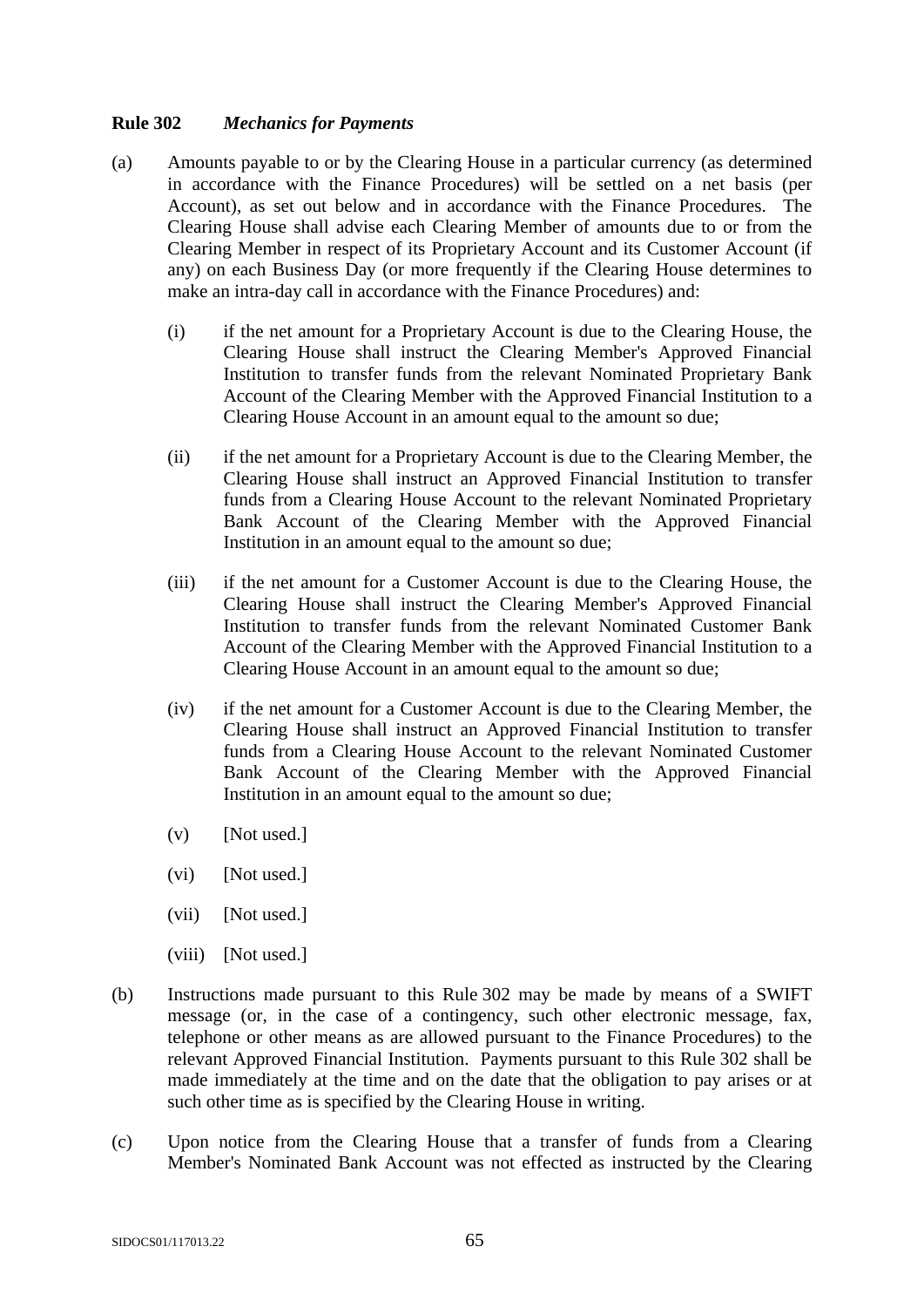**Rule 302** *Mechanics for Payments*

(a) Amounts payable to or by the Clearing House in a particular currency (as determined in accordance with the Finance Procedures) will be settled on a net basis (per Account), as set out below and in accordance with the Finance Procedures. The Clearing House shall advise each Clearing Member of amounts due to or from the Clearing Member in respect of its Proprietary Account and its Customer Account (if any) on each Business Day (or more frequently if the Clearing House determines to make an intra-day call in accordance with the Finance Procedures) and:

(i) if the net amount for a Proprietary Account is due to the Clearing House, the Clearing House shall instruct the Clearing Member's Approved Financial Institution to transfer funds from the relevant Nominated Proprietary Bank Account of the Clearing Member with the Approved Financial Institution to a Clearing House Account in an amount equal to the amount so due;

(ii) if the net amount for a Proprietary Account is due to the Clearing Member, the Clearing House shall instruct an Approved Financial Institution to transfer funds from a Clearing House Account to the relevant Nominated Proprietary Bank Account of the Clearing Member with the Approved Financial Institution in an amount equal to the amount so due;

(iii) if the net amount for a Customer Account is due to the Clearing House, the Clearing House shall instruct the Clearing Member's Approved Financial Institution to transfer funds from the relevant Nominated Customer Bank Account of the Clearing Member with the Approved Financial Institution to a Clearing House Account in an amount equal to the amount so due;

(iv) if the net amount for a Customer Account is due to the Clearing Member, the Clearing House shall instruct an Approved Financial Institution to transfer funds from a Clearing House Account to the relevant Nominated Customer Bank Account of the Clearing Member with the Approved Financial Institution in an amount equal to the amount so due;

(v) [Not used.]

(vi) [Not used.]

(vii) [Not used.]

(viii) [Not used.]

(b) Instructions made pursuant to this Rule 302 may be made by means of a SWIFT message (or, in the case of a contingency, such other electronic message, fax, telephone or other means as are allowed pursuant to the Finance Procedures) to the relevant Approved Financial Institution. Payments pursuant to this Rule 302 shall be made immediately at the time and on the date that the obligation to pay arises or at such other time as is specified by the Clearing House in writing.

(c) Upon notice from the Clearing House that a transfer of funds from a Clearing Member's Nominated Bank Account was not effected as instructed by the Clearing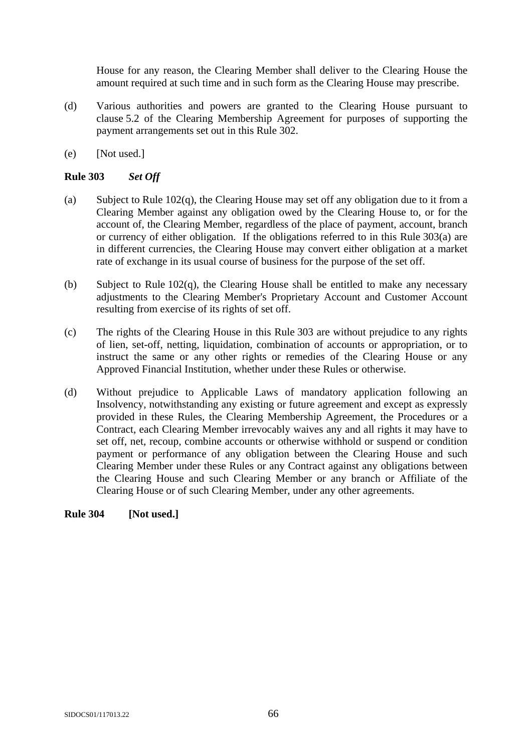House for any reason, the Clearing Member shall deliver to the Clearing House the amount required at such time and in such form as the Clearing House may prescribe.

(d) Various authorities and powers are granted to the Clearing House pursuant to clause 5.2 of the Clearing Membership Agreement for purposes of supporting the payment arrangements set out in this Rule 302.

(e) [Not used.]

**Rule 303** ***Set Off***

(a) Subject to Rule 102(q), the Clearing House may set off any obligation due to it from a Clearing Member against any obligation owed by the Clearing House to, or for the account of, the Clearing Member, regardless of the place of payment, account, branch or currency of either obligation. If the obligations referred to in this Rule 303(a) are in different currencies, the Clearing House may convert either obligation at a market rate of exchange in its usual course of business for the purpose of the set off.

(b) Subject to Rule 102(q), the Clearing House shall be entitled to make any necessary adjustments to the Clearing Member's Proprietary Account and Customer Account resulting from exercise of its rights of set off.

(c) The rights of the Clearing House in this Rule 303 are without prejudice to any rights of lien, set-off, netting, liquidation, combination of accounts or appropriation, or to instruct the same or any other rights or remedies of the Clearing House or any Approved Financial Institution, whether under these Rules or otherwise.

(d) Without prejudice to Applicable Laws of mandatory application following an Insolvency, notwithstanding any existing or future agreement and except as expressly provided in these Rules, the Clearing Membership Agreement, the Procedures or a Contract, each Clearing Member irrevocably waives any and all rights it may have to set off, net, recoup, combine accounts or otherwise withhold or suspend or condition payment or performance of any obligation between the Clearing House and such Clearing Member under these Rules or any Contract against any obligations between the Clearing House and such Clearing Member or any branch or Affiliate of the Clearing House or of such Clearing Member, under any other agreements.

**Rule 304** **[Not used.]**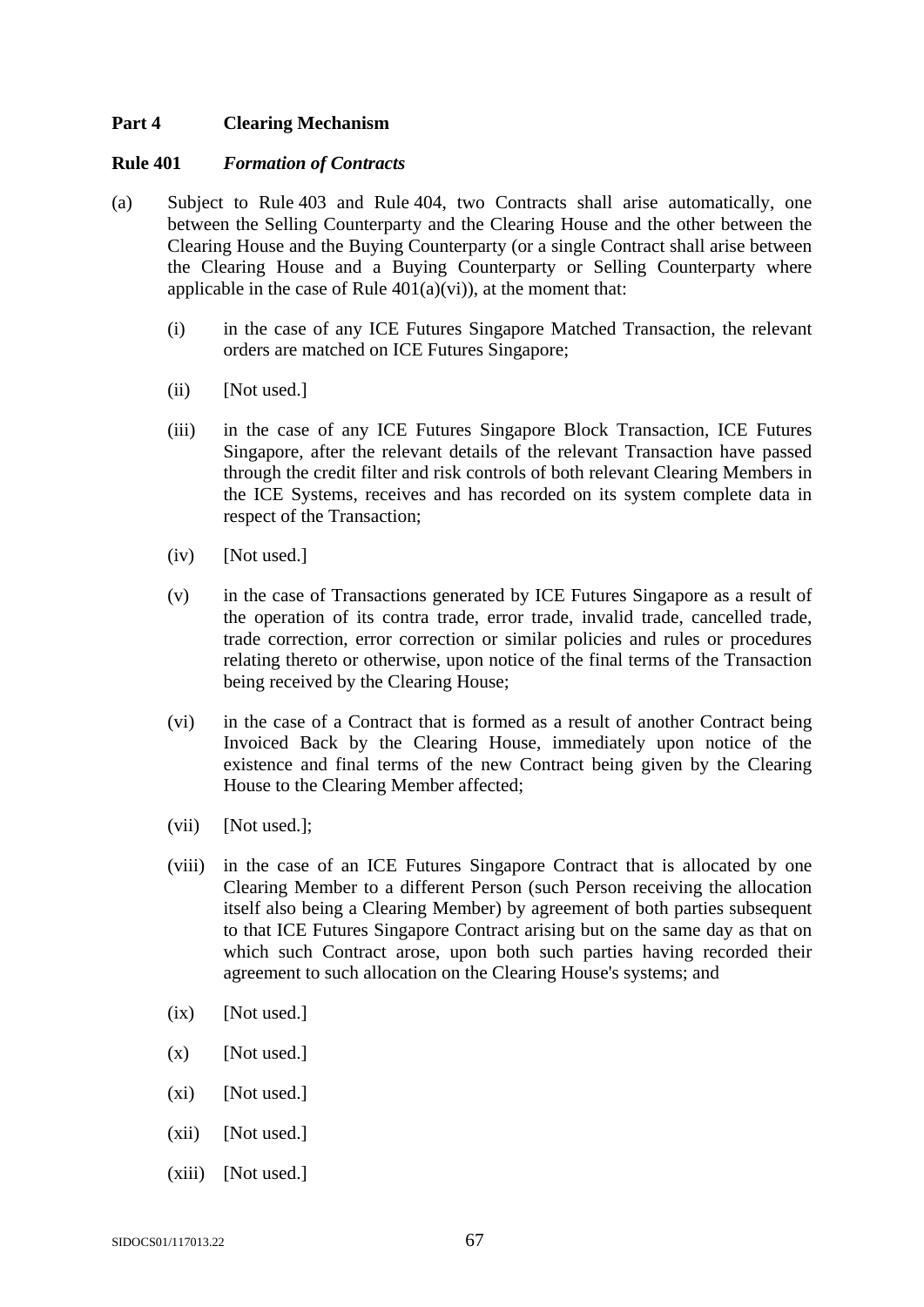**Part 4 Clearing Mechanism**

**Rule 401** ***Formation of Contracts***

(a) Subject to Rule 403 and Rule 404, two Contracts shall arise automatically, one between the Selling Counterparty and the Clearing House and the other between the Clearing House and the Buying Counterparty (or a single Contract shall arise between the Clearing House and a Buying Counterparty or Selling Counterparty where applicable in the case of Rule 401(a)(vi)), at the moment that:

  (i) in the case of any ICE Futures Singapore Matched Transaction, the relevant orders are matched on ICE Futures Singapore;

  (ii) [Not used.]

  (iii) in the case of any ICE Futures Singapore Block Transaction, ICE Futures Singapore, after the relevant details of the relevant Transaction have passed through the credit filter and risk controls of both relevant Clearing Members in the ICE Systems, receives and has recorded on its system complete data in respect of the Transaction;

  (iv) [Not used.]

  (v) in the case of Transactions generated by ICE Futures Singapore as a result of the operation of its contra trade, error trade, invalid trade, cancelled trade, trade correction, error correction or similar policies and rules or procedures relating thereto or otherwise, upon notice of the final terms of the Transaction being received by the Clearing House;

  (vi) in the case of a Contract that is formed as a result of another Contract being Invoiced Back by the Clearing House, immediately upon notice of the existence and final terms of the new Contract being given by the Clearing House to the Clearing Member affected;

  (vii) [Not used.];

  (viii) in the case of an ICE Futures Singapore Contract that is allocated by one Clearing Member to a different Person (such Person receiving the allocation itself also being a Clearing Member) by agreement of both parties subsequent to that ICE Futures Singapore Contract arising but on the same day as that on which such Contract arose, upon both such parties having recorded their agreement to such allocation on the Clearing House's systems; and

  (ix) [Not used.]

  (x) [Not used.]

  (xi) [Not used.]

  (xii) [Not used.]

  (xiii) [Not used.]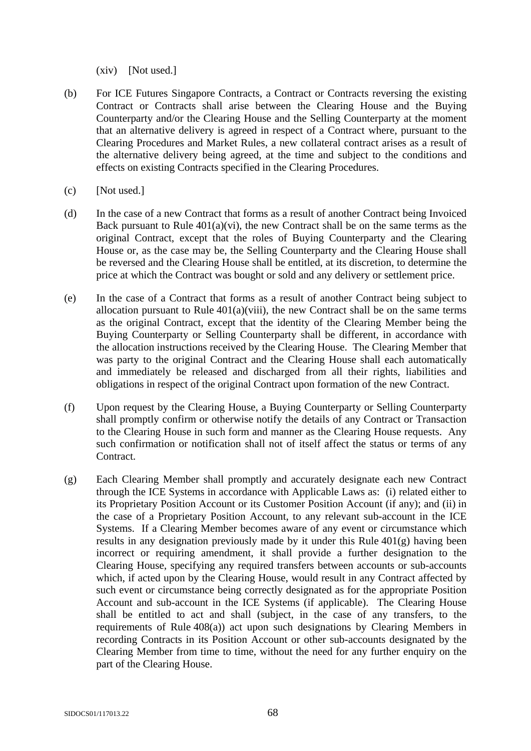(xiv) [Not used.]

(b) For ICE Futures Singapore Contracts, a Contract or Contracts reversing the existing Contract or Contracts shall arise between the Clearing House and the Buying Counterparty and/or the Clearing House and the Selling Counterparty at the moment that an alternative delivery is agreed in respect of a Contract where, pursuant to the Clearing Procedures and Market Rules, a new collateral contract arises as a result of the alternative delivery being agreed, at the time and subject to the conditions and effects on existing Contracts specified in the Clearing Procedures.

(c) [Not used.]

(d) In the case of a new Contract that forms as a result of another Contract being Invoiced Back pursuant to Rule 401(a)(vi), the new Contract shall be on the same terms as the original Contract, except that the roles of Buying Counterparty and the Clearing House or, as the case may be, the Selling Counterparty and the Clearing House shall be reversed and the Clearing House shall be entitled, at its discretion, to determine the price at which the Contract was bought or sold and any delivery or settlement price.

(e) In the case of a Contract that forms as a result of another Contract being subject to allocation pursuant to Rule 401(a)(viii), the new Contract shall be on the same terms as the original Contract, except that the identity of the Clearing Member being the Buying Counterparty or Selling Counterparty shall be different, in accordance with the allocation instructions received by the Clearing House. The Clearing Member that was party to the original Contract and the Clearing House shall each automatically and immediately be released and discharged from all their rights, liabilities and obligations in respect of the original Contract upon formation of the new Contract.

(f) Upon request by the Clearing House, a Buying Counterparty or Selling Counterparty shall promptly confirm or otherwise notify the details of any Contract or Transaction to the Clearing House in such form and manner as the Clearing House requests. Any such confirmation or notification shall not of itself affect the status or terms of any Contract.

(g) Each Clearing Member shall promptly and accurately designate each new Contract through the ICE Systems in accordance with Applicable Laws as: (i) related either to its Proprietary Position Account or its Customer Position Account (if any); and (ii) in the case of a Proprietary Position Account, to any relevant sub-account in the ICE Systems. If a Clearing Member becomes aware of any event or circumstance which results in any designation previously made by it under this Rule 401(g) having been incorrect or requiring amendment, it shall provide a further designation to the Clearing House, specifying any required transfers between accounts or sub-accounts which, if acted upon by the Clearing House, would result in any Contract affected by such event or circumstance being correctly designated as for the appropriate Position Account and sub-account in the ICE Systems (if applicable). The Clearing House shall be entitled to act and shall (subject, in the case of any transfers, to the requirements of Rule 408(a)) act upon such designations by Clearing Members in recording Contracts in its Position Account or other sub-accounts designated by the Clearing Member from time to time, without the need for any further enquiry on the part of the Clearing House.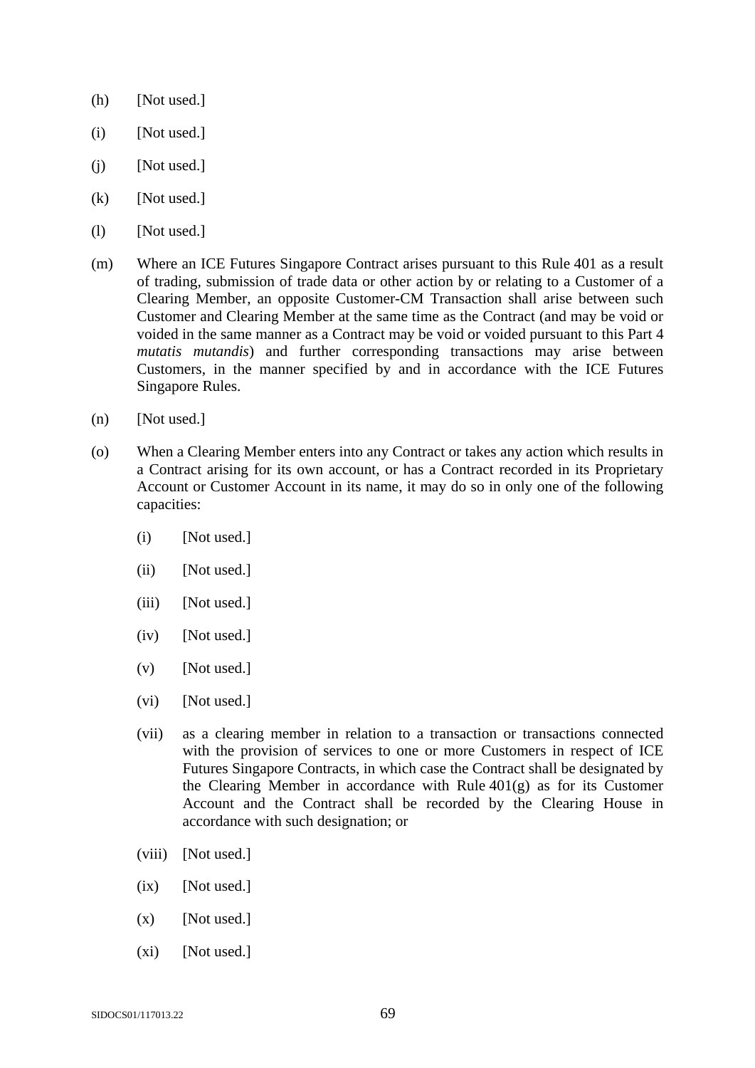(h) [Not used.]

(i) [Not used.]

(j) [Not used.]

(k) [Not used.]

(l) [Not used.]

(m) Where an ICE Futures Singapore Contract arises pursuant to this Rule 401 as a result of trading, submission of trade data or other action by or relating to a Customer of a Clearing Member, an opposite Customer-CM Transaction shall arise between such Customer and Clearing Member at the same time as the Contract (and may be void or voided in the same manner as a Contract may be void or voided pursuant to this Part 4 *mutatis mutandis*) and further corresponding transactions may arise between Customers, in the manner specified by and in accordance with the ICE Futures Singapore Rules.

(n) [Not used.]

(o) When a Clearing Member enters into any Contract or takes any action which results in a Contract arising for its own account, or has a Contract recorded in its Proprietary Account or Customer Account in its name, it may do so in only one of the following capacities:

  (i) [Not used.]

  (ii) [Not used.]

  (iii) [Not used.]

  (iv) [Not used.]

  (v) [Not used.]

  (vi) [Not used.]

  (vii) as a clearing member in relation to a transaction or transactions connected with the provision of services to one or more Customers in respect of ICE Futures Singapore Contracts, in which case the Contract shall be designated by the Clearing Member in accordance with Rule 401(g) as for its Customer Account and the Contract shall be recorded by the Clearing House in accordance with such designation; or

  (viii) [Not used.]

  (ix) [Not used.]

  (x) [Not used.]

  (xi) [Not used.]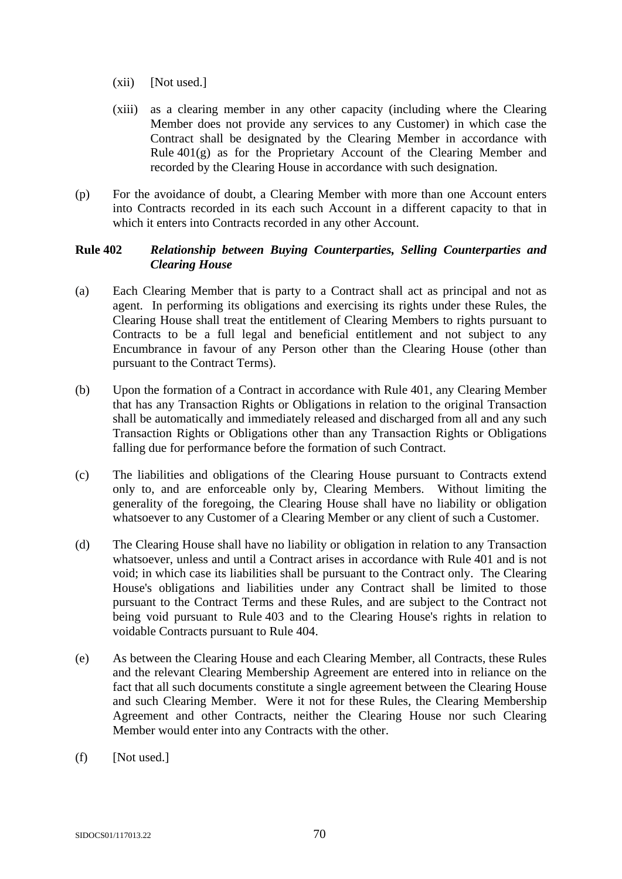(xii) [Not used.]

(xiii) as a clearing member in any other capacity (including where the Clearing Member does not provide any services to any Customer) in which case the Contract shall be designated by the Clearing Member in accordance with Rule 401(g) as for the Proprietary Account of the Clearing Member and recorded by the Clearing House in accordance with such designation.

(p) For the avoidance of doubt, a Clearing Member with more than one Account enters into Contracts recorded in its each such Account in a different capacity to that in which it enters into Contracts recorded in any other Account.

**Rule 402** ***Relationship between Buying Counterparties, Selling Counterparties and Clearing House***

(a) Each Clearing Member that is party to a Contract shall act as principal and not as agent. In performing its obligations and exercising its rights under these Rules, the Clearing House shall treat the entitlement of Clearing Members to rights pursuant to Contracts to be a full legal and beneficial entitlement and not subject to any Encumbrance in favour of any Person other than the Clearing House (other than pursuant to the Contract Terms).

(b) Upon the formation of a Contract in accordance with Rule 401, any Clearing Member that has any Transaction Rights or Obligations in relation to the original Transaction shall be automatically and immediately released and discharged from all and any such Transaction Rights or Obligations other than any Transaction Rights or Obligations falling due for performance before the formation of such Contract.

(c) The liabilities and obligations of the Clearing House pursuant to Contracts extend only to, and are enforceable only by, Clearing Members. Without limiting the generality of the foregoing, the Clearing House shall have no liability or obligation whatsoever to any Customer of a Clearing Member or any client of such a Customer.

(d) The Clearing House shall have no liability or obligation in relation to any Transaction whatsoever, unless and until a Contract arises in accordance with Rule 401 and is not void; in which case its liabilities shall be pursuant to the Contract only. The Clearing House's obligations and liabilities under any Contract shall be limited to those pursuant to the Contract Terms and these Rules, and are subject to the Contract not being void pursuant to Rule 403 and to the Clearing House's rights in relation to voidable Contracts pursuant to Rule 404.

(e) As between the Clearing House and each Clearing Member, all Contracts, these Rules and the relevant Clearing Membership Agreement are entered into in reliance on the fact that all such documents constitute a single agreement between the Clearing House and such Clearing Member. Were it not for these Rules, the Clearing Membership Agreement and other Contracts, neither the Clearing House nor such Clearing Member would enter into any Contracts with the other.

(f) [Not used.]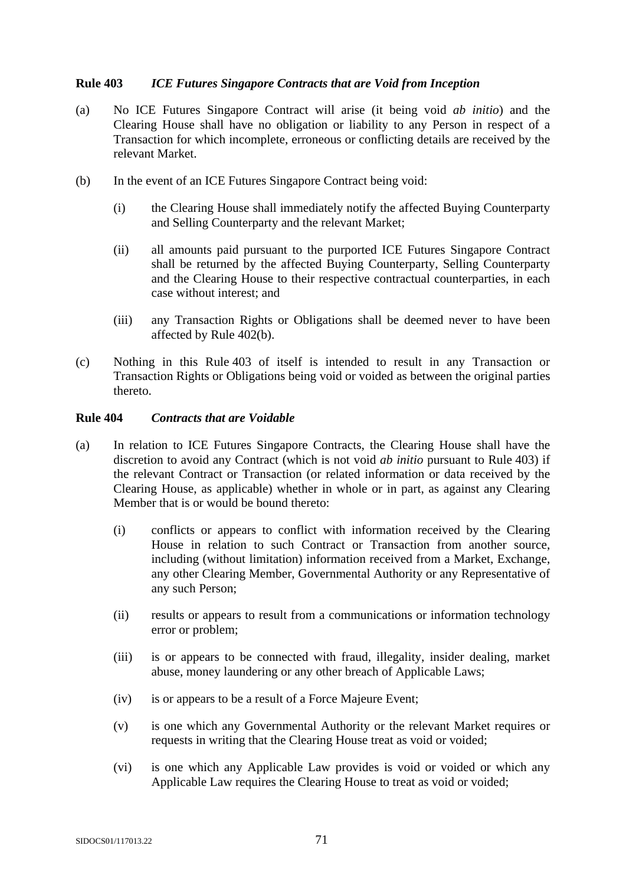**Rule 403** *ICE Futures Singapore Contracts that are Void from Inception*

(a) No ICE Futures Singapore Contract will arise (it being void *ab initio*) and the Clearing House shall have no obligation or liability to any Person in respect of a Transaction for which incomplete, erroneous or conflicting details are received by the relevant Market.

(b) In the event of an ICE Futures Singapore Contract being void:

(i) the Clearing House shall immediately notify the affected Buying Counterparty and Selling Counterparty and the relevant Market;

(ii) all amounts paid pursuant to the purported ICE Futures Singapore Contract shall be returned by the affected Buying Counterparty, Selling Counterparty and the Clearing House to their respective contractual counterparties, in each case without interest; and

(iii) any Transaction Rights or Obligations shall be deemed never to have been affected by Rule 402(b).

(c) Nothing in this Rule 403 of itself is intended to result in any Transaction or Transaction Rights or Obligations being void or voided as between the original parties thereto.

**Rule 404** *Contracts that are Voidable*

(a) In relation to ICE Futures Singapore Contracts, the Clearing House shall have the discretion to avoid any Contract (which is not void *ab initio* pursuant to Rule 403) if the relevant Contract or Transaction (or related information or data received by the Clearing House, as applicable) whether in whole or in part, as against any Clearing Member that is or would be bound thereto:

(i) conflicts or appears to conflict with information received by the Clearing House in relation to such Contract or Transaction from another source, including (without limitation) information received from a Market, Exchange, any other Clearing Member, Governmental Authority or any Representative of any such Person;

(ii) results or appears to result from a communications or information technology error or problem;

(iii) is or appears to be connected with fraud, illegality, insider dealing, market abuse, money laundering or any other breach of Applicable Laws;

(iv) is or appears to be a result of a Force Majeure Event;

(v) is one which any Governmental Authority or the relevant Market requires or requests in writing that the Clearing House treat as void or voided;

(vi) is one which any Applicable Law provides is void or voided or which any Applicable Law requires the Clearing House to treat as void or voided;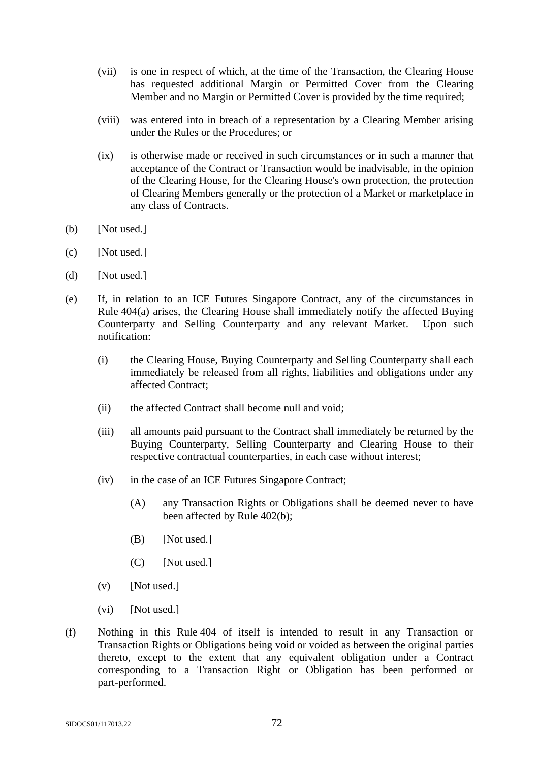(vii) is one in respect of which, at the time of the Transaction, the Clearing House has requested additional Margin or Permitted Cover from the Clearing Member and no Margin or Permitted Cover is provided by the time required;

(viii) was entered into in breach of a representation by a Clearing Member arising under the Rules or the Procedures; or

(ix) is otherwise made or received in such circumstances or in such a manner that acceptance of the Contract or Transaction would be inadvisable, in the opinion of the Clearing House, for the Clearing House's own protection, the protection of Clearing Members generally or the protection of a Market or marketplace in any class of Contracts.

(b) [Not used.]

(c) [Not used.]

(d) [Not used.]

(e) If, in relation to an ICE Futures Singapore Contract, any of the circumstances in Rule 404(a) arises, the Clearing House shall immediately notify the affected Buying Counterparty and Selling Counterparty and any relevant Market. Upon such notification:

(i) the Clearing House, Buying Counterparty and Selling Counterparty shall each immediately be released from all rights, liabilities and obligations under any affected Contract;

(ii) the affected Contract shall become null and void;

(iii) all amounts paid pursuant to the Contract shall immediately be returned by the Buying Counterparty, Selling Counterparty and Clearing House to their respective contractual counterparties, in each case without interest;

(iv) in the case of an ICE Futures Singapore Contract;

(A) any Transaction Rights or Obligations shall be deemed never to have been affected by Rule 402(b);

(B) [Not used.]

(C) [Not used.]

(v) [Not used.]

(vi) [Not used.]

(f) Nothing in this Rule 404 of itself is intended to result in any Transaction or Transaction Rights or Obligations being void or voided as between the original parties thereto, except to the extent that any equivalent obligation under a Contract corresponding to a Transaction Right or Obligation has been performed or part-performed.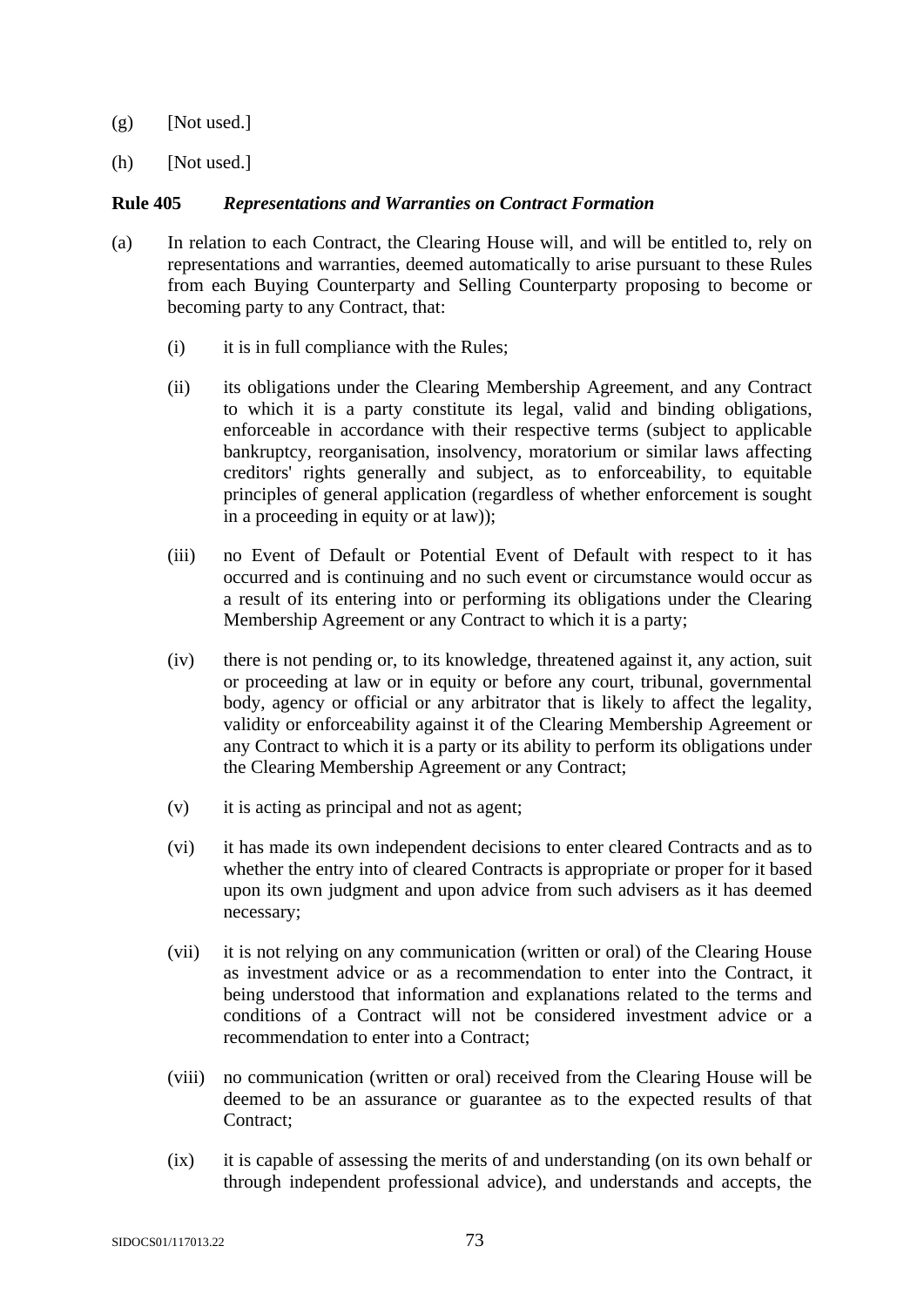(g) [Not used.]

(h) [Not used.]

**Rule 405** ***Representations and Warranties on Contract Formation***

(a) In relation to each Contract, the Clearing House will, and will be entitled to, rely on representations and warranties, deemed automatically to arise pursuant to these Rules from each Buying Counterparty and Selling Counterparty proposing to become or becoming party to any Contract, that:

(i) it is in full compliance with the Rules;

(ii) its obligations under the Clearing Membership Agreement, and any Contract to which it is a party constitute its legal, valid and binding obligations, enforceable in accordance with their respective terms (subject to applicable bankruptcy, reorganisation, insolvency, moratorium or similar laws affecting creditors' rights generally and subject, as to enforceability, to equitable principles of general application (regardless of whether enforcement is sought in a proceeding in equity or at law));

(iii) no Event of Default or Potential Event of Default with respect to it has occurred and is continuing and no such event or circumstance would occur as a result of its entering into or performing its obligations under the Clearing Membership Agreement or any Contract to which it is a party;

(iv) there is not pending or, to its knowledge, threatened against it, any action, suit or proceeding at law or in equity or before any court, tribunal, governmental body, agency or official or any arbitrator that is likely to affect the legality, validity or enforceability against it of the Clearing Membership Agreement or any Contract to which it is a party or its ability to perform its obligations under the Clearing Membership Agreement or any Contract;

(v) it is acting as principal and not as agent;

(vi) it has made its own independent decisions to enter cleared Contracts and as to whether the entry into of cleared Contracts is appropriate or proper for it based upon its own judgment and upon advice from such advisers as it has deemed necessary;

(vii) it is not relying on any communication (written or oral) of the Clearing House as investment advice or as a recommendation to enter into the Contract, it being understood that information and explanations related to the terms and conditions of a Contract will not be considered investment advice or a recommendation to enter into a Contract;

(viii) no communication (written or oral) received from the Clearing House will be deemed to be an assurance or guarantee as to the expected results of that Contract;

(ix) it is capable of assessing the merits of and understanding (on its own behalf or through independent professional advice), and understands and accepts, the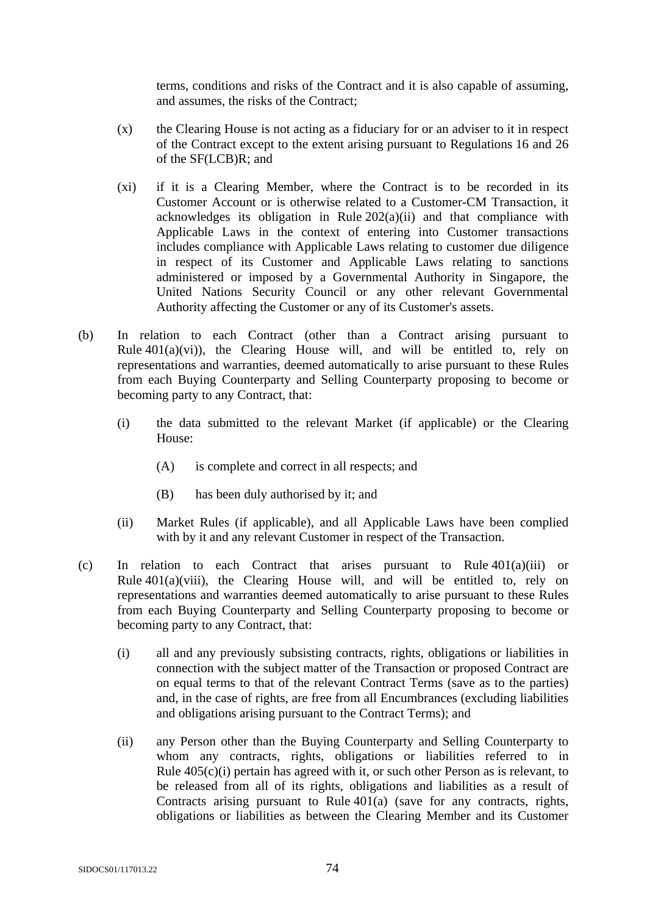terms, conditions and risks of the Contract and it is also capable of assuming, and assumes, the risks of the Contract;

(x) the Clearing House is not acting as a fiduciary for or an adviser to it in respect of the Contract except to the extent arising pursuant to Regulations 16 and 26 of the SF(LCB)R; and

(xi) if it is a Clearing Member, where the Contract is to be recorded in its Customer Account or is otherwise related to a Customer-CM Transaction, it acknowledges its obligation in Rule 202(a)(ii) and that compliance with Applicable Laws in the context of entering into Customer transactions includes compliance with Applicable Laws relating to customer due diligence in respect of its Customer and Applicable Laws relating to sanctions administered or imposed by a Governmental Authority in Singapore, the United Nations Security Council or any other relevant Governmental Authority affecting the Customer or any of its Customer's assets.

(b) In relation to each Contract (other than a Contract arising pursuant to Rule 401(a)(vi)), the Clearing House will, and will be entitled to, rely on representations and warranties, deemed automatically to arise pursuant to these Rules from each Buying Counterparty and Selling Counterparty proposing to become or becoming party to any Contract, that:

(i) the data submitted to the relevant Market (if applicable) or the Clearing House:

(A) is complete and correct in all respects; and

(B) has been duly authorised by it; and

(ii) Market Rules (if applicable), and all Applicable Laws have been complied with by it and any relevant Customer in respect of the Transaction.

(c) In relation to each Contract that arises pursuant to Rule 401(a)(iii) or Rule 401(a)(viii), the Clearing House will, and will be entitled to, rely on representations and warranties deemed automatically to arise pursuant to these Rules from each Buying Counterparty and Selling Counterparty proposing to become or becoming party to any Contract, that:

(i) all and any previously subsisting contracts, rights, obligations or liabilities in connection with the subject matter of the Transaction or proposed Contract are on equal terms to that of the relevant Contract Terms (save as to the parties) and, in the case of rights, are free from all Encumbrances (excluding liabilities and obligations arising pursuant to the Contract Terms); and

(ii) any Person other than the Buying Counterparty and Selling Counterparty to whom any contracts, rights, obligations or liabilities referred to in Rule 405(c)(i) pertain has agreed with it, or such other Person as is relevant, to be released from all of its rights, obligations and liabilities as a result of Contracts arising pursuant to Rule 401(a) (save for any contracts, rights, obligations or liabilities as between the Clearing Member and its Customer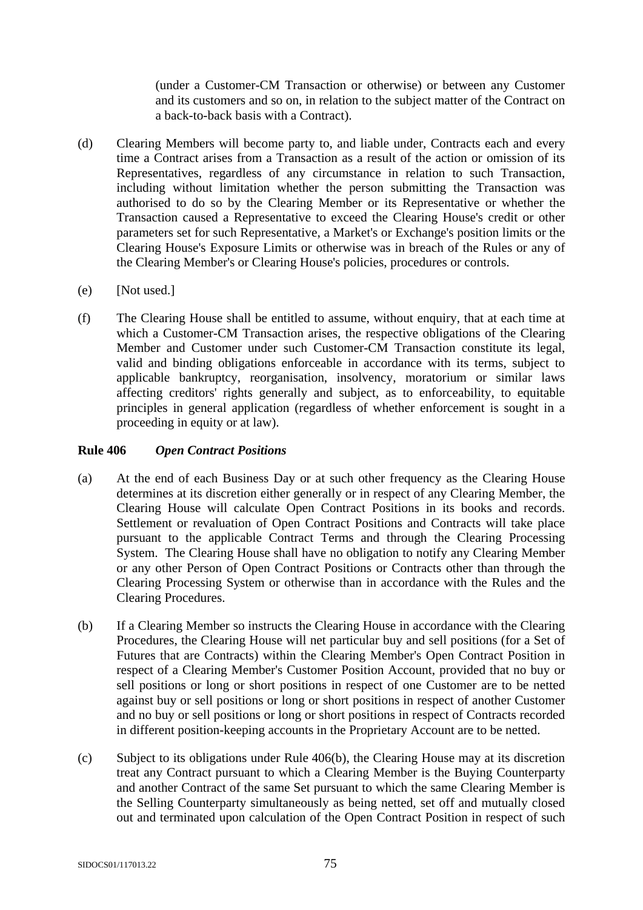(under a Customer-CM Transaction or otherwise) or between any Customer and its customers and so on, in relation to the subject matter of the Contract on a back-to-back basis with a Contract).

(d) Clearing Members will become party to, and liable under, Contracts each and every time a Contract arises from a Transaction as a result of the action or omission of its Representatives, regardless of any circumstance in relation to such Transaction, including without limitation whether the person submitting the Transaction was authorised to do so by the Clearing Member or its Representative or whether the Transaction caused a Representative to exceed the Clearing House's credit or other parameters set for such Representative, a Market's or Exchange's position limits or the Clearing House's Exposure Limits or otherwise was in breach of the Rules or any of the Clearing Member's or Clearing House's policies, procedures or controls.

(e) [Not used.]

(f) The Clearing House shall be entitled to assume, without enquiry, that at each time at which a Customer-CM Transaction arises, the respective obligations of the Clearing Member and Customer under such Customer-CM Transaction constitute its legal, valid and binding obligations enforceable in accordance with its terms, subject to applicable bankruptcy, reorganisation, insolvency, moratorium or similar laws affecting creditors' rights generally and subject, as to enforceability, to equitable principles in general application (regardless of whether enforcement is sought in a proceeding in equity or at law).

### Rule 406 *Open Contract Positions*

(a) At the end of each Business Day or at such other frequency as the Clearing House determines at its discretion either generally or in respect of any Clearing Member, the Clearing House will calculate Open Contract Positions in its books and records. Settlement or revaluation of Open Contract Positions and Contracts will take place pursuant to the applicable Contract Terms and through the Clearing Processing System. The Clearing House shall have no obligation to notify any Clearing Member or any other Person of Open Contract Positions or Contracts other than through the Clearing Processing System or otherwise than in accordance with the Rules and the Clearing Procedures.

(b) If a Clearing Member so instructs the Clearing House in accordance with the Clearing Procedures, the Clearing House will net particular buy and sell positions (for a Set of Futures that are Contracts) within the Clearing Member's Open Contract Position in respect of a Clearing Member's Customer Position Account, provided that no buy or sell positions or long or short positions in respect of one Customer are to be netted against buy or sell positions or long or short positions in respect of another Customer and no buy or sell positions or long or short positions in respect of Contracts recorded in different position-keeping accounts in the Proprietary Account are to be netted.

(c) Subject to its obligations under Rule 406(b), the Clearing House may at its discretion treat any Contract pursuant to which a Clearing Member is the Buying Counterparty and another Contract of the same Set pursuant to which the same Clearing Member is the Selling Counterparty simultaneously as being netted, set off and mutually closed out and terminated upon calculation of the Open Contract Position in respect of such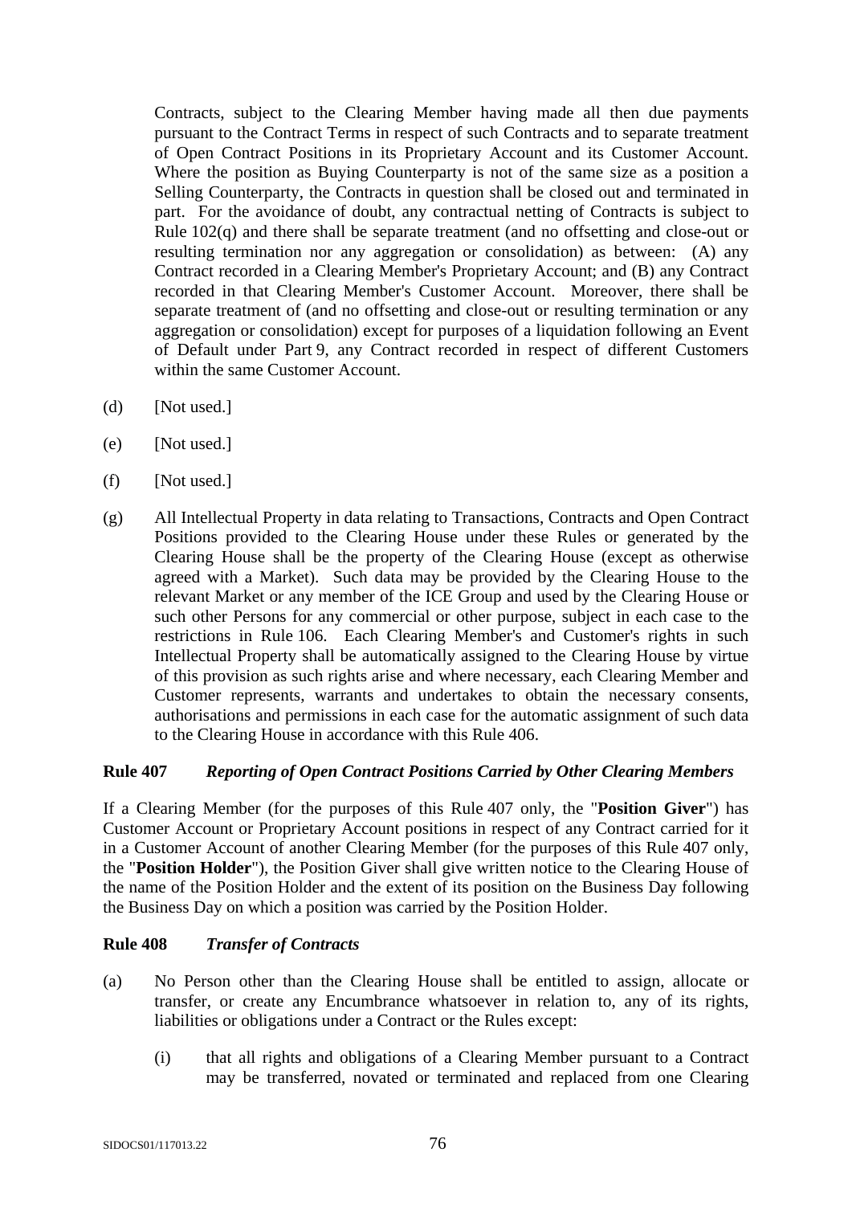Contracts, subject to the Clearing Member having made all then due payments pursuant to the Contract Terms in respect of such Contracts and to separate treatment of Open Contract Positions in its Proprietary Account and its Customer Account. Where the position as Buying Counterparty is not of the same size as a position a Selling Counterparty, the Contracts in question shall be closed out and terminated in part. For the avoidance of doubt, any contractual netting of Contracts is subject to Rule 102(q) and there shall be separate treatment (and no offsetting and close-out or resulting termination nor any aggregation or consolidation) as between: (A) any Contract recorded in a Clearing Member's Proprietary Account; and (B) any Contract recorded in that Clearing Member's Customer Account. Moreover, there shall be separate treatment of (and no offsetting and close-out or resulting termination or any aggregation or consolidation) except for purposes of a liquidation following an Event of Default under Part 9, any Contract recorded in respect of different Customers within the same Customer Account.

(d) [Not used.]

(e) [Not used.]

(f) [Not used.]

(g) All Intellectual Property in data relating to Transactions, Contracts and Open Contract Positions provided to the Clearing House under these Rules or generated by the Clearing House shall be the property of the Clearing House (except as otherwise agreed with a Market). Such data may be provided by the Clearing House to the relevant Market or any member of the ICE Group and used by the Clearing House or such other Persons for any commercial or other purpose, subject in each case to the restrictions in Rule 106. Each Clearing Member's and Customer's rights in such Intellectual Property shall be automatically assigned to the Clearing House by virtue of this provision as such rights arise and where necessary, each Clearing Member and Customer represents, warrants and undertakes to obtain the necessary consents, authorisations and permissions in each case for the automatic assignment of such data to the Clearing House in accordance with this Rule 406.

**Rule 407** ***Reporting of Open Contract Positions Carried by Other Clearing Members***

If a Clearing Member (for the purposes of this Rule 407 only, the "**Position Giver**") has Customer Account or Proprietary Account positions in respect of any Contract carried for it in a Customer Account of another Clearing Member (for the purposes of this Rule 407 only, the "**Position Holder**"), the Position Giver shall give written notice to the Clearing House of the name of the Position Holder and the extent of its position on the Business Day following the Business Day on which a position was carried by the Position Holder.

**Rule 408** ***Transfer of Contracts***

(a) No Person other than the Clearing House shall be entitled to assign, allocate or transfer, or create any Encumbrance whatsoever in relation to, any of its rights, liabilities or obligations under a Contract or the Rules except:

(i) that all rights and obligations of a Clearing Member pursuant to a Contract may be transferred, novated or terminated and replaced from one Clearing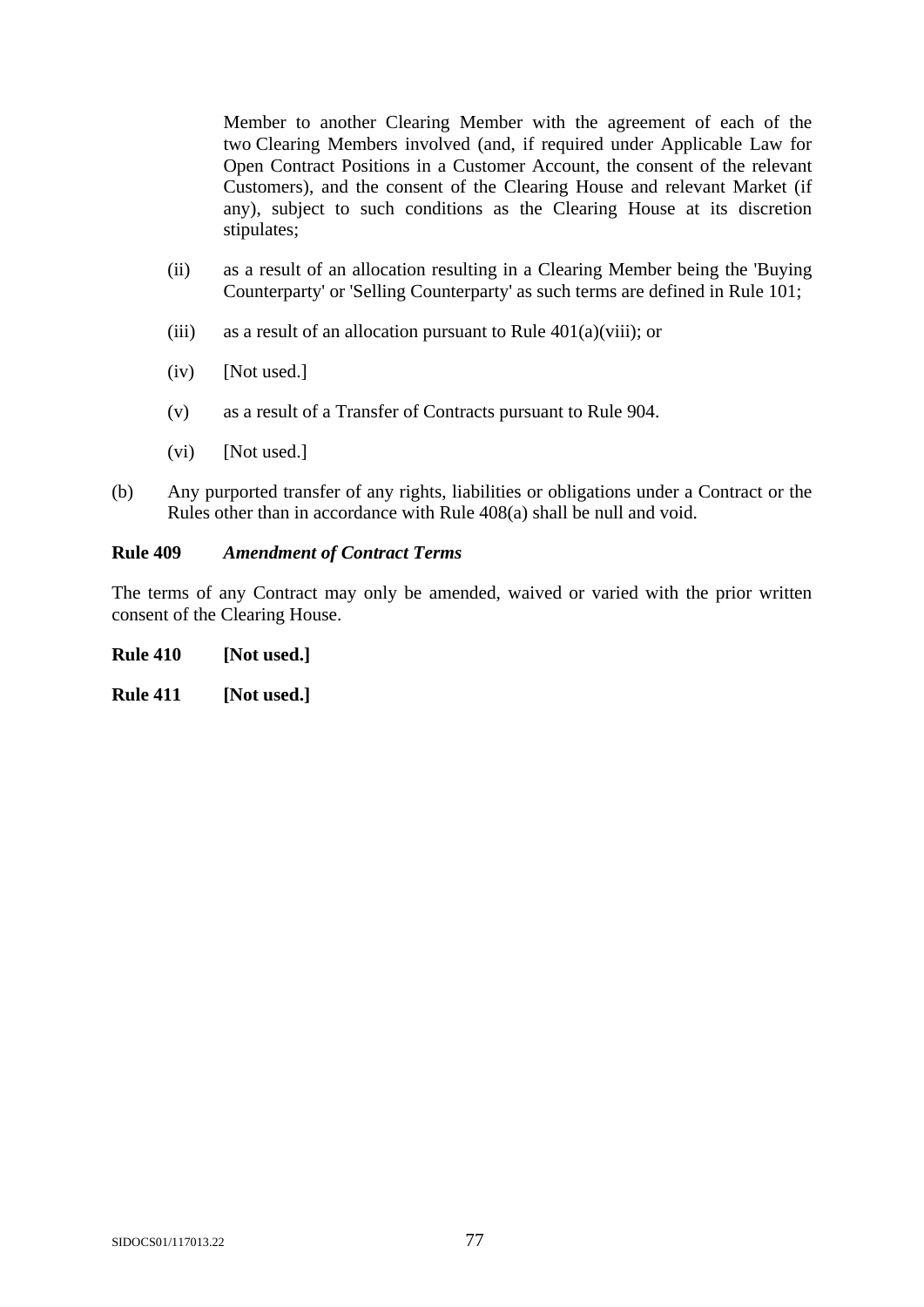Member to another Clearing Member with the agreement of each of the two Clearing Members involved (and, if required under Applicable Law for Open Contract Positions in a Customer Account, the consent of the relevant Customers), and the consent of the Clearing House and relevant Market (if any), subject to such conditions as the Clearing House at its discretion stipulates;

(ii) as a result of an allocation resulting in a Clearing Member being the 'Buying Counterparty' or 'Selling Counterparty' as such terms are defined in Rule 101;

(iii) as a result of an allocation pursuant to Rule 401(a)(viii); or

(iv) [Not used.]

(v) as a result of a Transfer of Contracts pursuant to Rule 904.

(vi) [Not used.]

(b) Any purported transfer of any rights, liabilities or obligations under a Contract or the Rules other than in accordance with Rule 408(a) shall be null and void.

**Rule 409** ***Amendment of Contract Terms***

The terms of any Contract may only be amended, waived or varied with the prior written consent of the Clearing House.

**Rule 410** **[Not used.]**

**Rule 411** **[Not used.]**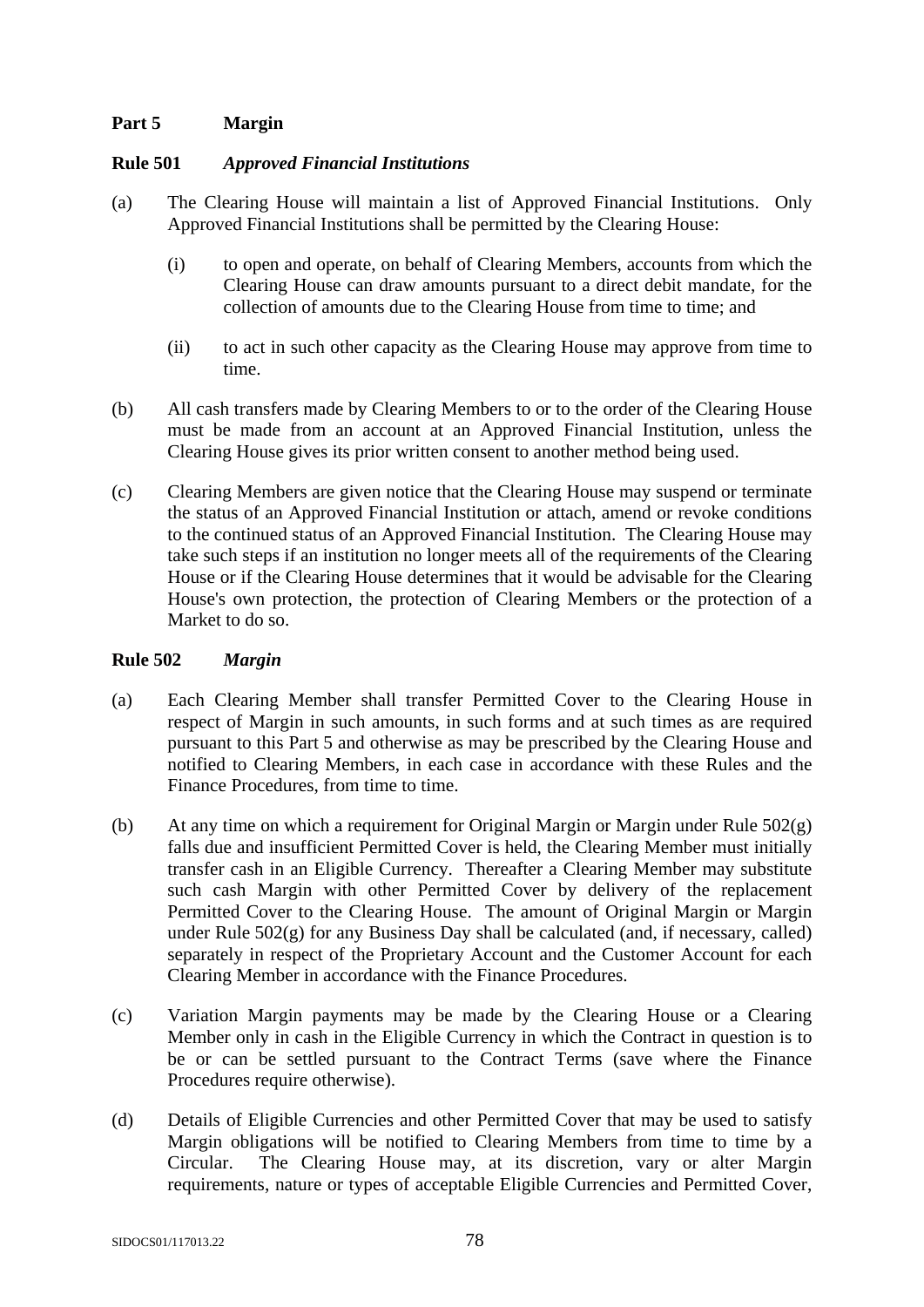## Part 5 Margin

### Rule 501 *Approved Financial Institutions*

(a) The Clearing House will maintain a list of Approved Financial Institutions. Only Approved Financial Institutions shall be permitted by the Clearing House:

(i) to open and operate, on behalf of Clearing Members, accounts from which the Clearing House can draw amounts pursuant to a direct debit mandate, for the collection of amounts due to the Clearing House from time to time; and

(ii) to act in such other capacity as the Clearing House may approve from time to time.

(b) All cash transfers made by Clearing Members to or to the order of the Clearing House must be made from an account at an Approved Financial Institution, unless the Clearing House gives its prior written consent to another method being used.

(c) Clearing Members are given notice that the Clearing House may suspend or terminate the status of an Approved Financial Institution or attach, amend or revoke conditions to the continued status of an Approved Financial Institution. The Clearing House may take such steps if an institution no longer meets all of the requirements of the Clearing House or if the Clearing House determines that it would be advisable for the Clearing House's own protection, the protection of Clearing Members or the protection of a Market to do so.

### Rule 502 *Margin*

(a) Each Clearing Member shall transfer Permitted Cover to the Clearing House in respect of Margin in such amounts, in such forms and at such times as are required pursuant to this Part 5 and otherwise as may be prescribed by the Clearing House and notified to Clearing Members, in each case in accordance with these Rules and the Finance Procedures, from time to time.

(b) At any time on which a requirement for Original Margin or Margin under Rule 502(g) falls due and insufficient Permitted Cover is held, the Clearing Member must initially transfer cash in an Eligible Currency. Thereafter a Clearing Member may substitute such cash Margin with other Permitted Cover by delivery of the replacement Permitted Cover to the Clearing House. The amount of Original Margin or Margin under Rule 502(g) for any Business Day shall be calculated (and, if necessary, called) separately in respect of the Proprietary Account and the Customer Account for each Clearing Member in accordance with the Finance Procedures.

(c) Variation Margin payments may be made by the Clearing House or a Clearing Member only in cash in the Eligible Currency in which the Contract in question is to be or can be settled pursuant to the Contract Terms (save where the Finance Procedures require otherwise).

(d) Details of Eligible Currencies and other Permitted Cover that may be used to satisfy Margin obligations will be notified to Clearing Members from time to time by a Circular. The Clearing House may, at its discretion, vary or alter Margin requirements, nature or types of acceptable Eligible Currencies and Permitted Cover,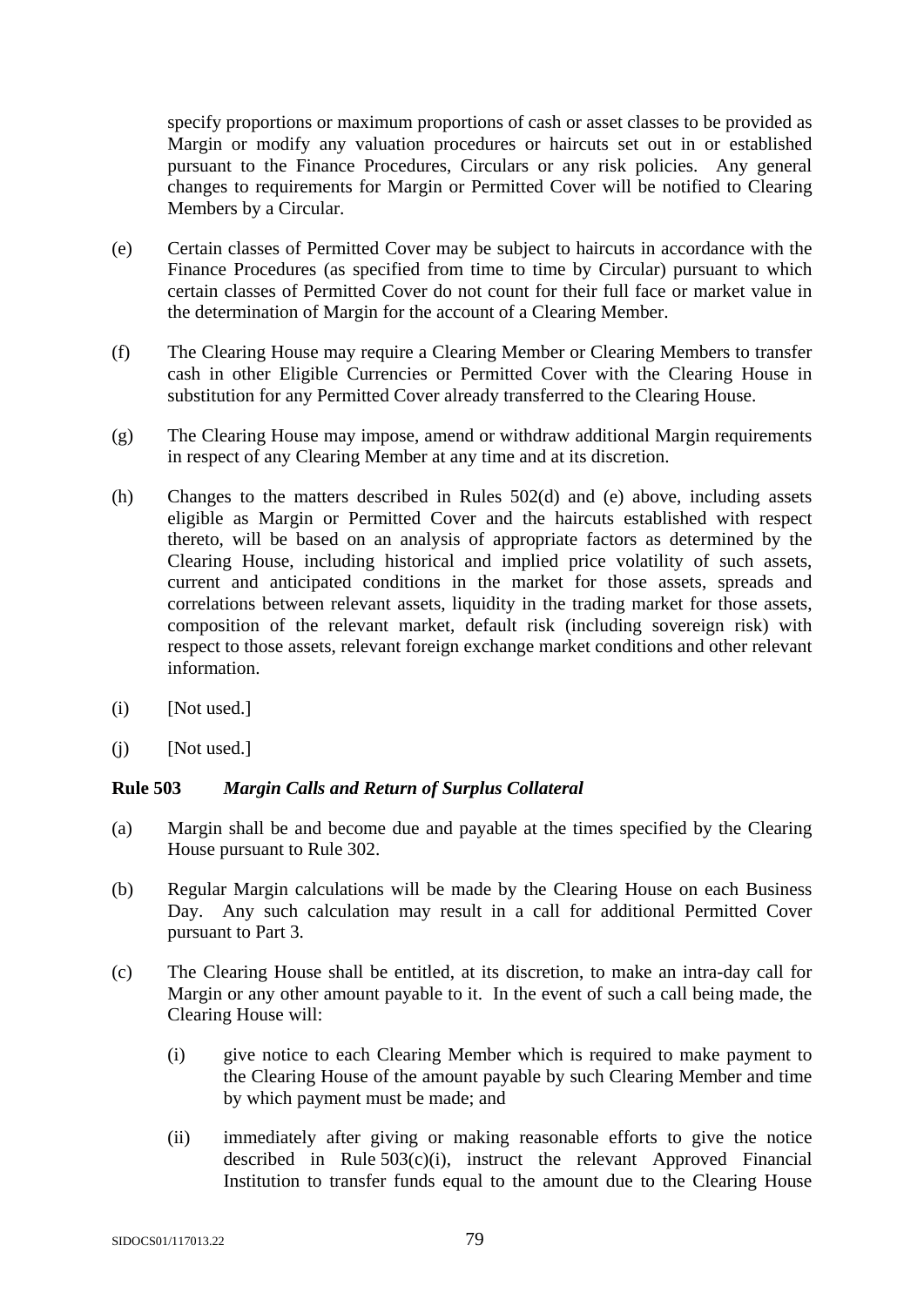specify proportions or maximum proportions of cash or asset classes to be provided as Margin or modify any valuation procedures or haircuts set out in or established pursuant to the Finance Procedures, Circulars or any risk policies. Any general changes to requirements for Margin or Permitted Cover will be notified to Clearing Members by a Circular.

(e) Certain classes of Permitted Cover may be subject to haircuts in accordance with the Finance Procedures (as specified from time to time by Circular) pursuant to which certain classes of Permitted Cover do not count for their full face or market value in the determination of Margin for the account of a Clearing Member.

(f) The Clearing House may require a Clearing Member or Clearing Members to transfer cash in other Eligible Currencies or Permitted Cover with the Clearing House in substitution for any Permitted Cover already transferred to the Clearing House.

(g) The Clearing House may impose, amend or withdraw additional Margin requirements in respect of any Clearing Member at any time and at its discretion.

(h) Changes to the matters described in Rules 502(d) and (e) above, including assets eligible as Margin or Permitted Cover and the haircuts established with respect thereto, will be based on an analysis of appropriate factors as determined by the Clearing House, including historical and implied price volatility of such assets, current and anticipated conditions in the market for those assets, spreads and correlations between relevant assets, liquidity in the trading market for those assets, composition of the relevant market, default risk (including sovereign risk) with respect to those assets, relevant foreign exchange market conditions and other relevant information.

(i) [Not used.]

(j) [Not used.]

**Rule 503** ***Margin Calls and Return of Surplus Collateral***

(a) Margin shall be and become due and payable at the times specified by the Clearing House pursuant to Rule 302.

(b) Regular Margin calculations will be made by the Clearing House on each Business Day. Any such calculation may result in a call for additional Permitted Cover pursuant to Part 3.

(c) The Clearing House shall be entitled, at its discretion, to make an intra-day call for Margin or any other amount payable to it. In the event of such a call being made, the Clearing House will:

  (i) give notice to each Clearing Member which is required to make payment to the Clearing House of the amount payable by such Clearing Member and time by which payment must be made; and

  (ii) immediately after giving or making reasonable efforts to give the notice described in Rule 503(c)(i), instruct the relevant Approved Financial Institution to transfer funds equal to the amount due to the Clearing House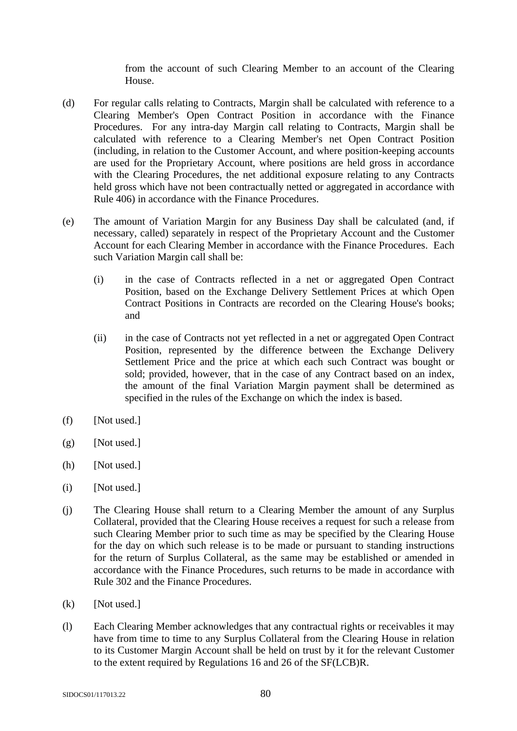from the account of such Clearing Member to an account of the Clearing House.

(d) For regular calls relating to Contracts, Margin shall be calculated with reference to a Clearing Member's Open Contract Position in accordance with the Finance Procedures. For any intra-day Margin call relating to Contracts, Margin shall be calculated with reference to a Clearing Member's net Open Contract Position (including, in relation to the Customer Account, and where position-keeping accounts are used for the Proprietary Account, where positions are held gross in accordance with the Clearing Procedures, the net additional exposure relating to any Contracts held gross which have not been contractually netted or aggregated in accordance with Rule 406) in accordance with the Finance Procedures.

(e) The amount of Variation Margin for any Business Day shall be calculated (and, if necessary, called) separately in respect of the Proprietary Account and the Customer Account for each Clearing Member in accordance with the Finance Procedures. Each such Variation Margin call shall be:

  (i) in the case of Contracts reflected in a net or aggregated Open Contract Position, based on the Exchange Delivery Settlement Prices at which Open Contract Positions in Contracts are recorded on the Clearing House's books; and

  (ii) in the case of Contracts not yet reflected in a net or aggregated Open Contract Position, represented by the difference between the Exchange Delivery Settlement Price and the price at which each such Contract was bought or sold; provided, however, that in the case of any Contract based on an index, the amount of the final Variation Margin payment shall be determined as specified in the rules of the Exchange on which the index is based.

(f) [Not used.]

(g) [Not used.]

(h) [Not used.]

(i) [Not used.]

(j) The Clearing House shall return to a Clearing Member the amount of any Surplus Collateral, provided that the Clearing House receives a request for such a release from such Clearing Member prior to such time as may be specified by the Clearing House for the day on which such release is to be made or pursuant to standing instructions for the return of Surplus Collateral, as the same may be established or amended in accordance with the Finance Procedures, such returns to be made in accordance with Rule 302 and the Finance Procedures.

(k) [Not used.]

(l) Each Clearing Member acknowledges that any contractual rights or receivables it may have from time to time to any Surplus Collateral from the Clearing House in relation to its Customer Margin Account shall be held on trust by it for the relevant Customer to the extent required by Regulations 16 and 26 of the SF(LCB)R.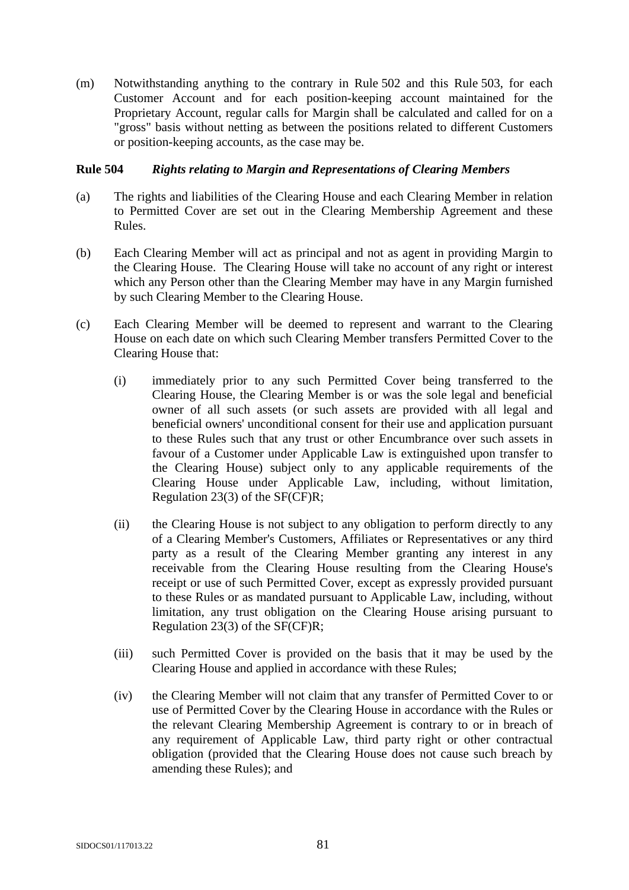(m) Notwithstanding anything to the contrary in Rule 502 and this Rule 503, for each Customer Account and for each position-keeping account maintained for the Proprietary Account, regular calls for Margin shall be calculated and called for on a "gross" basis without netting as between the positions related to different Customers or position-keeping accounts, as the case may be.

**Rule 504** ***Rights relating to Margin and Representations of Clearing Members***

(a) The rights and liabilities of the Clearing House and each Clearing Member in relation to Permitted Cover are set out in the Clearing Membership Agreement and these Rules.

(b) Each Clearing Member will act as principal and not as agent in providing Margin to the Clearing House. The Clearing House will take no account of any right or interest which any Person other than the Clearing Member may have in any Margin furnished by such Clearing Member to the Clearing House.

(c) Each Clearing Member will be deemed to represent and warrant to the Clearing House on each date on which such Clearing Member transfers Permitted Cover to the Clearing House that:

(i) immediately prior to any such Permitted Cover being transferred to the Clearing House, the Clearing Member is or was the sole legal and beneficial owner of all such assets (or such assets are provided with all legal and beneficial owners' unconditional consent for their use and application pursuant to these Rules such that any trust or other Encumbrance over such assets in favour of a Customer under Applicable Law is extinguished upon transfer to the Clearing House) subject only to any applicable requirements of the Clearing House under Applicable Law, including, without limitation, Regulation 23(3) of the SF(CF)R;

(ii) the Clearing House is not subject to any obligation to perform directly to any of a Clearing Member's Customers, Affiliates or Representatives or any third party as a result of the Clearing Member granting any interest in any receivable from the Clearing House resulting from the Clearing House's receipt or use of such Permitted Cover, except as expressly provided pursuant to these Rules or as mandated pursuant to Applicable Law, including, without limitation, any trust obligation on the Clearing House arising pursuant to Regulation 23(3) of the SF(CF)R;

(iii) such Permitted Cover is provided on the basis that it may be used by the Clearing House and applied in accordance with these Rules;

(iv) the Clearing Member will not claim that any transfer of Permitted Cover to or use of Permitted Cover by the Clearing House in accordance with the Rules or the relevant Clearing Membership Agreement is contrary to or in breach of any requirement of Applicable Law, third party right or other contractual obligation (provided that the Clearing House does not cause such breach by amending these Rules); and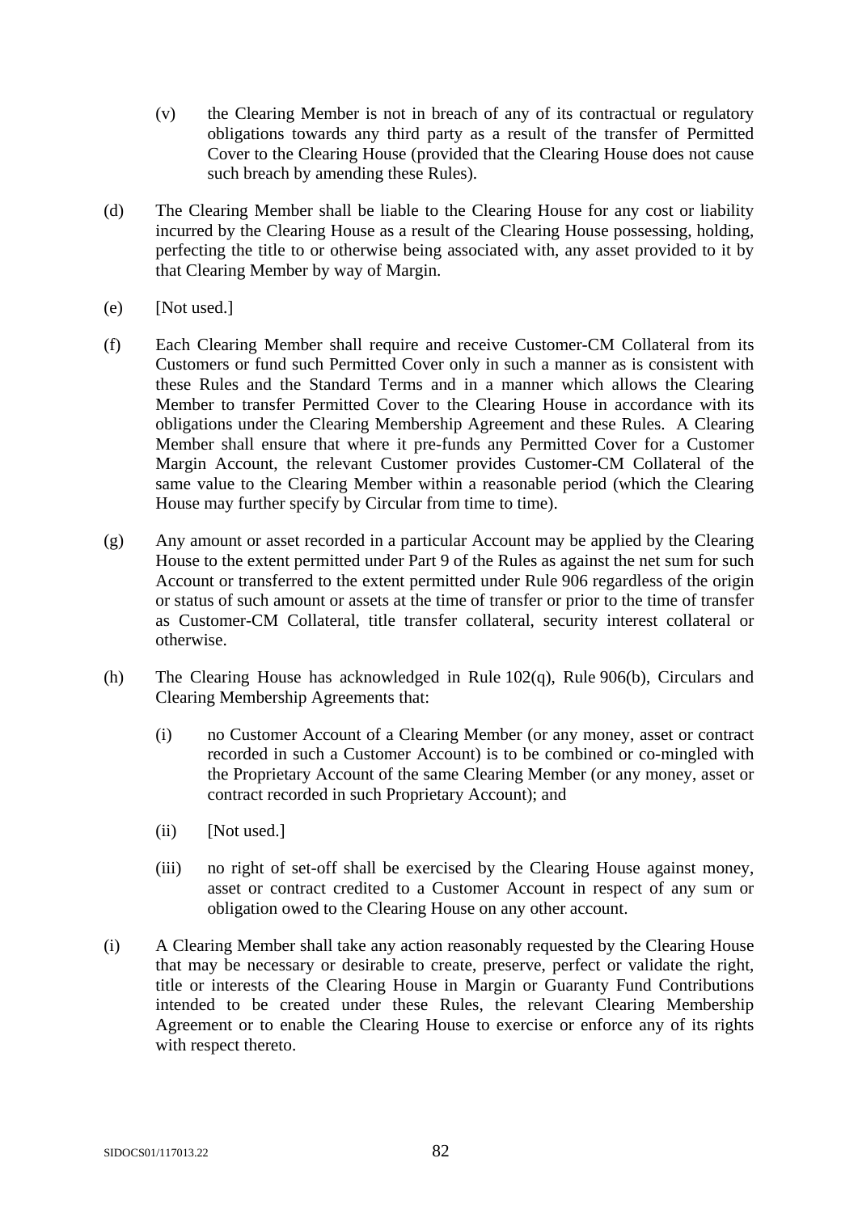(v) the Clearing Member is not in breach of any of its contractual or regulatory obligations towards any third party as a result of the transfer of Permitted Cover to the Clearing House (provided that the Clearing House does not cause such breach by amending these Rules).

(d) The Clearing Member shall be liable to the Clearing House for any cost or liability incurred by the Clearing House as a result of the Clearing House possessing, holding, perfecting the title to or otherwise being associated with, any asset provided to it by that Clearing Member by way of Margin.

(e) [Not used.]

(f) Each Clearing Member shall require and receive Customer-CM Collateral from its Customers or fund such Permitted Cover only in such a manner as is consistent with these Rules and the Standard Terms and in a manner which allows the Clearing Member to transfer Permitted Cover to the Clearing House in accordance with its obligations under the Clearing Membership Agreement and these Rules. A Clearing Member shall ensure that where it pre-funds any Permitted Cover for a Customer Margin Account, the relevant Customer provides Customer-CM Collateral of the same value to the Clearing Member within a reasonable period (which the Clearing House may further specify by Circular from time to time).

(g) Any amount or asset recorded in a particular Account may be applied by the Clearing House to the extent permitted under Part 9 of the Rules as against the net sum for such Account or transferred to the extent permitted under Rule 906 regardless of the origin or status of such amount or assets at the time of transfer or prior to the time of transfer as Customer-CM Collateral, title transfer collateral, security interest collateral or otherwise.

(h) The Clearing House has acknowledged in Rule 102(q), Rule 906(b), Circulars and Clearing Membership Agreements that:

(i) no Customer Account of a Clearing Member (or any money, asset or contract recorded in such a Customer Account) is to be combined or co-mingled with the Proprietary Account of the same Clearing Member (or any money, asset or contract recorded in such Proprietary Account); and

(ii) [Not used.]

(iii) no right of set-off shall be exercised by the Clearing House against money, asset or contract credited to a Customer Account in respect of any sum or obligation owed to the Clearing House on any other account.

(i) A Clearing Member shall take any action reasonably requested by the Clearing House that may be necessary or desirable to create, preserve, perfect or validate the right, title or interests of the Clearing House in Margin or Guaranty Fund Contributions intended to be created under these Rules, the relevant Clearing Membership Agreement or to enable the Clearing House to exercise or enforce any of its rights with respect thereto.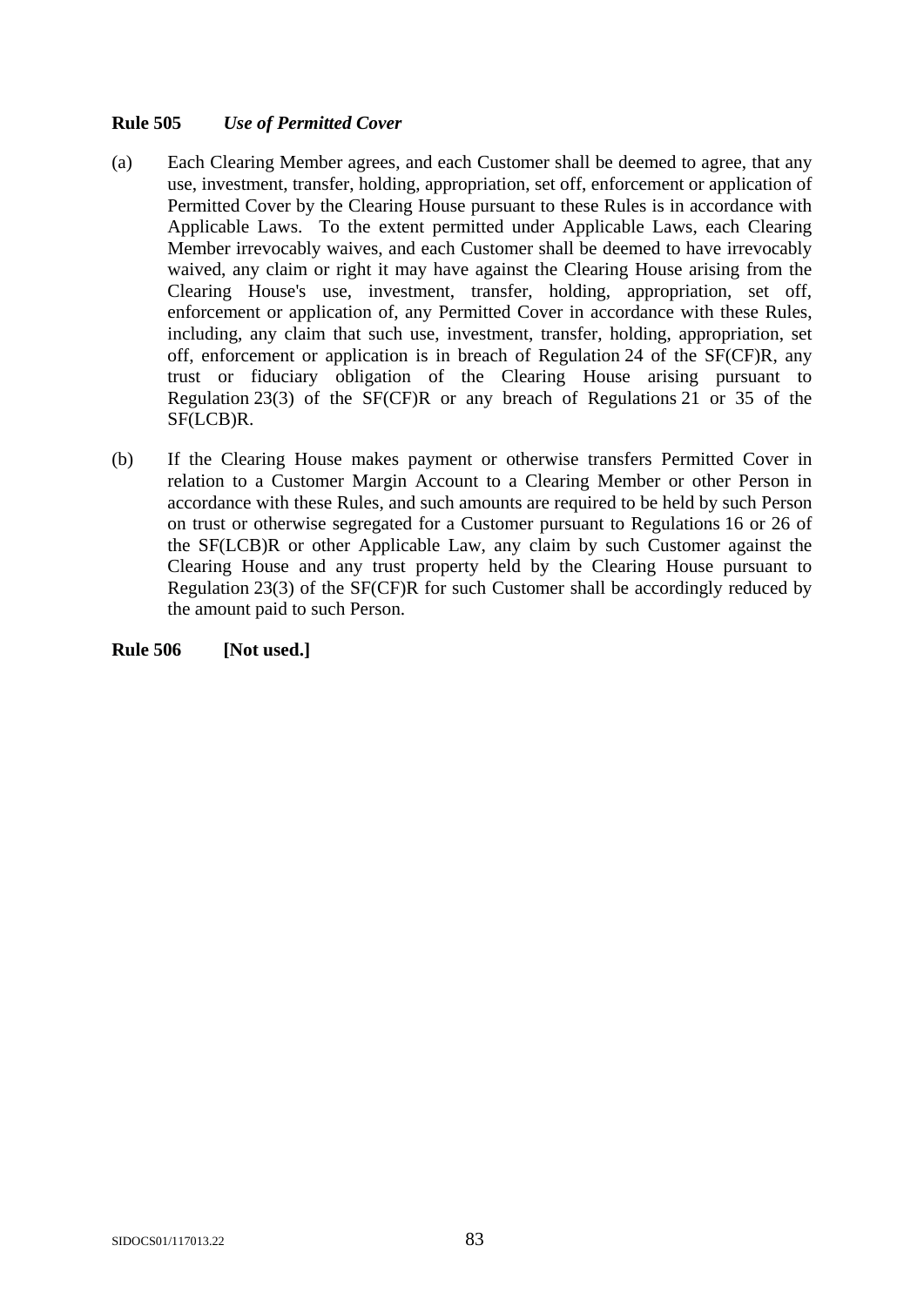**Rule 505** ***Use of Permitted Cover***

(a) Each Clearing Member agrees, and each Customer shall be deemed to agree, that any use, investment, transfer, holding, appropriation, set off, enforcement or application of Permitted Cover by the Clearing House pursuant to these Rules is in accordance with Applicable Laws. To the extent permitted under Applicable Laws, each Clearing Member irrevocably waives, and each Customer shall be deemed to have irrevocably waived, any claim or right it may have against the Clearing House arising from the Clearing House's use, investment, transfer, holding, appropriation, set off, enforcement or application of, any Permitted Cover in accordance with these Rules, including, any claim that such use, investment, transfer, holding, appropriation, set off, enforcement or application is in breach of Regulation 24 of the SF(CF)R, any trust or fiduciary obligation of the Clearing House arising pursuant to Regulation 23(3) of the SF(CF)R or any breach of Regulations 21 or 35 of the SF(LCB)R.

(b) If the Clearing House makes payment or otherwise transfers Permitted Cover in relation to a Customer Margin Account to a Clearing Member or other Person in accordance with these Rules, and such amounts are required to be held by such Person on trust or otherwise segregated for a Customer pursuant to Regulations 16 or 26 of the SF(LCB)R or other Applicable Law, any claim by such Customer against the Clearing House and any trust property held by the Clearing House pursuant to Regulation 23(3) of the SF(CF)R for such Customer shall be accordingly reduced by the amount paid to such Person.

**Rule 506** **[Not used.]**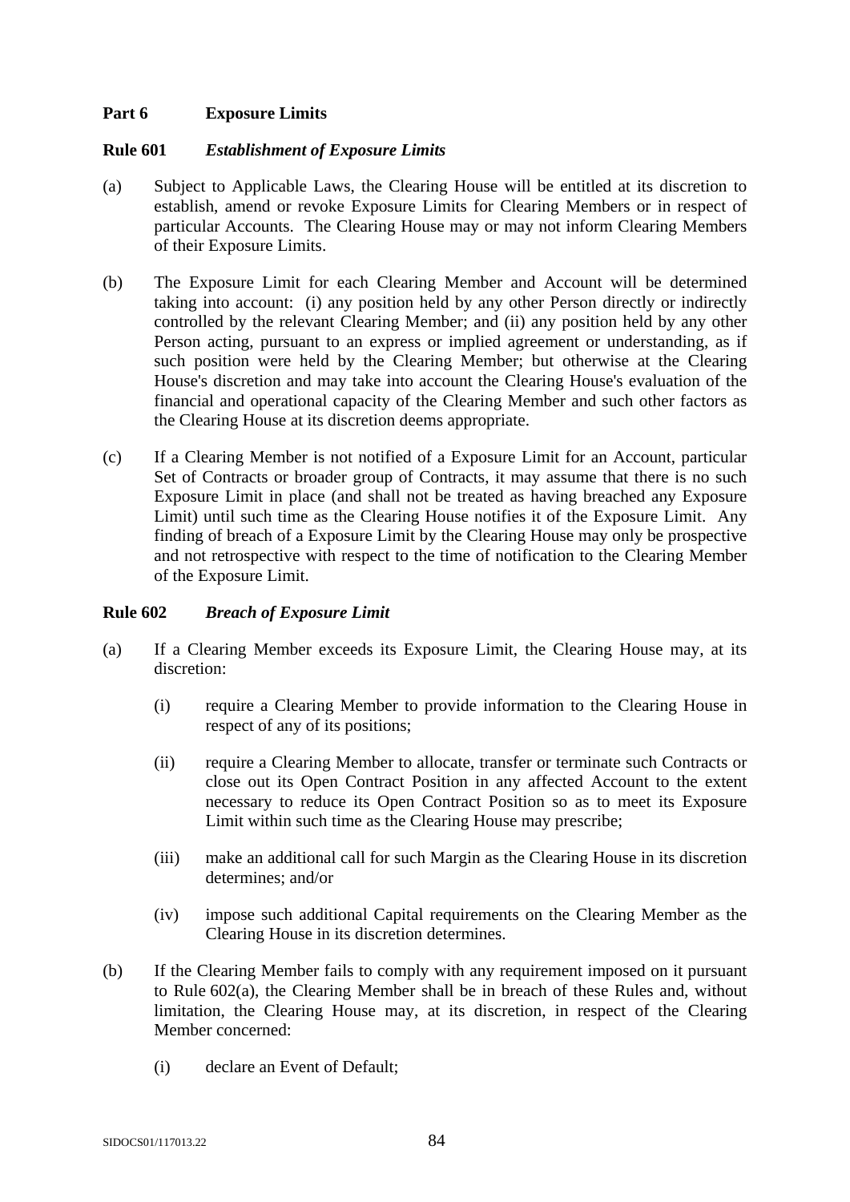## Part 6 Exposure Limits

### Rule 601 *Establishment of Exposure Limits*

(a) Subject to Applicable Laws, the Clearing House will be entitled at its discretion to establish, amend or revoke Exposure Limits for Clearing Members or in respect of particular Accounts. The Clearing House may or may not inform Clearing Members of their Exposure Limits.

(b) The Exposure Limit for each Clearing Member and Account will be determined taking into account: (i) any position held by any other Person directly or indirectly controlled by the relevant Clearing Member; and (ii) any position held by any other Person acting, pursuant to an express or implied agreement or understanding, as if such position were held by the Clearing Member; but otherwise at the Clearing House's discretion and may take into account the Clearing House's evaluation of the financial and operational capacity of the Clearing Member and such other factors as the Clearing House at its discretion deems appropriate.

(c) If a Clearing Member is not notified of a Exposure Limit for an Account, particular Set of Contracts or broader group of Contracts, it may assume that there is no such Exposure Limit in place (and shall not be treated as having breached any Exposure Limit) until such time as the Clearing House notifies it of the Exposure Limit. Any finding of breach of a Exposure Limit by the Clearing House may only be prospective and not retrospective with respect to the time of notification to the Clearing Member of the Exposure Limit.

### Rule 602 *Breach of Exposure Limit*

(a) If a Clearing Member exceeds its Exposure Limit, the Clearing House may, at its discretion:

  (i) require a Clearing Member to provide information to the Clearing House in respect of any of its positions;

  (ii) require a Clearing Member to allocate, transfer or terminate such Contracts or close out its Open Contract Position in any affected Account to the extent necessary to reduce its Open Contract Position so as to meet its Exposure Limit within such time as the Clearing House may prescribe;

  (iii) make an additional call for such Margin as the Clearing House in its discretion determines; and/or

  (iv) impose such additional Capital requirements on the Clearing Member as the Clearing House in its discretion determines.

(b) If the Clearing Member fails to comply with any requirement imposed on it pursuant to Rule 602(a), the Clearing Member shall be in breach of these Rules and, without limitation, the Clearing House may, at its discretion, in respect of the Clearing Member concerned:

  (i) declare an Event of Default;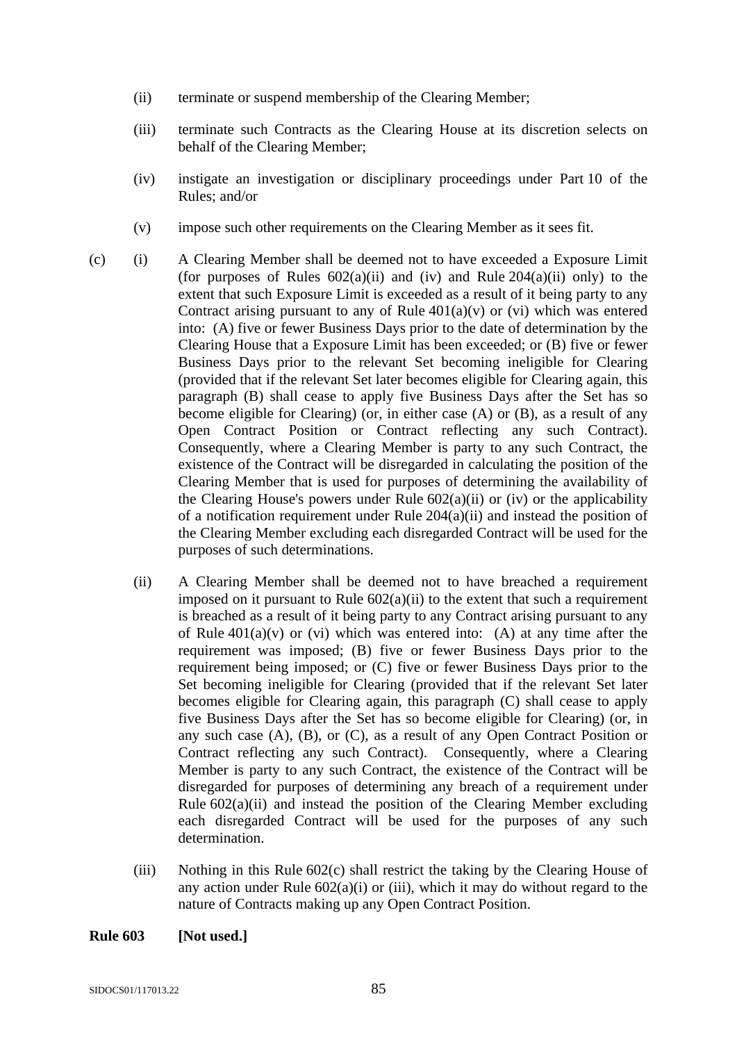(ii) terminate or suspend membership of the Clearing Member;

(iii) terminate such Contracts as the Clearing House at its discretion selects on behalf of the Clearing Member;

(iv) instigate an investigation or disciplinary proceedings under Part 10 of the Rules; and/or

(v) impose such other requirements on the Clearing Member as it sees fit.

(c) (i) A Clearing Member shall be deemed not to have exceeded a Exposure Limit (for purposes of Rules 602(a)(ii) and (iv) and Rule 204(a)(ii) only) to the extent that such Exposure Limit is exceeded as a result of it being party to any Contract arising pursuant to any of Rule 401(a)(v) or (vi) which was entered into: (A) five or fewer Business Days prior to the date of determination by the Clearing House that a Exposure Limit has been exceeded; or (B) five or fewer Business Days prior to the relevant Set becoming ineligible for Clearing (provided that if the relevant Set later becomes eligible for Clearing again, this paragraph (B) shall cease to apply five Business Days after the Set has so become eligible for Clearing) (or, in either case (A) or (B), as a result of any Open Contract Position or Contract reflecting any such Contract). Consequently, where a Clearing Member is party to any such Contract, the existence of the Contract will be disregarded in calculating the position of the Clearing Member that is used for purposes of determining the availability of the Clearing House's powers under Rule 602(a)(ii) or (iv) or the applicability of a notification requirement under Rule 204(a)(ii) and instead the position of the Clearing Member excluding each disregarded Contract will be used for the purposes of such determinations.

(ii) A Clearing Member shall be deemed not to have breached a requirement imposed on it pursuant to Rule 602(a)(ii) to the extent that such a requirement is breached as a result of it being party to any Contract arising pursuant to any of Rule 401(a)(v) or (vi) which was entered into: (A) at any time after the requirement was imposed; (B) five or fewer Business Days prior to the requirement being imposed; or (C) five or fewer Business Days prior to the Set becoming ineligible for Clearing (provided that if the relevant Set later becomes eligible for Clearing again, this paragraph (C) shall cease to apply five Business Days after the Set has so become eligible for Clearing) (or, in any such case (A), (B), or (C), as a result of any Open Contract Position or Contract reflecting any such Contract). Consequently, where a Clearing Member is party to any such Contract, the existence of the Contract will be disregarded for purposes of determining any breach of a requirement under Rule 602(a)(ii) and instead the position of the Clearing Member excluding each disregarded Contract will be used for the purposes of any such determination.

(iii) Nothing in this Rule 602(c) shall restrict the taking by the Clearing House of any action under Rule 602(a)(i) or (iii), which it may do without regard to the nature of Contracts making up any Open Contract Position.

**Rule 603 [Not used.]**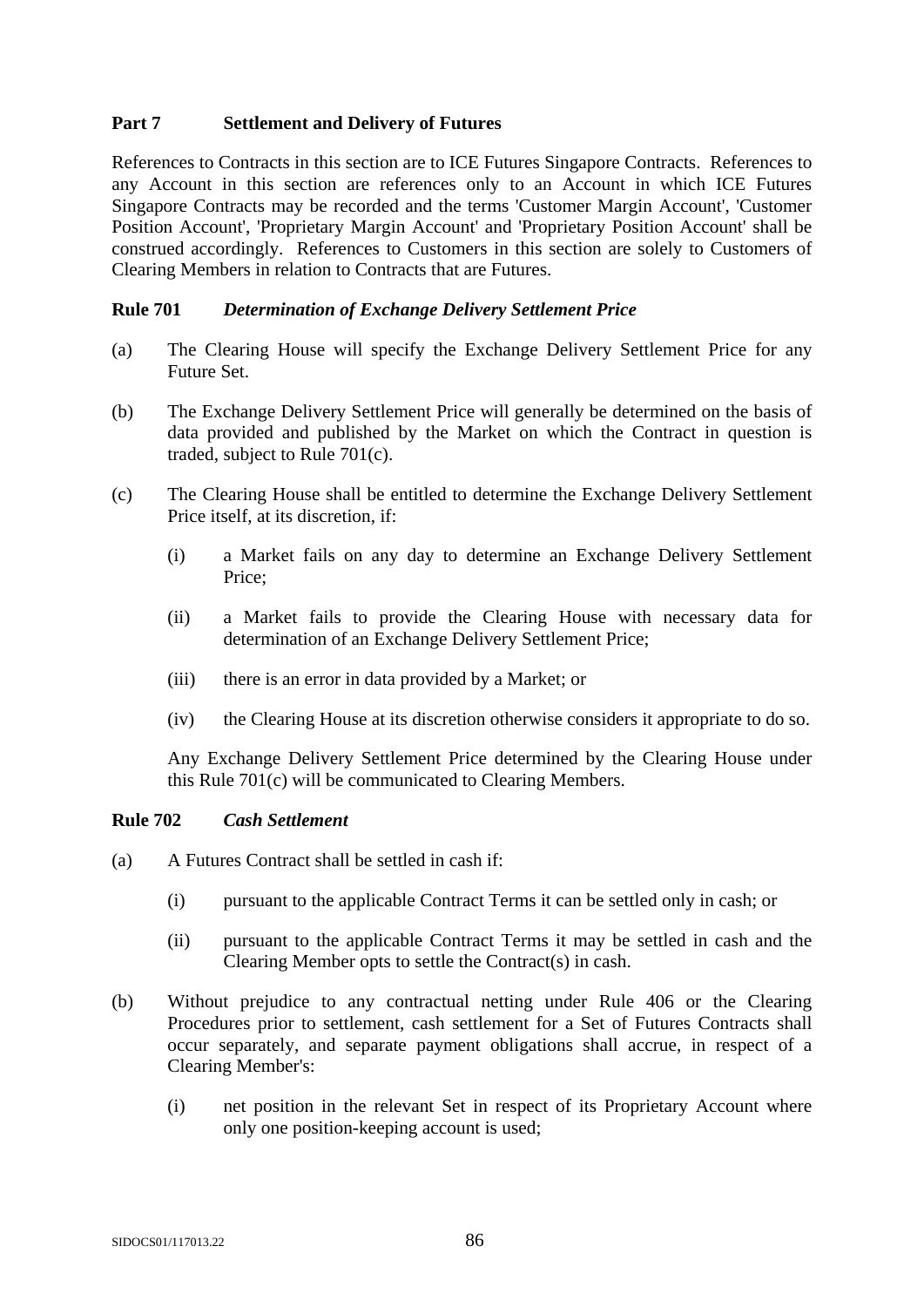## Part 7 Settlement and Delivery of Futures

References to Contracts in this section are to ICE Futures Singapore Contracts. References to any Account in this section are references only to an Account in which ICE Futures Singapore Contracts may be recorded and the terms 'Customer Margin Account', 'Customer Position Account', 'Proprietary Margin Account' and 'Proprietary Position Account' shall be construed accordingly. References to Customers in this section are solely to Customers of Clearing Members in relation to Contracts that are Futures.

### Rule 701 *Determination of Exchange Delivery Settlement Price*

(a) The Clearing House will specify the Exchange Delivery Settlement Price for any Future Set.

(b) The Exchange Delivery Settlement Price will generally be determined on the basis of data provided and published by the Market on which the Contract in question is traded, subject to Rule 701(c).

(c) The Clearing House shall be entitled to determine the Exchange Delivery Settlement Price itself, at its discretion, if:

  (i) a Market fails on any day to determine an Exchange Delivery Settlement Price;

  (ii) a Market fails to provide the Clearing House with necessary data for determination of an Exchange Delivery Settlement Price;

  (iii) there is an error in data provided by a Market; or

  (iv) the Clearing House at its discretion otherwise considers it appropriate to do so.

  Any Exchange Delivery Settlement Price determined by the Clearing House under this Rule 701(c) will be communicated to Clearing Members.

### Rule 702 *Cash Settlement*

(a) A Futures Contract shall be settled in cash if:

  (i) pursuant to the applicable Contract Terms it can be settled only in cash; or

  (ii) pursuant to the applicable Contract Terms it may be settled in cash and the Clearing Member opts to settle the Contract(s) in cash.

(b) Without prejudice to any contractual netting under Rule 406 or the Clearing Procedures prior to settlement, cash settlement for a Set of Futures Contracts shall occur separately, and separate payment obligations shall accrue, in respect of a Clearing Member's:

  (i) net position in the relevant Set in respect of its Proprietary Account where only one position-keeping account is used;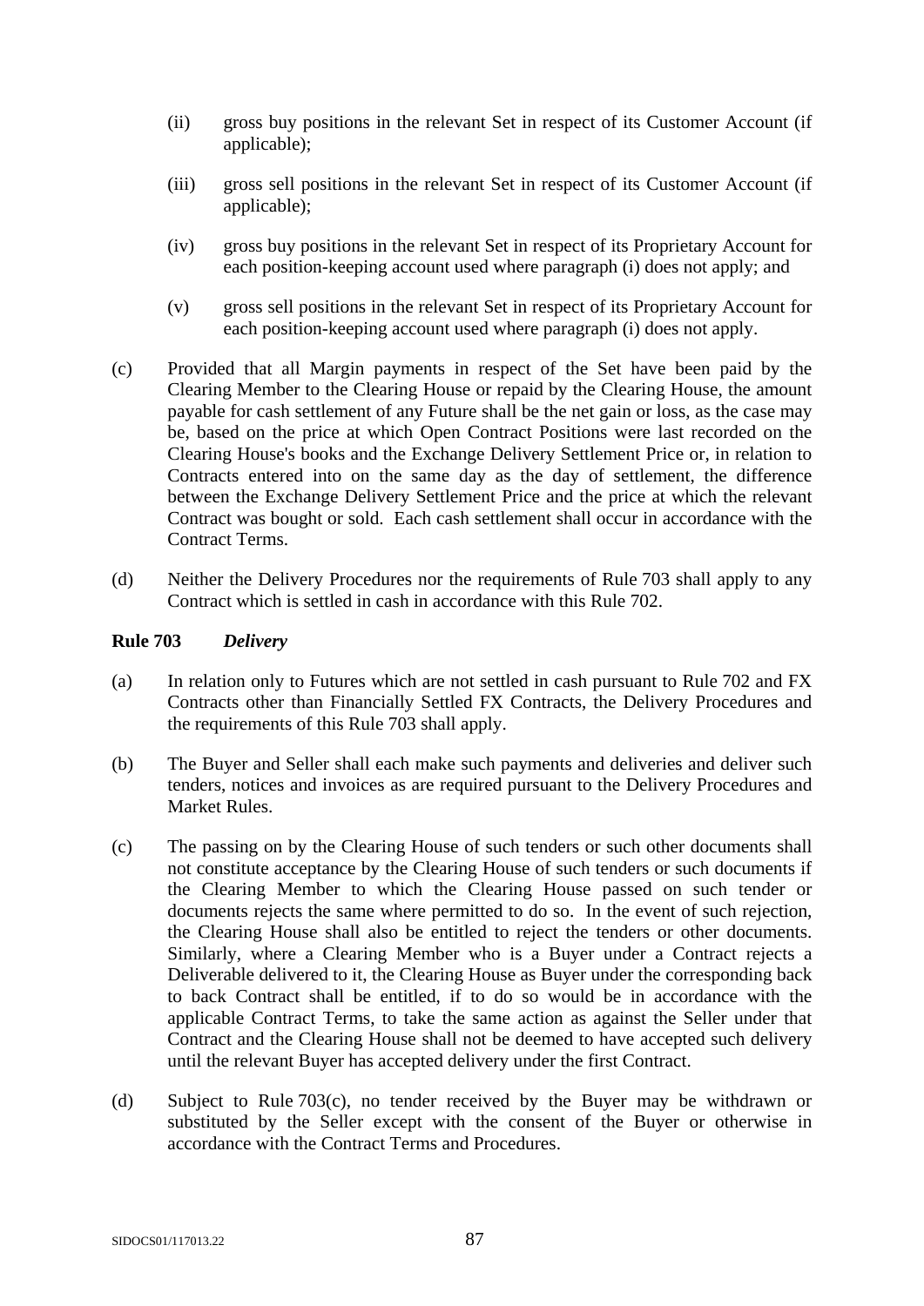(ii) gross buy positions in the relevant Set in respect of its Customer Account (if applicable);

(iii) gross sell positions in the relevant Set in respect of its Customer Account (if applicable);

(iv) gross buy positions in the relevant Set in respect of its Proprietary Account for each position-keeping account used where paragraph (i) does not apply; and

(v) gross sell positions in the relevant Set in respect of its Proprietary Account for each position-keeping account used where paragraph (i) does not apply.

(c) Provided that all Margin payments in respect of the Set have been paid by the Clearing Member to the Clearing House or repaid by the Clearing House, the amount payable for cash settlement of any Future shall be the net gain or loss, as the case may be, based on the price at which Open Contract Positions were last recorded on the Clearing House's books and the Exchange Delivery Settlement Price or, in relation to Contracts entered into on the same day as the day of settlement, the difference between the Exchange Delivery Settlement Price and the price at which the relevant Contract was bought or sold. Each cash settlement shall occur in accordance with the Contract Terms.

(d) Neither the Delivery Procedures nor the requirements of Rule 703 shall apply to any Contract which is settled in cash in accordance with this Rule 702.

**Rule 703** ***Delivery***

(a) In relation only to Futures which are not settled in cash pursuant to Rule 702 and FX Contracts other than Financially Settled FX Contracts, the Delivery Procedures and the requirements of this Rule 703 shall apply.

(b) The Buyer and Seller shall each make such payments and deliveries and deliver such tenders, notices and invoices as are required pursuant to the Delivery Procedures and Market Rules.

(c) The passing on by the Clearing House of such tenders or such other documents shall not constitute acceptance by the Clearing House of such tenders or such documents if the Clearing Member to which the Clearing House passed on such tender or documents rejects the same where permitted to do so. In the event of such rejection, the Clearing House shall also be entitled to reject the tenders or other documents. Similarly, where a Clearing Member who is a Buyer under a Contract rejects a Deliverable delivered to it, the Clearing House as Buyer under the corresponding back to back Contract shall be entitled, if to do so would be in accordance with the applicable Contract Terms, to take the same action as against the Seller under that Contract and the Clearing House shall not be deemed to have accepted such delivery until the relevant Buyer has accepted delivery under the first Contract.

(d) Subject to Rule 703(c), no tender received by the Buyer may be withdrawn or substituted by the Seller except with the consent of the Buyer or otherwise in accordance with the Contract Terms and Procedures.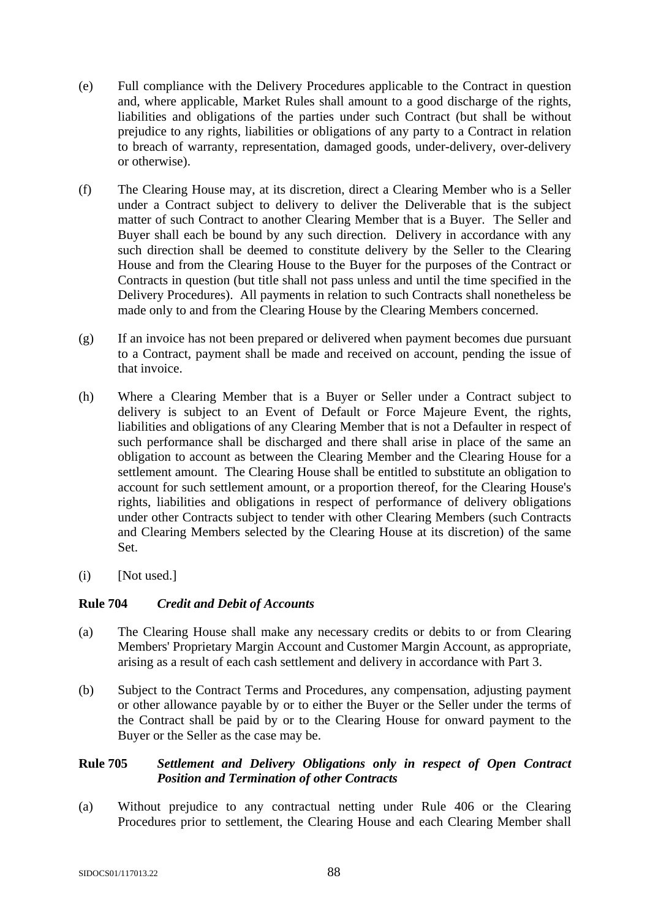(e) Full compliance with the Delivery Procedures applicable to the Contract in question and, where applicable, Market Rules shall amount to a good discharge of the rights, liabilities and obligations of the parties under such Contract (but shall be without prejudice to any rights, liabilities or obligations of any party to a Contract in relation to breach of warranty, representation, damaged goods, under-delivery, over-delivery or otherwise).

(f) The Clearing House may, at its discretion, direct a Clearing Member who is a Seller under a Contract subject to delivery to deliver the Deliverable that is the subject matter of such Contract to another Clearing Member that is a Buyer. The Seller and Buyer shall each be bound by any such direction. Delivery in accordance with any such direction shall be deemed to constitute delivery by the Seller to the Clearing House and from the Clearing House to the Buyer for the purposes of the Contract or Contracts in question (but title shall not pass unless and until the time specified in the Delivery Procedures). All payments in relation to such Contracts shall nonetheless be made only to and from the Clearing House by the Clearing Members concerned.

(g) If an invoice has not been prepared or delivered when payment becomes due pursuant to a Contract, payment shall be made and received on account, pending the issue of that invoice.

(h) Where a Clearing Member that is a Buyer or Seller under a Contract subject to delivery is subject to an Event of Default or Force Majeure Event, the rights, liabilities and obligations of any Clearing Member that is not a Defaulter in respect of such performance shall be discharged and there shall arise in place of the same an obligation to account as between the Clearing Member and the Clearing House for a settlement amount. The Clearing House shall be entitled to substitute an obligation to account for such settlement amount, or a proportion thereof, for the Clearing House's rights, liabilities and obligations in respect of performance of delivery obligations under other Contracts subject to tender with other Clearing Members (such Contracts and Clearing Members selected by the Clearing House at its discretion) of the same Set.

(i) [Not used.]

**Rule 704** ***Credit and Debit of Accounts***

(a) The Clearing House shall make any necessary credits or debits to or from Clearing Members' Proprietary Margin Account and Customer Margin Account, as appropriate, arising as a result of each cash settlement and delivery in accordance with Part 3.

(b) Subject to the Contract Terms and Procedures, any compensation, adjusting payment or other allowance payable by or to either the Buyer or the Seller under the terms of the Contract shall be paid by or to the Clearing House for onward payment to the Buyer or the Seller as the case may be.

**Rule 705** ***Settlement and Delivery Obligations only in respect of Open Contract Position and Termination of other Contracts***

(a) Without prejudice to any contractual netting under Rule 406 or the Clearing Procedures prior to settlement, the Clearing House and each Clearing Member shall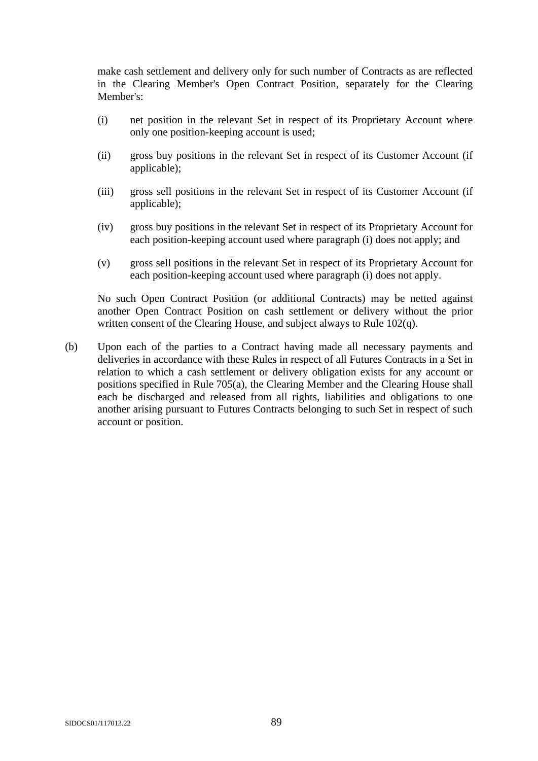make cash settlement and delivery only for such number of Contracts as are reflected in the Clearing Member's Open Contract Position, separately for the Clearing Member's:

(i) net position in the relevant Set in respect of its Proprietary Account where only one position-keeping account is used;

(ii) gross buy positions in the relevant Set in respect of its Customer Account (if applicable);

(iii) gross sell positions in the relevant Set in respect of its Customer Account (if applicable);

(iv) gross buy positions in the relevant Set in respect of its Proprietary Account for each position-keeping account used where paragraph (i) does not apply; and

(v) gross sell positions in the relevant Set in respect of its Proprietary Account for each position-keeping account used where paragraph (i) does not apply.

No such Open Contract Position (or additional Contracts) may be netted against another Open Contract Position on cash settlement or delivery without the prior written consent of the Clearing House, and subject always to Rule 102(q).

(b) Upon each of the parties to a Contract having made all necessary payments and deliveries in accordance with these Rules in respect of all Futures Contracts in a Set in relation to which a cash settlement or delivery obligation exists for any account or positions specified in Rule 705(a), the Clearing Member and the Clearing House shall each be discharged and released from all rights, liabilities and obligations to one another arising pursuant to Futures Contracts belonging to such Set in respect of such account or position.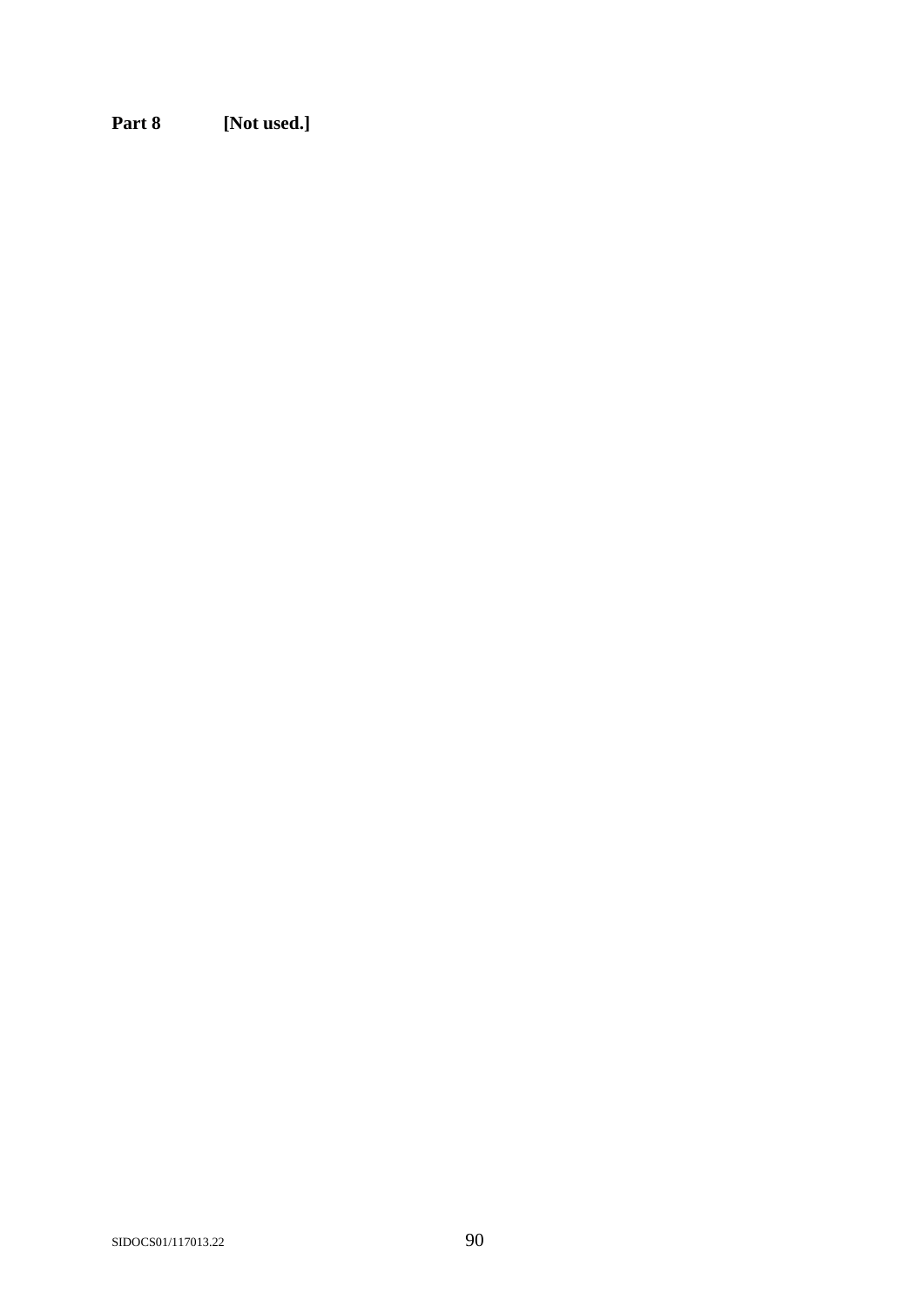**Part 8 [Not used.]**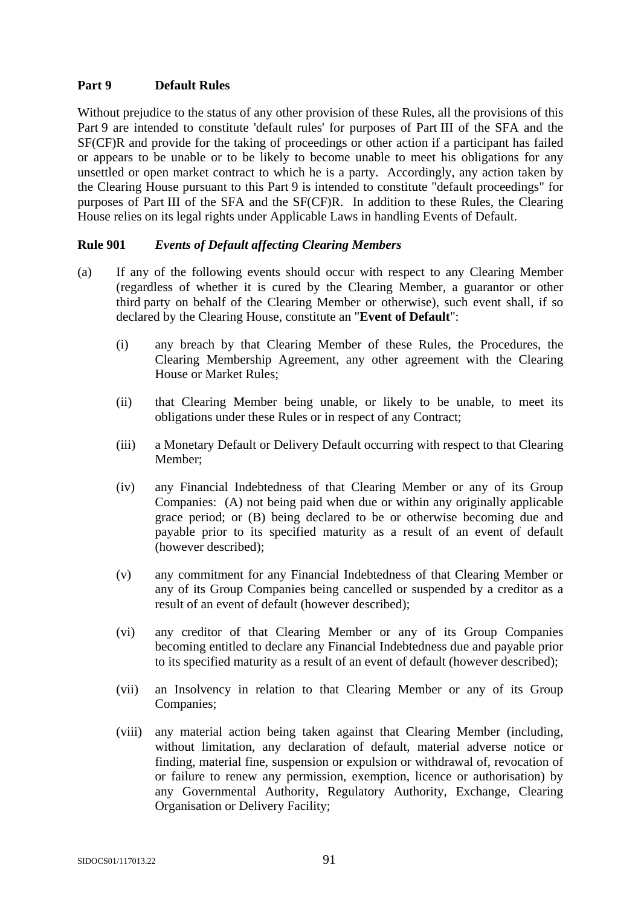## Part 9 Default Rules

Without prejudice to the status of any other provision of these Rules, all the provisions of this Part 9 are intended to constitute 'default rules' for purposes of Part III of the SFA and the SF(CF)R and provide for the taking of proceedings or other action if a participant has failed or appears to be unable or to be likely to become unable to meet his obligations for any unsettled or open market contract to which he is a party. Accordingly, any action taken by the Clearing House pursuant to this Part 9 is intended to constitute "default proceedings" for purposes of Part III of the SFA and the SF(CF)R. In addition to these Rules, the Clearing House relies on its legal rights under Applicable Laws in handling Events of Default.

### Rule 901 *Events of Default affecting Clearing Members*

(a) If any of the following events should occur with respect to any Clearing Member (regardless of whether it is cured by the Clearing Member, a guarantor or other third party on behalf of the Clearing Member or otherwise), such event shall, if so declared by the Clearing House, constitute an "**Event of Default**":

   (i) any breach by that Clearing Member of these Rules, the Procedures, the Clearing Membership Agreement, any other agreement with the Clearing House or Market Rules;

   (ii) that Clearing Member being unable, or likely to be unable, to meet its obligations under these Rules or in respect of any Contract;

   (iii) a Monetary Default or Delivery Default occurring with respect to that Clearing Member;

   (iv) any Financial Indebtedness of that Clearing Member or any of its Group Companies: (A) not being paid when due or within any originally applicable grace period; or (B) being declared to be or otherwise becoming due and payable prior to its specified maturity as a result of an event of default (however described);

   (v) any commitment for any Financial Indebtedness of that Clearing Member or any of its Group Companies being cancelled or suspended by a creditor as a result of an event of default (however described);

   (vi) any creditor of that Clearing Member or any of its Group Companies becoming entitled to declare any Financial Indebtedness due and payable prior to its specified maturity as a result of an event of default (however described);

   (vii) an Insolvency in relation to that Clearing Member or any of its Group Companies;

   (viii) any material action being taken against that Clearing Member (including, without limitation, any declaration of default, material adverse notice or finding, material fine, suspension or expulsion or withdrawal of, revocation of or failure to renew any permission, exemption, licence or authorisation) by any Governmental Authority, Regulatory Authority, Exchange, Clearing Organisation or Delivery Facility;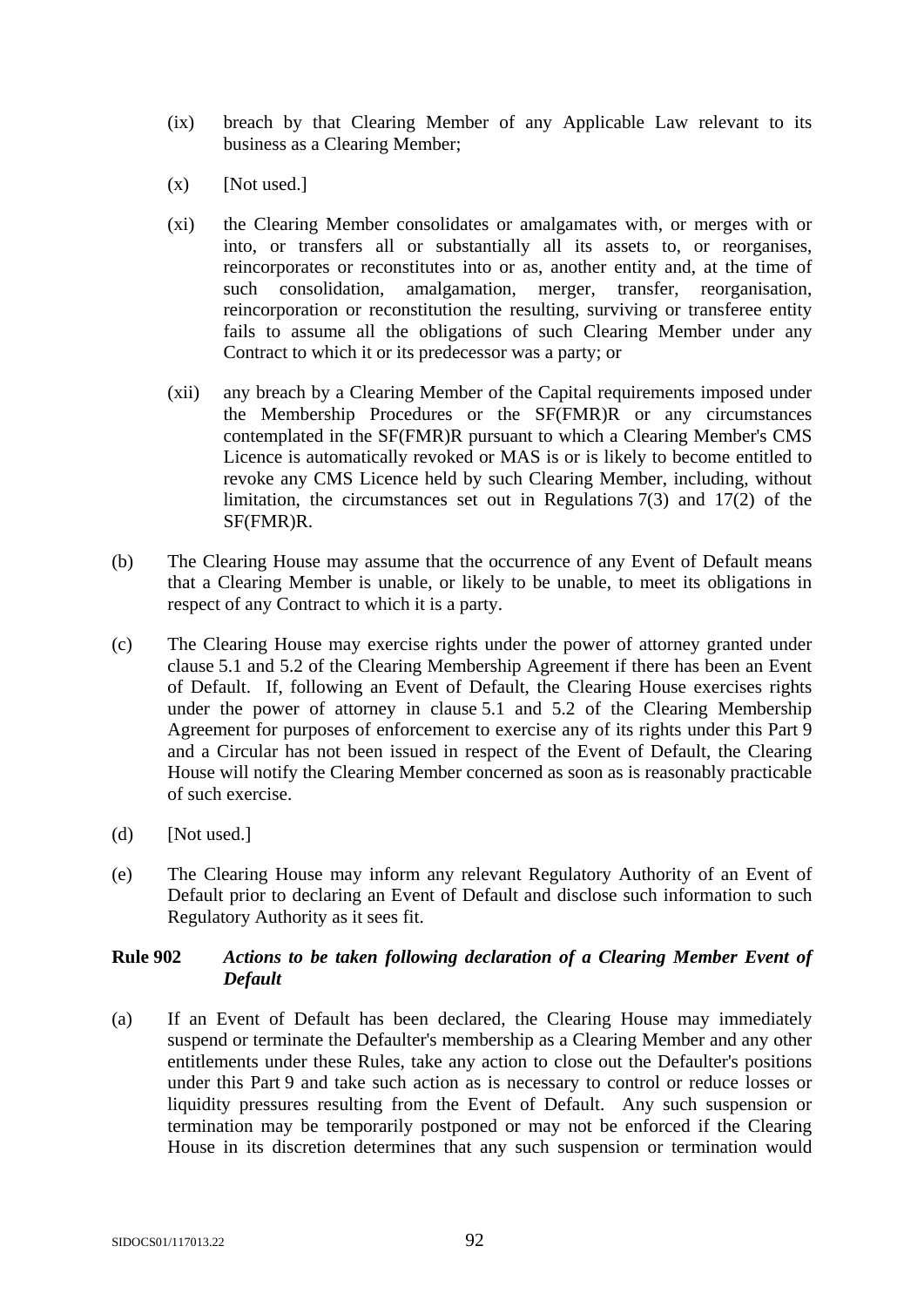(ix) breach by that Clearing Member of any Applicable Law relevant to its business as a Clearing Member;

(x) [Not used.]

(xi) the Clearing Member consolidates or amalgamates with, or merges with or into, or transfers all or substantially all its assets to, or reorganises, reincorporates or reconstitutes into or as, another entity and, at the time of such consolidation, amalgamation, merger, transfer, reorganisation, reincorporation or reconstitution the resulting, surviving or transferee entity fails to assume all the obligations of such Clearing Member under any Contract to which it or its predecessor was a party; or

(xii) any breach by a Clearing Member of the Capital requirements imposed under the Membership Procedures or the SF(FMR)R or any circumstances contemplated in the SF(FMR)R pursuant to which a Clearing Member's CMS Licence is automatically revoked or MAS is or is likely to become entitled to revoke any CMS Licence held by such Clearing Member, including, without limitation, the circumstances set out in Regulations 7(3) and 17(2) of the SF(FMR)R.

(b) The Clearing House may assume that the occurrence of any Event of Default means that a Clearing Member is unable, or likely to be unable, to meet its obligations in respect of any Contract to which it is a party.

(c) The Clearing House may exercise rights under the power of attorney granted under clause 5.1 and 5.2 of the Clearing Membership Agreement if there has been an Event of Default. If, following an Event of Default, the Clearing House exercises rights under the power of attorney in clause 5.1 and 5.2 of the Clearing Membership Agreement for purposes of enforcement to exercise any of its rights under this Part 9 and a Circular has not been issued in respect of the Event of Default, the Clearing House will notify the Clearing Member concerned as soon as is reasonably practicable of such exercise.

(d) [Not used.]

(e) The Clearing House may inform any relevant Regulatory Authority of an Event of Default prior to declaring an Event of Default and disclose such information to such Regulatory Authority as it sees fit.

**Rule 902** ***Actions to be taken following declaration of a Clearing Member Event of Default***

(a) If an Event of Default has been declared, the Clearing House may immediately suspend or terminate the Defaulter's membership as a Clearing Member and any other entitlements under these Rules, take any action to close out the Defaulter's positions under this Part 9 and take such action as is necessary to control or reduce losses or liquidity pressures resulting from the Event of Default. Any such suspension or termination may be temporarily postponed or may not be enforced if the Clearing House in its discretion determines that any such suspension or termination would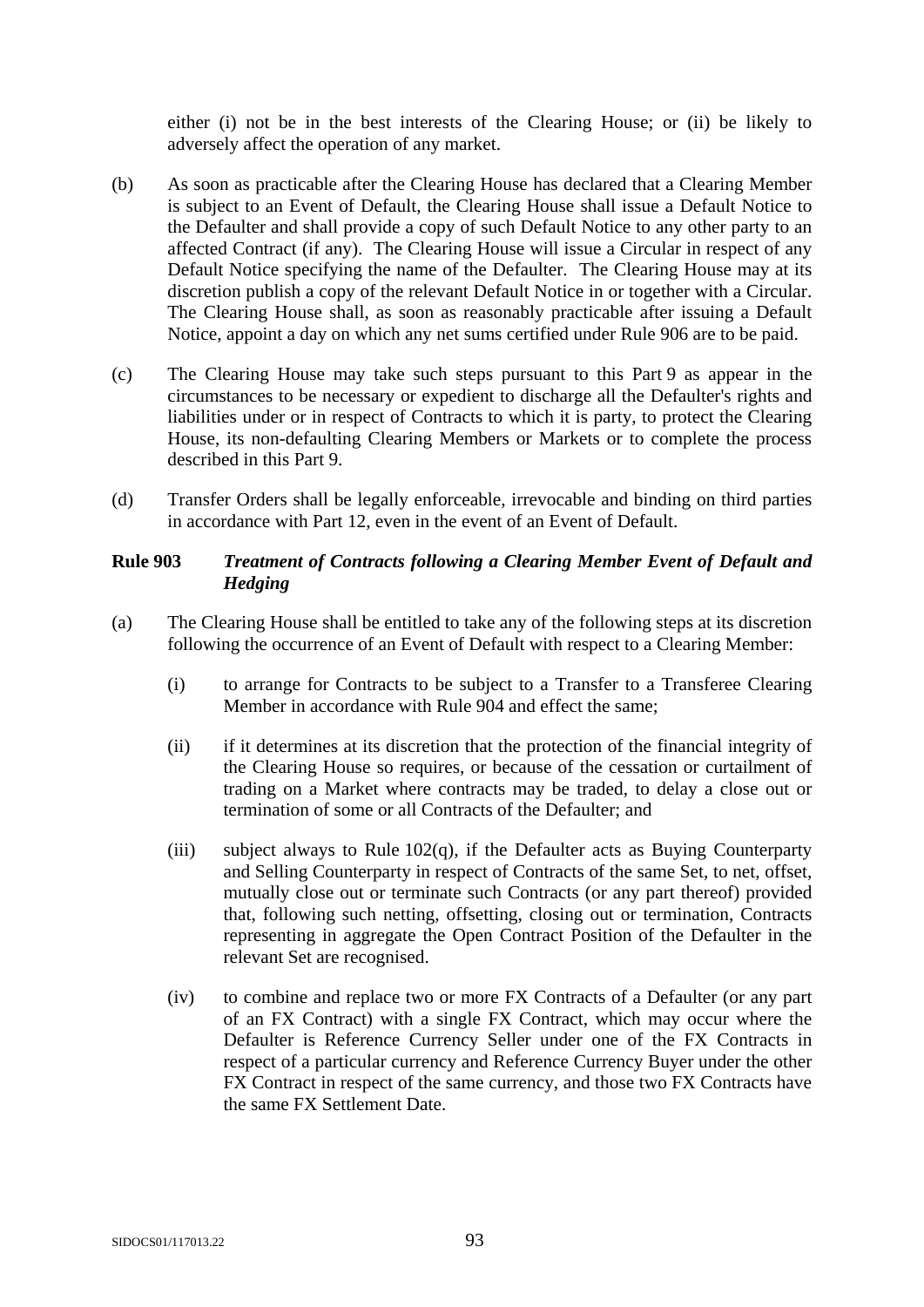either (i) not be in the best interests of the Clearing House; or (ii) be likely to adversely affect the operation of any market.

(b) As soon as practicable after the Clearing House has declared that a Clearing Member is subject to an Event of Default, the Clearing House shall issue a Default Notice to the Defaulter and shall provide a copy of such Default Notice to any other party to an affected Contract (if any). The Clearing House will issue a Circular in respect of any Default Notice specifying the name of the Defaulter. The Clearing House may at its discretion publish a copy of the relevant Default Notice in or together with a Circular. The Clearing House shall, as soon as reasonably practicable after issuing a Default Notice, appoint a day on which any net sums certified under Rule 906 are to be paid.

(c) The Clearing House may take such steps pursuant to this Part 9 as appear in the circumstances to be necessary or expedient to discharge all the Defaulter's rights and liabilities under or in respect of Contracts to which it is party, to protect the Clearing House, its non-defaulting Clearing Members or Markets or to complete the process described in this Part 9.

(d) Transfer Orders shall be legally enforceable, irrevocable and binding on third parties in accordance with Part 12, even in the event of an Event of Default.

**Rule 903** ***Treatment of Contracts following a Clearing Member Event of Default and Hedging***

(a) The Clearing House shall be entitled to take any of the following steps at its discretion following the occurrence of an Event of Default with respect to a Clearing Member:

(i) to arrange for Contracts to be subject to a Transfer to a Transferee Clearing Member in accordance with Rule 904 and effect the same;

(ii) if it determines at its discretion that the protection of the financial integrity of the Clearing House so requires, or because of the cessation or curtailment of trading on a Market where contracts may be traded, to delay a close out or termination of some or all Contracts of the Defaulter; and

(iii) subject always to Rule 102(q), if the Defaulter acts as Buying Counterparty and Selling Counterparty in respect of Contracts of the same Set, to net, offset, mutually close out or terminate such Contracts (or any part thereof) provided that, following such netting, offsetting, closing out or termination, Contracts representing in aggregate the Open Contract Position of the Defaulter in the relevant Set are recognised.

(iv) to combine and replace two or more FX Contracts of a Defaulter (or any part of an FX Contract) with a single FX Contract, which may occur where the Defaulter is Reference Currency Seller under one of the FX Contracts in respect of a particular currency and Reference Currency Buyer under the other FX Contract in respect of the same currency, and those two FX Contracts have the same FX Settlement Date.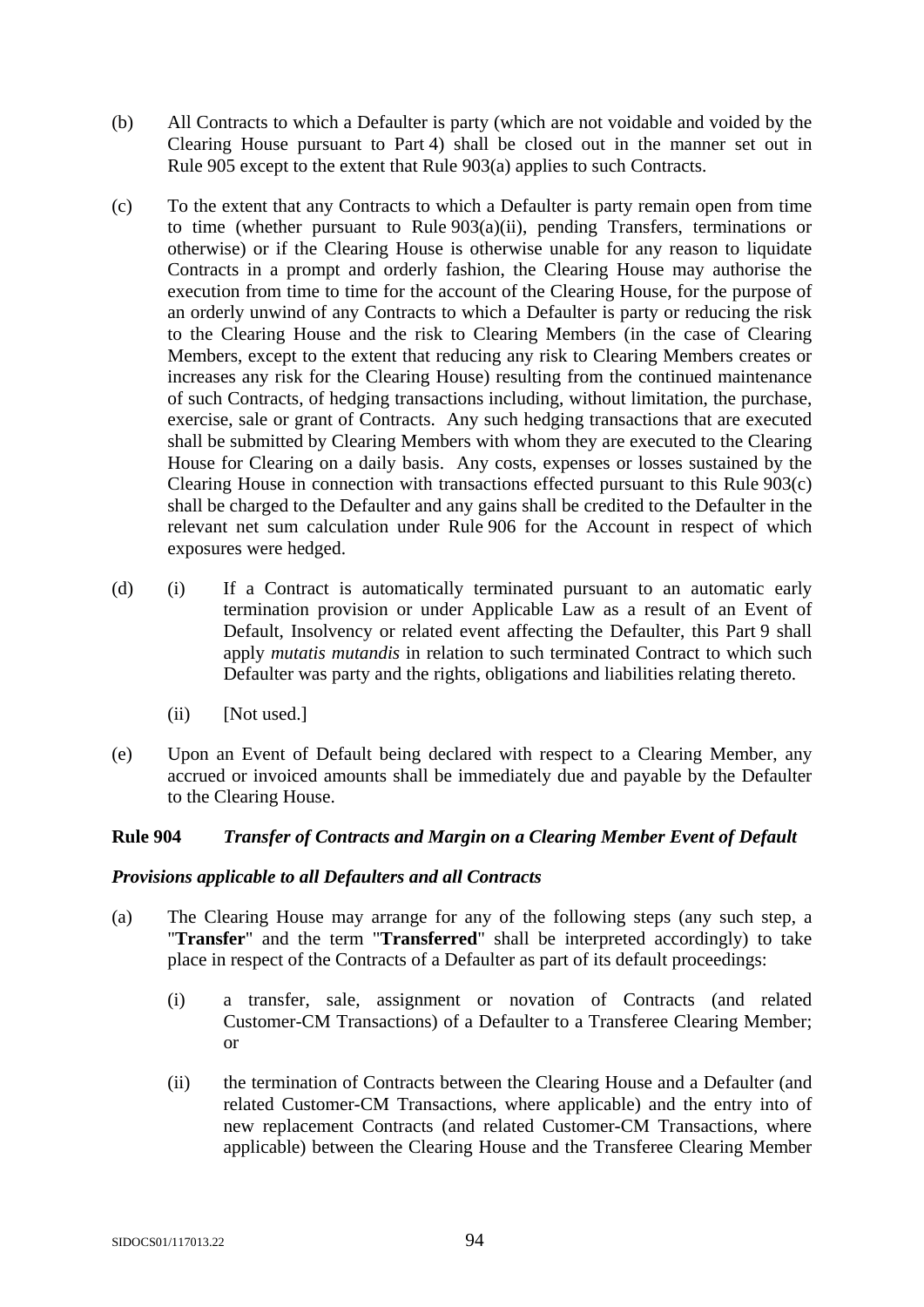(b) All Contracts to which a Defaulter is party (which are not voidable and voided by the Clearing House pursuant to Part 4) shall be closed out in the manner set out in Rule 905 except to the extent that Rule 903(a) applies to such Contracts.

(c) To the extent that any Contracts to which a Defaulter is party remain open from time to time (whether pursuant to Rule 903(a)(ii), pending Transfers, terminations or otherwise) or if the Clearing House is otherwise unable for any reason to liquidate Contracts in a prompt and orderly fashion, the Clearing House may authorise the execution from time to time for the account of the Clearing House, for the purpose of an orderly unwind of any Contracts to which a Defaulter is party or reducing the risk to the Clearing House and the risk to Clearing Members (in the case of Clearing Members, except to the extent that reducing any risk to Clearing Members creates or increases any risk for the Clearing House) resulting from the continued maintenance of such Contracts, of hedging transactions including, without limitation, the purchase, exercise, sale or grant of Contracts. Any such hedging transactions that are executed shall be submitted by Clearing Members with whom they are executed to the Clearing House for Clearing on a daily basis. Any costs, expenses or losses sustained by the Clearing House in connection with transactions effected pursuant to this Rule 903(c) shall be charged to the Defaulter and any gains shall be credited to the Defaulter in the relevant net sum calculation under Rule 906 for the Account in respect of which exposures were hedged.

(d) (i) If a Contract is automatically terminated pursuant to an automatic early termination provision or under Applicable Law as a result of an Event of Default, Insolvency or related event affecting the Defaulter, this Part 9 shall apply *mutatis mutandis* in relation to such terminated Contract to which such Defaulter was party and the rights, obligations and liabilities relating thereto.

(ii) [Not used.]

(e) Upon an Event of Default being declared with respect to a Clearing Member, any accrued or invoiced amounts shall be immediately due and payable by the Defaulter to the Clearing House.

**Rule 904** ***Transfer of Contracts and Margin on a Clearing Member Event of Default***

***Provisions applicable to all Defaulters and all Contracts***

(a) The Clearing House may arrange for any of the following steps (any such step, a "**Transfer**" and the term "**Transferred**" shall be interpreted accordingly) to take place in respect of the Contracts of a Defaulter as part of its default proceedings:

(i) a transfer, sale, assignment or novation of Contracts (and related Customer-CM Transactions) of a Defaulter to a Transferee Clearing Member; or

(ii) the termination of Contracts between the Clearing House and a Defaulter (and related Customer-CM Transactions, where applicable) and the entry into of new replacement Contracts (and related Customer-CM Transactions, where applicable) between the Clearing House and the Transferee Clearing Member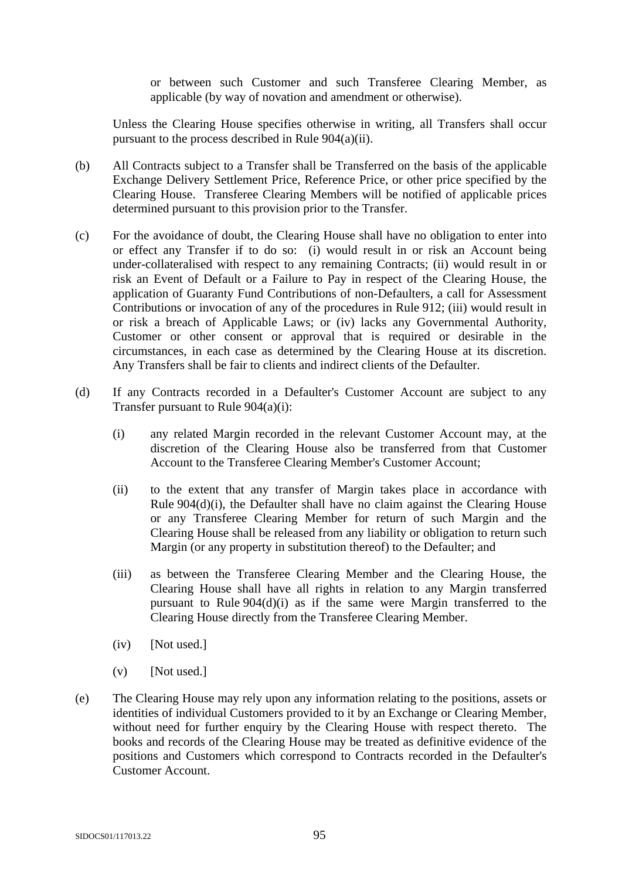or between such Customer and such Transferee Clearing Member, as applicable (by way of novation and amendment or otherwise).

Unless the Clearing House specifies otherwise in writing, all Transfers shall occur pursuant to the process described in Rule 904(a)(ii).

(b) All Contracts subject to a Transfer shall be Transferred on the basis of the applicable Exchange Delivery Settlement Price, Reference Price, or other price specified by the Clearing House. Transferee Clearing Members will be notified of applicable prices determined pursuant to this provision prior to the Transfer.

(c) For the avoidance of doubt, the Clearing House shall have no obligation to enter into or effect any Transfer if to do so: (i) would result in or risk an Account being under-collateralised with respect to any remaining Contracts; (ii) would result in or risk an Event of Default or a Failure to Pay in respect of the Clearing House, the application of Guaranty Fund Contributions of non-Defaulters, a call for Assessment Contributions or invocation of any of the procedures in Rule 912; (iii) would result in or risk a breach of Applicable Laws; or (iv) lacks any Governmental Authority, Customer or other consent or approval that is required or desirable in the circumstances, in each case as determined by the Clearing House at its discretion. Any Transfers shall be fair to clients and indirect clients of the Defaulter.

(d) If any Contracts recorded in a Defaulter's Customer Account are subject to any Transfer pursuant to Rule 904(a)(i):

(i) any related Margin recorded in the relevant Customer Account may, at the discretion of the Clearing House also be transferred from that Customer Account to the Transferee Clearing Member's Customer Account;

(ii) to the extent that any transfer of Margin takes place in accordance with Rule 904(d)(i), the Defaulter shall have no claim against the Clearing House or any Transferee Clearing Member for return of such Margin and the Clearing House shall be released from any liability or obligation to return such Margin (or any property in substitution thereof) to the Defaulter; and

(iii) as between the Transferee Clearing Member and the Clearing House, the Clearing House shall have all rights in relation to any Margin transferred pursuant to Rule 904(d)(i) as if the same were Margin transferred to the Clearing House directly from the Transferee Clearing Member.

(iv) [Not used.]

(v) [Not used.]

(e) The Clearing House may rely upon any information relating to the positions, assets or identities of individual Customers provided to it by an Exchange or Clearing Member, without need for further enquiry by the Clearing House with respect thereto. The books and records of the Clearing House may be treated as definitive evidence of the positions and Customers which correspond to Contracts recorded in the Defaulter's Customer Account.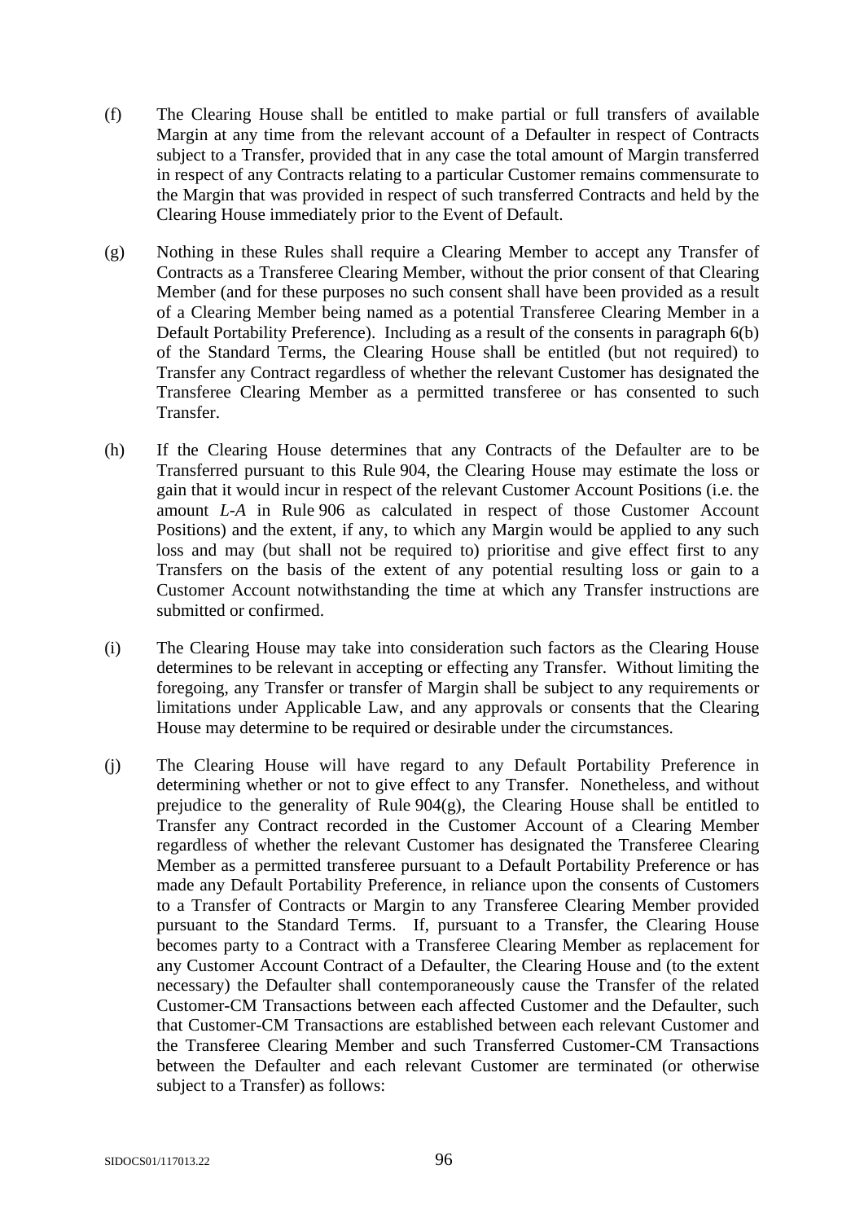(f) The Clearing House shall be entitled to make partial or full transfers of available Margin at any time from the relevant account of a Defaulter in respect of Contracts subject to a Transfer, provided that in any case the total amount of Margin transferred in respect of any Contracts relating to a particular Customer remains commensurate to the Margin that was provided in respect of such transferred Contracts and held by the Clearing House immediately prior to the Event of Default.

(g) Nothing in these Rules shall require a Clearing Member to accept any Transfer of Contracts as a Transferee Clearing Member, without the prior consent of that Clearing Member (and for these purposes no such consent shall have been provided as a result of a Clearing Member being named as a potential Transferee Clearing Member in a Default Portability Preference). Including as a result of the consents in paragraph 6(b) of the Standard Terms, the Clearing House shall be entitled (but not required) to Transfer any Contract regardless of whether the relevant Customer has designated the Transferee Clearing Member as a permitted transferee or has consented to such Transfer.

(h) If the Clearing House determines that any Contracts of the Defaulter are to be Transferred pursuant to this Rule 904, the Clearing House may estimate the loss or gain that it would incur in respect of the relevant Customer Account Positions (i.e. the amount *L-A* in Rule 906 as calculated in respect of those Customer Account Positions) and the extent, if any, to which any Margin would be applied to any such loss and may (but shall not be required to) prioritise and give effect first to any Transfers on the basis of the extent of any potential resulting loss or gain to a Customer Account notwithstanding the time at which any Transfer instructions are submitted or confirmed.

(i) The Clearing House may take into consideration such factors as the Clearing House determines to be relevant in accepting or effecting any Transfer. Without limiting the foregoing, any Transfer or transfer of Margin shall be subject to any requirements or limitations under Applicable Law, and any approvals or consents that the Clearing House may determine to be required or desirable under the circumstances.

(j) The Clearing House will have regard to any Default Portability Preference in determining whether or not to give effect to any Transfer. Nonetheless, and without prejudice to the generality of Rule 904(g), the Clearing House shall be entitled to Transfer any Contract recorded in the Customer Account of a Clearing Member regardless of whether the relevant Customer has designated the Transferee Clearing Member as a permitted transferee pursuant to a Default Portability Preference or has made any Default Portability Preference, in reliance upon the consents of Customers to a Transfer of Contracts or Margin to any Transferee Clearing Member provided pursuant to the Standard Terms. If, pursuant to a Transfer, the Clearing House becomes party to a Contract with a Transferee Clearing Member as replacement for any Customer Account Contract of a Defaulter, the Clearing House and (to the extent necessary) the Defaulter shall contemporaneously cause the Transfer of the related Customer-CM Transactions between each affected Customer and the Defaulter, such that Customer-CM Transactions are established between each relevant Customer and the Transferee Clearing Member and such Transferred Customer-CM Transactions between the Defaulter and each relevant Customer are terminated (or otherwise subject to a Transfer) as follows: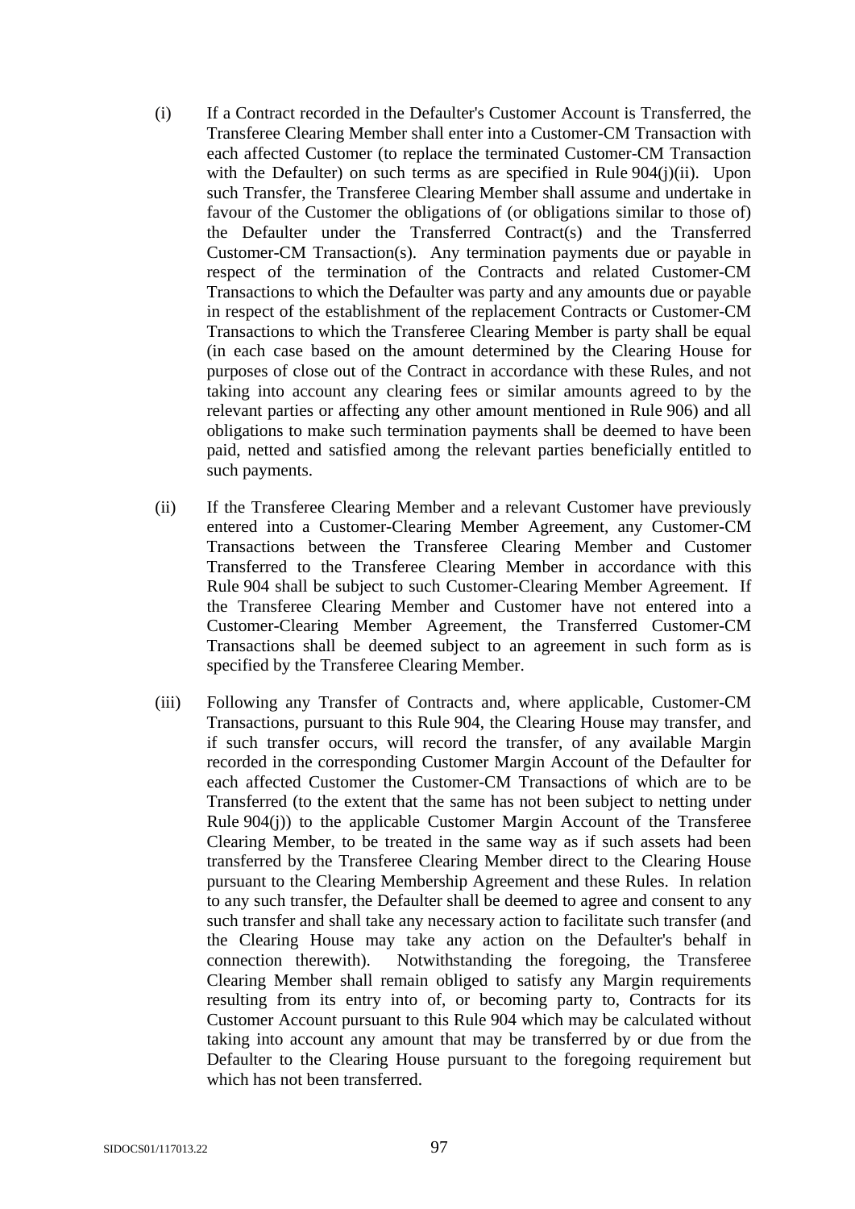(i) If a Contract recorded in the Defaulter's Customer Account is Transferred, the Transferee Clearing Member shall enter into a Customer-CM Transaction with each affected Customer (to replace the terminated Customer-CM Transaction with the Defaulter) on such terms as are specified in Rule 904(j)(ii). Upon such Transfer, the Transferee Clearing Member shall assume and undertake in favour of the Customer the obligations of (or obligations similar to those of) the Defaulter under the Transferred Contract(s) and the Transferred Customer-CM Transaction(s). Any termination payments due or payable in respect of the termination of the Contracts and related Customer-CM Transactions to which the Defaulter was party and any amounts due or payable in respect of the establishment of the replacement Contracts or Customer-CM Transactions to which the Transferee Clearing Member is party shall be equal (in each case based on the amount determined by the Clearing House for purposes of close out of the Contract in accordance with these Rules, and not taking into account any clearing fees or similar amounts agreed to by the relevant parties or affecting any other amount mentioned in Rule 906) and all obligations to make such termination payments shall be deemed to have been paid, netted and satisfied among the relevant parties beneficially entitled to such payments.

(ii) If the Transferee Clearing Member and a relevant Customer have previously entered into a Customer-Clearing Member Agreement, any Customer-CM Transactions between the Transferee Clearing Member and Customer Transferred to the Transferee Clearing Member in accordance with this Rule 904 shall be subject to such Customer-Clearing Member Agreement. If the Transferee Clearing Member and Customer have not entered into a Customer-Clearing Member Agreement, the Transferred Customer-CM Transactions shall be deemed subject to an agreement in such form as is specified by the Transferee Clearing Member.

(iii) Following any Transfer of Contracts and, where applicable, Customer-CM Transactions, pursuant to this Rule 904, the Clearing House may transfer, and if such transfer occurs, will record the transfer, of any available Margin recorded in the corresponding Customer Margin Account of the Defaulter for each affected Customer the Customer-CM Transactions of which are to be Transferred (to the extent that the same has not been subject to netting under Rule 904(j)) to the applicable Customer Margin Account of the Transferee Clearing Member, to be treated in the same way as if such assets had been transferred by the Transferee Clearing Member direct to the Clearing House pursuant to the Clearing Membership Agreement and these Rules. In relation to any such transfer, the Defaulter shall be deemed to agree and consent to any such transfer and shall take any necessary action to facilitate such transfer (and the Clearing House may take any action on the Defaulter's behalf in connection therewith). Notwithstanding the foregoing, the Transferee Clearing Member shall remain obliged to satisfy any Margin requirements resulting from its entry into of, or becoming party to, Contracts for its Customer Account pursuant to this Rule 904 which may be calculated without taking into account any amount that may be transferred by or due from the Defaulter to the Clearing House pursuant to the foregoing requirement but which has not been transferred.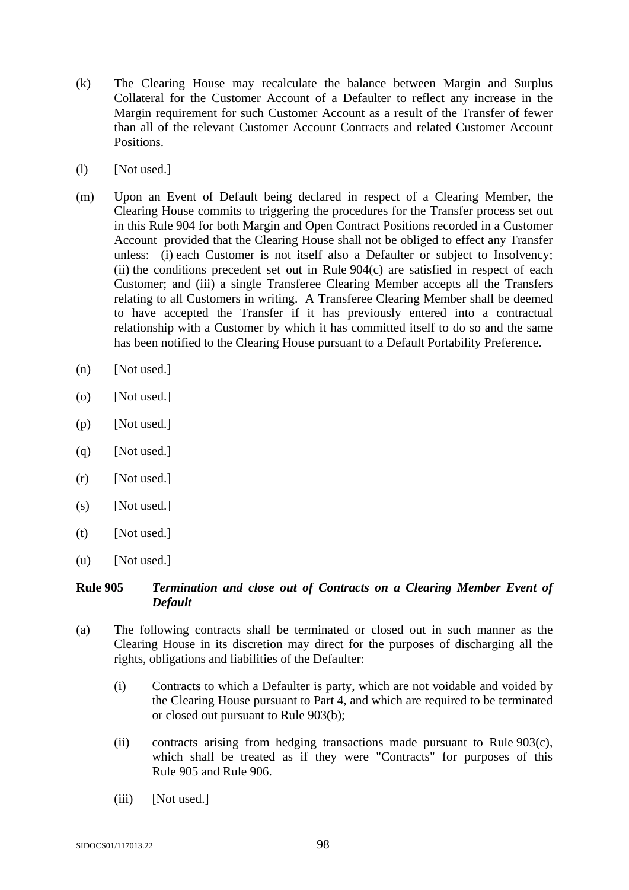(k) The Clearing House may recalculate the balance between Margin and Surplus Collateral for the Customer Account of a Defaulter to reflect any increase in the Margin requirement for such Customer Account as a result of the Transfer of fewer than all of the relevant Customer Account Contracts and related Customer Account Positions.

(l) [Not used.]

(m) Upon an Event of Default being declared in respect of a Clearing Member, the Clearing House commits to triggering the procedures for the Transfer process set out in this Rule 904 for both Margin and Open Contract Positions recorded in a Customer Account provided that the Clearing House shall not be obliged to effect any Transfer unless: (i) each Customer is not itself also a Defaulter or subject to Insolvency; (ii) the conditions precedent set out in Rule 904(c) are satisfied in respect of each Customer; and (iii) a single Transferee Clearing Member accepts all the Transfers relating to all Customers in writing. A Transferee Clearing Member shall be deemed to have accepted the Transfer if it has previously entered into a contractual relationship with a Customer by which it has committed itself to do so and the same has been notified to the Clearing House pursuant to a Default Portability Preference.

(n) [Not used.]

(o) [Not used.]

(p) [Not used.]

(q) [Not used.]

(r) [Not used.]

(s) [Not used.]

(t) [Not used.]

(u) [Not used.]

### Rule 905 *Termination and close out of Contracts on a Clearing Member Event of Default*

(a) The following contracts shall be terminated or closed out in such manner as the Clearing House in its discretion may direct for the purposes of discharging all the rights, obligations and liabilities of the Defaulter:

  (i) Contracts to which a Defaulter is party, which are not voidable and voided by the Clearing House pursuant to Part 4, and which are required to be terminated or closed out pursuant to Rule 903(b);

  (ii) contracts arising from hedging transactions made pursuant to Rule 903(c), which shall be treated as if they were "Contracts" for purposes of this Rule 905 and Rule 906.

  (iii) [Not used.]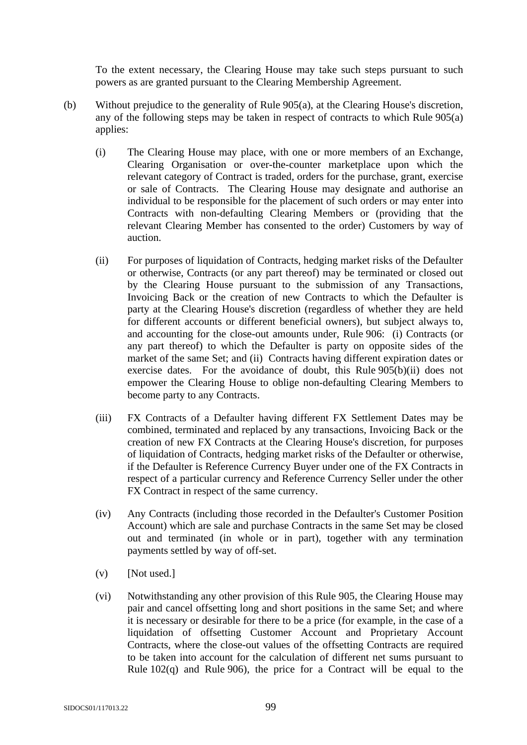To the extent necessary, the Clearing House may take such steps pursuant to such powers as are granted pursuant to the Clearing Membership Agreement.

(b) Without prejudice to the generality of Rule 905(a), at the Clearing House's discretion, any of the following steps may be taken in respect of contracts to which Rule 905(a) applies:

(i) The Clearing House may place, with one or more members of an Exchange, Clearing Organisation or over-the-counter marketplace upon which the relevant category of Contract is traded, orders for the purchase, grant, exercise or sale of Contracts. The Clearing House may designate and authorise an individual to be responsible for the placement of such orders or may enter into Contracts with non-defaulting Clearing Members or (providing that the relevant Clearing Member has consented to the order) Customers by way of auction.

(ii) For purposes of liquidation of Contracts, hedging market risks of the Defaulter or otherwise, Contracts (or any part thereof) may be terminated or closed out by the Clearing House pursuant to the submission of any Transactions, Invoicing Back or the creation of new Contracts to which the Defaulter is party at the Clearing House's discretion (regardless of whether they are held for different accounts or different beneficial owners), but subject always to, and accounting for the close-out amounts under, Rule 906: (i) Contracts (or any part thereof) to which the Defaulter is party on opposite sides of the market of the same Set; and (ii) Contracts having different expiration dates or exercise dates. For the avoidance of doubt, this Rule 905(b)(ii) does not empower the Clearing House to oblige non-defaulting Clearing Members to become party to any Contracts.

(iii) FX Contracts of a Defaulter having different FX Settlement Dates may be combined, terminated and replaced by any transactions, Invoicing Back or the creation of new FX Contracts at the Clearing House's discretion, for purposes of liquidation of Contracts, hedging market risks of the Defaulter or otherwise, if the Defaulter is Reference Currency Buyer under one of the FX Contracts in respect of a particular currency and Reference Currency Seller under the other FX Contract in respect of the same currency.

(iv) Any Contracts (including those recorded in the Defaulter's Customer Position Account) which are sale and purchase Contracts in the same Set may be closed out and terminated (in whole or in part), together with any termination payments settled by way of off-set.

(v) [Not used.]

(vi) Notwithstanding any other provision of this Rule 905, the Clearing House may pair and cancel offsetting long and short positions in the same Set; and where it is necessary or desirable for there to be a price (for example, in the case of a liquidation of offsetting Customer Account and Proprietary Account Contracts, where the close-out values of the offsetting Contracts are required to be taken into account for the calculation of different net sums pursuant to Rule 102(q) and Rule 906), the price for a Contract will be equal to the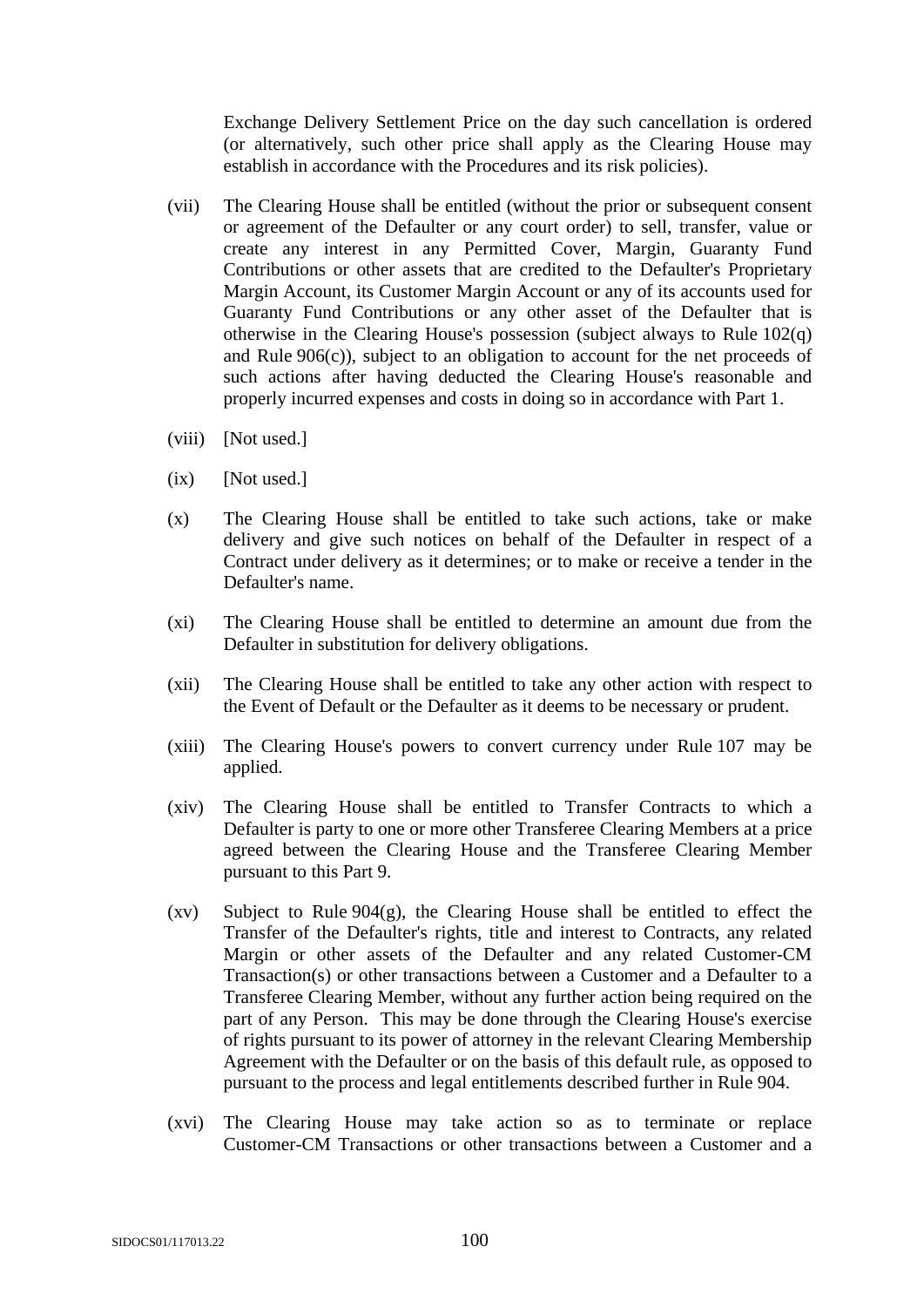Exchange Delivery Settlement Price on the day such cancellation is ordered (or alternatively, such other price shall apply as the Clearing House may establish in accordance with the Procedures and its risk policies).

(vii) The Clearing House shall be entitled (without the prior or subsequent consent or agreement of the Defaulter or any court order) to sell, transfer, value or create any interest in any Permitted Cover, Margin, Guaranty Fund Contributions or other assets that are credited to the Defaulter's Proprietary Margin Account, its Customer Margin Account or any of its accounts used for Guaranty Fund Contributions or any other asset of the Defaulter that is otherwise in the Clearing House's possession (subject always to Rule 102(q) and Rule 906(c)), subject to an obligation to account for the net proceeds of such actions after having deducted the Clearing House's reasonable and properly incurred expenses and costs in doing so in accordance with Part 1.

(viii) [Not used.]

(ix) [Not used.]

(x) The Clearing House shall be entitled to take such actions, take or make delivery and give such notices on behalf of the Defaulter in respect of a Contract under delivery as it determines; or to make or receive a tender in the Defaulter's name.

(xi) The Clearing House shall be entitled to determine an amount due from the Defaulter in substitution for delivery obligations.

(xii) The Clearing House shall be entitled to take any other action with respect to the Event of Default or the Defaulter as it deems to be necessary or prudent.

(xiii) The Clearing House's powers to convert currency under Rule 107 may be applied.

(xiv) The Clearing House shall be entitled to Transfer Contracts to which a Defaulter is party to one or more other Transferee Clearing Members at a price agreed between the Clearing House and the Transferee Clearing Member pursuant to this Part 9.

(xv) Subject to Rule 904(g), the Clearing House shall be entitled to effect the Transfer of the Defaulter's rights, title and interest to Contracts, any related Margin or other assets of the Defaulter and any related Customer-CM Transaction(s) or other transactions between a Customer and a Defaulter to a Transferee Clearing Member, without any further action being required on the part of any Person. This may be done through the Clearing House's exercise of rights pursuant to its power of attorney in the relevant Clearing Membership Agreement with the Defaulter or on the basis of this default rule, as opposed to pursuant to the process and legal entitlements described further in Rule 904.

(xvi) The Clearing House may take action so as to terminate or replace Customer-CM Transactions or other transactions between a Customer and a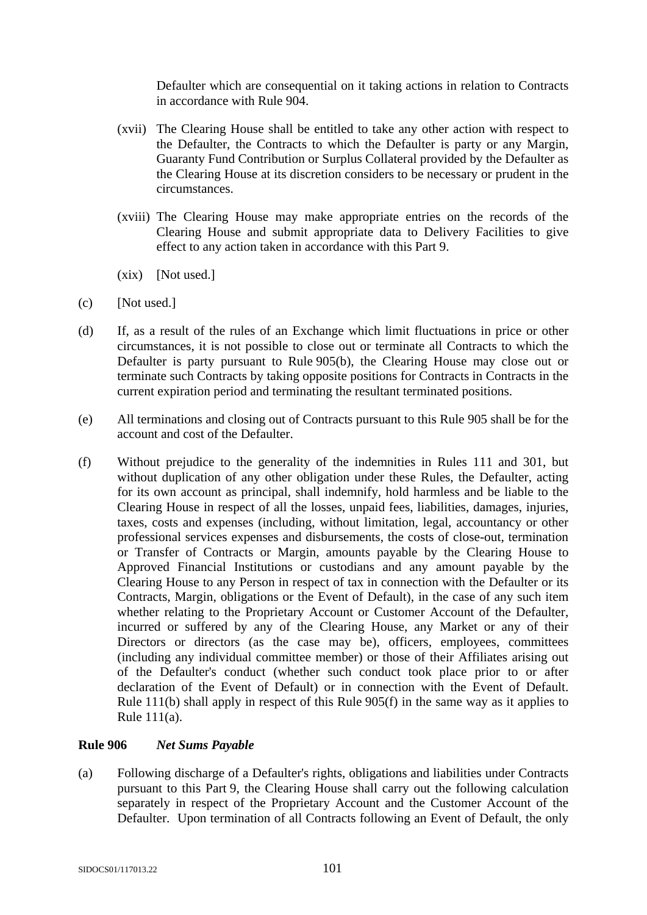Defaulter which are consequential on it taking actions in relation to Contracts in accordance with Rule 904.

(xvii) The Clearing House shall be entitled to take any other action with respect to the Defaulter, the Contracts to which the Defaulter is party or any Margin, Guaranty Fund Contribution or Surplus Collateral provided by the Defaulter as the Clearing House at its discretion considers to be necessary or prudent in the circumstances.

(xviii) The Clearing House may make appropriate entries on the records of the Clearing House and submit appropriate data to Delivery Facilities to give effect to any action taken in accordance with this Part 9.

(xix) [Not used.]

(c) [Not used.]

(d) If, as a result of the rules of an Exchange which limit fluctuations in price or other circumstances, it is not possible to close out or terminate all Contracts to which the Defaulter is party pursuant to Rule 905(b), the Clearing House may close out or terminate such Contracts by taking opposite positions for Contracts in Contracts in the current expiration period and terminating the resultant terminated positions.

(e) All terminations and closing out of Contracts pursuant to this Rule 905 shall be for the account and cost of the Defaulter.

(f) Without prejudice to the generality of the indemnities in Rules 111 and 301, but without duplication of any other obligation under these Rules, the Defaulter, acting for its own account as principal, shall indemnify, hold harmless and be liable to the Clearing House in respect of all the losses, unpaid fees, liabilities, damages, injuries, taxes, costs and expenses (including, without limitation, legal, accountancy or other professional services expenses and disbursements, the costs of close-out, termination or Transfer of Contracts or Margin, amounts payable by the Clearing House to Approved Financial Institutions or custodians and any amount payable by the Clearing House to any Person in respect of tax in connection with the Defaulter or its Contracts, Margin, obligations or the Event of Default), in the case of any such item whether relating to the Proprietary Account or Customer Account of the Defaulter, incurred or suffered by any of the Clearing House, any Market or any of their Directors or directors (as the case may be), officers, employees, committees (including any individual committee member) or those of their Affiliates arising out of the Defaulter's conduct (whether such conduct took place prior to or after declaration of the Event of Default) or in connection with the Event of Default. Rule 111(b) shall apply in respect of this Rule 905(f) in the same way as it applies to Rule 111(a).

### Rule 906 *Net Sums Payable*

(a) Following discharge of a Defaulter's rights, obligations and liabilities under Contracts pursuant to this Part 9, the Clearing House shall carry out the following calculation separately in respect of the Proprietary Account and the Customer Account of the Defaulter. Upon termination of all Contracts following an Event of Default, the only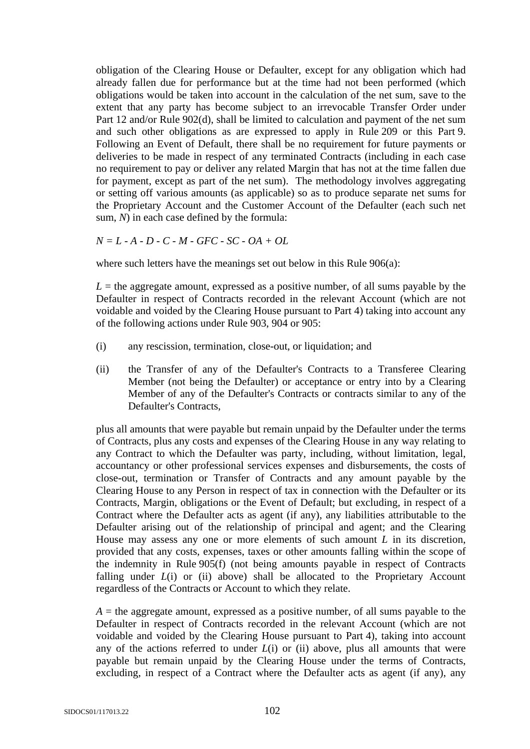obligation of the Clearing House or Defaulter, except for any obligation which had already fallen due for performance but at the time had not been performed (which obligations would be taken into account in the calculation of the net sum, save to the extent that any party has become subject to an irrevocable Transfer Order under Part 12 and/or Rule 902(d), shall be limited to calculation and payment of the net sum and such other obligations as are expressed to apply in Rule 209 or this Part 9. Following an Event of Default, there shall be no requirement for future payments or deliveries to be made in respect of any terminated Contracts (including in each case no requirement to pay or deliver any related Margin that has not at the time fallen due for payment, except as part of the net sum). The methodology involves aggregating or setting off various amounts (as applicable) so as to produce separate net sums for the Proprietary Account and the Customer Account of the Defaulter (each such net sum, $N$) in each case defined by the formula:

$$N = L - A - D - C - M - GFC - SC - OA + OL$$

where such letters have the meanings set out below in this Rule 906(a):

$L$ = the aggregate amount, expressed as a positive number, of all sums payable by the Defaulter in respect of Contracts recorded in the relevant Account (which are not voidable and voided by the Clearing House pursuant to Part 4) taking into account any of the following actions under Rule 903, 904 or 905:

(i) any rescission, termination, close-out, or liquidation; and

(ii) the Transfer of any of the Defaulter's Contracts to a Transferee Clearing Member (not being the Defaulter) or acceptance or entry into by a Clearing Member of any of the Defaulter's Contracts or contracts similar to any of the Defaulter's Contracts,

plus all amounts that were payable but remain unpaid by the Defaulter under the terms of Contracts, plus any costs and expenses of the Clearing House in any way relating to any Contract to which the Defaulter was party, including, without limitation, legal, accountancy or other professional services expenses and disbursements, the costs of close-out, termination or Transfer of Contracts and any amount payable by the Clearing House to any Person in respect of tax in connection with the Defaulter or its Contracts, Margin, obligations or the Event of Default; but excluding, in respect of a Contract where the Defaulter acts as agent (if any), any liabilities attributable to the Defaulter arising out of the relationship of principal and agent; and the Clearing House may assess any one or more elements of such amount $L$ in its discretion, provided that any costs, expenses, taxes or other amounts falling within the scope of the indemnity in Rule 905(f) (not being amounts payable in respect of Contracts falling under $L$(i) or (ii) above) shall be allocated to the Proprietary Account regardless of the Contracts or Account to which they relate.

$A$ = the aggregate amount, expressed as a positive number, of all sums payable to the Defaulter in respect of Contracts recorded in the relevant Account (which are not voidable and voided by the Clearing House pursuant to Part 4), taking into account any of the actions referred to under $L$(i) or (ii) above, plus all amounts that were payable but remain unpaid by the Clearing House under the terms of Contracts, excluding, in respect of a Contract where the Defaulter acts as agent (if any), any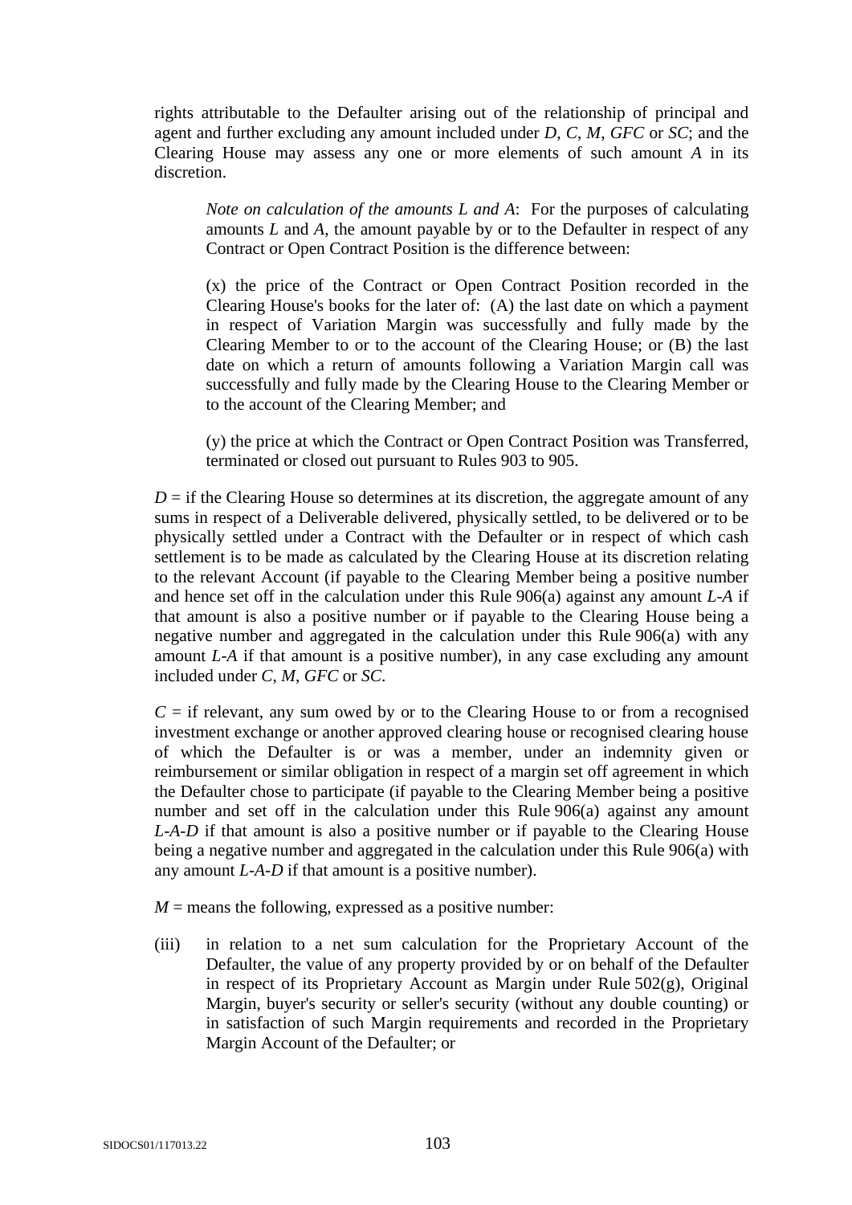rights attributable to the Defaulter arising out of the relationship of principal and agent and further excluding any amount included under *D*, *C*, *M*, *GFC* or *SC*; and the Clearing House may assess any one or more elements of such amount *A* in its discretion.

> *Note on calculation of the amounts L and A*: For the purposes of calculating amounts *L* and *A*, the amount payable by or to the Defaulter in respect of any Contract or Open Contract Position is the difference between:
>
> (x) the price of the Contract or Open Contract Position recorded in the Clearing House's books for the later of: (A) the last date on which a payment in respect of Variation Margin was successfully and fully made by the Clearing Member to or to the account of the Clearing House; or (B) the last date on which a return of amounts following a Variation Margin call was successfully and fully made by the Clearing House to the Clearing Member or to the account of the Clearing Member; and
>
> (y) the price at which the Contract or Open Contract Position was Transferred, terminated or closed out pursuant to Rules 903 to 905.

*D* = if the Clearing House so determines at its discretion, the aggregate amount of any sums in respect of a Deliverable delivered, physically settled, to be delivered or to be physically settled under a Contract with the Defaulter or in respect of which cash settlement is to be made as calculated by the Clearing House at its discretion relating to the relevant Account (if payable to the Clearing Member being a positive number and hence set off in the calculation under this Rule 906(a) against any amount *L-A* if that amount is also a positive number or if payable to the Clearing House being a negative number and aggregated in the calculation under this Rule 906(a) with any amount *L-A* if that amount is a positive number), in any case excluding any amount included under *C*, *M*, *GFC* or *SC*.

*C* = if relevant, any sum owed by or to the Clearing House to or from a recognised investment exchange or another approved clearing house or recognised clearing house of which the Defaulter is or was a member, under an indemnity given or reimbursement or similar obligation in respect of a margin set off agreement in which the Defaulter chose to participate (if payable to the Clearing Member being a positive number and set off in the calculation under this Rule 906(a) against any amount *L-A-D* if that amount is also a positive number or if payable to the Clearing House being a negative number and aggregated in the calculation under this Rule 906(a) with any amount *L-A-D* if that amount is a positive number).

*M* = means the following, expressed as a positive number:

(iii) in relation to a net sum calculation for the Proprietary Account of the Defaulter, the value of any property provided by or on behalf of the Defaulter in respect of its Proprietary Account as Margin under Rule 502(g), Original Margin, buyer's security or seller's security (without any double counting) or in satisfaction of such Margin requirements and recorded in the Proprietary Margin Account of the Defaulter; or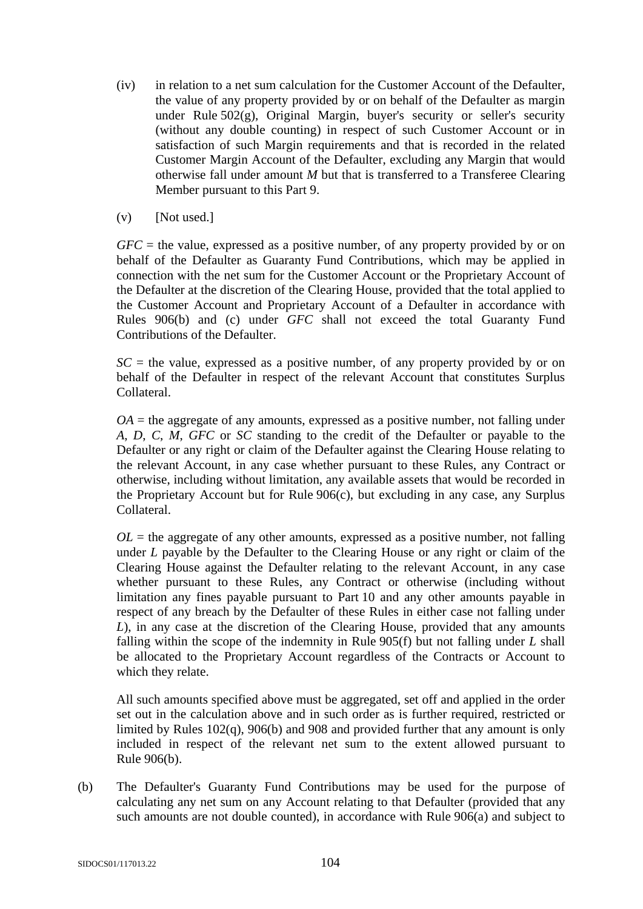(iv) in relation to a net sum calculation for the Customer Account of the Defaulter, the value of any property provided by or on behalf of the Defaulter as margin under Rule 502(g), Original Margin, buyer's security or seller's security (without any double counting) in respect of such Customer Account or in satisfaction of such Margin requirements and that is recorded in the related Customer Margin Account of the Defaulter, excluding any Margin that would otherwise fall under amount *M* but that is transferred to a Transferee Clearing Member pursuant to this Part 9.

(v) [Not used.]

*GFC* = the value, expressed as a positive number, of any property provided by or on behalf of the Defaulter as Guaranty Fund Contributions, which may be applied in connection with the net sum for the Customer Account or the Proprietary Account of the Defaulter at the discretion of the Clearing House, provided that the total applied to the Customer Account and Proprietary Account of a Defaulter in accordance with Rules 906(b) and (c) under *GFC* shall not exceed the total Guaranty Fund Contributions of the Defaulter.

*SC* = the value, expressed as a positive number, of any property provided by or on behalf of the Defaulter in respect of the relevant Account that constitutes Surplus Collateral.

*OA* = the aggregate of any amounts, expressed as a positive number, not falling under *A*, *D*, *C*, *M*, *GFC* or *SC* standing to the credit of the Defaulter or payable to the Defaulter or any right or claim of the Defaulter against the Clearing House relating to the relevant Account, in any case whether pursuant to these Rules, any Contract or otherwise, including without limitation, any available assets that would be recorded in the Proprietary Account but for Rule 906(c), but excluding in any case, any Surplus Collateral.

*OL* = the aggregate of any other amounts, expressed as a positive number, not falling under *L* payable by the Defaulter to the Clearing House or any right or claim of the Clearing House against the Defaulter relating to the relevant Account, in any case whether pursuant to these Rules, any Contract or otherwise (including without limitation any fines payable pursuant to Part 10 and any other amounts payable in respect of any breach by the Defaulter of these Rules in either case not falling under *L*), in any case at the discretion of the Clearing House, provided that any amounts falling within the scope of the indemnity in Rule 905(f) but not falling under *L* shall be allocated to the Proprietary Account regardless of the Contracts or Account to which they relate.

All such amounts specified above must be aggregated, set off and applied in the order set out in the calculation above and in such order as is further required, restricted or limited by Rules 102(q), 906(b) and 908 and provided further that any amount is only included in respect of the relevant net sum to the extent allowed pursuant to Rule 906(b).

(b) The Defaulter's Guaranty Fund Contributions may be used for the purpose of calculating any net sum on any Account relating to that Defaulter (provided that any such amounts are not double counted), in accordance with Rule 906(a) and subject to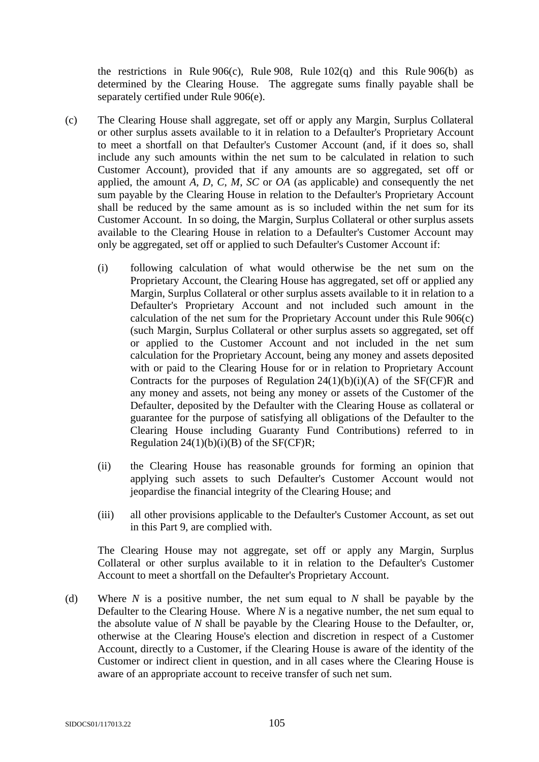the restrictions in Rule 906(c), Rule 908, Rule 102(q) and this Rule 906(b) as determined by the Clearing House. The aggregate sums finally payable shall be separately certified under Rule 906(e).

(c) The Clearing House shall aggregate, set off or apply any Margin, Surplus Collateral or other surplus assets available to it in relation to a Defaulter's Proprietary Account to meet a shortfall on that Defaulter's Customer Account (and, if it does so, shall include any such amounts within the net sum to be calculated in relation to such Customer Account), provided that if any amounts are so aggregated, set off or applied, the amount *A*, *D*, *C*, *M*, *SC* or *OA* (as applicable) and consequently the net sum payable by the Clearing House in relation to the Defaulter's Proprietary Account shall be reduced by the same amount as is so included within the net sum for its Customer Account. In so doing, the Margin, Surplus Collateral or other surplus assets available to the Clearing House in relation to a Defaulter's Customer Account may only be aggregated, set off or applied to such Defaulter's Customer Account if:

   (i) following calculation of what would otherwise be the net sum on the Proprietary Account, the Clearing House has aggregated, set off or applied any Margin, Surplus Collateral or other surplus assets available to it in relation to a Defaulter's Proprietary Account and not included such amount in the calculation of the net sum for the Proprietary Account under this Rule 906(c) (such Margin, Surplus Collateral or other surplus assets so aggregated, set off or applied to the Customer Account and not included in the net sum calculation for the Proprietary Account, being any money and assets deposited with or paid to the Clearing House for or in relation to Proprietary Account Contracts for the purposes of Regulation 24(1)(b)(i)(A) of the SF(CF)R and any money and assets, not being any money or assets of the Customer of the Defaulter, deposited by the Defaulter with the Clearing House as collateral or guarantee for the purpose of satisfying all obligations of the Defaulter to the Clearing House including Guaranty Fund Contributions) referred to in Regulation 24(1)(b)(i)(B) of the SF(CF)R;

   (ii) the Clearing House has reasonable grounds for forming an opinion that applying such assets to such Defaulter's Customer Account would not jeopardise the financial integrity of the Clearing House; and

   (iii) all other provisions applicable to the Defaulter's Customer Account, as set out in this Part 9, are complied with.

   The Clearing House may not aggregate, set off or apply any Margin, Surplus Collateral or other surplus available to it in relation to the Defaulter's Customer Account to meet a shortfall on the Defaulter's Proprietary Account.

(d) Where $N$ is a positive number, the net sum equal to $N$ shall be payable by the Defaulter to the Clearing House. Where $N$ is a negative number, the net sum equal to the absolute value of $N$ shall be payable by the Clearing House to the Defaulter, or, otherwise at the Clearing House's election and discretion in respect of a Customer Account, directly to a Customer, if the Clearing House is aware of the identity of the Customer or indirect client in question, and in all cases where the Clearing House is aware of an appropriate account to receive transfer of such net sum.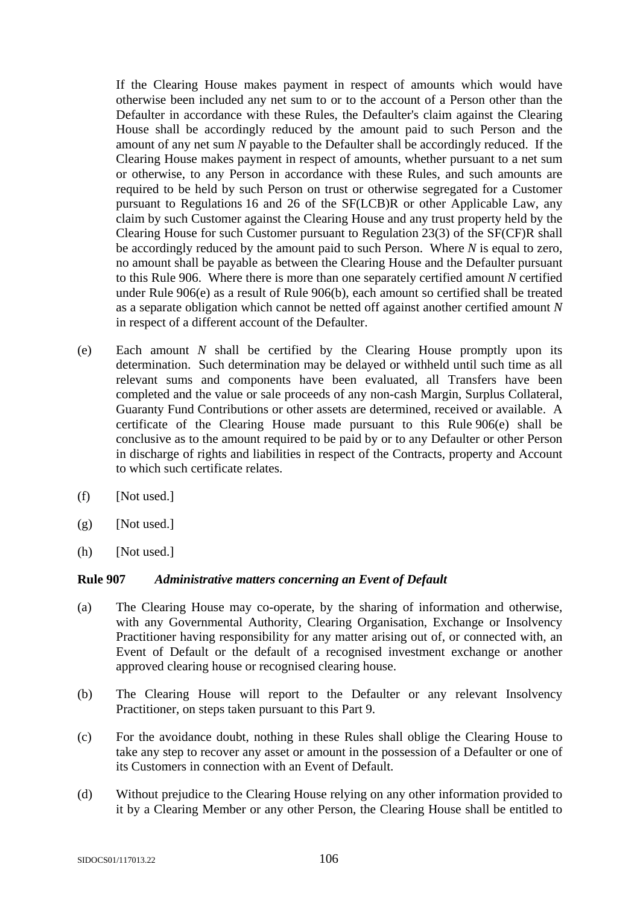If the Clearing House makes payment in respect of amounts which would have otherwise been included any net sum to or to the account of a Person other than the Defaulter in accordance with these Rules, the Defaulter's claim against the Clearing House shall be accordingly reduced by the amount paid to such Person and the amount of any net sum *N* payable to the Defaulter shall be accordingly reduced. If the Clearing House makes payment in respect of amounts, whether pursuant to a net sum or otherwise, to any Person in accordance with these Rules, and such amounts are required to be held by such Person on trust or otherwise segregated for a Customer pursuant to Regulations 16 and 26 of the SF(LCB)R or other Applicable Law, any claim by such Customer against the Clearing House and any trust property held by the Clearing House for such Customer pursuant to Regulation 23(3) of the SF(CF)R shall be accordingly reduced by the amount paid to such Person. Where *N* is equal to zero, no amount shall be payable as between the Clearing House and the Defaulter pursuant to this Rule 906. Where there is more than one separately certified amount *N* certified under Rule 906(e) as a result of Rule 906(b), each amount so certified shall be treated as a separate obligation which cannot be netted off against another certified amount *N* in respect of a different account of the Defaulter.

(e) Each amount *N* shall be certified by the Clearing House promptly upon its determination. Such determination may be delayed or withheld until such time as all relevant sums and components have been evaluated, all Transfers have been completed and the value or sale proceeds of any non-cash Margin, Surplus Collateral, Guaranty Fund Contributions or other assets are determined, received or available. A certificate of the Clearing House made pursuant to this Rule 906(e) shall be conclusive as to the amount required to be paid by or to any Defaulter or other Person in discharge of rights and liabilities in respect of the Contracts, property and Account to which such certificate relates.

(f) [Not used.]

(g) [Not used.]

(h) [Not used.]

### Rule 907 *Administrative matters concerning an Event of Default*

(a) The Clearing House may co-operate, by the sharing of information and otherwise, with any Governmental Authority, Clearing Organisation, Exchange or Insolvency Practitioner having responsibility for any matter arising out of, or connected with, an Event of Default or the default of a recognised investment exchange or another approved clearing house or recognised clearing house.

(b) The Clearing House will report to the Defaulter or any relevant Insolvency Practitioner, on steps taken pursuant to this Part 9.

(c) For the avoidance doubt, nothing in these Rules shall oblige the Clearing House to take any step to recover any asset or amount in the possession of a Defaulter or one of its Customers in connection with an Event of Default.

(d) Without prejudice to the Clearing House relying on any other information provided to it by a Clearing Member or any other Person, the Clearing House shall be entitled to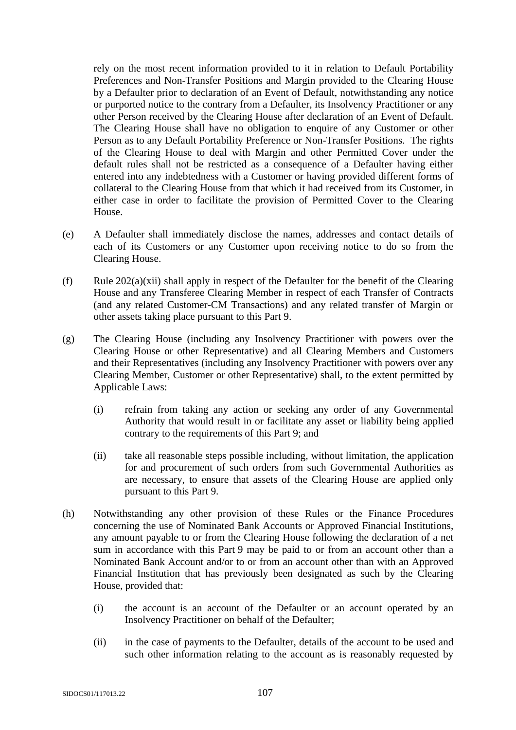rely on the most recent information provided to it in relation to Default Portability Preferences and Non-Transfer Positions and Margin provided to the Clearing House by a Defaulter prior to declaration of an Event of Default, notwithstanding any notice or purported notice to the contrary from a Defaulter, its Insolvency Practitioner or any other Person received by the Clearing House after declaration of an Event of Default. The Clearing House shall have no obligation to enquire of any Customer or other Person as to any Default Portability Preference or Non-Transfer Positions. The rights of the Clearing House to deal with Margin and other Permitted Cover under the default rules shall not be restricted as a consequence of a Defaulter having either entered into any indebtedness with a Customer or having provided different forms of collateral to the Clearing House from that which it had received from its Customer, in either case in order to facilitate the provision of Permitted Cover to the Clearing House.

(e) A Defaulter shall immediately disclose the names, addresses and contact details of each of its Customers or any Customer upon receiving notice to do so from the Clearing House.

(f) Rule 202(a)(xii) shall apply in respect of the Defaulter for the benefit of the Clearing House and any Transferee Clearing Member in respect of each Transfer of Contracts (and any related Customer-CM Transactions) and any related transfer of Margin or other assets taking place pursuant to this Part 9.

(g) The Clearing House (including any Insolvency Practitioner with powers over the Clearing House or other Representative) and all Clearing Members and Customers and their Representatives (including any Insolvency Practitioner with powers over any Clearing Member, Customer or other Representative) shall, to the extent permitted by Applicable Laws:

   (i) refrain from taking any action or seeking any order of any Governmental Authority that would result in or facilitate any asset or liability being applied contrary to the requirements of this Part 9; and

   (ii) take all reasonable steps possible including, without limitation, the application for and procurement of such orders from such Governmental Authorities as are necessary, to ensure that assets of the Clearing House are applied only pursuant to this Part 9.

(h) Notwithstanding any other provision of these Rules or the Finance Procedures concerning the use of Nominated Bank Accounts or Approved Financial Institutions, any amount payable to or from the Clearing House following the declaration of a net sum in accordance with this Part 9 may be paid to or from an account other than a Nominated Bank Account and/or to or from an account other than with an Approved Financial Institution that has previously been designated as such by the Clearing House, provided that:

   (i) the account is an account of the Defaulter or an account operated by an Insolvency Practitioner on behalf of the Defaulter;

   (ii) in the case of payments to the Defaulter, details of the account to be used and such other information relating to the account as is reasonably requested by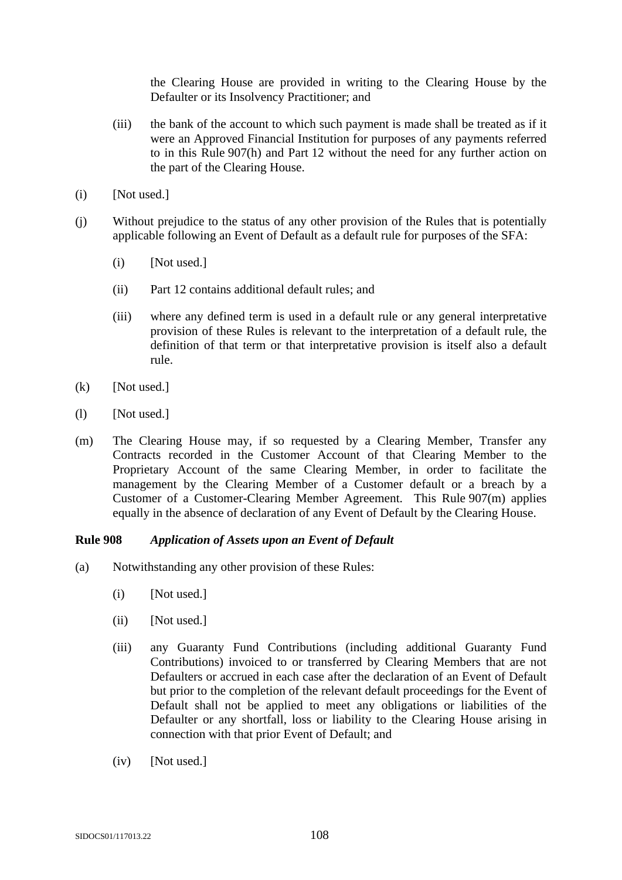the Clearing House are provided in writing to the Clearing House by the Defaulter or its Insolvency Practitioner; and

(iii) the bank of the account to which such payment is made shall be treated as if it were an Approved Financial Institution for purposes of any payments referred to in this Rule 907(h) and Part 12 without the need for any further action on the part of the Clearing House.

(i) [Not used.]

(j) Without prejudice to the status of any other provision of the Rules that is potentially applicable following an Event of Default as a default rule for purposes of the SFA:

(i) [Not used.]

(ii) Part 12 contains additional default rules; and

(iii) where any defined term is used in a default rule or any general interpretative provision of these Rules is relevant to the interpretation of a default rule, the definition of that term or that interpretative provision is itself also a default rule.

(k) [Not used.]

(l) [Not used.]

(m) The Clearing House may, if so requested by a Clearing Member, Transfer any Contracts recorded in the Customer Account of that Clearing Member to the Proprietary Account of the same Clearing Member, in order to facilitate the management by the Clearing Member of a Customer default or a breach by a Customer of a Customer-Clearing Member Agreement. This Rule 907(m) applies equally in the absence of declaration of any Event of Default by the Clearing House.

**Rule 908** ***Application of Assets upon an Event of Default***

(a) Notwithstanding any other provision of these Rules:

(i) [Not used.]

(ii) [Not used.]

(iii) any Guaranty Fund Contributions (including additional Guaranty Fund Contributions) invoiced to or transferred by Clearing Members that are not Defaulters or accrued in each case after the declaration of an Event of Default but prior to the completion of the relevant default proceedings for the Event of Default shall not be applied to meet any obligations or liabilities of the Defaulter or any shortfall, loss or liability to the Clearing House arising in connection with that prior Event of Default; and

(iv) [Not used.]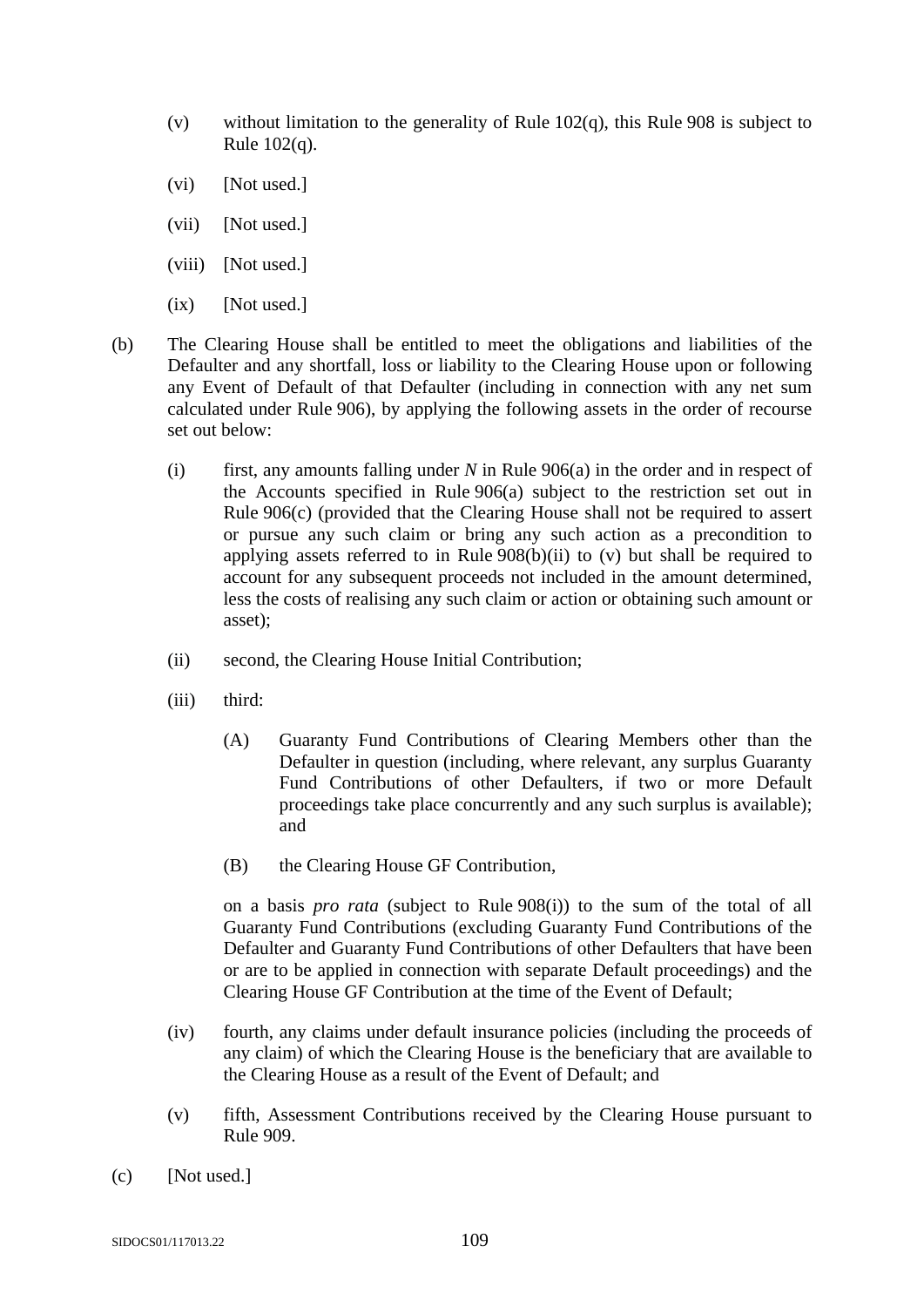(v) without limitation to the generality of Rule 102(q), this Rule 908 is subject to Rule 102(q).

(vi) [Not used.]

(vii) [Not used.]

(viii) [Not used.]

(ix) [Not used.]

(b) The Clearing House shall be entitled to meet the obligations and liabilities of the Defaulter and any shortfall, loss or liability to the Clearing House upon or following any Event of Default of that Defaulter (including in connection with any net sum calculated under Rule 906), by applying the following assets in the order of recourse set out below:

(i) first, any amounts falling under *N* in Rule 906(a) in the order and in respect of the Accounts specified in Rule 906(a) subject to the restriction set out in Rule 906(c) (provided that the Clearing House shall not be required to assert or pursue any such claim or bring any such action as a precondition to applying assets referred to in Rule 908(b)(ii) to (v) but shall be required to account for any subsequent proceeds not included in the amount determined, less the costs of realising any such claim or action or obtaining such amount or asset);

(ii) second, the Clearing House Initial Contribution;

(iii) third:

(A) Guaranty Fund Contributions of Clearing Members other than the Defaulter in question (including, where relevant, any surplus Guaranty Fund Contributions of other Defaulters, if two or more Default proceedings take place concurrently and any such surplus is available); and

(B) the Clearing House GF Contribution,

on a basis *pro rata* (subject to Rule 908(i)) to the sum of the total of all Guaranty Fund Contributions (excluding Guaranty Fund Contributions of the Defaulter and Guaranty Fund Contributions of other Defaulters that have been or are to be applied in connection with separate Default proceedings) and the Clearing House GF Contribution at the time of the Event of Default;

(iv) fourth, any claims under default insurance policies (including the proceeds of any claim) of which the Clearing House is the beneficiary that are available to the Clearing House as a result of the Event of Default; and

(v) fifth, Assessment Contributions received by the Clearing House pursuant to Rule 909.

(c) [Not used.]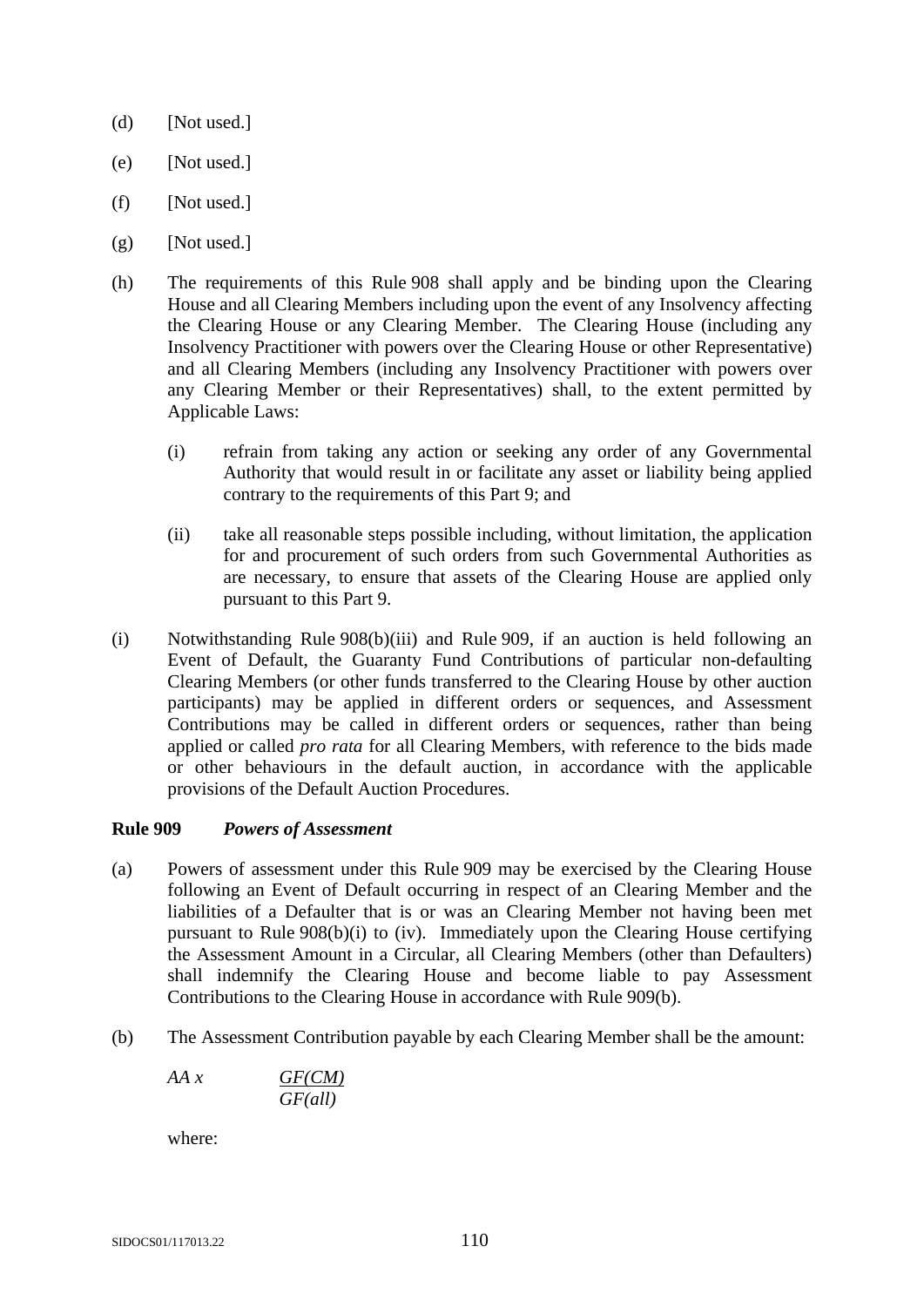(d) [Not used.]

(e) [Not used.]

(f) [Not used.]

(g) [Not used.]

(h) The requirements of this Rule 908 shall apply and be binding upon the Clearing House and all Clearing Members including upon the event of any Insolvency affecting the Clearing House or any Clearing Member. The Clearing House (including any Insolvency Practitioner with powers over the Clearing House or other Representative) and all Clearing Members (including any Insolvency Practitioner with powers over any Clearing Member or their Representatives) shall, to the extent permitted by Applicable Laws:

 (i) refrain from taking any action or seeking any order of any Governmental Authority that would result in or facilitate any asset or liability being applied contrary to the requirements of this Part 9; and

 (ii) take all reasonable steps possible including, without limitation, the application for and procurement of such orders from such Governmental Authorities as are necessary, to ensure that assets of the Clearing House are applied only pursuant to this Part 9.

(i) Notwithstanding Rule 908(b)(iii) and Rule 909, if an auction is held following an Event of Default, the Guaranty Fund Contributions of particular non-defaulting Clearing Members (or other funds transferred to the Clearing House by other auction participants) may be applied in different orders or sequences, and Assessment Contributions may be called in different orders or sequences, rather than being applied or called *pro rata* for all Clearing Members, with reference to the bids made or other behaviours in the default auction, in accordance with the applicable provisions of the Default Auction Procedures.

**Rule 909** ***Powers of Assessment***

(a) Powers of assessment under this Rule 909 may be exercised by the Clearing House following an Event of Default occurring in respect of an Clearing Member and the liabilities of a Defaulter that is or was an Clearing Member not having been met pursuant to Rule 908(b)(i) to (iv). Immediately upon the Clearing House certifying the Assessment Amount in a Circular, all Clearing Members (other than Defaulters) shall indemnify the Clearing House and become liable to pay Assessment Contributions to the Clearing House in accordance with Rule 909(b).

(b) The Assessment Contribution payable by each Clearing Member shall be the amount:

$$AA \times \frac{GF(CM)}{GF(all)}$$

 where: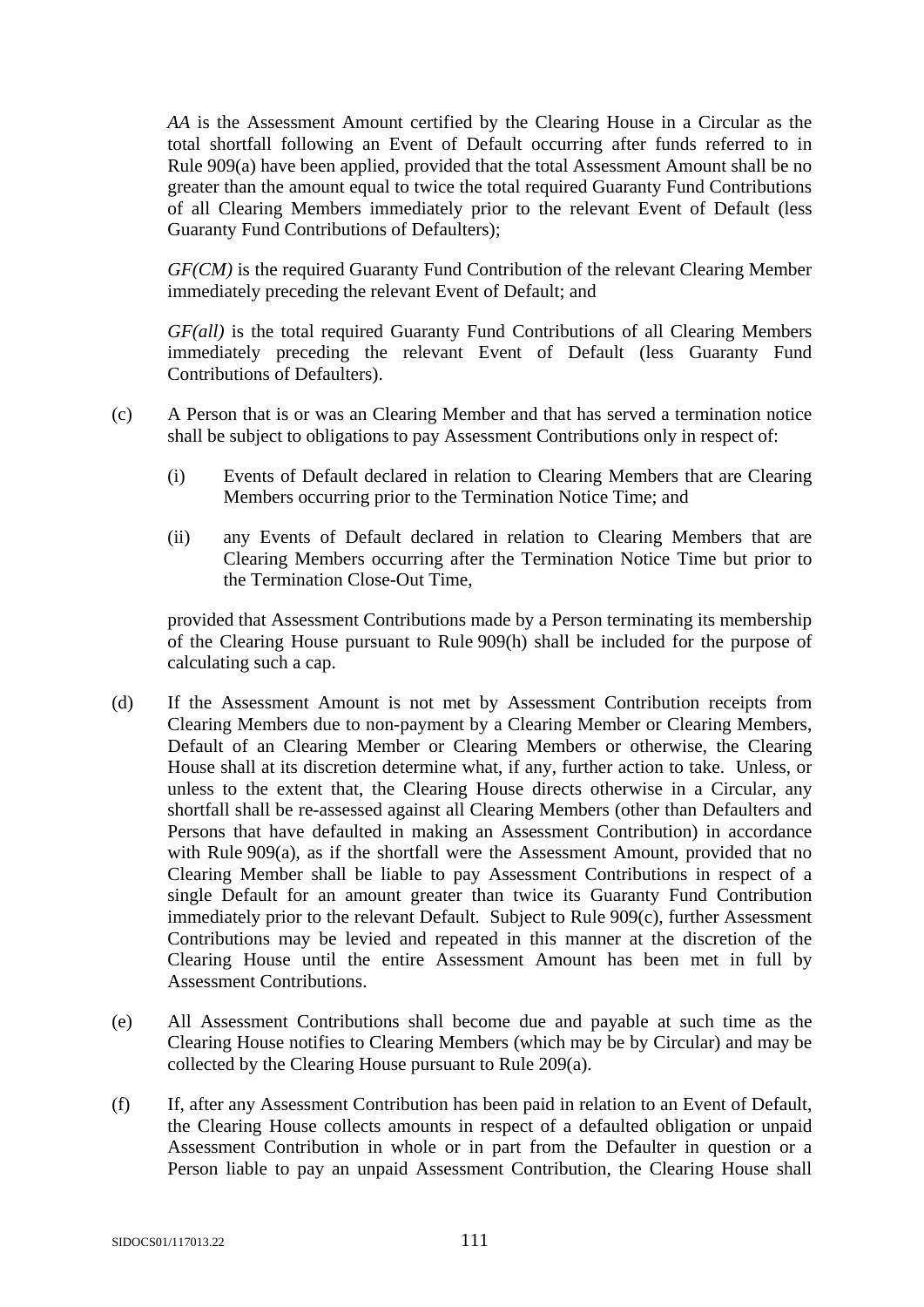*AA* is the Assessment Amount certified by the Clearing House in a Circular as the total shortfall following an Event of Default occurring after funds referred to in Rule 909(a) have been applied, provided that the total Assessment Amount shall be no greater than the amount equal to twice the total required Guaranty Fund Contributions of all Clearing Members immediately prior to the relevant Event of Default (less Guaranty Fund Contributions of Defaulters);

*GF(CM)* is the required Guaranty Fund Contribution of the relevant Clearing Member immediately preceding the relevant Event of Default; and

*GF(all)* is the total required Guaranty Fund Contributions of all Clearing Members immediately preceding the relevant Event of Default (less Guaranty Fund Contributions of Defaulters).

(c) A Person that is or was an Clearing Member and that has served a termination notice shall be subject to obligations to pay Assessment Contributions only in respect of:

(i) Events of Default declared in relation to Clearing Members that are Clearing Members occurring prior to the Termination Notice Time; and

(ii) any Events of Default declared in relation to Clearing Members that are Clearing Members occurring after the Termination Notice Time but prior to the Termination Close-Out Time,

provided that Assessment Contributions made by a Person terminating its membership of the Clearing House pursuant to Rule 909(h) shall be included for the purpose of calculating such a cap.

(d) If the Assessment Amount is not met by Assessment Contribution receipts from Clearing Members due to non-payment by a Clearing Member or Clearing Members, Default of an Clearing Member or Clearing Members or otherwise, the Clearing House shall at its discretion determine what, if any, further action to take. Unless, or unless to the extent that, the Clearing House directs otherwise in a Circular, any shortfall shall be re-assessed against all Clearing Members (other than Defaulters and Persons that have defaulted in making an Assessment Contribution) in accordance with Rule 909(a), as if the shortfall were the Assessment Amount, provided that no Clearing Member shall be liable to pay Assessment Contributions in respect of a single Default for an amount greater than twice its Guaranty Fund Contribution immediately prior to the relevant Default. Subject to Rule 909(c), further Assessment Contributions may be levied and repeated in this manner at the discretion of the Clearing House until the entire Assessment Amount has been met in full by Assessment Contributions.

(e) All Assessment Contributions shall become due and payable at such time as the Clearing House notifies to Clearing Members (which may be by Circular) and may be collected by the Clearing House pursuant to Rule 209(a).

(f) If, after any Assessment Contribution has been paid in relation to an Event of Default, the Clearing House collects amounts in respect of a defaulted obligation or unpaid Assessment Contribution in whole or in part from the Defaulter in question or a Person liable to pay an unpaid Assessment Contribution, the Clearing House shall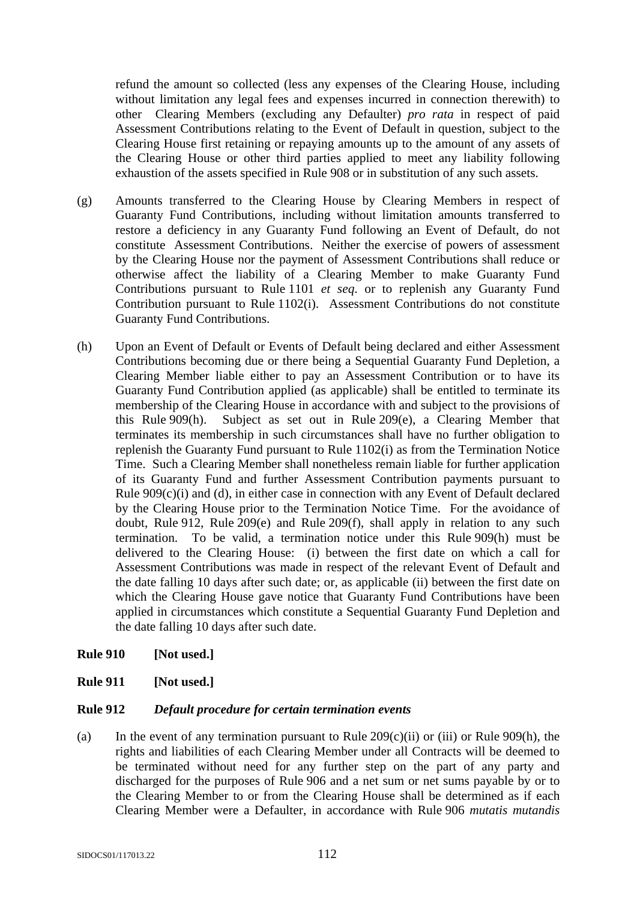refund the amount so collected (less any expenses of the Clearing House, including without limitation any legal fees and expenses incurred in connection therewith) to other Clearing Members (excluding any Defaulter) *pro rata* in respect of paid Assessment Contributions relating to the Event of Default in question, subject to the Clearing House first retaining or repaying amounts up to the amount of any assets of the Clearing House or other third parties applied to meet any liability following exhaustion of the assets specified in Rule 908 or in substitution of any such assets.

(g) Amounts transferred to the Clearing House by Clearing Members in respect of Guaranty Fund Contributions, including without limitation amounts transferred to restore a deficiency in any Guaranty Fund following an Event of Default, do not constitute Assessment Contributions. Neither the exercise of powers of assessment by the Clearing House nor the payment of Assessment Contributions shall reduce or otherwise affect the liability of a Clearing Member to make Guaranty Fund Contributions pursuant to Rule 1101 *et seq.* or to replenish any Guaranty Fund Contribution pursuant to Rule 1102(i). Assessment Contributions do not constitute Guaranty Fund Contributions.

(h) Upon an Event of Default or Events of Default being declared and either Assessment Contributions becoming due or there being a Sequential Guaranty Fund Depletion, a Clearing Member liable either to pay an Assessment Contribution or to have its Guaranty Fund Contribution applied (as applicable) shall be entitled to terminate its membership of the Clearing House in accordance with and subject to the provisions of this Rule 909(h). Subject as set out in Rule 209(e), a Clearing Member that terminates its membership in such circumstances shall have no further obligation to replenish the Guaranty Fund pursuant to Rule 1102(i) as from the Termination Notice Time. Such a Clearing Member shall nonetheless remain liable for further application of its Guaranty Fund and further Assessment Contribution payments pursuant to Rule 909(c)(i) and (d), in either case in connection with any Event of Default declared by the Clearing House prior to the Termination Notice Time. For the avoidance of doubt, Rule 912, Rule 209(e) and Rule 209(f), shall apply in relation to any such termination. To be valid, a termination notice under this Rule 909(h) must be delivered to the Clearing House: (i) between the first date on which a call for Assessment Contributions was made in respect of the relevant Event of Default and the date falling 10 days after such date; or, as applicable (ii) between the first date on which the Clearing House gave notice that Guaranty Fund Contributions have been applied in circumstances which constitute a Sequential Guaranty Fund Depletion and the date falling 10 days after such date.

**Rule 910 [Not used.]**

**Rule 911 [Not used.]**

**Rule 912** ***Default procedure for certain termination events***

(a) In the event of any termination pursuant to Rule 209(c)(ii) or (iii) or Rule 909(h), the rights and liabilities of each Clearing Member under all Contracts will be deemed to be terminated without need for any further step on the part of any party and discharged for the purposes of Rule 906 and a net sum or net sums payable by or to the Clearing Member to or from the Clearing House shall be determined as if each Clearing Member were a Defaulter, in accordance with Rule 906 *mutatis mutandis*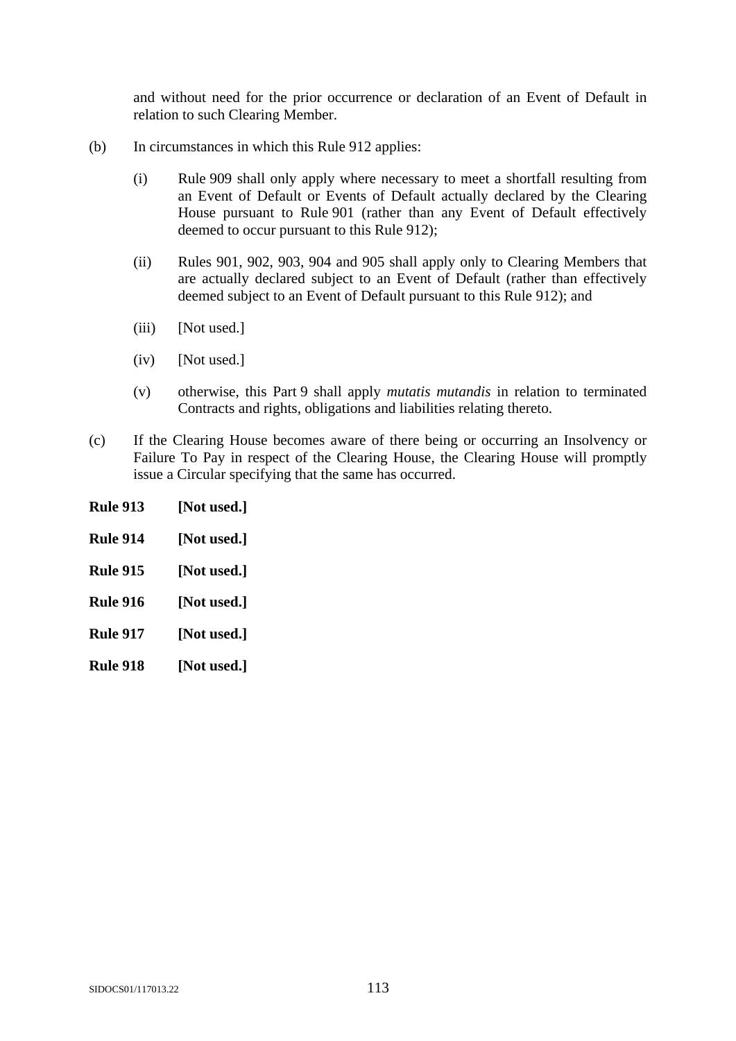and without need for the prior occurrence or declaration of an Event of Default in relation to such Clearing Member.

(b) In circumstances in which this Rule 912 applies:

(i) Rule 909 shall only apply where necessary to meet a shortfall resulting from an Event of Default or Events of Default actually declared by the Clearing House pursuant to Rule 901 (rather than any Event of Default effectively deemed to occur pursuant to this Rule 912);

(ii) Rules 901, 902, 903, 904 and 905 shall apply only to Clearing Members that are actually declared subject to an Event of Default (rather than effectively deemed subject to an Event of Default pursuant to this Rule 912); and

(iii) [Not used.]

(iv) [Not used.]

(v) otherwise, this Part 9 shall apply *mutatis mutandis* in relation to terminated Contracts and rights, obligations and liabilities relating thereto.

(c) If the Clearing House becomes aware of there being or occurring an Insolvency or Failure To Pay in respect of the Clearing House, the Clearing House will promptly issue a Circular specifying that the same has occurred.

**Rule 913 [Not used.]**

**Rule 914 [Not used.]**

**Rule 915 [Not used.]**

**Rule 916 [Not used.]**

**Rule 917 [Not used.]**

**Rule 918 [Not used.]**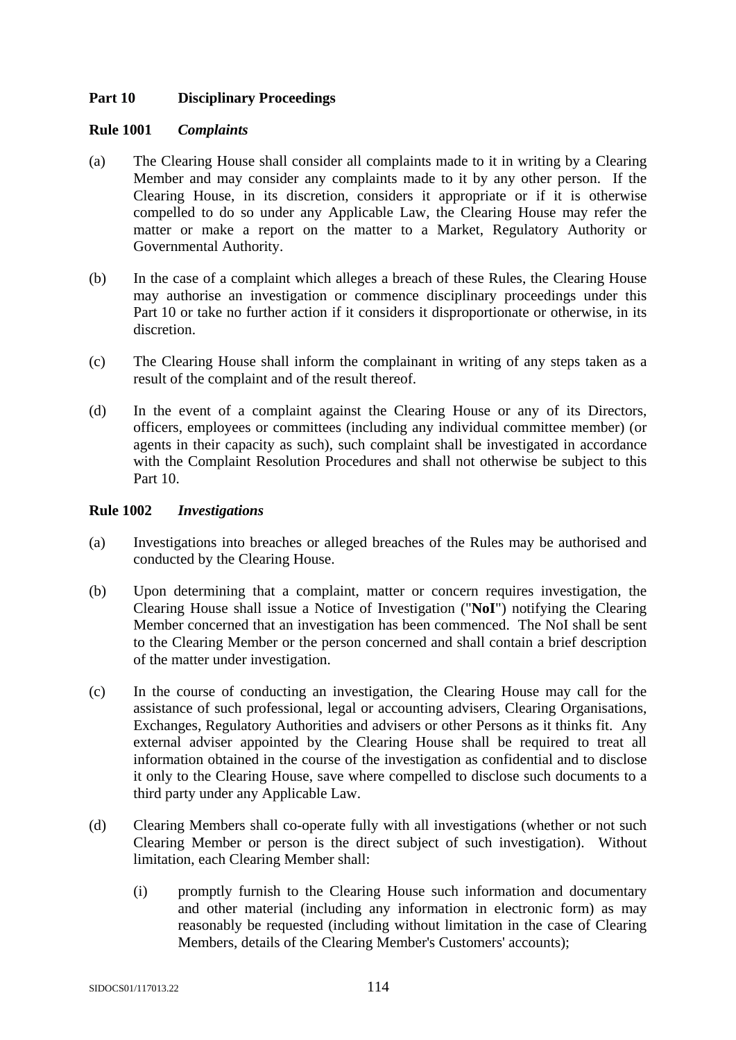## Part 10 Disciplinary Proceedings

### Rule 1001 *Complaints*

(a) The Clearing House shall consider all complaints made to it in writing by a Clearing Member and may consider any complaints made to it by any other person. If the Clearing House, in its discretion, considers it appropriate or if it is otherwise compelled to do so under any Applicable Law, the Clearing House may refer the matter or make a report on the matter to a Market, Regulatory Authority or Governmental Authority.

(b) In the case of a complaint which alleges a breach of these Rules, the Clearing House may authorise an investigation or commence disciplinary proceedings under this Part 10 or take no further action if it considers it disproportionate or otherwise, in its discretion.

(c) The Clearing House shall inform the complainant in writing of any steps taken as a result of the complaint and of the result thereof.

(d) In the event of a complaint against the Clearing House or any of its Directors, officers, employees or committees (including any individual committee member) (or agents in their capacity as such), such complaint shall be investigated in accordance with the Complaint Resolution Procedures and shall not otherwise be subject to this Part 10.

### Rule 1002 *Investigations*

(a) Investigations into breaches or alleged breaches of the Rules may be authorised and conducted by the Clearing House.

(b) Upon determining that a complaint, matter or concern requires investigation, the Clearing House shall issue a Notice of Investigation ("**NoI**") notifying the Clearing Member concerned that an investigation has been commenced. The NoI shall be sent to the Clearing Member or the person concerned and shall contain a brief description of the matter under investigation.

(c) In the course of conducting an investigation, the Clearing House may call for the assistance of such professional, legal or accounting advisers, Clearing Organisations, Exchanges, Regulatory Authorities and advisers or other Persons as it thinks fit. Any external adviser appointed by the Clearing House shall be required to treat all information obtained in the course of the investigation as confidential and to disclose it only to the Clearing House, save where compelled to disclose such documents to a third party under any Applicable Law.

(d) Clearing Members shall co-operate fully with all investigations (whether or not such Clearing Member or person is the direct subject of such investigation). Without limitation, each Clearing Member shall:

   (i) promptly furnish to the Clearing House such information and documentary and other material (including any information in electronic form) as may reasonably be requested (including without limitation in the case of Clearing Members, details of the Clearing Member's Customers' accounts);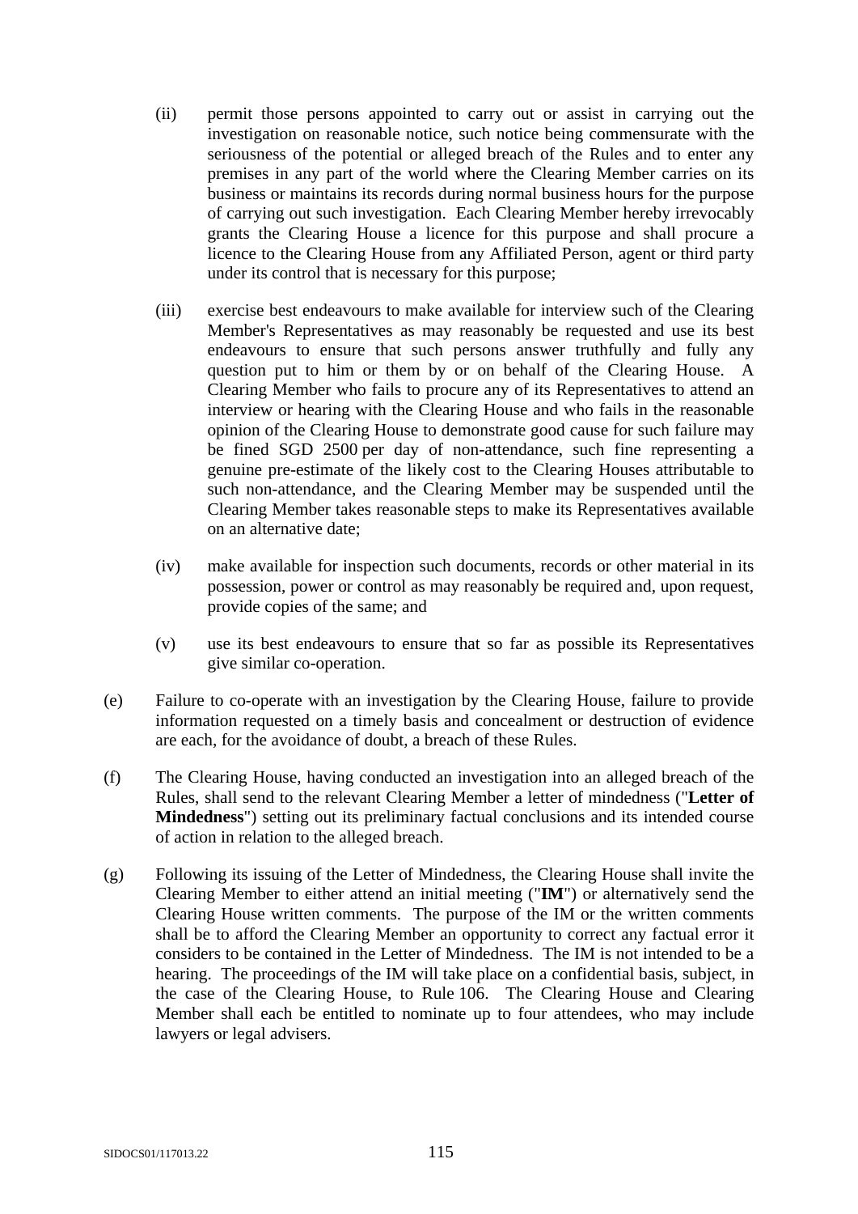(ii) permit those persons appointed to carry out or assist in carrying out the investigation on reasonable notice, such notice being commensurate with the seriousness of the potential or alleged breach of the Rules and to enter any premises in any part of the world where the Clearing Member carries on its business or maintains its records during normal business hours for the purpose of carrying out such investigation. Each Clearing Member hereby irrevocably grants the Clearing House a licence for this purpose and shall procure a licence to the Clearing House from any Affiliated Person, agent or third party under its control that is necessary for this purpose;

(iii) exercise best endeavours to make available for interview such of the Clearing Member's Representatives as may reasonably be requested and use its best endeavours to ensure that such persons answer truthfully and fully any question put to him or them by or on behalf of the Clearing House. A Clearing Member who fails to procure any of its Representatives to attend an interview or hearing with the Clearing House and who fails in the reasonable opinion of the Clearing House to demonstrate good cause for such failure may be fined SGD 2500 per day of non-attendance, such fine representing a genuine pre-estimate of the likely cost to the Clearing Houses attributable to such non-attendance, and the Clearing Member may be suspended until the Clearing Member takes reasonable steps to make its Representatives available on an alternative date;

(iv) make available for inspection such documents, records or other material in its possession, power or control as may reasonably be required and, upon request, provide copies of the same; and

(v) use its best endeavours to ensure that so far as possible its Representatives give similar co-operation.

(e) Failure to co-operate with an investigation by the Clearing House, failure to provide information requested on a timely basis and concealment or destruction of evidence are each, for the avoidance of doubt, a breach of these Rules.

(f) The Clearing House, having conducted an investigation into an alleged breach of the Rules, shall send to the relevant Clearing Member a letter of mindedness ("**Letter of Mindedness**") setting out its preliminary factual conclusions and its intended course of action in relation to the alleged breach.

(g) Following its issuing of the Letter of Mindedness, the Clearing House shall invite the Clearing Member to either attend an initial meeting ("**IM**") or alternatively send the Clearing House written comments. The purpose of the IM or the written comments shall be to afford the Clearing Member an opportunity to correct any factual error it considers to be contained in the Letter of Mindedness. The IM is not intended to be a hearing. The proceedings of the IM will take place on a confidential basis, subject, in the case of the Clearing House, to Rule 106. The Clearing House and Clearing Member shall each be entitled to nominate up to four attendees, who may include lawyers or legal advisers.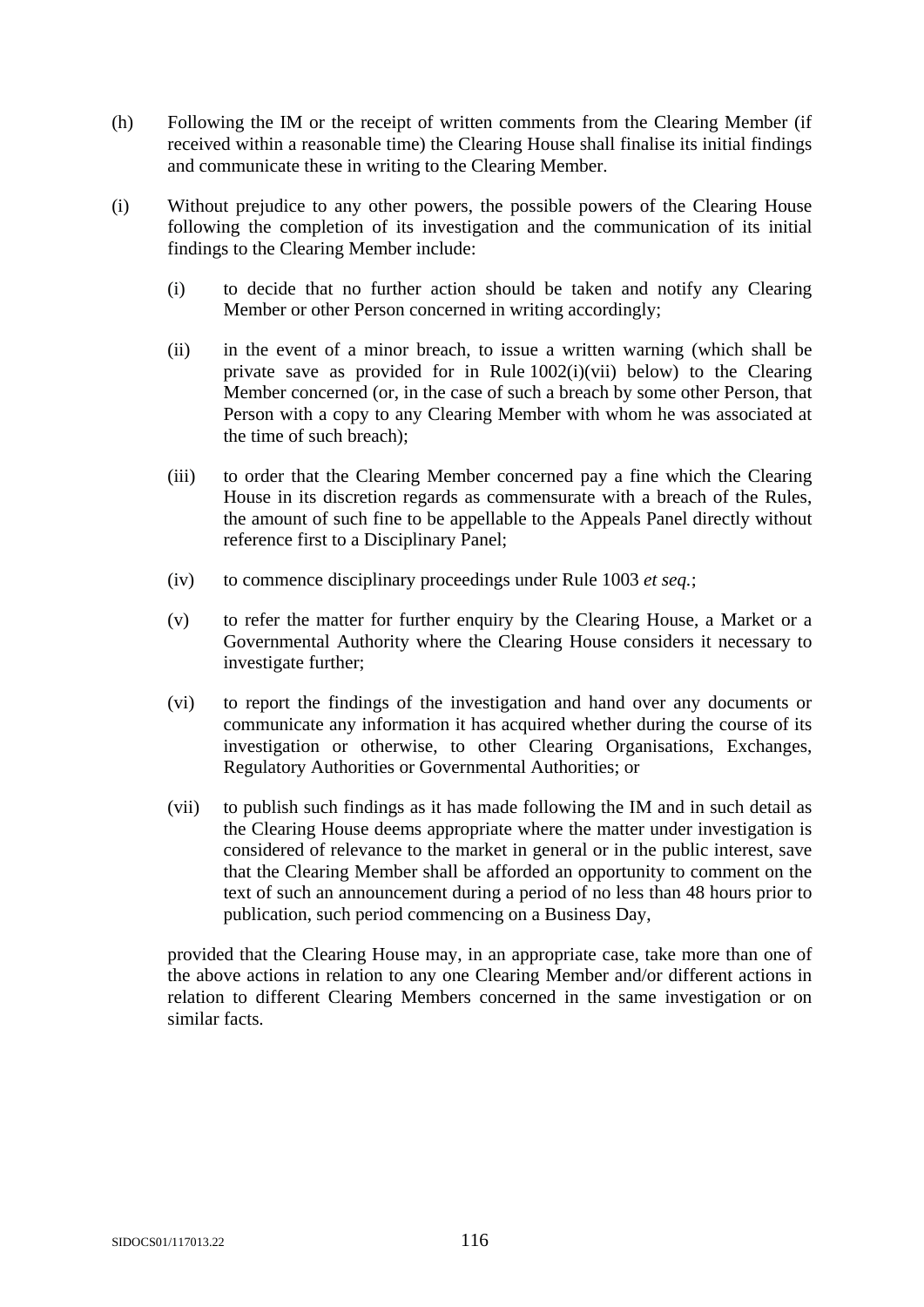(h) Following the IM or the receipt of written comments from the Clearing Member (if received within a reasonable time) the Clearing House shall finalise its initial findings and communicate these in writing to the Clearing Member.

(i) Without prejudice to any other powers, the possible powers of the Clearing House following the completion of its investigation and the communication of its initial findings to the Clearing Member include:

   (i) to decide that no further action should be taken and notify any Clearing Member or other Person concerned in writing accordingly;

   (ii) in the event of a minor breach, to issue a written warning (which shall be private save as provided for in Rule 1002(i)(vii) below) to the Clearing Member concerned (or, in the case of such a breach by some other Person, that Person with a copy to any Clearing Member with whom he was associated at the time of such breach);

   (iii) to order that the Clearing Member concerned pay a fine which the Clearing House in its discretion regards as commensurate with a breach of the Rules, the amount of such fine to be appellable to the Appeals Panel directly without reference first to a Disciplinary Panel;

   (iv) to commence disciplinary proceedings under Rule 1003 *et seq.*;

   (v) to refer the matter for further enquiry by the Clearing House, a Market or a Governmental Authority where the Clearing House considers it necessary to investigate further;

   (vi) to report the findings of the investigation and hand over any documents or communicate any information it has acquired whether during the course of its investigation or otherwise, to other Clearing Organisations, Exchanges, Regulatory Authorities or Governmental Authorities; or

   (vii) to publish such findings as it has made following the IM and in such detail as the Clearing House deems appropriate where the matter under investigation is considered of relevance to the market in general or in the public interest, save that the Clearing Member shall be afforded an opportunity to comment on the text of such an announcement during a period of no less than 48 hours prior to publication, such period commencing on a Business Day,

provided that the Clearing House may, in an appropriate case, take more than one of the above actions in relation to any one Clearing Member and/or different actions in relation to different Clearing Members concerned in the same investigation or on similar facts.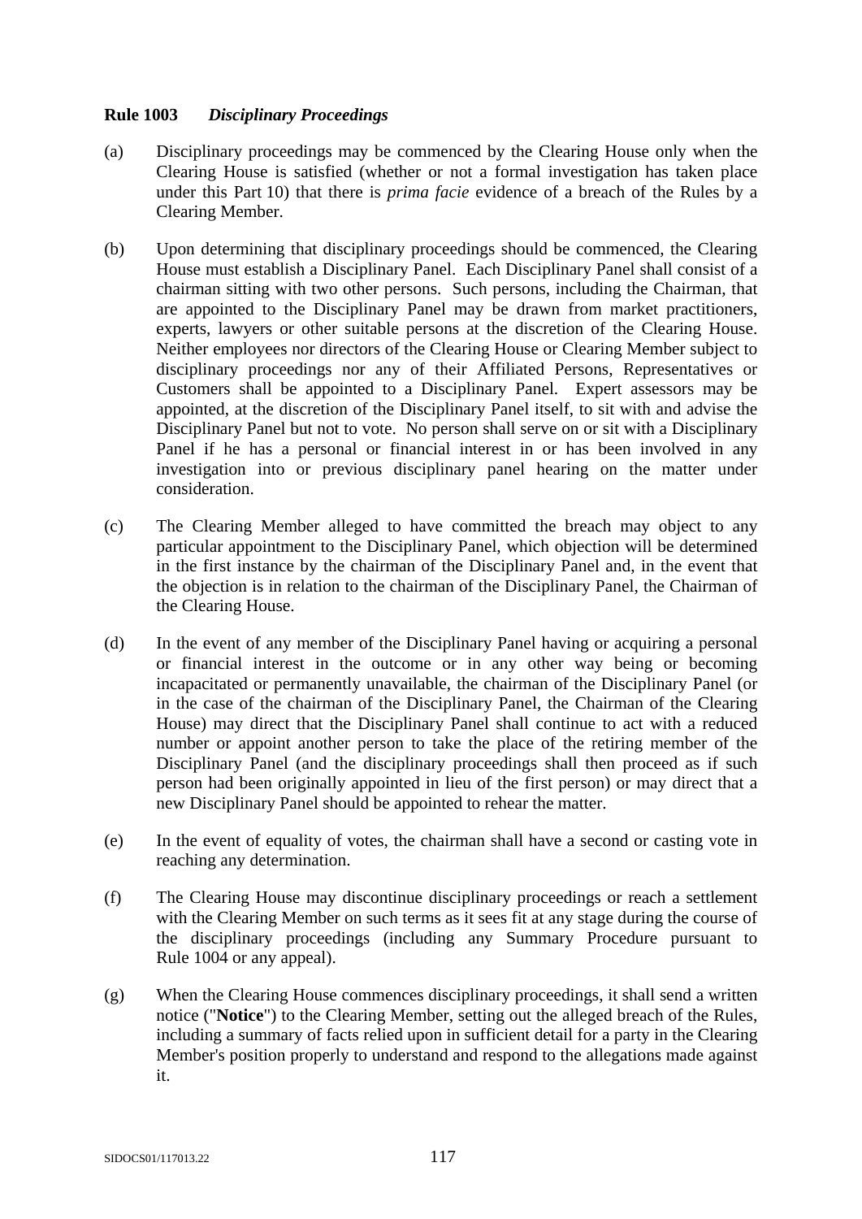**Rule 1003** ***Disciplinary Proceedings***

(a) Disciplinary proceedings may be commenced by the Clearing House only when the Clearing House is satisfied (whether or not a formal investigation has taken place under this Part 10) that there is *prima facie* evidence of a breach of the Rules by a Clearing Member.

(b) Upon determining that disciplinary proceedings should be commenced, the Clearing House must establish a Disciplinary Panel. Each Disciplinary Panel shall consist of a chairman sitting with two other persons. Such persons, including the Chairman, that are appointed to the Disciplinary Panel may be drawn from market practitioners, experts, lawyers or other suitable persons at the discretion of the Clearing House. Neither employees nor directors of the Clearing House or Clearing Member subject to disciplinary proceedings nor any of their Affiliated Persons, Representatives or Customers shall be appointed to a Disciplinary Panel. Expert assessors may be appointed, at the discretion of the Disciplinary Panel itself, to sit with and advise the Disciplinary Panel but not to vote. No person shall serve on or sit with a Disciplinary Panel if he has a personal or financial interest in or has been involved in any investigation into or previous disciplinary panel hearing on the matter under consideration.

(c) The Clearing Member alleged to have committed the breach may object to any particular appointment to the Disciplinary Panel, which objection will be determined in the first instance by the chairman of the Disciplinary Panel and, in the event that the objection is in relation to the chairman of the Disciplinary Panel, the Chairman of the Clearing House.

(d) In the event of any member of the Disciplinary Panel having or acquiring a personal or financial interest in the outcome or in any other way being or becoming incapacitated or permanently unavailable, the chairman of the Disciplinary Panel (or in the case of the chairman of the Disciplinary Panel, the Chairman of the Clearing House) may direct that the Disciplinary Panel shall continue to act with a reduced number or appoint another person to take the place of the retiring member of the Disciplinary Panel (and the disciplinary proceedings shall then proceed as if such person had been originally appointed in lieu of the first person) or may direct that a new Disciplinary Panel should be appointed to rehear the matter.

(e) In the event of equality of votes, the chairman shall have a second or casting vote in reaching any determination.

(f) The Clearing House may discontinue disciplinary proceedings or reach a settlement with the Clearing Member on such terms as it sees fit at any stage during the course of the disciplinary proceedings (including any Summary Procedure pursuant to Rule 1004 or any appeal).

(g) When the Clearing House commences disciplinary proceedings, it shall send a written notice ("**Notice**") to the Clearing Member, setting out the alleged breach of the Rules, including a summary of facts relied upon in sufficient detail for a party in the Clearing Member's position properly to understand and respond to the allegations made against it.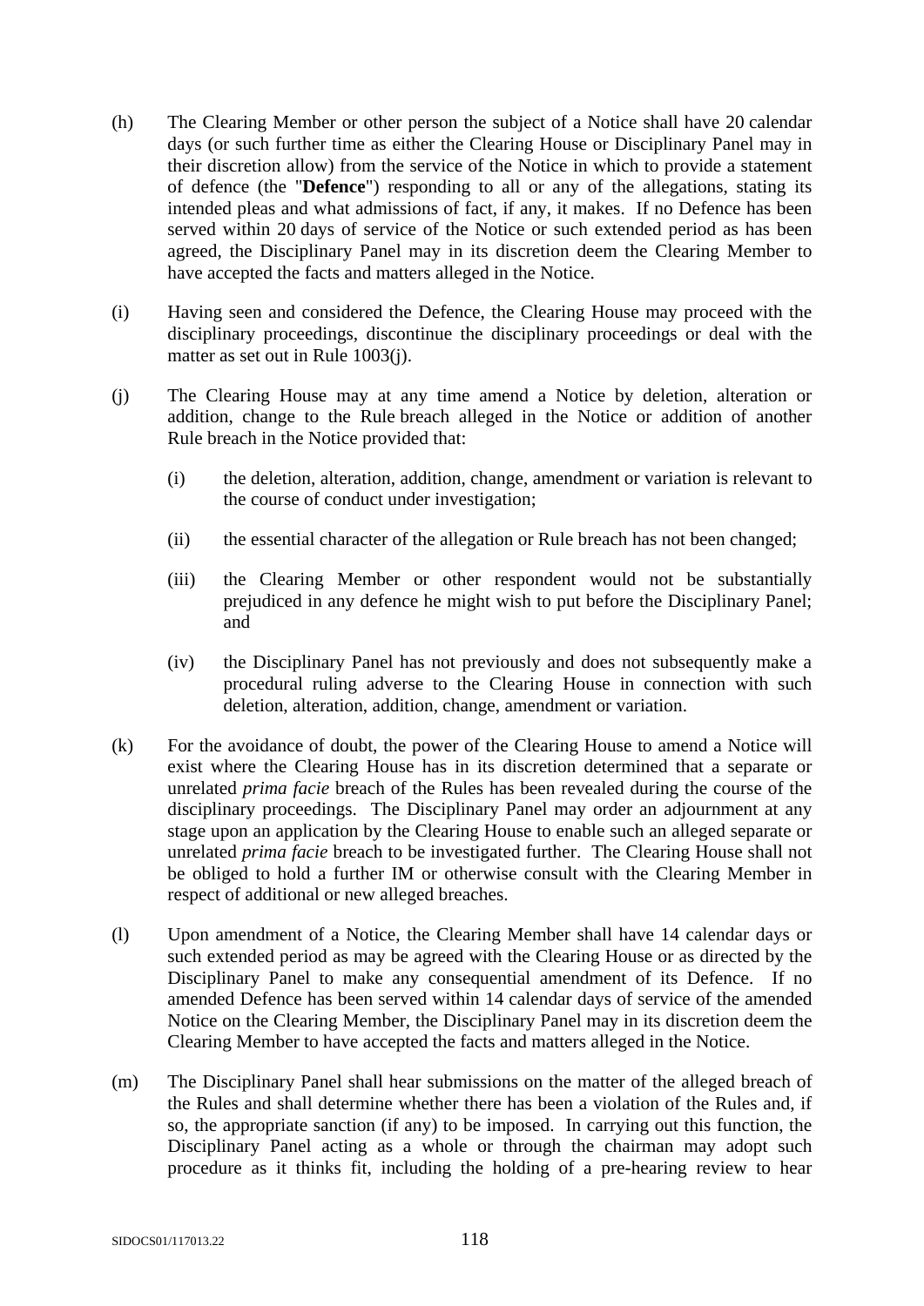(h) The Clearing Member or other person the subject of a Notice shall have 20 calendar days (or such further time as either the Clearing House or Disciplinary Panel may in their discretion allow) from the service of the Notice in which to provide a statement of defence (the "**Defence**") responding to all or any of the allegations, stating its intended pleas and what admissions of fact, if any, it makes. If no Defence has been served within 20 days of service of the Notice or such extended period as has been agreed, the Disciplinary Panel may in its discretion deem the Clearing Member to have accepted the facts and matters alleged in the Notice.

(i) Having seen and considered the Defence, the Clearing House may proceed with the disciplinary proceedings, discontinue the disciplinary proceedings or deal with the matter as set out in Rule 1003(j).

(j) The Clearing House may at any time amend a Notice by deletion, alteration or addition, change to the Rule breach alleged in the Notice or addition of another Rule breach in the Notice provided that:

   (i) the deletion, alteration, addition, change, amendment or variation is relevant to the course of conduct under investigation;

   (ii) the essential character of the allegation or Rule breach has not been changed;

   (iii) the Clearing Member or other respondent would not be substantially prejudiced in any defence he might wish to put before the Disciplinary Panel; and

   (iv) the Disciplinary Panel has not previously and does not subsequently make a procedural ruling adverse to the Clearing House in connection with such deletion, alteration, addition, change, amendment or variation.

(k) For the avoidance of doubt, the power of the Clearing House to amend a Notice will exist where the Clearing House has in its discretion determined that a separate or unrelated *prima facie* breach of the Rules has been revealed during the course of the disciplinary proceedings. The Disciplinary Panel may order an adjournment at any stage upon an application by the Clearing House to enable such an alleged separate or unrelated *prima facie* breach to be investigated further. The Clearing House shall not be obliged to hold a further IM or otherwise consult with the Clearing Member in respect of additional or new alleged breaches.

(l) Upon amendment of a Notice, the Clearing Member shall have 14 calendar days or such extended period as may be agreed with the Clearing House or as directed by the Disciplinary Panel to make any consequential amendment of its Defence. If no amended Defence has been served within 14 calendar days of service of the amended Notice on the Clearing Member, the Disciplinary Panel may in its discretion deem the Clearing Member to have accepted the facts and matters alleged in the Notice.

(m) The Disciplinary Panel shall hear submissions on the matter of the alleged breach of the Rules and shall determine whether there has been a violation of the Rules and, if so, the appropriate sanction (if any) to be imposed. In carrying out this function, the Disciplinary Panel acting as a whole or through the chairman may adopt such procedure as it thinks fit, including the holding of a pre-hearing review to hear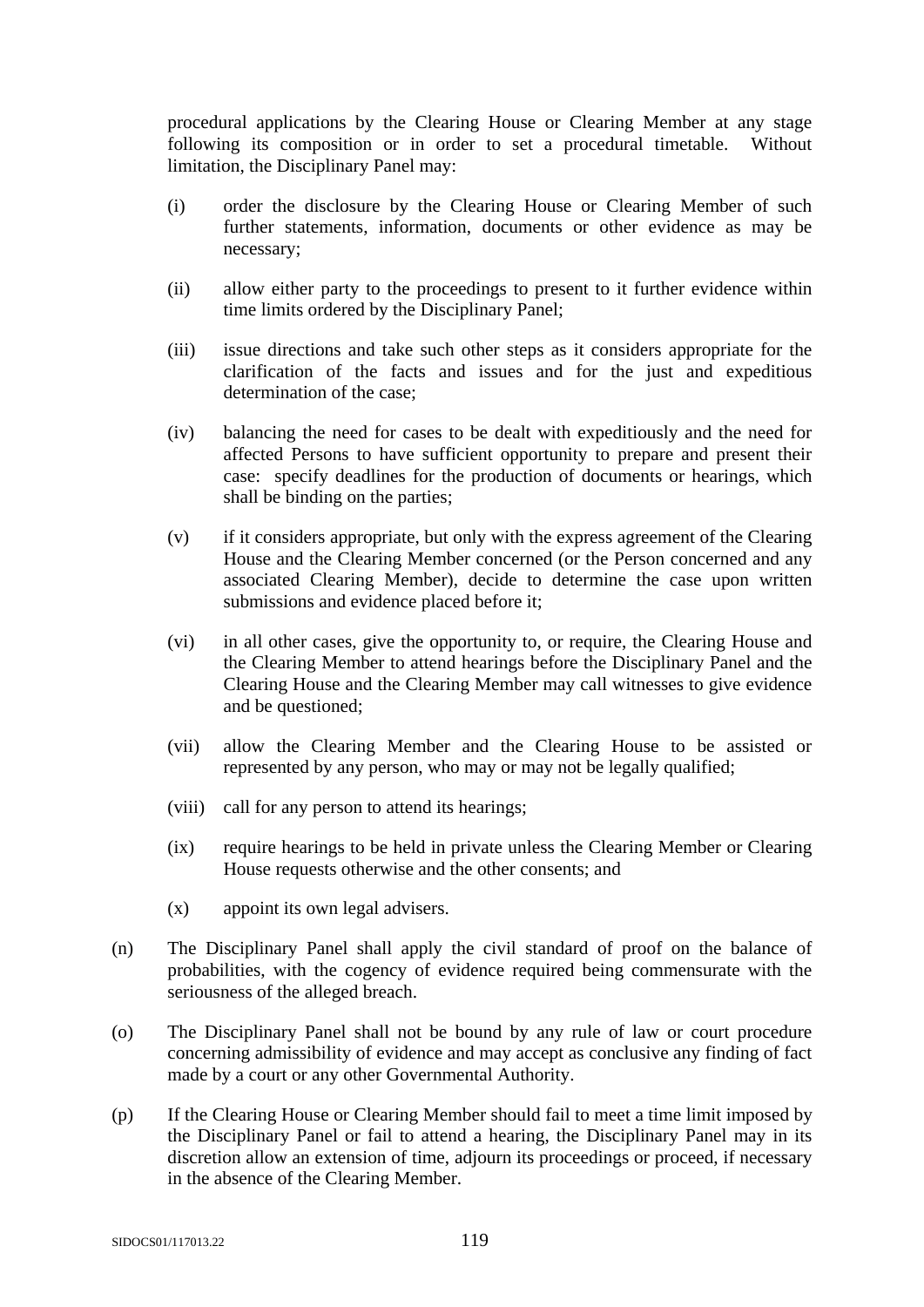procedural applications by the Clearing House or Clearing Member at any stage following its composition or in order to set a procedural timetable. Without limitation, the Disciplinary Panel may:

(i) order the disclosure by the Clearing House or Clearing Member of such further statements, information, documents or other evidence as may be necessary;

(ii) allow either party to the proceedings to present to it further evidence within time limits ordered by the Disciplinary Panel;

(iii) issue directions and take such other steps as it considers appropriate for the clarification of the facts and issues and for the just and expeditious determination of the case;

(iv) balancing the need for cases to be dealt with expeditiously and the need for affected Persons to have sufficient opportunity to prepare and present their case: specify deadlines for the production of documents or hearings, which shall be binding on the parties;

(v) if it considers appropriate, but only with the express agreement of the Clearing House and the Clearing Member concerned (or the Person concerned and any associated Clearing Member), decide to determine the case upon written submissions and evidence placed before it;

(vi) in all other cases, give the opportunity to, or require, the Clearing House and the Clearing Member to attend hearings before the Disciplinary Panel and the Clearing House and the Clearing Member may call witnesses to give evidence and be questioned;

(vii) allow the Clearing Member and the Clearing House to be assisted or represented by any person, who may or may not be legally qualified;

(viii) call for any person to attend its hearings;

(ix) require hearings to be held in private unless the Clearing Member or Clearing House requests otherwise and the other consents; and

(x) appoint its own legal advisers.

(n) The Disciplinary Panel shall apply the civil standard of proof on the balance of probabilities, with the cogency of evidence required being commensurate with the seriousness of the alleged breach.

(o) The Disciplinary Panel shall not be bound by any rule of law or court procedure concerning admissibility of evidence and may accept as conclusive any finding of fact made by a court or any other Governmental Authority.

(p) If the Clearing House or Clearing Member should fail to meet a time limit imposed by the Disciplinary Panel or fail to attend a hearing, the Disciplinary Panel may in its discretion allow an extension of time, adjourn its proceedings or proceed, if necessary in the absence of the Clearing Member.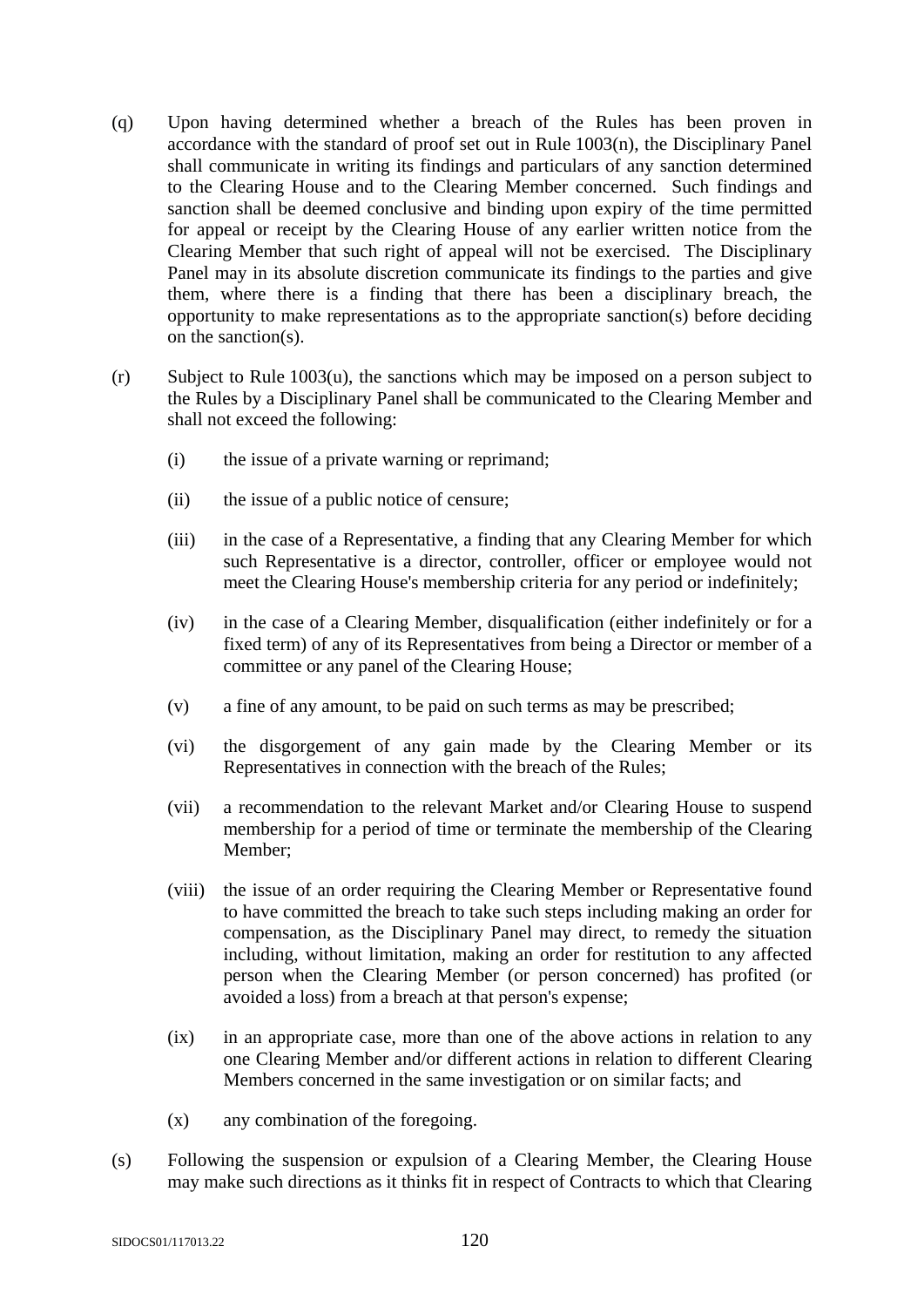(q) Upon having determined whether a breach of the Rules has been proven in accordance with the standard of proof set out in Rule 1003(n), the Disciplinary Panel shall communicate in writing its findings and particulars of any sanction determined to the Clearing House and to the Clearing Member concerned. Such findings and sanction shall be deemed conclusive and binding upon expiry of the time permitted for appeal or receipt by the Clearing House of any earlier written notice from the Clearing Member that such right of appeal will not be exercised. The Disciplinary Panel may in its absolute discretion communicate its findings to the parties and give them, where there is a finding that there has been a disciplinary breach, the opportunity to make representations as to the appropriate sanction(s) before deciding on the sanction(s).

(r) Subject to Rule 1003(u), the sanctions which may be imposed on a person subject to the Rules by a Disciplinary Panel shall be communicated to the Clearing Member and shall not exceed the following:

  (i) the issue of a private warning or reprimand;

  (ii) the issue of a public notice of censure;

  (iii) in the case of a Representative, a finding that any Clearing Member for which such Representative is a director, controller, officer or employee would not meet the Clearing House's membership criteria for any period or indefinitely;

  (iv) in the case of a Clearing Member, disqualification (either indefinitely or for a fixed term) of any of its Representatives from being a Director or member of a committee or any panel of the Clearing House;

  (v) a fine of any amount, to be paid on such terms as may be prescribed;

  (vi) the disgorgement of any gain made by the Clearing Member or its Representatives in connection with the breach of the Rules;

  (vii) a recommendation to the relevant Market and/or Clearing House to suspend membership for a period of time or terminate the membership of the Clearing Member;

  (viii) the issue of an order requiring the Clearing Member or Representative found to have committed the breach to take such steps including making an order for compensation, as the Disciplinary Panel may direct, to remedy the situation including, without limitation, making an order for restitution to any affected person when the Clearing Member (or person concerned) has profited (or avoided a loss) from a breach at that person's expense;

  (ix) in an appropriate case, more than one of the above actions in relation to any one Clearing Member and/or different actions in relation to different Clearing Members concerned in the same investigation or on similar facts; and

  (x) any combination of the foregoing.

(s) Following the suspension or expulsion of a Clearing Member, the Clearing House may make such directions as it thinks fit in respect of Contracts to which that Clearing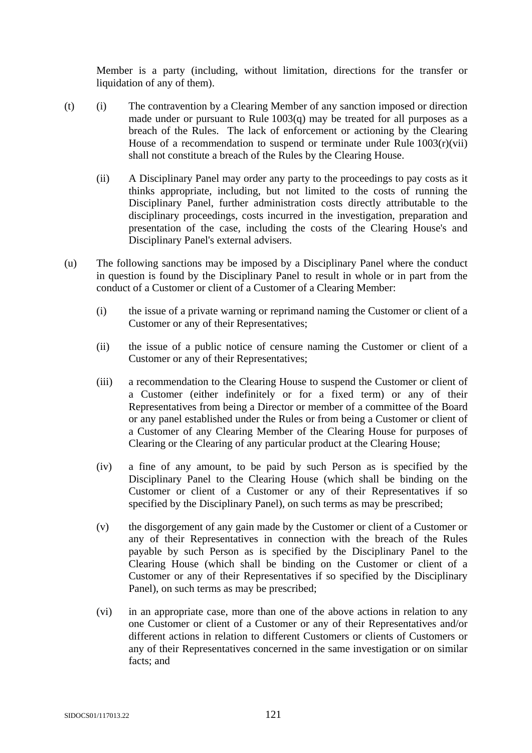Member is a party (including, without limitation, directions for the transfer or liquidation of any of them).

(t) (i) The contravention by a Clearing Member of any sanction imposed or direction made under or pursuant to Rule 1003(q) may be treated for all purposes as a breach of the Rules. The lack of enforcement or actioning by the Clearing House of a recommendation to suspend or terminate under Rule 1003(r)(vii) shall not constitute a breach of the Rules by the Clearing House.

(ii) A Disciplinary Panel may order any party to the proceedings to pay costs as it thinks appropriate, including, but not limited to the costs of running the Disciplinary Panel, further administration costs directly attributable to the disciplinary proceedings, costs incurred in the investigation, preparation and presentation of the case, including the costs of the Clearing House's and Disciplinary Panel's external advisers.

(u) The following sanctions may be imposed by a Disciplinary Panel where the conduct in question is found by the Disciplinary Panel to result in whole or in part from the conduct of a Customer or client of a Customer of a Clearing Member:

(i) the issue of a private warning or reprimand naming the Customer or client of a Customer or any of their Representatives;

(ii) the issue of a public notice of censure naming the Customer or client of a Customer or any of their Representatives;

(iii) a recommendation to the Clearing House to suspend the Customer or client of a Customer (either indefinitely or for a fixed term) or any of their Representatives from being a Director or member of a committee of the Board or any panel established under the Rules or from being a Customer or client of a Customer of any Clearing Member of the Clearing House for purposes of Clearing or the Clearing of any particular product at the Clearing House;

(iv) a fine of any amount, to be paid by such Person as is specified by the Disciplinary Panel to the Clearing House (which shall be binding on the Customer or client of a Customer or any of their Representatives if so specified by the Disciplinary Panel), on such terms as may be prescribed;

(v) the disgorgement of any gain made by the Customer or client of a Customer or any of their Representatives in connection with the breach of the Rules payable by such Person as is specified by the Disciplinary Panel to the Clearing House (which shall be binding on the Customer or client of a Customer or any of their Representatives if so specified by the Disciplinary Panel), on such terms as may be prescribed;

(vi) in an appropriate case, more than one of the above actions in relation to any one Customer or client of a Customer or any of their Representatives and/or different actions in relation to different Customers or clients of Customers or any of their Representatives concerned in the same investigation or on similar facts; and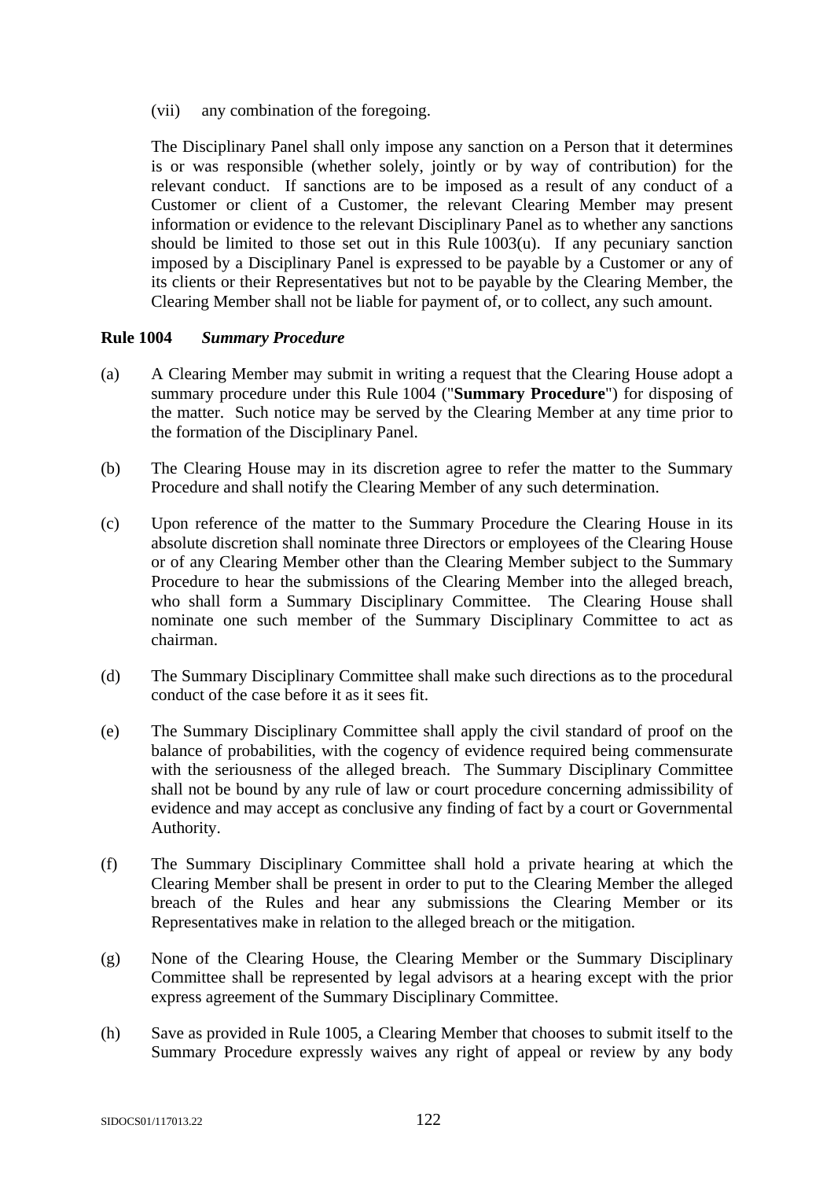(vii) any combination of the foregoing.

The Disciplinary Panel shall only impose any sanction on a Person that it determines is or was responsible (whether solely, jointly or by way of contribution) for the relevant conduct. If sanctions are to be imposed as a result of any conduct of a Customer or client of a Customer, the relevant Clearing Member may present information or evidence to the relevant Disciplinary Panel as to whether any sanctions should be limited to those set out in this Rule 1003(u). If any pecuniary sanction imposed by a Disciplinary Panel is expressed to be payable by a Customer or any of its clients or their Representatives but not to be payable by the Clearing Member, the Clearing Member shall not be liable for payment of, or to collect, any such amount.

**Rule 1004** ***Summary Procedure***

(a) A Clearing Member may submit in writing a request that the Clearing House adopt a summary procedure under this Rule 1004 ("**Summary Procedure**") for disposing of the matter. Such notice may be served by the Clearing Member at any time prior to the formation of the Disciplinary Panel.

(b) The Clearing House may in its discretion agree to refer the matter to the Summary Procedure and shall notify the Clearing Member of any such determination.

(c) Upon reference of the matter to the Summary Procedure the Clearing House in its absolute discretion shall nominate three Directors or employees of the Clearing House or of any Clearing Member other than the Clearing Member subject to the Summary Procedure to hear the submissions of the Clearing Member into the alleged breach, who shall form a Summary Disciplinary Committee. The Clearing House shall nominate one such member of the Summary Disciplinary Committee to act as chairman.

(d) The Summary Disciplinary Committee shall make such directions as to the procedural conduct of the case before it as it sees fit.

(e) The Summary Disciplinary Committee shall apply the civil standard of proof on the balance of probabilities, with the cogency of evidence required being commensurate with the seriousness of the alleged breach. The Summary Disciplinary Committee shall not be bound by any rule of law or court procedure concerning admissibility of evidence and may accept as conclusive any finding of fact by a court or Governmental Authority.

(f) The Summary Disciplinary Committee shall hold a private hearing at which the Clearing Member shall be present in order to put to the Clearing Member the alleged breach of the Rules and hear any submissions the Clearing Member or its Representatives make in relation to the alleged breach or the mitigation.

(g) None of the Clearing House, the Clearing Member or the Summary Disciplinary Committee shall be represented by legal advisors at a hearing except with the prior express agreement of the Summary Disciplinary Committee.

(h) Save as provided in Rule 1005, a Clearing Member that chooses to submit itself to the Summary Procedure expressly waives any right of appeal or review by any body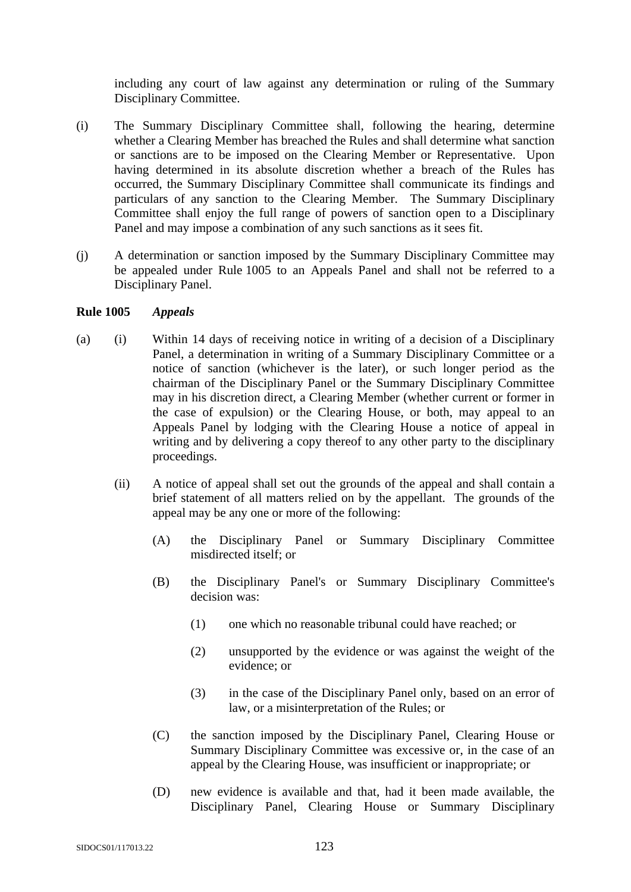including any court of law against any determination or ruling of the Summary Disciplinary Committee.

(i) The Summary Disciplinary Committee shall, following the hearing, determine whether a Clearing Member has breached the Rules and shall determine what sanction or sanctions are to be imposed on the Clearing Member or Representative. Upon having determined in its absolute discretion whether a breach of the Rules has occurred, the Summary Disciplinary Committee shall communicate its findings and particulars of any sanction to the Clearing Member. The Summary Disciplinary Committee shall enjoy the full range of powers of sanction open to a Disciplinary Panel and may impose a combination of any such sanctions as it sees fit.

(j) A determination or sanction imposed by the Summary Disciplinary Committee may be appealed under Rule 1005 to an Appeals Panel and shall not be referred to a Disciplinary Panel.

**Rule 1005** ***Appeals***

(a) (i) Within 14 days of receiving notice in writing of a decision of a Disciplinary Panel, a determination in writing of a Summary Disciplinary Committee or a notice of sanction (whichever is the later), or such longer period as the chairman of the Disciplinary Panel or the Summary Disciplinary Committee may in his discretion direct, a Clearing Member (whether current or former in the case of expulsion) or the Clearing House, or both, may appeal to an Appeals Panel by lodging with the Clearing House a notice of appeal in writing and by delivering a copy thereof to any other party to the disciplinary proceedings.

(ii) A notice of appeal shall set out the grounds of the appeal and shall contain a brief statement of all matters relied on by the appellant. The grounds of the appeal may be any one or more of the following:

(A) the Disciplinary Panel or Summary Disciplinary Committee misdirected itself; or

(B) the Disciplinary Panel's or Summary Disciplinary Committee's decision was:

(1) one which no reasonable tribunal could have reached; or

(2) unsupported by the evidence or was against the weight of the evidence; or

(3) in the case of the Disciplinary Panel only, based on an error of law, or a misinterpretation of the Rules; or

(C) the sanction imposed by the Disciplinary Panel, Clearing House or Summary Disciplinary Committee was excessive or, in the case of an appeal by the Clearing House, was insufficient or inappropriate; or

(D) new evidence is available and that, had it been made available, the Disciplinary Panel, Clearing House or Summary Disciplinary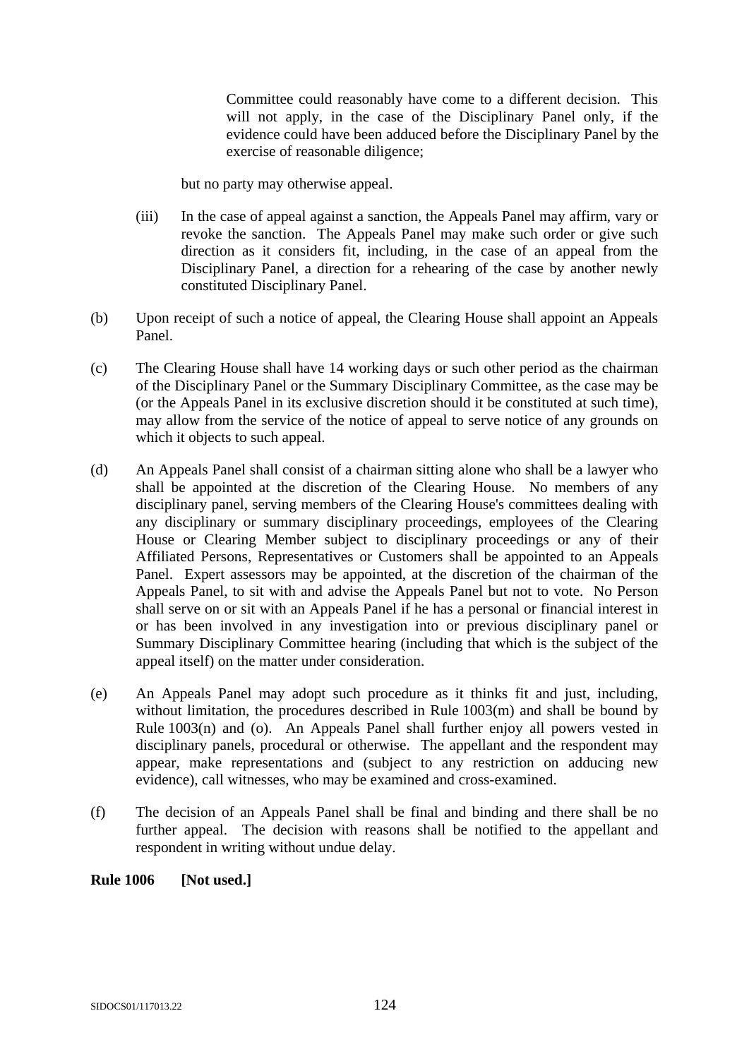Committee could reasonably have come to a different decision. This will not apply, in the case of the Disciplinary Panel only, if the evidence could have been adduced before the Disciplinary Panel by the exercise of reasonable diligence;

but no party may otherwise appeal.

(iii) In the case of appeal against a sanction, the Appeals Panel may affirm, vary or revoke the sanction. The Appeals Panel may make such order or give such direction as it considers fit, including, in the case of an appeal from the Disciplinary Panel, a direction for a rehearing of the case by another newly constituted Disciplinary Panel.

(b) Upon receipt of such a notice of appeal, the Clearing House shall appoint an Appeals Panel.

(c) The Clearing House shall have 14 working days or such other period as the chairman of the Disciplinary Panel or the Summary Disciplinary Committee, as the case may be (or the Appeals Panel in its exclusive discretion should it be constituted at such time), may allow from the service of the notice of appeal to serve notice of any grounds on which it objects to such appeal.

(d) An Appeals Panel shall consist of a chairman sitting alone who shall be a lawyer who shall be appointed at the discretion of the Clearing House. No members of any disciplinary panel, serving members of the Clearing House's committees dealing with any disciplinary or summary disciplinary proceedings, employees of the Clearing House or Clearing Member subject to disciplinary proceedings or any of their Affiliated Persons, Representatives or Customers shall be appointed to an Appeals Panel. Expert assessors may be appointed, at the discretion of the chairman of the Appeals Panel, to sit with and advise the Appeals Panel but not to vote. No Person shall serve on or sit with an Appeals Panel if he has a personal or financial interest in or has been involved in any investigation into or previous disciplinary panel or Summary Disciplinary Committee hearing (including that which is the subject of the appeal itself) on the matter under consideration.

(e) An Appeals Panel may adopt such procedure as it thinks fit and just, including, without limitation, the procedures described in Rule 1003(m) and shall be bound by Rule 1003(n) and (o). An Appeals Panel shall further enjoy all powers vested in disciplinary panels, procedural or otherwise. The appellant and the respondent may appear, make representations and (subject to any restriction on adducing new evidence), call witnesses, who may be examined and cross-examined.

(f) The decision of an Appeals Panel shall be final and binding and there shall be no further appeal. The decision with reasons shall be notified to the appellant and respondent in writing without undue delay.

**Rule 1006 [Not used.]**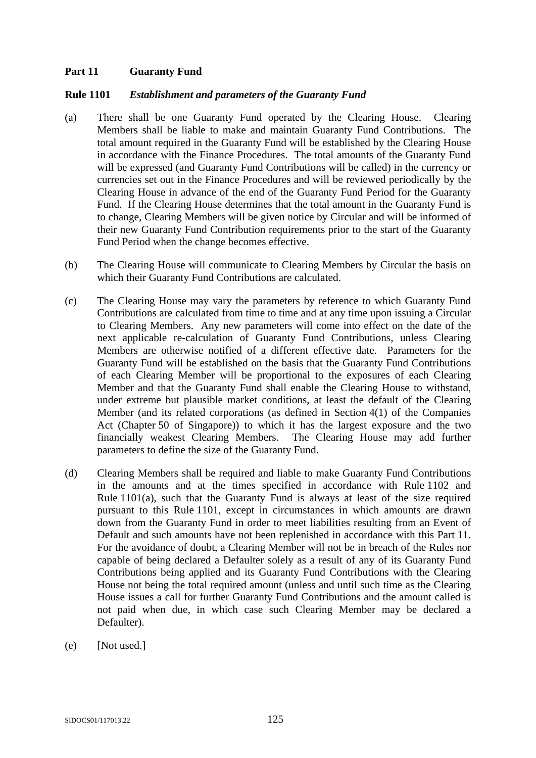## Part 11 Guaranty Fund

### Rule 1101 *Establishment and parameters of the Guaranty Fund*

(a) There shall be one Guaranty Fund operated by the Clearing House. Clearing Members shall be liable to make and maintain Guaranty Fund Contributions. The total amount required in the Guaranty Fund will be established by the Clearing House in accordance with the Finance Procedures. The total amounts of the Guaranty Fund will be expressed (and Guaranty Fund Contributions will be called) in the currency or currencies set out in the Finance Procedures and will be reviewed periodically by the Clearing House in advance of the end of the Guaranty Fund Period for the Guaranty Fund. If the Clearing House determines that the total amount in the Guaranty Fund is to change, Clearing Members will be given notice by Circular and will be informed of their new Guaranty Fund Contribution requirements prior to the start of the Guaranty Fund Period when the change becomes effective.

(b) The Clearing House will communicate to Clearing Members by Circular the basis on which their Guaranty Fund Contributions are calculated.

(c) The Clearing House may vary the parameters by reference to which Guaranty Fund Contributions are calculated from time to time and at any time upon issuing a Circular to Clearing Members. Any new parameters will come into effect on the date of the next applicable re-calculation of Guaranty Fund Contributions, unless Clearing Members are otherwise notified of a different effective date. Parameters for the Guaranty Fund will be established on the basis that the Guaranty Fund Contributions of each Clearing Member will be proportional to the exposures of each Clearing Member and that the Guaranty Fund shall enable the Clearing House to withstand, under extreme but plausible market conditions, at least the default of the Clearing Member (and its related corporations (as defined in Section 4(1) of the Companies Act (Chapter 50 of Singapore)) to which it has the largest exposure and the two financially weakest Clearing Members. The Clearing House may add further parameters to define the size of the Guaranty Fund.

(d) Clearing Members shall be required and liable to make Guaranty Fund Contributions in the amounts and at the times specified in accordance with Rule 1102 and Rule 1101(a), such that the Guaranty Fund is always at least of the size required pursuant to this Rule 1101, except in circumstances in which amounts are drawn down from the Guaranty Fund in order to meet liabilities resulting from an Event of Default and such amounts have not been replenished in accordance with this Part 11. For the avoidance of doubt, a Clearing Member will not be in breach of the Rules nor capable of being declared a Defaulter solely as a result of any of its Guaranty Fund Contributions being applied and its Guaranty Fund Contributions with the Clearing House not being the total required amount (unless and until such time as the Clearing House issues a call for further Guaranty Fund Contributions and the amount called is not paid when due, in which case such Clearing Member may be declared a Defaulter).

(e) [Not used.]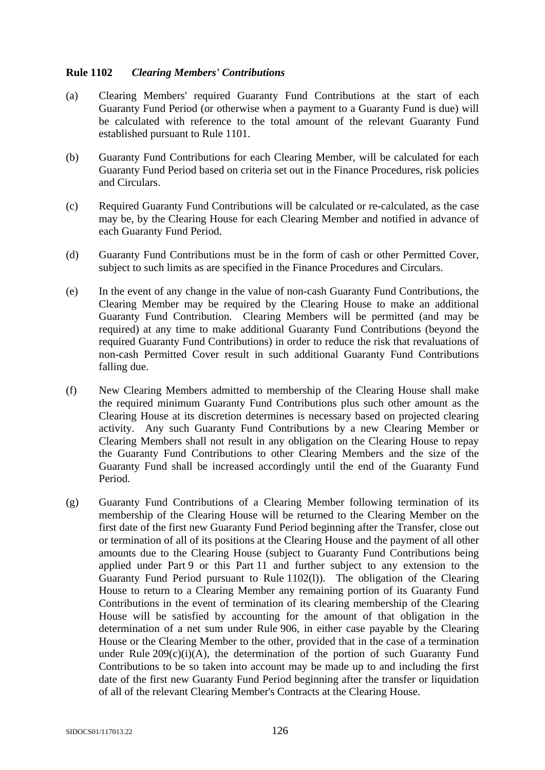**Rule 1102** ***Clearing Members' Contributions***

(a) Clearing Members' required Guaranty Fund Contributions at the start of each Guaranty Fund Period (or otherwise when a payment to a Guaranty Fund is due) will be calculated with reference to the total amount of the relevant Guaranty Fund established pursuant to Rule 1101.

(b) Guaranty Fund Contributions for each Clearing Member, will be calculated for each Guaranty Fund Period based on criteria set out in the Finance Procedures, risk policies and Circulars.

(c) Required Guaranty Fund Contributions will be calculated or re-calculated, as the case may be, by the Clearing House for each Clearing Member and notified in advance of each Guaranty Fund Period.

(d) Guaranty Fund Contributions must be in the form of cash or other Permitted Cover, subject to such limits as are specified in the Finance Procedures and Circulars.

(e) In the event of any change in the value of non-cash Guaranty Fund Contributions, the Clearing Member may be required by the Clearing House to make an additional Guaranty Fund Contribution. Clearing Members will be permitted (and may be required) at any time to make additional Guaranty Fund Contributions (beyond the required Guaranty Fund Contributions) in order to reduce the risk that revaluations of non-cash Permitted Cover result in such additional Guaranty Fund Contributions falling due.

(f) New Clearing Members admitted to membership of the Clearing House shall make the required minimum Guaranty Fund Contributions plus such other amount as the Clearing House at its discretion determines is necessary based on projected clearing activity. Any such Guaranty Fund Contributions by a new Clearing Member or Clearing Members shall not result in any obligation on the Clearing House to repay the Guaranty Fund Contributions to other Clearing Members and the size of the Guaranty Fund shall be increased accordingly until the end of the Guaranty Fund Period.

(g) Guaranty Fund Contributions of a Clearing Member following termination of its membership of the Clearing House will be returned to the Clearing Member on the first date of the first new Guaranty Fund Period beginning after the Transfer, close out or termination of all of its positions at the Clearing House and the payment of all other amounts due to the Clearing House (subject to Guaranty Fund Contributions being applied under Part 9 or this Part 11 and further subject to any extension to the Guaranty Fund Period pursuant to Rule 1102(l)). The obligation of the Clearing House to return to a Clearing Member any remaining portion of its Guaranty Fund Contributions in the event of termination of its clearing membership of the Clearing House will be satisfied by accounting for the amount of that obligation in the determination of a net sum under Rule 906, in either case payable by the Clearing House or the Clearing Member to the other, provided that in the case of a termination under Rule 209(c)(i)(A), the determination of the portion of such Guaranty Fund Contributions to be so taken into account may be made up to and including the first date of the first new Guaranty Fund Period beginning after the transfer or liquidation of all of the relevant Clearing Member's Contracts at the Clearing House.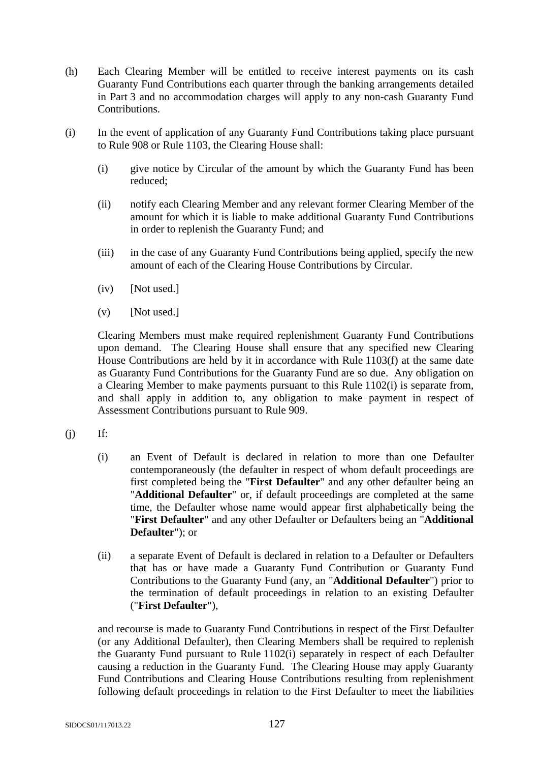(h) Each Clearing Member will be entitled to receive interest payments on its cash Guaranty Fund Contributions each quarter through the banking arrangements detailed in Part 3 and no accommodation charges will apply to any non-cash Guaranty Fund Contributions.

(i) In the event of application of any Guaranty Fund Contributions taking place pursuant to Rule 908 or Rule 1103, the Clearing House shall:

(i) give notice by Circular of the amount by which the Guaranty Fund has been reduced;

(ii) notify each Clearing Member and any relevant former Clearing Member of the amount for which it is liable to make additional Guaranty Fund Contributions in order to replenish the Guaranty Fund; and

(iii) in the case of any Guaranty Fund Contributions being applied, specify the new amount of each of the Clearing House Contributions by Circular.

(iv) [Not used.]

(v) [Not used.]

Clearing Members must make required replenishment Guaranty Fund Contributions upon demand. The Clearing House shall ensure that any specified new Clearing House Contributions are held by it in accordance with Rule 1103(f) at the same date as Guaranty Fund Contributions for the Guaranty Fund are so due. Any obligation on a Clearing Member to make payments pursuant to this Rule 1102(i) is separate from, and shall apply in addition to, any obligation to make payment in respect of Assessment Contributions pursuant to Rule 909.

(j) If:

(i) an Event of Default is declared in relation to more than one Defaulter contemporaneously (the defaulter in respect of whom default proceedings are first completed being the "**First Defaulter**" and any other defaulter being an "**Additional Defaulter**" or, if default proceedings are completed at the same time, the Defaulter whose name would appear first alphabetically being the "**First Defaulter**" and any other Defaulter or Defaulters being an "**Additional Defaulter**"); or

(ii) a separate Event of Default is declared in relation to a Defaulter or Defaulters that has or have made a Guaranty Fund Contribution or Guaranty Fund Contributions to the Guaranty Fund (any, an "**Additional Defaulter**") prior to the termination of default proceedings in relation to an existing Defaulter ("**First Defaulter**"),

and recourse is made to Guaranty Fund Contributions in respect of the First Defaulter (or any Additional Defaulter), then Clearing Members shall be required to replenish the Guaranty Fund pursuant to Rule 1102(i) separately in respect of each Defaulter causing a reduction in the Guaranty Fund. The Clearing House may apply Guaranty Fund Contributions and Clearing House Contributions resulting from replenishment following default proceedings in relation to the First Defaulter to meet the liabilities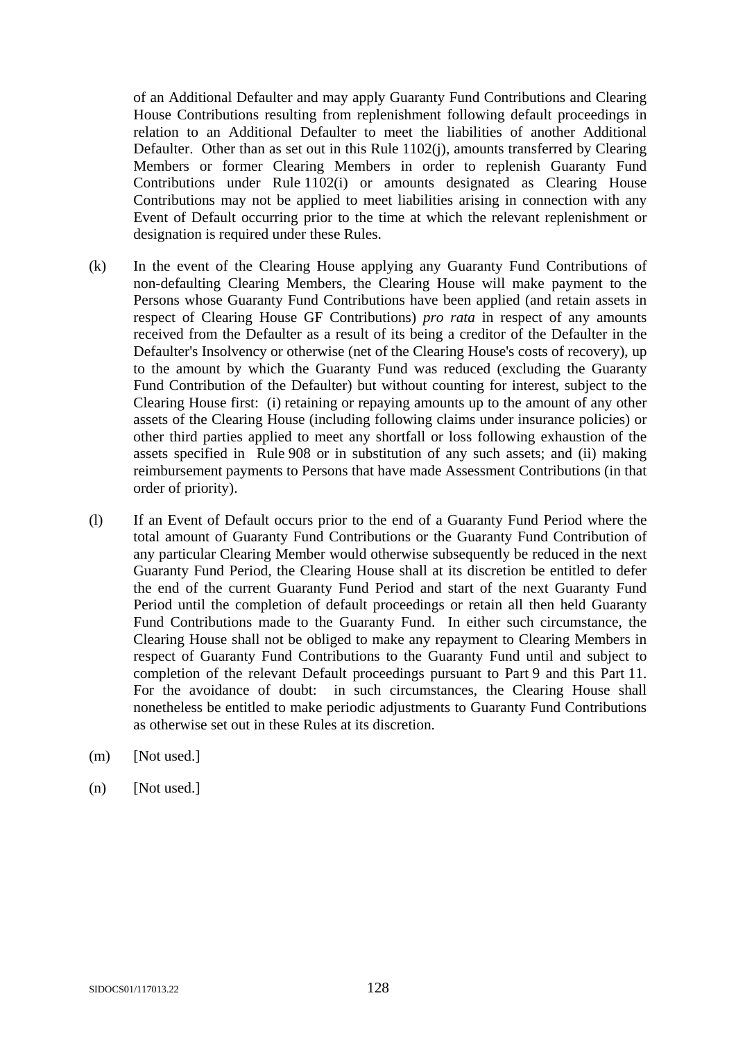of an Additional Defaulter and may apply Guaranty Fund Contributions and Clearing House Contributions resulting from replenishment following default proceedings in relation to an Additional Defaulter to meet the liabilities of another Additional Defaulter. Other than as set out in this Rule 1102(j), amounts transferred by Clearing Members or former Clearing Members in order to replenish Guaranty Fund Contributions under Rule 1102(i) or amounts designated as Clearing House Contributions may not be applied to meet liabilities arising in connection with any Event of Default occurring prior to the time at which the relevant replenishment or designation is required under these Rules.

(k) In the event of the Clearing House applying any Guaranty Fund Contributions of non-defaulting Clearing Members, the Clearing House will make payment to the Persons whose Guaranty Fund Contributions have been applied (and retain assets in respect of Clearing House GF Contributions) *pro rata* in respect of any amounts received from the Defaulter as a result of its being a creditor of the Defaulter in the Defaulter's Insolvency or otherwise (net of the Clearing House's costs of recovery), up to the amount by which the Guaranty Fund was reduced (excluding the Guaranty Fund Contribution of the Defaulter) but without counting for interest, subject to the Clearing House first: (i) retaining or repaying amounts up to the amount of any other assets of the Clearing House (including following claims under insurance policies) or other third parties applied to meet any shortfall or loss following exhaustion of the assets specified in Rule 908 or in substitution of any such assets; and (ii) making reimbursement payments to Persons that have made Assessment Contributions (in that order of priority).

(l) If an Event of Default occurs prior to the end of a Guaranty Fund Period where the total amount of Guaranty Fund Contributions or the Guaranty Fund Contribution of any particular Clearing Member would otherwise subsequently be reduced in the next Guaranty Fund Period, the Clearing House shall at its discretion be entitled to defer the end of the current Guaranty Fund Period and start of the next Guaranty Fund Period until the completion of default proceedings or retain all then held Guaranty Fund Contributions made to the Guaranty Fund. In either such circumstance, the Clearing House shall not be obliged to make any repayment to Clearing Members in respect of Guaranty Fund Contributions to the Guaranty Fund until and subject to completion of the relevant Default proceedings pursuant to Part 9 and this Part 11. For the avoidance of doubt: in such circumstances, the Clearing House shall nonetheless be entitled to make periodic adjustments to Guaranty Fund Contributions as otherwise set out in these Rules at its discretion.

(m) [Not used.]

(n) [Not used.]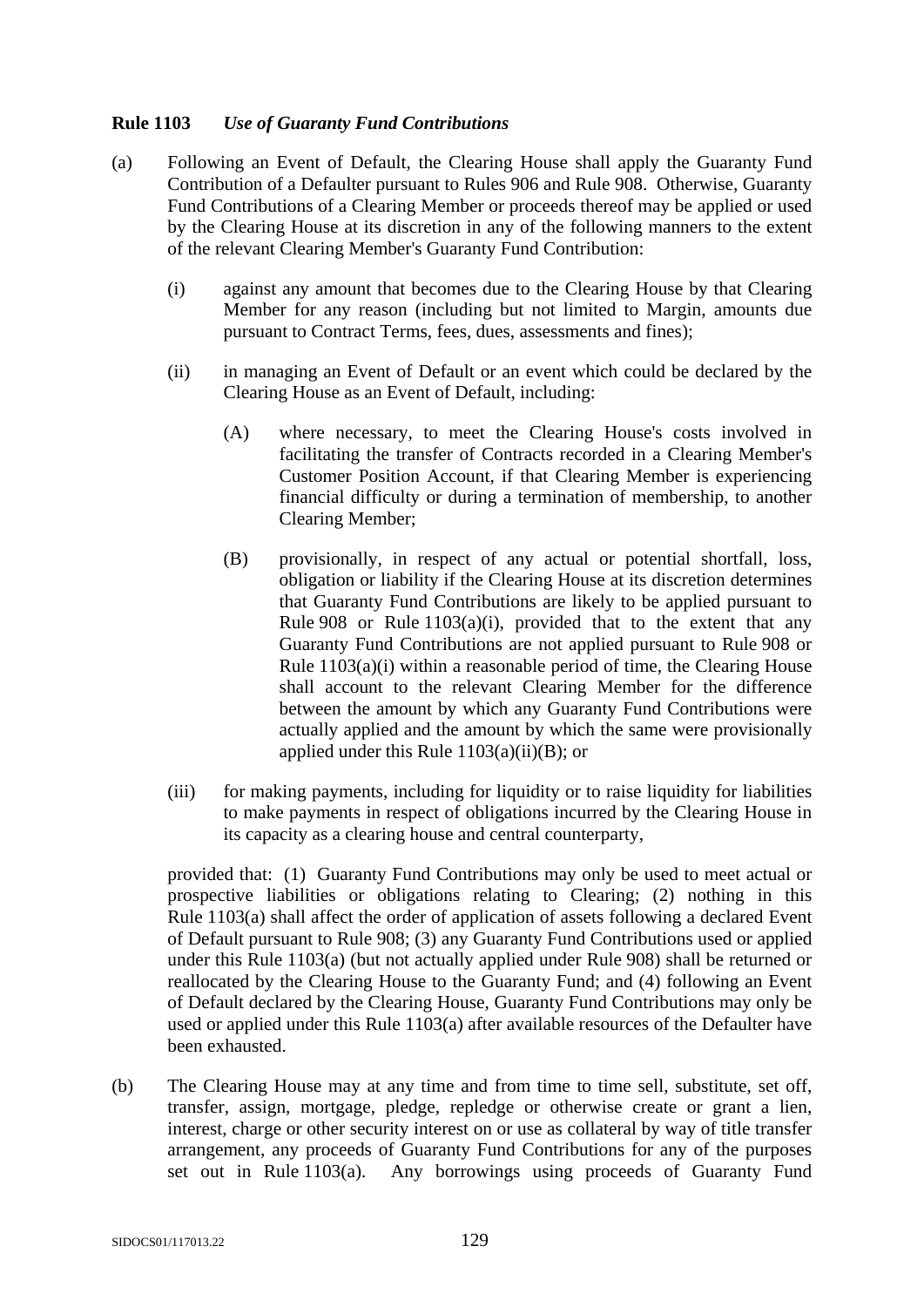**Rule 1103** *Use of Guaranty Fund Contributions*

(a) Following an Event of Default, the Clearing House shall apply the Guaranty Fund Contribution of a Defaulter pursuant to Rules 906 and Rule 908. Otherwise, Guaranty Fund Contributions of a Clearing Member or proceeds thereof may be applied or used by the Clearing House at its discretion in any of the following manners to the extent of the relevant Clearing Member's Guaranty Fund Contribution:

(i) against any amount that becomes due to the Clearing House by that Clearing Member for any reason (including but not limited to Margin, amounts due pursuant to Contract Terms, fees, dues, assessments and fines);

(ii) in managing an Event of Default or an event which could be declared by the Clearing House as an Event of Default, including:

(A) where necessary, to meet the Clearing House's costs involved in facilitating the transfer of Contracts recorded in a Clearing Member's Customer Position Account, if that Clearing Member is experiencing financial difficulty or during a termination of membership, to another Clearing Member;

(B) provisionally, in respect of any actual or potential shortfall, loss, obligation or liability if the Clearing House at its discretion determines that Guaranty Fund Contributions are likely to be applied pursuant to Rule 908 or Rule 1103(a)(i), provided that to the extent that any Guaranty Fund Contributions are not applied pursuant to Rule 908 or Rule 1103(a)(i) within a reasonable period of time, the Clearing House shall account to the relevant Clearing Member for the difference between the amount by which any Guaranty Fund Contributions were actually applied and the amount by which the same were provisionally applied under this Rule 1103(a)(ii)(B); or

(iii) for making payments, including for liquidity or to raise liquidity for liabilities to make payments in respect of obligations incurred by the Clearing House in its capacity as a clearing house and central counterparty,

provided that: (1) Guaranty Fund Contributions may only be used to meet actual or prospective liabilities or obligations relating to Clearing; (2) nothing in this Rule 1103(a) shall affect the order of application of assets following a declared Event of Default pursuant to Rule 908; (3) any Guaranty Fund Contributions used or applied under this Rule 1103(a) (but not actually applied under Rule 908) shall be returned or reallocated by the Clearing House to the Guaranty Fund; and (4) following an Event of Default declared by the Clearing House, Guaranty Fund Contributions may only be used or applied under this Rule 1103(a) after available resources of the Defaulter have been exhausted.

(b) The Clearing House may at any time and from time to time sell, substitute, set off, transfer, assign, mortgage, pledge, repledge or otherwise create or grant a lien, interest, charge or other security interest on or use as collateral by way of title transfer arrangement, any proceeds of Guaranty Fund Contributions for any of the purposes set out in Rule 1103(a). Any borrowings using proceeds of Guaranty Fund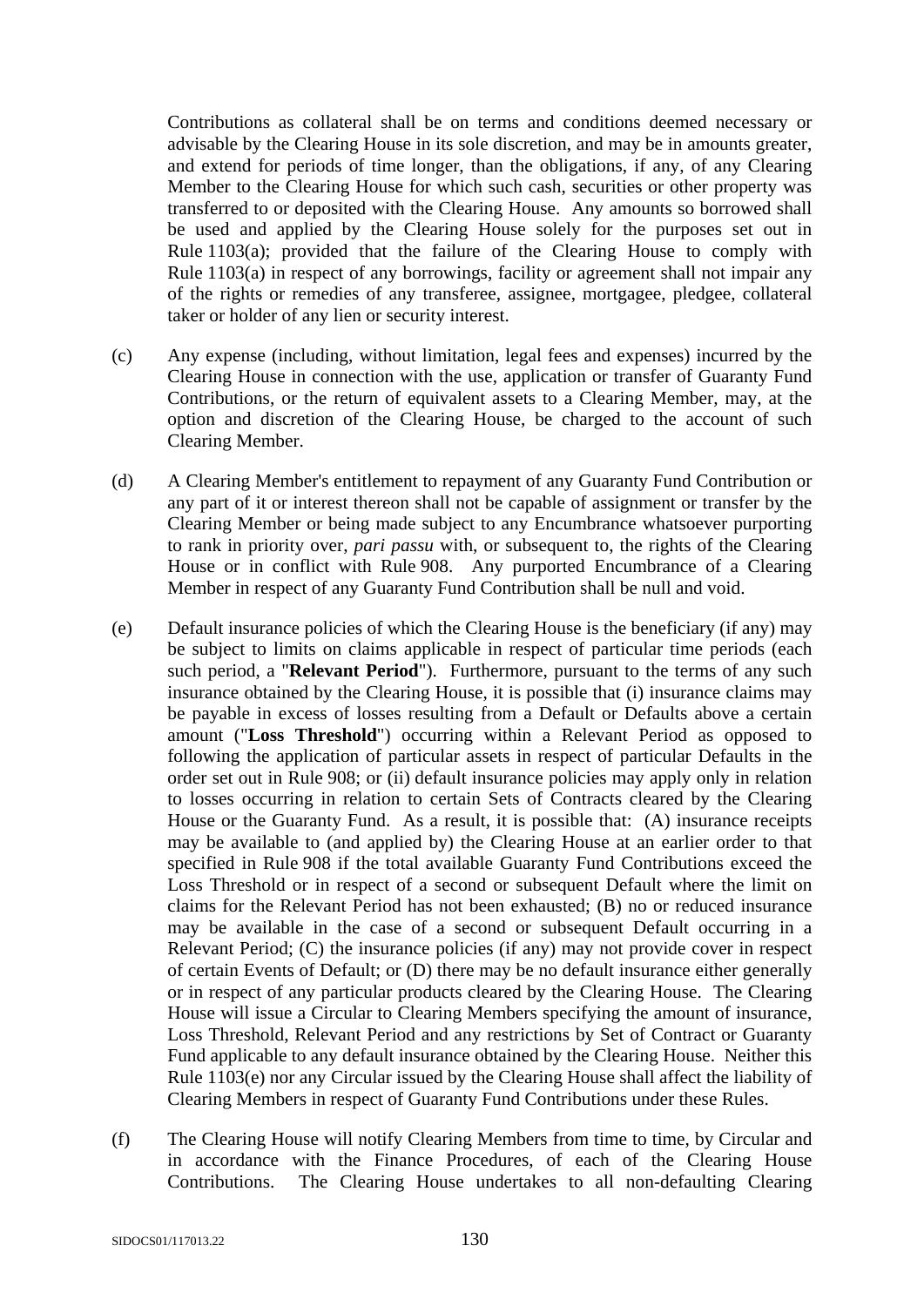Contributions as collateral shall be on terms and conditions deemed necessary or advisable by the Clearing House in its sole discretion, and may be in amounts greater, and extend for periods of time longer, than the obligations, if any, of any Clearing Member to the Clearing House for which such cash, securities or other property was transferred to or deposited with the Clearing House. Any amounts so borrowed shall be used and applied by the Clearing House solely for the purposes set out in Rule 1103(a); provided that the failure of the Clearing House to comply with Rule 1103(a) in respect of any borrowings, facility or agreement shall not impair any of the rights or remedies of any transferee, assignee, mortgagee, pledgee, collateral taker or holder of any lien or security interest.

(c) Any expense (including, without limitation, legal fees and expenses) incurred by the Clearing House in connection with the use, application or transfer of Guaranty Fund Contributions, or the return of equivalent assets to a Clearing Member, may, at the option and discretion of the Clearing House, be charged to the account of such Clearing Member.

(d) A Clearing Member's entitlement to repayment of any Guaranty Fund Contribution or any part of it or interest thereon shall not be capable of assignment or transfer by the Clearing Member or being made subject to any Encumbrance whatsoever purporting to rank in priority over, *pari passu* with, or subsequent to, the rights of the Clearing House or in conflict with Rule 908. Any purported Encumbrance of a Clearing Member in respect of any Guaranty Fund Contribution shall be null and void.

(e) Default insurance policies of which the Clearing House is the beneficiary (if any) may be subject to limits on claims applicable in respect of particular time periods (each such period, a "**Relevant Period**"). Furthermore, pursuant to the terms of any such insurance obtained by the Clearing House, it is possible that (i) insurance claims may be payable in excess of losses resulting from a Default or Defaults above a certain amount ("**Loss Threshold**") occurring within a Relevant Period as opposed to following the application of particular assets in respect of particular Defaults in the order set out in Rule 908; or (ii) default insurance policies may apply only in relation to losses occurring in relation to certain Sets of Contracts cleared by the Clearing House or the Guaranty Fund. As a result, it is possible that: (A) insurance receipts may be available to (and applied by) the Clearing House at an earlier order to that specified in Rule 908 if the total available Guaranty Fund Contributions exceed the Loss Threshold or in respect of a second or subsequent Default where the limit on claims for the Relevant Period has not been exhausted; (B) no or reduced insurance may be available in the case of a second or subsequent Default occurring in a Relevant Period; (C) the insurance policies (if any) may not provide cover in respect of certain Events of Default; or (D) there may be no default insurance either generally or in respect of any particular products cleared by the Clearing House. The Clearing House will issue a Circular to Clearing Members specifying the amount of insurance, Loss Threshold, Relevant Period and any restrictions by Set of Contract or Guaranty Fund applicable to any default insurance obtained by the Clearing House. Neither this Rule 1103(e) nor any Circular issued by the Clearing House shall affect the liability of Clearing Members in respect of Guaranty Fund Contributions under these Rules.

(f) The Clearing House will notify Clearing Members from time to time, by Circular and in accordance with the Finance Procedures, of each of the Clearing House Contributions. The Clearing House undertakes to all non-defaulting Clearing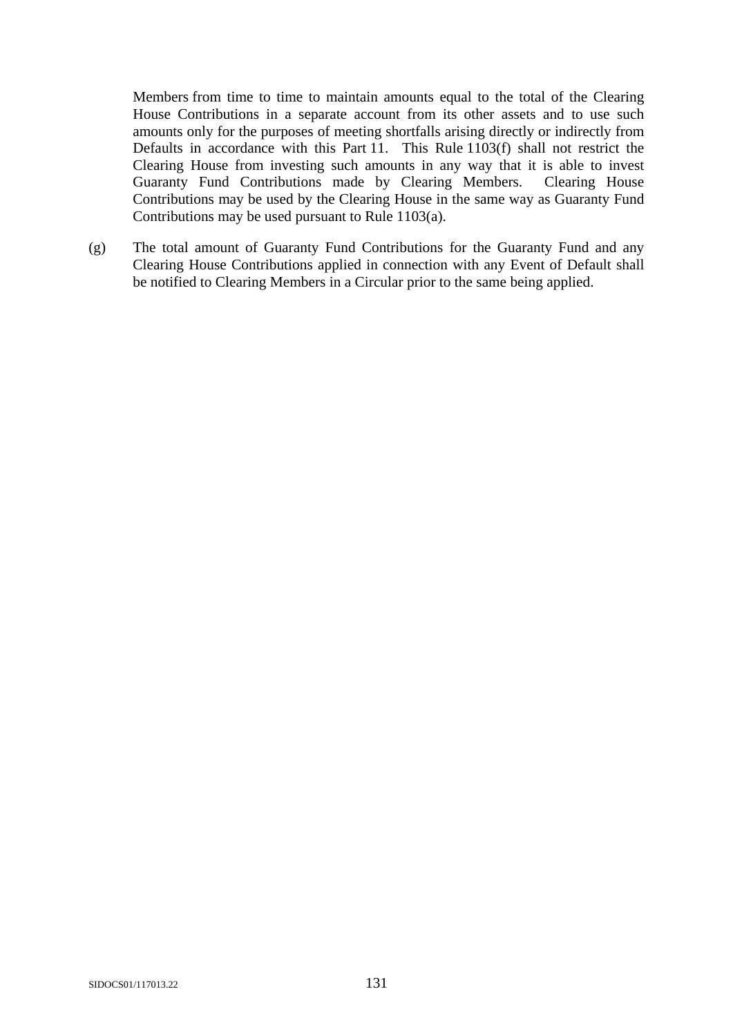Members from time to time to maintain amounts equal to the total of the Clearing House Contributions in a separate account from its other assets and to use such amounts only for the purposes of meeting shortfalls arising directly or indirectly from Defaults in accordance with this Part 11. This Rule 1103(f) shall not restrict the Clearing House from investing such amounts in any way that it is able to invest Guaranty Fund Contributions made by Clearing Members. Clearing House Contributions may be used by the Clearing House in the same way as Guaranty Fund Contributions may be used pursuant to Rule 1103(a).

(g) The total amount of Guaranty Fund Contributions for the Guaranty Fund and any Clearing House Contributions applied in connection with any Event of Default shall be notified to Clearing Members in a Circular prior to the same being applied.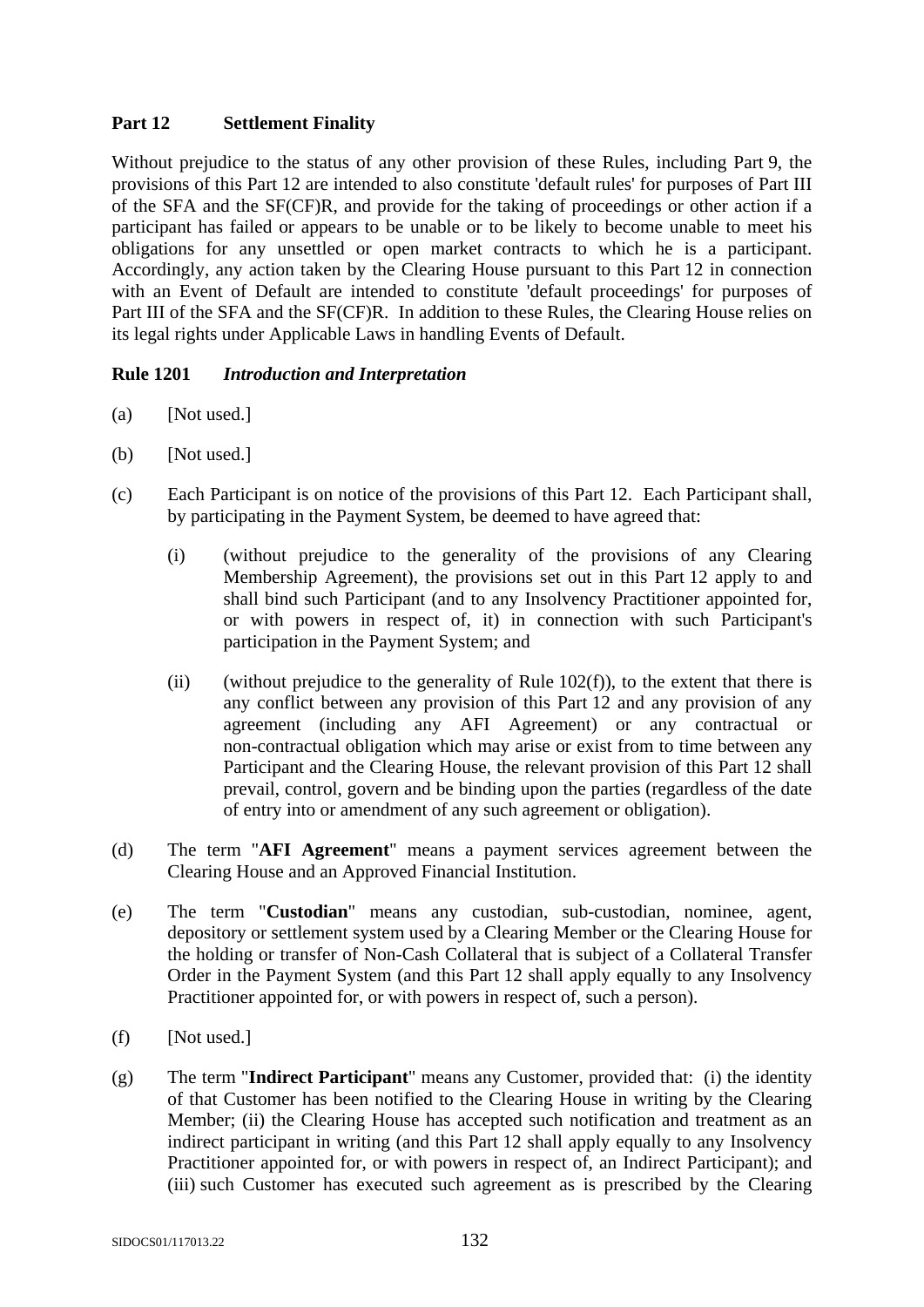## Part 12 Settlement Finality

Without prejudice to the status of any other provision of these Rules, including Part 9, the provisions of this Part 12 are intended to also constitute 'default rules' for purposes of Part III of the SFA and the SF(CF)R, and provide for the taking of proceedings or other action if a participant has failed or appears to be unable or to be likely to become unable to meet his obligations for any unsettled or open market contracts to which he is a participant. Accordingly, any action taken by the Clearing House pursuant to this Part 12 in connection with an Event of Default are intended to constitute 'default proceedings' for purposes of Part III of the SFA and the SF(CF)R. In addition to these Rules, the Clearing House relies on its legal rights under Applicable Laws in handling Events of Default.

### Rule 1201 *Introduction and Interpretation*

(a) [Not used.]

(b) [Not used.]

(c) Each Participant is on notice of the provisions of this Part 12. Each Participant shall, by participating in the Payment System, be deemed to have agreed that:

(i) (without prejudice to the generality of the provisions of any Clearing Membership Agreement), the provisions set out in this Part 12 apply to and shall bind such Participant (and to any Insolvency Practitioner appointed for, or with powers in respect of, it) in connection with such Participant's participation in the Payment System; and

(ii) (without prejudice to the generality of Rule 102(f)), to the extent that there is any conflict between any provision of this Part 12 and any provision of any agreement (including any AFI Agreement) or any contractual or non-contractual obligation which may arise or exist from to time between any Participant and the Clearing House, the relevant provision of this Part 12 shall prevail, control, govern and be binding upon the parties (regardless of the date of entry into or amendment of any such agreement or obligation).

(d) The term "**AFI Agreement**" means a payment services agreement between the Clearing House and an Approved Financial Institution.

(e) The term "**Custodian**" means any custodian, sub-custodian, nominee, agent, depository or settlement system used by a Clearing Member or the Clearing House for the holding or transfer of Non-Cash Collateral that is subject of a Collateral Transfer Order in the Payment System (and this Part 12 shall apply equally to any Insolvency Practitioner appointed for, or with powers in respect of, such a person).

(f) [Not used.]

(g) The term "**Indirect Participant**" means any Customer, provided that: (i) the identity of that Customer has been notified to the Clearing House in writing by the Clearing Member; (ii) the Clearing House has accepted such notification and treatment as an indirect participant in writing (and this Part 12 shall apply equally to any Insolvency Practitioner appointed for, or with powers in respect of, an Indirect Participant); and (iii) such Customer has executed such agreement as is prescribed by the Clearing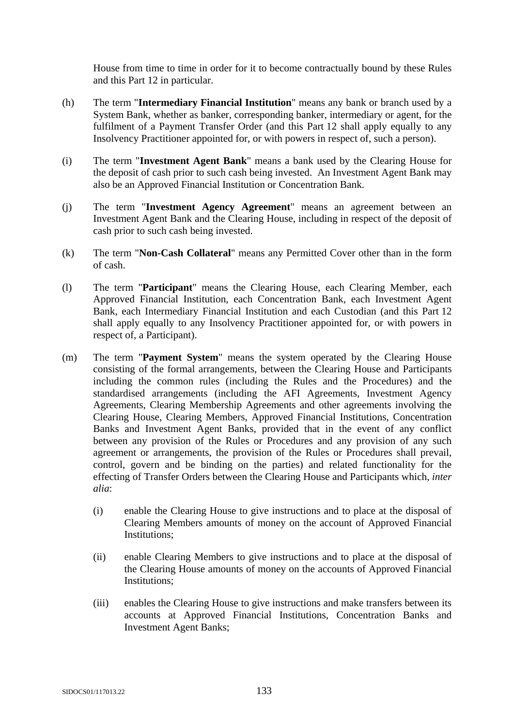House from time to time in order for it to become contractually bound by these Rules and this Part 12 in particular.

(h) The term "**Intermediary Financial Institution**" means any bank or branch used by a System Bank, whether as banker, corresponding banker, intermediary or agent, for the fulfilment of a Payment Transfer Order (and this Part 12 shall apply equally to any Insolvency Practitioner appointed for, or with powers in respect of, such a person).

(i) The term "**Investment Agent Bank**" means a bank used by the Clearing House for the deposit of cash prior to such cash being invested. An Investment Agent Bank may also be an Approved Financial Institution or Concentration Bank.

(j) The term "**Investment Agency Agreement**" means an agreement between an Investment Agent Bank and the Clearing House, including in respect of the deposit of cash prior to such cash being invested.

(k) The term "**Non-Cash Collateral**" means any Permitted Cover other than in the form of cash.

(l) The term "**Participant**" means the Clearing House, each Clearing Member, each Approved Financial Institution, each Concentration Bank, each Investment Agent Bank, each Intermediary Financial Institution and each Custodian (and this Part 12 shall apply equally to any Insolvency Practitioner appointed for, or with powers in respect of, a Participant).

(m) The term "**Payment System**" means the system operated by the Clearing House consisting of the formal arrangements, between the Clearing House and Participants including the common rules (including the Rules and the Procedures) and the standardised arrangements (including the AFI Agreements, Investment Agency Agreements, Clearing Membership Agreements and other agreements involving the Clearing House, Clearing Members, Approved Financial Institutions, Concentration Banks and Investment Agent Banks, provided that in the event of any conflict between any provision of the Rules or Procedures and any provision of any such agreement or arrangements, the provision of the Rules or Procedures shall prevail, control, govern and be binding on the parties) and related functionality for the effecting of Transfer Orders between the Clearing House and Participants which, *inter alia*:

   (i) enable the Clearing House to give instructions and to place at the disposal of Clearing Members amounts of money on the account of Approved Financial Institutions;

   (ii) enable Clearing Members to give instructions and to place at the disposal of the Clearing House amounts of money on the accounts of Approved Financial Institutions;

   (iii) enables the Clearing House to give instructions and make transfers between its accounts at Approved Financial Institutions, Concentration Banks and Investment Agent Banks;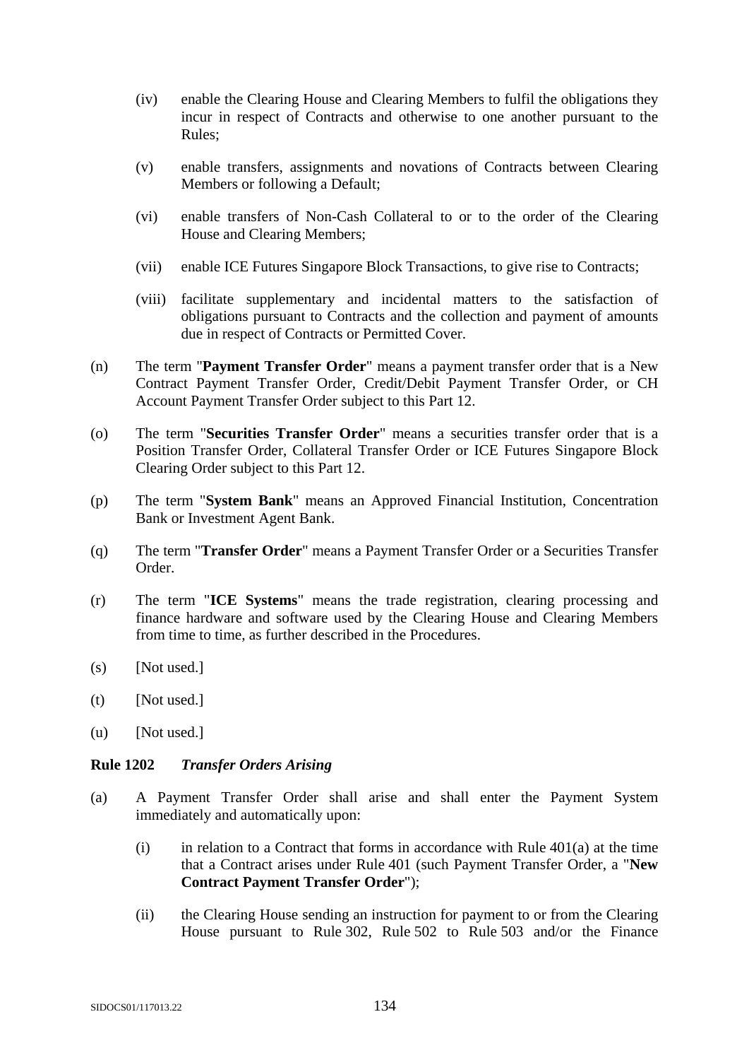(iv) enable the Clearing House and Clearing Members to fulfil the obligations they incur in respect of Contracts and otherwise to one another pursuant to the Rules;

(v) enable transfers, assignments and novations of Contracts between Clearing Members or following a Default;

(vi) enable transfers of Non-Cash Collateral to or to the order of the Clearing House and Clearing Members;

(vii) enable ICE Futures Singapore Block Transactions, to give rise to Contracts;

(viii) facilitate supplementary and incidental matters to the satisfaction of obligations pursuant to Contracts and the collection and payment of amounts due in respect of Contracts or Permitted Cover.

(n) The term "**Payment Transfer Order**" means a payment transfer order that is a New Contract Payment Transfer Order, Credit/Debit Payment Transfer Order, or CH Account Payment Transfer Order subject to this Part 12.

(o) The term "**Securities Transfer Order**" means a securities transfer order that is a Position Transfer Order, Collateral Transfer Order or ICE Futures Singapore Block Clearing Order subject to this Part 12.

(p) The term "**System Bank**" means an Approved Financial Institution, Concentration Bank or Investment Agent Bank.

(q) The term "**Transfer Order**" means a Payment Transfer Order or a Securities Transfer Order.

(r) The term "**ICE Systems**" means the trade registration, clearing processing and finance hardware and software used by the Clearing House and Clearing Members from time to time, as further described in the Procedures.

(s) [Not used.]

(t) [Not used.]

(u) [Not used.]

**Rule 1202** ***Transfer Orders Arising***

(a) A Payment Transfer Order shall arise and shall enter the Payment System immediately and automatically upon:

(i) in relation to a Contract that forms in accordance with Rule 401(a) at the time that a Contract arises under Rule 401 (such Payment Transfer Order, a "**New Contract Payment Transfer Order**");

(ii) the Clearing House sending an instruction for payment to or from the Clearing House pursuant to Rule 302, Rule 502 to Rule 503 and/or the Finance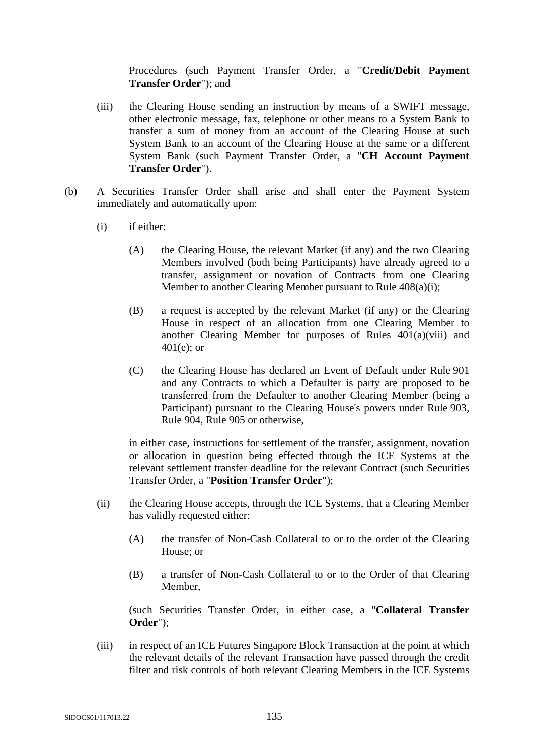Procedures (such Payment Transfer Order, a "**Credit/Debit Payment Transfer Order**"); and

(iii) the Clearing House sending an instruction by means of a SWIFT message, other electronic message, fax, telephone or other means to a System Bank to transfer a sum of money from an account of the Clearing House at such System Bank to an account of the Clearing House at the same or a different System Bank (such Payment Transfer Order, a "**CH Account Payment Transfer Order**").

(b) A Securities Transfer Order shall arise and shall enter the Payment System immediately and automatically upon:

(i) if either:

(A) the Clearing House, the relevant Market (if any) and the two Clearing Members involved (both being Participants) have already agreed to a transfer, assignment or novation of Contracts from one Clearing Member to another Clearing Member pursuant to Rule 408(a)(i);

(B) a request is accepted by the relevant Market (if any) or the Clearing House in respect of an allocation from one Clearing Member to another Clearing Member for purposes of Rules 401(a)(viii) and 401(e); or

(C) the Clearing House has declared an Event of Default under Rule 901 and any Contracts to which a Defaulter is party are proposed to be transferred from the Defaulter to another Clearing Member (being a Participant) pursuant to the Clearing House's powers under Rule 903, Rule 904, Rule 905 or otherwise,

in either case, instructions for settlement of the transfer, assignment, novation or allocation in question being effected through the ICE Systems at the relevant settlement transfer deadline for the relevant Contract (such Securities Transfer Order, a "**Position Transfer Order**");

(ii) the Clearing House accepts, through the ICE Systems, that a Clearing Member has validly requested either:

(A) the transfer of Non-Cash Collateral to or to the order of the Clearing House; or

(B) a transfer of Non-Cash Collateral to or to the Order of that Clearing Member,

(such Securities Transfer Order, in either case, a "**Collateral Transfer Order**");

(iii) in respect of an ICE Futures Singapore Block Transaction at the point at which the relevant details of the relevant Transaction have passed through the credit filter and risk controls of both relevant Clearing Members in the ICE Systems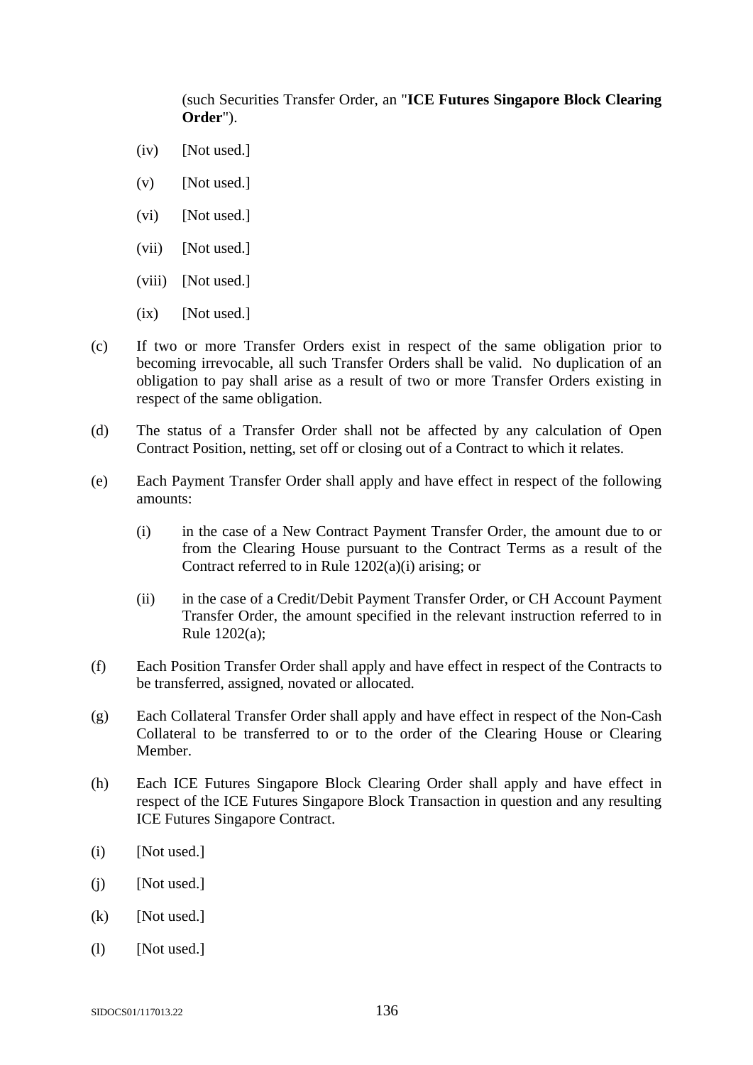(such Securities Transfer Order, an "**ICE Futures Singapore Block Clearing Order**").

(iv) [Not used.]

(v) [Not used.]

(vi) [Not used.]

(vii) [Not used.]

(viii) [Not used.]

(ix) [Not used.]

(c) If two or more Transfer Orders exist in respect of the same obligation prior to becoming irrevocable, all such Transfer Orders shall be valid. No duplication of an obligation to pay shall arise as a result of two or more Transfer Orders existing in respect of the same obligation.

(d) The status of a Transfer Order shall not be affected by any calculation of Open Contract Position, netting, set off or closing out of a Contract to which it relates.

(e) Each Payment Transfer Order shall apply and have effect in respect of the following amounts:

(i) in the case of a New Contract Payment Transfer Order, the amount due to or from the Clearing House pursuant to the Contract Terms as a result of the Contract referred to in Rule 1202(a)(i) arising; or

(ii) in the case of a Credit/Debit Payment Transfer Order, or CH Account Payment Transfer Order, the amount specified in the relevant instruction referred to in Rule 1202(a);

(f) Each Position Transfer Order shall apply and have effect in respect of the Contracts to be transferred, assigned, novated or allocated.

(g) Each Collateral Transfer Order shall apply and have effect in respect of the Non-Cash Collateral to be transferred to or to the order of the Clearing House or Clearing Member.

(h) Each ICE Futures Singapore Block Clearing Order shall apply and have effect in respect of the ICE Futures Singapore Block Transaction in question and any resulting ICE Futures Singapore Contract.

(i) [Not used.]

(j) [Not used.]

(k) [Not used.]

(l) [Not used.]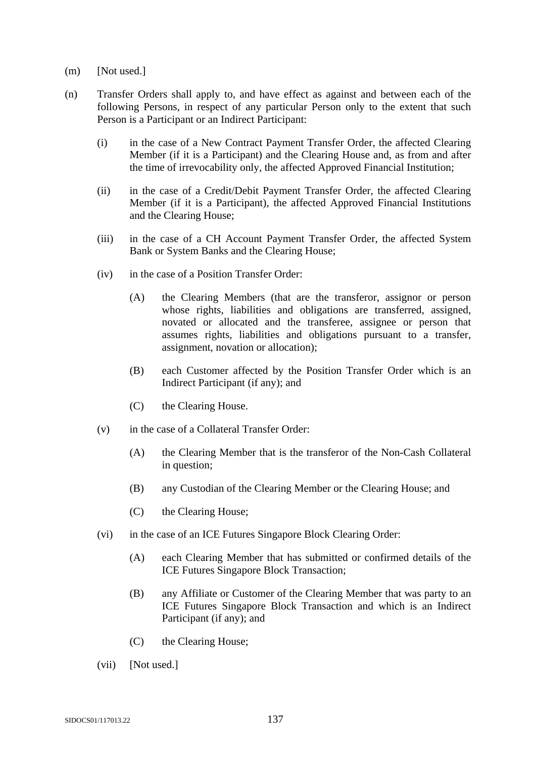(m) [Not used.]

(n) Transfer Orders shall apply to, and have effect as against and between each of the following Persons, in respect of any particular Person only to the extent that such Person is a Participant or an Indirect Participant:

  (i) in the case of a New Contract Payment Transfer Order, the affected Clearing Member (if it is a Participant) and the Clearing House and, as from and after the time of irrevocability only, the affected Approved Financial Institution;

  (ii) in the case of a Credit/Debit Payment Transfer Order, the affected Clearing Member (if it is a Participant), the affected Approved Financial Institutions and the Clearing House;

  (iii) in the case of a CH Account Payment Transfer Order, the affected System Bank or System Banks and the Clearing House;

  (iv) in the case of a Position Transfer Order:

    (A) the Clearing Members (that are the transferor, assignor or person whose rights, liabilities and obligations are transferred, assigned, novated or allocated and the transferee, assignee or person that assumes rights, liabilities and obligations pursuant to a transfer, assignment, novation or allocation);

    (B) each Customer affected by the Position Transfer Order which is an Indirect Participant (if any); and

    (C) the Clearing House.

  (v) in the case of a Collateral Transfer Order:

    (A) the Clearing Member that is the transferor of the Non-Cash Collateral in question;

    (B) any Custodian of the Clearing Member or the Clearing House; and

    (C) the Clearing House;

  (vi) in the case of an ICE Futures Singapore Block Clearing Order:

    (A) each Clearing Member that has submitted or confirmed details of the ICE Futures Singapore Block Transaction;

    (B) any Affiliate or Customer of the Clearing Member that was party to an ICE Futures Singapore Block Transaction and which is an Indirect Participant (if any); and

    (C) the Clearing House;

  (vii) [Not used.]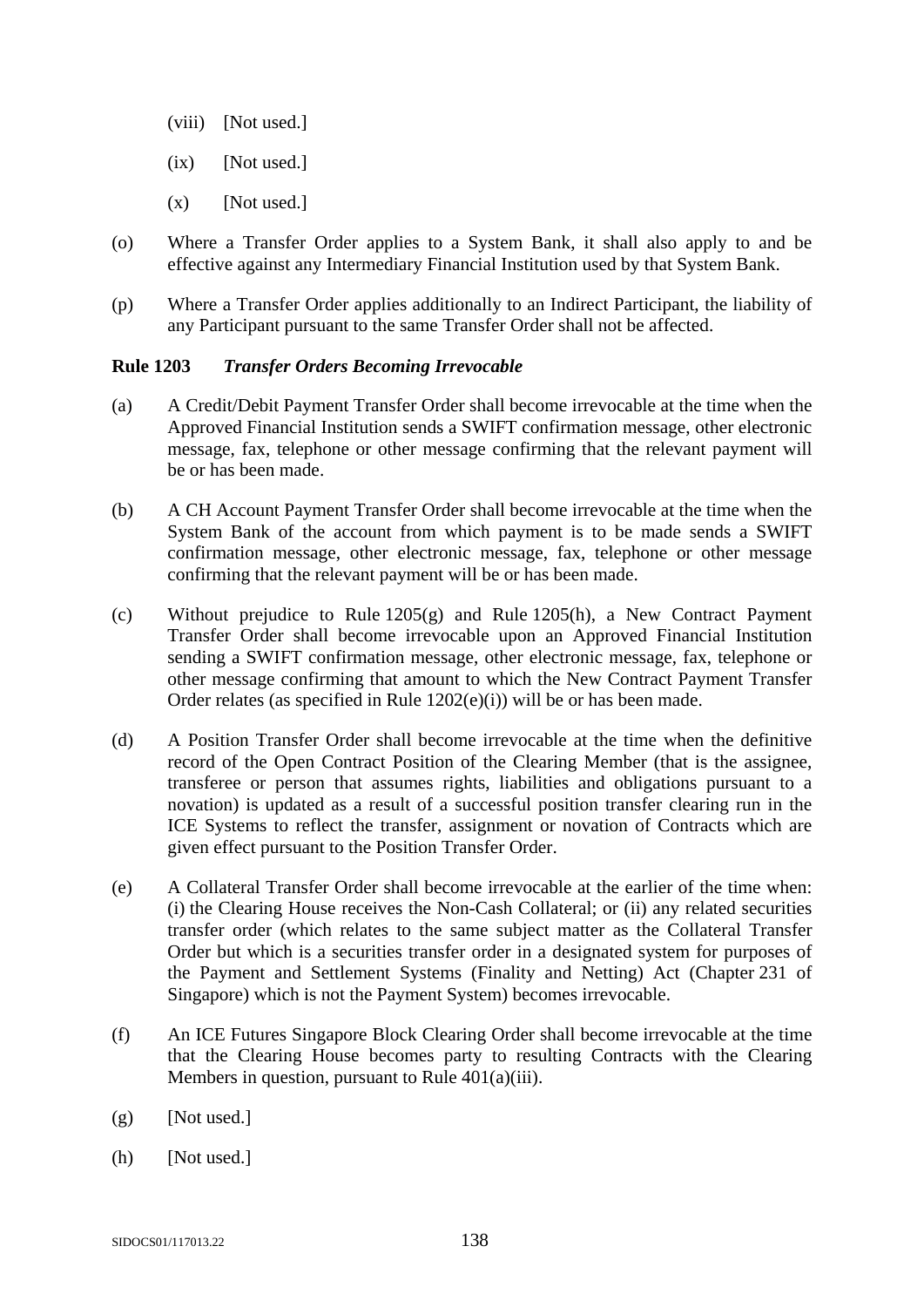(viii) [Not used.]

(ix) [Not used.]

(x) [Not used.]

(o) Where a Transfer Order applies to a System Bank, it shall also apply to and be effective against any Intermediary Financial Institution used by that System Bank.

(p) Where a Transfer Order applies additionally to an Indirect Participant, the liability of any Participant pursuant to the same Transfer Order shall not be affected.

**Rule 1203** ***Transfer Orders Becoming Irrevocable***

(a) A Credit/Debit Payment Transfer Order shall become irrevocable at the time when the Approved Financial Institution sends a SWIFT confirmation message, other electronic message, fax, telephone or other message confirming that the relevant payment will be or has been made.

(b) A CH Account Payment Transfer Order shall become irrevocable at the time when the System Bank of the account from which payment is to be made sends a SWIFT confirmation message, other electronic message, fax, telephone or other message confirming that the relevant payment will be or has been made.

(c) Without prejudice to Rule 1205(g) and Rule 1205(h), a New Contract Payment Transfer Order shall become irrevocable upon an Approved Financial Institution sending a SWIFT confirmation message, other electronic message, fax, telephone or other message confirming that amount to which the New Contract Payment Transfer Order relates (as specified in Rule 1202(e)(i)) will be or has been made.

(d) A Position Transfer Order shall become irrevocable at the time when the definitive record of the Open Contract Position of the Clearing Member (that is the assignee, transferee or person that assumes rights, liabilities and obligations pursuant to a novation) is updated as a result of a successful position transfer clearing run in the ICE Systems to reflect the transfer, assignment or novation of Contracts which are given effect pursuant to the Position Transfer Order.

(e) A Collateral Transfer Order shall become irrevocable at the earlier of the time when: (i) the Clearing House receives the Non-Cash Collateral; or (ii) any related securities transfer order (which relates to the same subject matter as the Collateral Transfer Order but which is a securities transfer order in a designated system for purposes of the Payment and Settlement Systems (Finality and Netting) Act (Chapter 231 of Singapore) which is not the Payment System) becomes irrevocable.

(f) An ICE Futures Singapore Block Clearing Order shall become irrevocable at the time that the Clearing House becomes party to resulting Contracts with the Clearing Members in question, pursuant to Rule 401(a)(iii).

(g) [Not used.]

(h) [Not used.]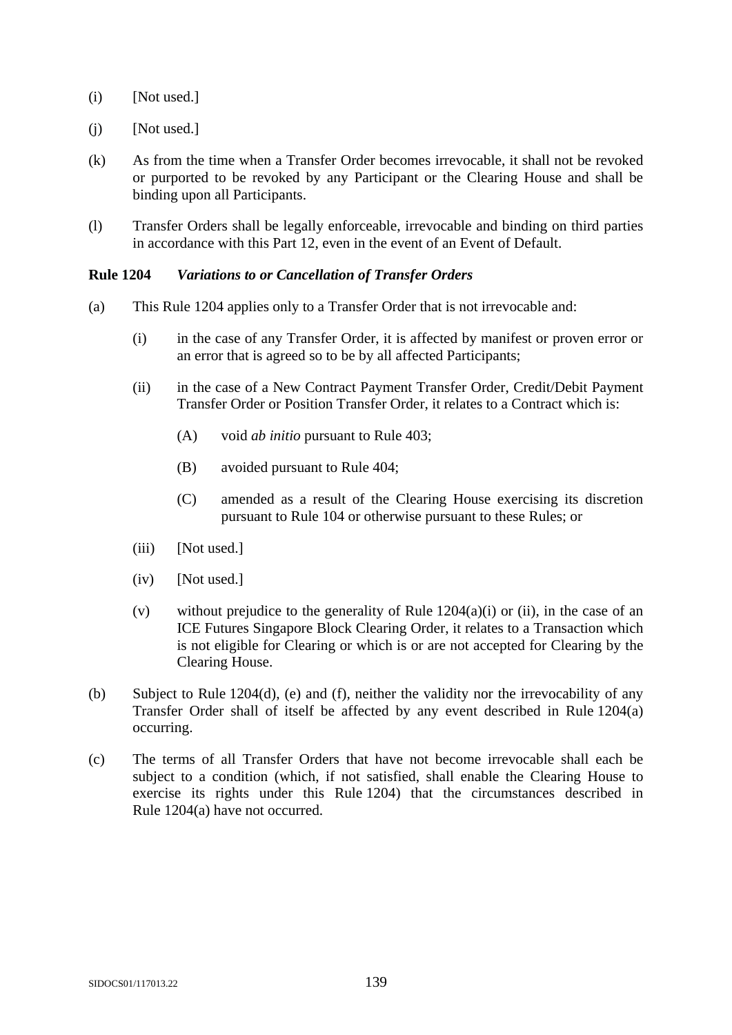(i) [Not used.]

(j) [Not used.]

(k) As from the time when a Transfer Order becomes irrevocable, it shall not be revoked or purported to be revoked by any Participant or the Clearing House and shall be binding upon all Participants.

(l) Transfer Orders shall be legally enforceable, irrevocable and binding on third parties in accordance with this Part 12, even in the event of an Event of Default.

**Rule 1204** ***Variations to or Cancellation of Transfer Orders***

(a) This Rule 1204 applies only to a Transfer Order that is not irrevocable and:

  (i) in the case of any Transfer Order, it is affected by manifest or proven error or an error that is agreed so to be by all affected Participants;

  (ii) in the case of a New Contract Payment Transfer Order, Credit/Debit Payment Transfer Order or Position Transfer Order, it relates to a Contract which is:

    (A) void *ab initio* pursuant to Rule 403;

    (B) avoided pursuant to Rule 404;

    (C) amended as a result of the Clearing House exercising its discretion pursuant to Rule 104 or otherwise pursuant to these Rules; or

  (iii) [Not used.]

  (iv) [Not used.]

  (v) without prejudice to the generality of Rule 1204(a)(i) or (ii), in the case of an ICE Futures Singapore Block Clearing Order, it relates to a Transaction which is not eligible for Clearing or which is or are not accepted for Clearing by the Clearing House.

(b) Subject to Rule 1204(d), (e) and (f), neither the validity nor the irrevocability of any Transfer Order shall of itself be affected by any event described in Rule 1204(a) occurring.

(c) The terms of all Transfer Orders that have not become irrevocable shall each be subject to a condition (which, if not satisfied, shall enable the Clearing House to exercise its rights under this Rule 1204) that the circumstances described in Rule 1204(a) have not occurred.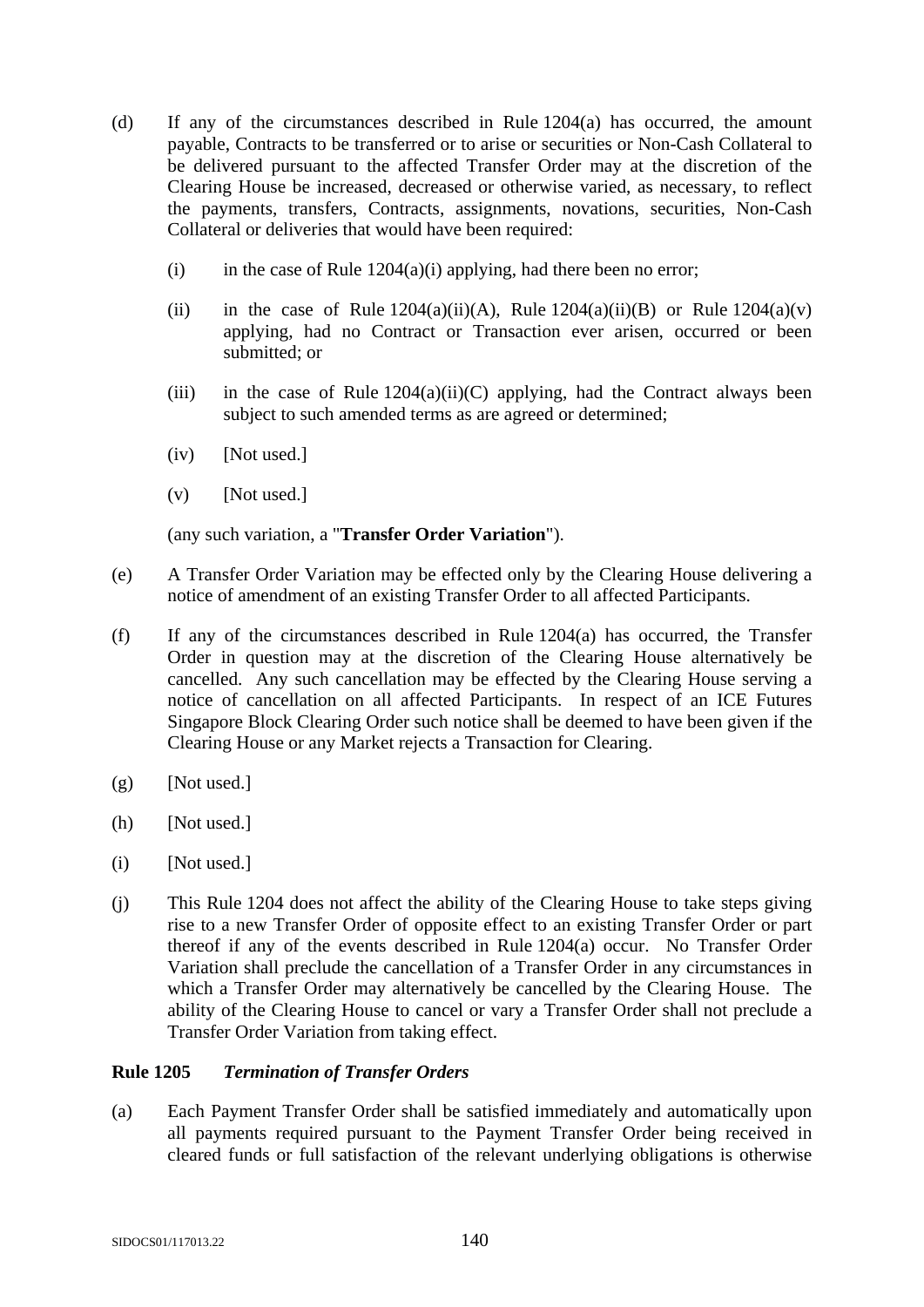(d) If any of the circumstances described in Rule 1204(a) has occurred, the amount payable, Contracts to be transferred or to arise or securities or Non-Cash Collateral to be delivered pursuant to the affected Transfer Order may at the discretion of the Clearing House be increased, decreased or otherwise varied, as necessary, to reflect the payments, transfers, Contracts, assignments, novations, securities, Non-Cash Collateral or deliveries that would have been required:

   (i) in the case of Rule 1204(a)(i) applying, had there been no error;

   (ii) in the case of Rule 1204(a)(ii)(A), Rule 1204(a)(ii)(B) or Rule 1204(a)(v) applying, had no Contract or Transaction ever arisen, occurred or been submitted; or

   (iii) in the case of Rule 1204(a)(ii)(C) applying, had the Contract always been subject to such amended terms as are agreed or determined;

   (iv) [Not used.]

   (v) [Not used.]

   (any such variation, a "**Transfer Order Variation**").

(e) A Transfer Order Variation may be effected only by the Clearing House delivering a notice of amendment of an existing Transfer Order to all affected Participants.

(f) If any of the circumstances described in Rule 1204(a) has occurred, the Transfer Order in question may at the discretion of the Clearing House alternatively be cancelled. Any such cancellation may be effected by the Clearing House serving a notice of cancellation on all affected Participants. In respect of an ICE Futures Singapore Block Clearing Order such notice shall be deemed to have been given if the Clearing House or any Market rejects a Transaction for Clearing.

(g) [Not used.]

(h) [Not used.]

(i) [Not used.]

(j) This Rule 1204 does not affect the ability of the Clearing House to take steps giving rise to a new Transfer Order of opposite effect to an existing Transfer Order or part thereof if any of the events described in Rule 1204(a) occur. No Transfer Order Variation shall preclude the cancellation of a Transfer Order in any circumstances in which a Transfer Order may alternatively be cancelled by the Clearing House. The ability of the Clearing House to cancel or vary a Transfer Order shall not preclude a Transfer Order Variation from taking effect.

### Rule 1205 *Termination of Transfer Orders*

(a) Each Payment Transfer Order shall be satisfied immediately and automatically upon all payments required pursuant to the Payment Transfer Order being received in cleared funds or full satisfaction of the relevant underlying obligations is otherwise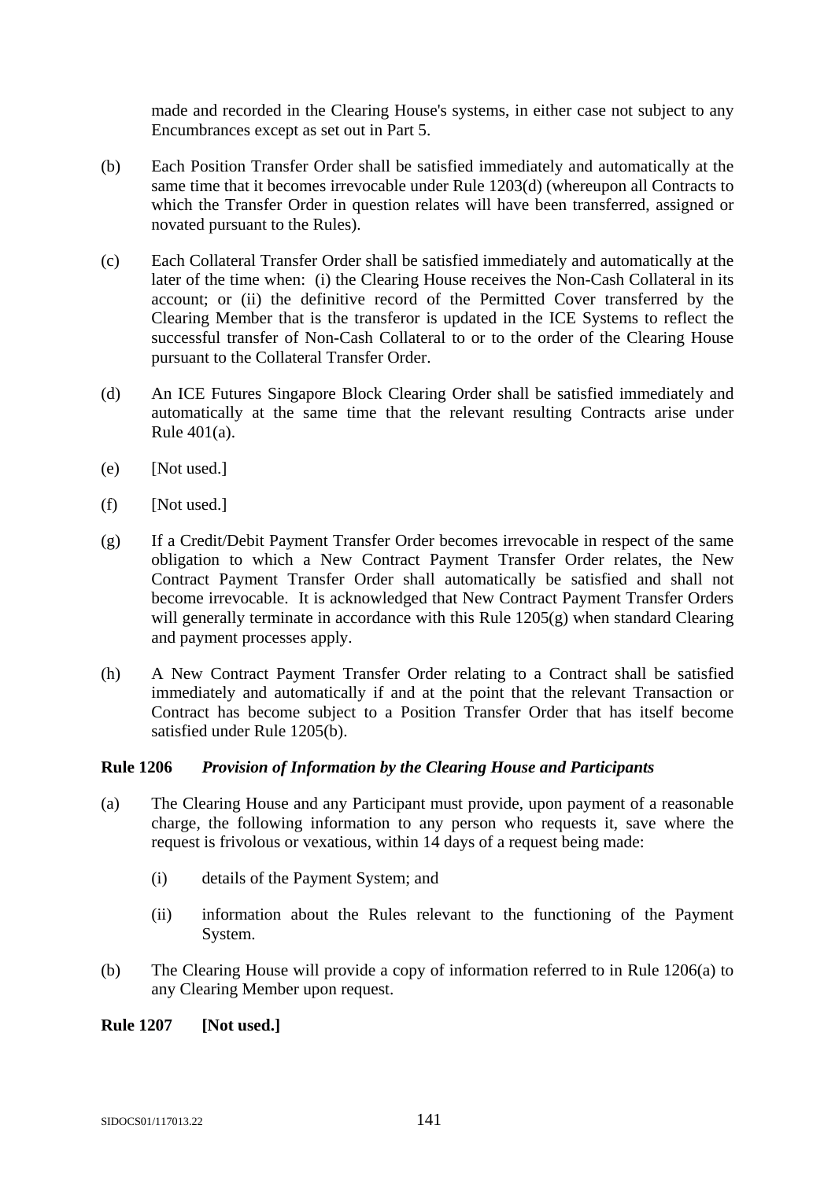made and recorded in the Clearing House's systems, in either case not subject to any Encumbrances except as set out in Part 5.

(b) Each Position Transfer Order shall be satisfied immediately and automatically at the same time that it becomes irrevocable under Rule 1203(d) (whereupon all Contracts to which the Transfer Order in question relates will have been transferred, assigned or novated pursuant to the Rules).

(c) Each Collateral Transfer Order shall be satisfied immediately and automatically at the later of the time when: (i) the Clearing House receives the Non-Cash Collateral in its account; or (ii) the definitive record of the Permitted Cover transferred by the Clearing Member that is the transferor is updated in the ICE Systems to reflect the successful transfer of Non-Cash Collateral to or to the order of the Clearing House pursuant to the Collateral Transfer Order.

(d) An ICE Futures Singapore Block Clearing Order shall be satisfied immediately and automatically at the same time that the relevant resulting Contracts arise under Rule 401(a).

(e) [Not used.]

(f) [Not used.]

(g) If a Credit/Debit Payment Transfer Order becomes irrevocable in respect of the same obligation to which a New Contract Payment Transfer Order relates, the New Contract Payment Transfer Order shall automatically be satisfied and shall not become irrevocable. It is acknowledged that New Contract Payment Transfer Orders will generally terminate in accordance with this Rule 1205(g) when standard Clearing and payment processes apply.

(h) A New Contract Payment Transfer Order relating to a Contract shall be satisfied immediately and automatically if and at the point that the relevant Transaction or Contract has become subject to a Position Transfer Order that has itself become satisfied under Rule 1205(b).

**Rule 1206** ***Provision of Information by the Clearing House and Participants***

(a) The Clearing House and any Participant must provide, upon payment of a reasonable charge, the following information to any person who requests it, save where the request is frivolous or vexatious, within 14 days of a request being made:

 (i) details of the Payment System; and

 (ii) information about the Rules relevant to the functioning of the Payment System.

(b) The Clearing House will provide a copy of information referred to in Rule 1206(a) to any Clearing Member upon request.

**Rule 1207** **[Not used.]**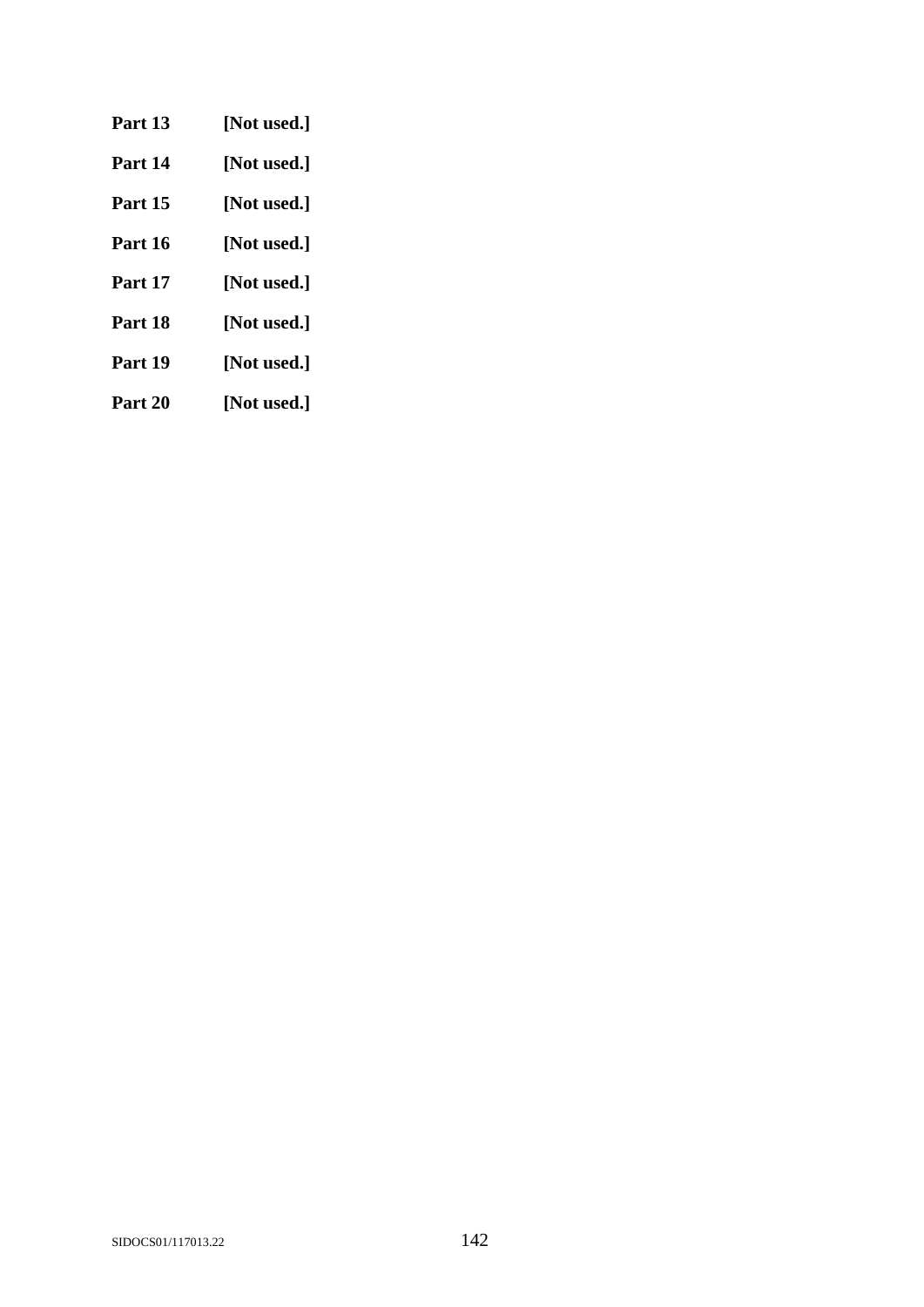**Part 13 [Not used.]**

**Part 14 [Not used.]**

**Part 15 [Not used.]**

**Part 16 [Not used.]**

**Part 17 [Not used.]**

**Part 18 [Not used.]**

**Part 19 [Not used.]**

**Part 20 [Not used.]**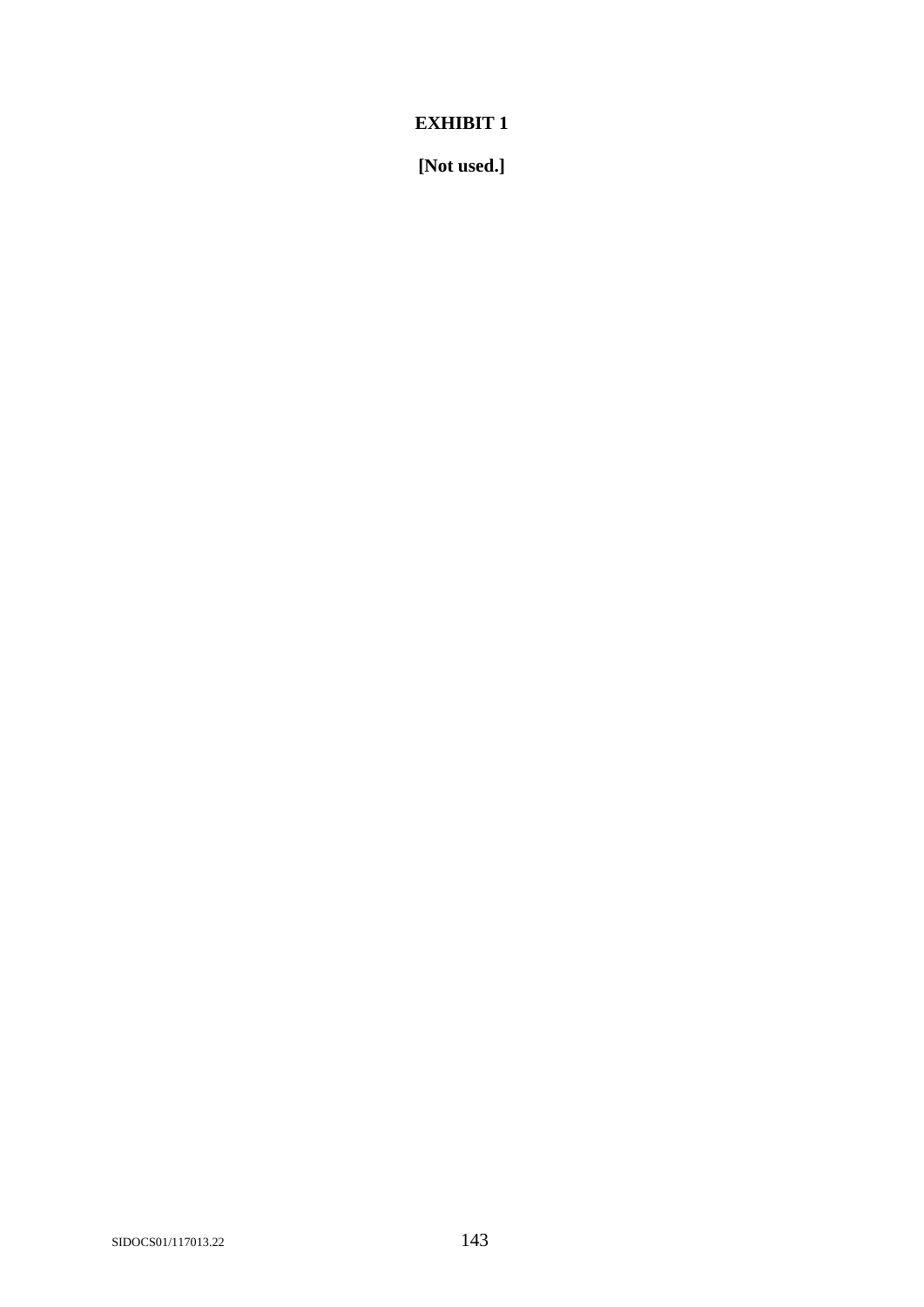# EXHIBIT 1

**[Not used.]**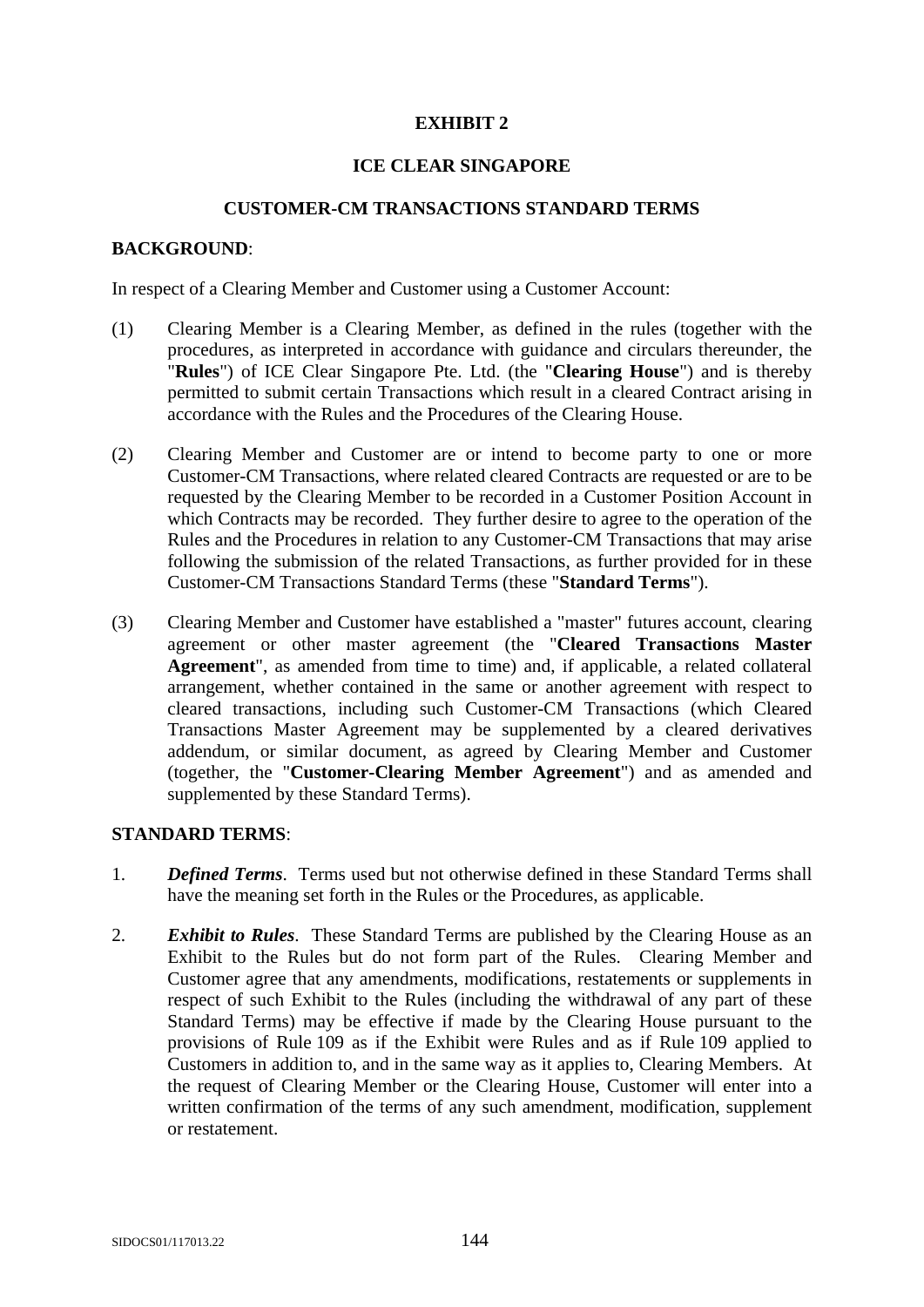**EXHIBIT 2**

**ICE CLEAR SINGAPORE**

**CUSTOMER-CM TRANSACTIONS STANDARD TERMS**

**BACKGROUND**:

In respect of a Clearing Member and Customer using a Customer Account:

(1) Clearing Member is a Clearing Member, as defined in the rules (together with the procedures, as interpreted in accordance with guidance and circulars thereunder, the "**Rules**") of ICE Clear Singapore Pte. Ltd. (the "**Clearing House**") and is thereby permitted to submit certain Transactions which result in a cleared Contract arising in accordance with the Rules and the Procedures of the Clearing House.

(2) Clearing Member and Customer are or intend to become party to one or more Customer-CM Transactions, where related cleared Contracts are requested or are to be requested by the Clearing Member to be recorded in a Customer Position Account in which Contracts may be recorded. They further desire to agree to the operation of the Rules and the Procedures in relation to any Customer-CM Transactions that may arise following the submission of the related Transactions, as further provided for in these Customer-CM Transactions Standard Terms (these "**Standard Terms**").

(3) Clearing Member and Customer have established a "master" futures account, clearing agreement or other master agreement (the "**Cleared Transactions Master Agreement**", as amended from time to time) and, if applicable, a related collateral arrangement, whether contained in the same or another agreement with respect to cleared transactions, including such Customer-CM Transactions (which Cleared Transactions Master Agreement may be supplemented by a cleared derivatives addendum, or similar document, as agreed by Clearing Member and Customer (together, the "**Customer-Clearing Member Agreement**") and as amended and supplemented by these Standard Terms).

**STANDARD TERMS**:

1. ***Defined Terms***. Terms used but not otherwise defined in these Standard Terms shall have the meaning set forth in the Rules or the Procedures, as applicable.

2. ***Exhibit to Rules***. These Standard Terms are published by the Clearing House as an Exhibit to the Rules but do not form part of the Rules. Clearing Member and Customer agree that any amendments, modifications, restatements or supplements in respect of such Exhibit to the Rules (including the withdrawal of any part of these Standard Terms) may be effective if made by the Clearing House pursuant to the provisions of Rule 109 as if the Exhibit were Rules and as if Rule 109 applied to Customers in addition to, and in the same way as it applies to, Clearing Members. At the request of Clearing Member or the Clearing House, Customer will enter into a written confirmation of the terms of any such amendment, modification, supplement or restatement.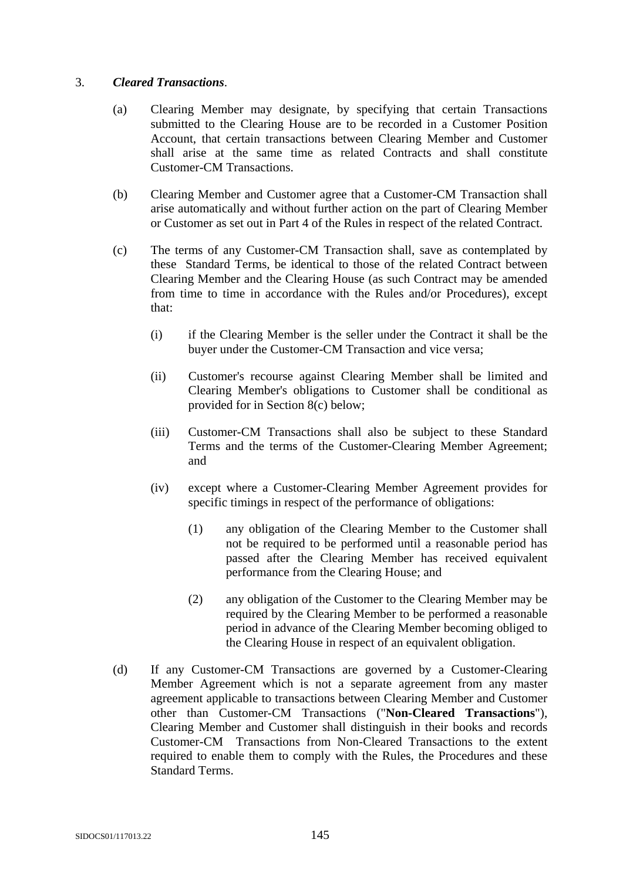3. ***Cleared Transactions***.

(a) Clearing Member may designate, by specifying that certain Transactions submitted to the Clearing House are to be recorded in a Customer Position Account, that certain transactions between Clearing Member and Customer shall arise at the same time as related Contracts and shall constitute Customer-CM Transactions.

(b) Clearing Member and Customer agree that a Customer-CM Transaction shall arise automatically and without further action on the part of Clearing Member or Customer as set out in Part 4 of the Rules in respect of the related Contract.

(c) The terms of any Customer-CM Transaction shall, save as contemplated by these Standard Terms, be identical to those of the related Contract between Clearing Member and the Clearing House (as such Contract may be amended from time to time in accordance with the Rules and/or Procedures), except that:

(i) if the Clearing Member is the seller under the Contract it shall be the buyer under the Customer-CM Transaction and vice versa;

(ii) Customer's recourse against Clearing Member shall be limited and Clearing Member's obligations to Customer shall be conditional as provided for in Section 8(c) below;

(iii) Customer-CM Transactions shall also be subject to these Standard Terms and the terms of the Customer-Clearing Member Agreement; and

(iv) except where a Customer-Clearing Member Agreement provides for specific timings in respect of the performance of obligations:

(1) any obligation of the Clearing Member to the Customer shall not be required to be performed until a reasonable period has passed after the Clearing Member has received equivalent performance from the Clearing House; and

(2) any obligation of the Customer to the Clearing Member may be required by the Clearing Member to be performed a reasonable period in advance of the Clearing Member becoming obliged to the Clearing House in respect of an equivalent obligation.

(d) If any Customer-CM Transactions are governed by a Customer-Clearing Member Agreement which is not a separate agreement from any master agreement applicable to transactions between Clearing Member and Customer other than Customer-CM Transactions ("**Non-Cleared Transactions**"), Clearing Member and Customer shall distinguish in their books and records Customer-CM Transactions from Non-Cleared Transactions to the extent required to enable them to comply with the Rules, the Procedures and these Standard Terms.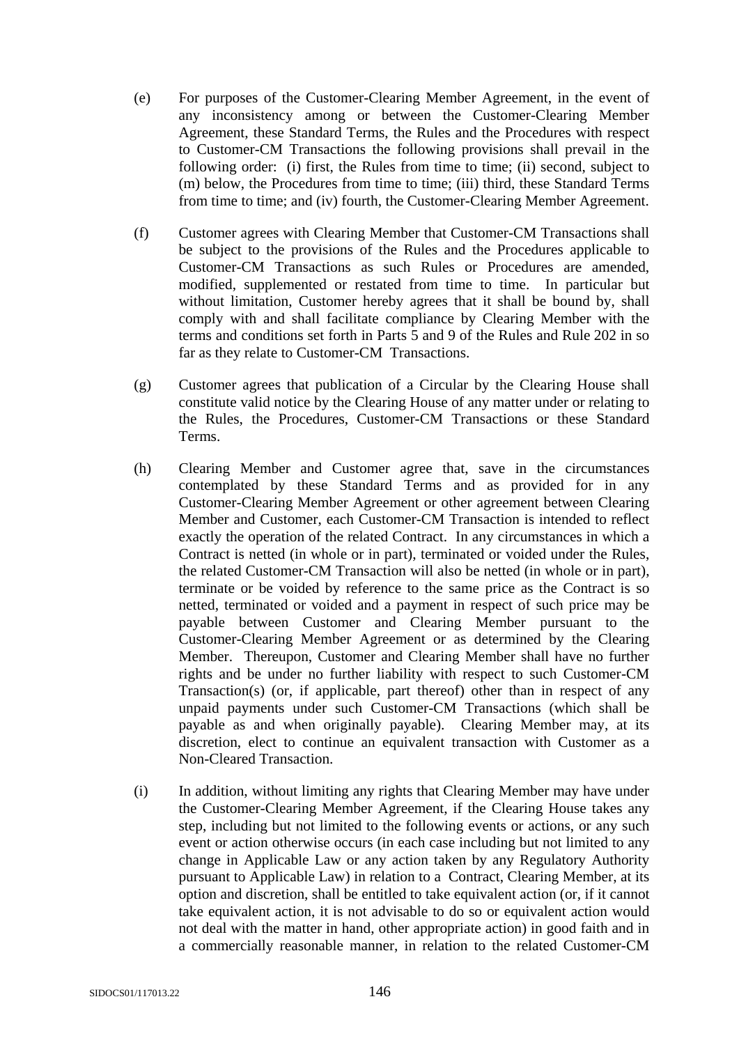(e) For purposes of the Customer-Clearing Member Agreement, in the event of any inconsistency among or between the Customer-Clearing Member Agreement, these Standard Terms, the Rules and the Procedures with respect to Customer-CM Transactions the following provisions shall prevail in the following order: (i) first, the Rules from time to time; (ii) second, subject to (m) below, the Procedures from time to time; (iii) third, these Standard Terms from time to time; and (iv) fourth, the Customer-Clearing Member Agreement.

(f) Customer agrees with Clearing Member that Customer-CM Transactions shall be subject to the provisions of the Rules and the Procedures applicable to Customer-CM Transactions as such Rules or Procedures are amended, modified, supplemented or restated from time to time. In particular but without limitation, Customer hereby agrees that it shall be bound by, shall comply with and shall facilitate compliance by Clearing Member with the terms and conditions set forth in Parts 5 and 9 of the Rules and Rule 202 in so far as they relate to Customer-CM Transactions.

(g) Customer agrees that publication of a Circular by the Clearing House shall constitute valid notice by the Clearing House of any matter under or relating to the Rules, the Procedures, Customer-CM Transactions or these Standard Terms.

(h) Clearing Member and Customer agree that, save in the circumstances contemplated by these Standard Terms and as provided for in any Customer-Clearing Member Agreement or other agreement between Clearing Member and Customer, each Customer-CM Transaction is intended to reflect exactly the operation of the related Contract. In any circumstances in which a Contract is netted (in whole or in part), terminated or voided under the Rules, the related Customer-CM Transaction will also be netted (in whole or in part), terminate or be voided by reference to the same price as the Contract is so netted, terminated or voided and a payment in respect of such price may be payable between Customer and Clearing Member pursuant to the Customer-Clearing Member Agreement or as determined by the Clearing Member. Thereupon, Customer and Clearing Member shall have no further rights and be under no further liability with respect to such Customer-CM Transaction(s) (or, if applicable, part thereof) other than in respect of any unpaid payments under such Customer-CM Transactions (which shall be payable as and when originally payable). Clearing Member may, at its discretion, elect to continue an equivalent transaction with Customer as a Non-Cleared Transaction.

(i) In addition, without limiting any rights that Clearing Member may have under the Customer-Clearing Member Agreement, if the Clearing House takes any step, including but not limited to the following events or actions, or any such event or action otherwise occurs (in each case including but not limited to any change in Applicable Law or any action taken by any Regulatory Authority pursuant to Applicable Law) in relation to a Contract, Clearing Member, at its option and discretion, shall be entitled to take equivalent action (or, if it cannot take equivalent action, it is not advisable to do so or equivalent action would not deal with the matter in hand, other appropriate action) in good faith and in a commercially reasonable manner, in relation to the related Customer-CM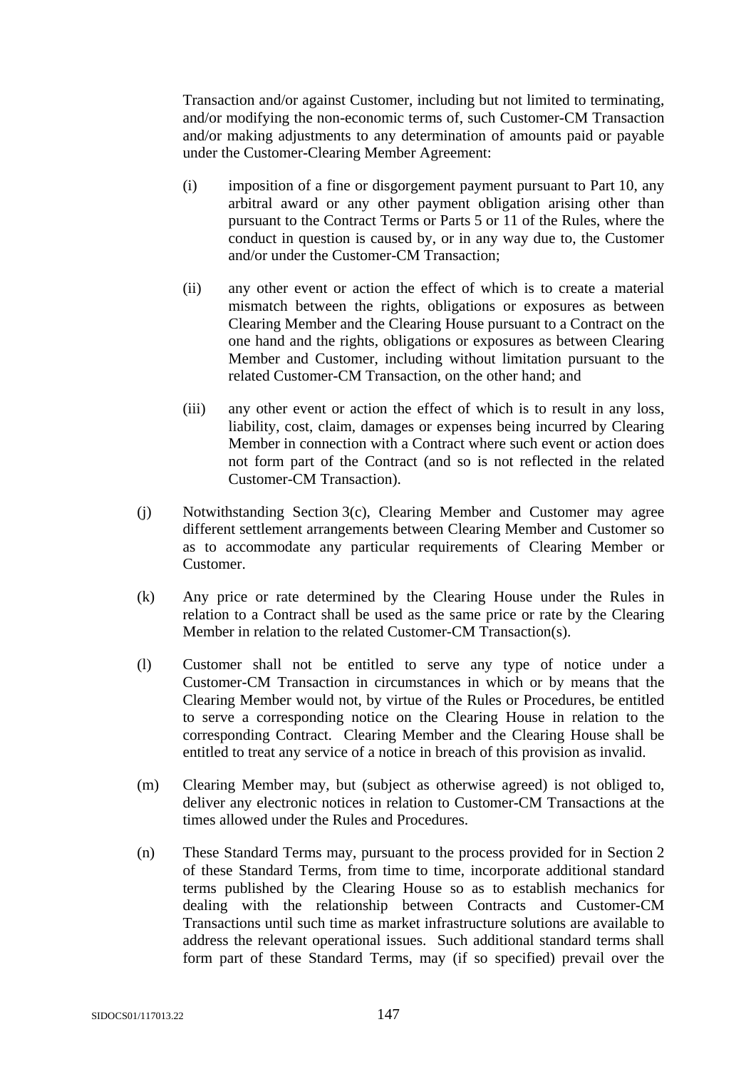Transaction and/or against Customer, including but not limited to terminating, and/or modifying the non-economic terms of, such Customer-CM Transaction and/or making adjustments to any determination of amounts paid or payable under the Customer-Clearing Member Agreement:

(i) imposition of a fine or disgorgement payment pursuant to Part 10, any arbitral award or any other payment obligation arising other than pursuant to the Contract Terms or Parts 5 or 11 of the Rules, where the conduct in question is caused by, or in any way due to, the Customer and/or under the Customer-CM Transaction;

(ii) any other event or action the effect of which is to create a material mismatch between the rights, obligations or exposures as between Clearing Member and the Clearing House pursuant to a Contract on the one hand and the rights, obligations or exposures as between Clearing Member and Customer, including without limitation pursuant to the related Customer-CM Transaction, on the other hand; and

(iii) any other event or action the effect of which is to result in any loss, liability, cost, claim, damages or expenses being incurred by Clearing Member in connection with a Contract where such event or action does not form part of the Contract (and so is not reflected in the related Customer-CM Transaction).

(j) Notwithstanding Section 3(c), Clearing Member and Customer may agree different settlement arrangements between Clearing Member and Customer so as to accommodate any particular requirements of Clearing Member or Customer.

(k) Any price or rate determined by the Clearing House under the Rules in relation to a Contract shall be used as the same price or rate by the Clearing Member in relation to the related Customer-CM Transaction(s).

(l) Customer shall not be entitled to serve any type of notice under a Customer-CM Transaction in circumstances in which or by means that the Clearing Member would not, by virtue of the Rules or Procedures, be entitled to serve a corresponding notice on the Clearing House in relation to the corresponding Contract. Clearing Member and the Clearing House shall be entitled to treat any service of a notice in breach of this provision as invalid.

(m) Clearing Member may, but (subject as otherwise agreed) is not obliged to, deliver any electronic notices in relation to Customer-CM Transactions at the times allowed under the Rules and Procedures.

(n) These Standard Terms may, pursuant to the process provided for in Section 2 of these Standard Terms, from time to time, incorporate additional standard terms published by the Clearing House so as to establish mechanics for dealing with the relationship between Contracts and Customer-CM Transactions until such time as market infrastructure solutions are available to address the relevant operational issues. Such additional standard terms shall form part of these Standard Terms, may (if so specified) prevail over the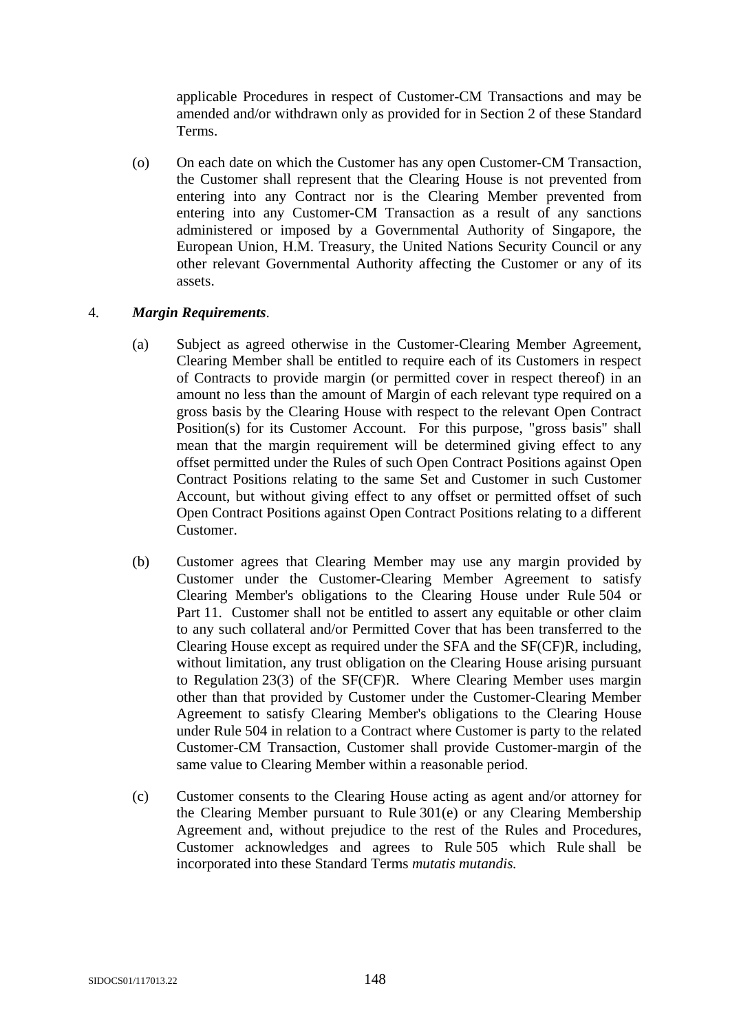applicable Procedures in respect of Customer-CM Transactions and may be amended and/or withdrawn only as provided for in Section 2 of these Standard Terms.

(o) On each date on which the Customer has any open Customer-CM Transaction, the Customer shall represent that the Clearing House is not prevented from entering into any Contract nor is the Clearing Member prevented from entering into any Customer-CM Transaction as a result of any sanctions administered or imposed by a Governmental Authority of Singapore, the European Union, H.M. Treasury, the United Nations Security Council or any other relevant Governmental Authority affecting the Customer or any of its assets.

4. ***Margin Requirements***.

(a) Subject as agreed otherwise in the Customer-Clearing Member Agreement, Clearing Member shall be entitled to require each of its Customers in respect of Contracts to provide margin (or permitted cover in respect thereof) in an amount no less than the amount of Margin of each relevant type required on a gross basis by the Clearing House with respect to the relevant Open Contract Position(s) for its Customer Account. For this purpose, "gross basis" shall mean that the margin requirement will be determined giving effect to any offset permitted under the Rules of such Open Contract Positions against Open Contract Positions relating to the same Set and Customer in such Customer Account, but without giving effect to any offset or permitted offset of such Open Contract Positions against Open Contract Positions relating to a different Customer.

(b) Customer agrees that Clearing Member may use any margin provided by Customer under the Customer-Clearing Member Agreement to satisfy Clearing Member's obligations to the Clearing House under Rule 504 or Part 11. Customer shall not be entitled to assert any equitable or other claim to any such collateral and/or Permitted Cover that has been transferred to the Clearing House except as required under the SFA and the SF(CF)R, including, without limitation, any trust obligation on the Clearing House arising pursuant to Regulation 23(3) of the SF(CF)R. Where Clearing Member uses margin other than that provided by Customer under the Customer-Clearing Member Agreement to satisfy Clearing Member's obligations to the Clearing House under Rule 504 in relation to a Contract where Customer is party to the related Customer-CM Transaction, Customer shall provide Customer-margin of the same value to Clearing Member within a reasonable period.

(c) Customer consents to the Clearing House acting as agent and/or attorney for the Clearing Member pursuant to Rule 301(e) or any Clearing Membership Agreement and, without prejudice to the rest of the Rules and Procedures, Customer acknowledges and agrees to Rule 505 which Rule shall be incorporated into these Standard Terms *mutatis mutandis.*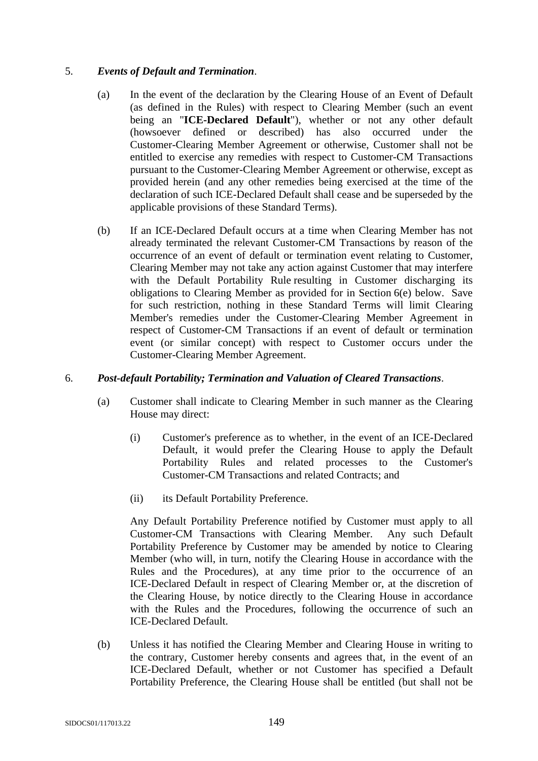5. ***Events of Default and Termination*.**

   (a) In the event of the declaration by the Clearing House of an Event of Default (as defined in the Rules) with respect to Clearing Member (such an event being an "**ICE-Declared Default**"), whether or not any other default (howsoever defined or described) has also occurred under the Customer-Clearing Member Agreement or otherwise, Customer shall not be entitled to exercise any remedies with respect to Customer-CM Transactions pursuant to the Customer-Clearing Member Agreement or otherwise, except as provided herein (and any other remedies being exercised at the time of the declaration of such ICE-Declared Default shall cease and be superseded by the applicable provisions of these Standard Terms).

   (b) If an ICE-Declared Default occurs at a time when Clearing Member has not already terminated the relevant Customer-CM Transactions by reason of the occurrence of an event of default or termination event relating to Customer, Clearing Member may not take any action against Customer that may interfere with the Default Portability Rule resulting in Customer discharging its obligations to Clearing Member as provided for in Section 6(e) below. Save for such restriction, nothing in these Standard Terms will limit Clearing Member's remedies under the Customer-Clearing Member Agreement in respect of Customer-CM Transactions if an event of default or termination event (or similar concept) with respect to Customer occurs under the Customer-Clearing Member Agreement.

6. ***Post-default Portability; Termination and Valuation of Cleared Transactions*.**

   (a) Customer shall indicate to Clearing Member in such manner as the Clearing House may direct:

      (i) Customer's preference as to whether, in the event of an ICE-Declared Default, it would prefer the Clearing House to apply the Default Portability Rules and related processes to the Customer's Customer-CM Transactions and related Contracts; and

      (ii) its Default Portability Preference.

   Any Default Portability Preference notified by Customer must apply to all Customer-CM Transactions with Clearing Member. Any such Default Portability Preference by Customer may be amended by notice to Clearing Member (who will, in turn, notify the Clearing House in accordance with the Rules and the Procedures), at any time prior to the occurrence of an ICE-Declared Default in respect of Clearing Member or, at the discretion of the Clearing House, by notice directly to the Clearing House in accordance with the Rules and the Procedures, following the occurrence of such an ICE-Declared Default.

   (b) Unless it has notified the Clearing Member and Clearing House in writing to the contrary, Customer hereby consents and agrees that, in the event of an ICE-Declared Default, whether or not Customer has specified a Default Portability Preference, the Clearing House shall be entitled (but shall not be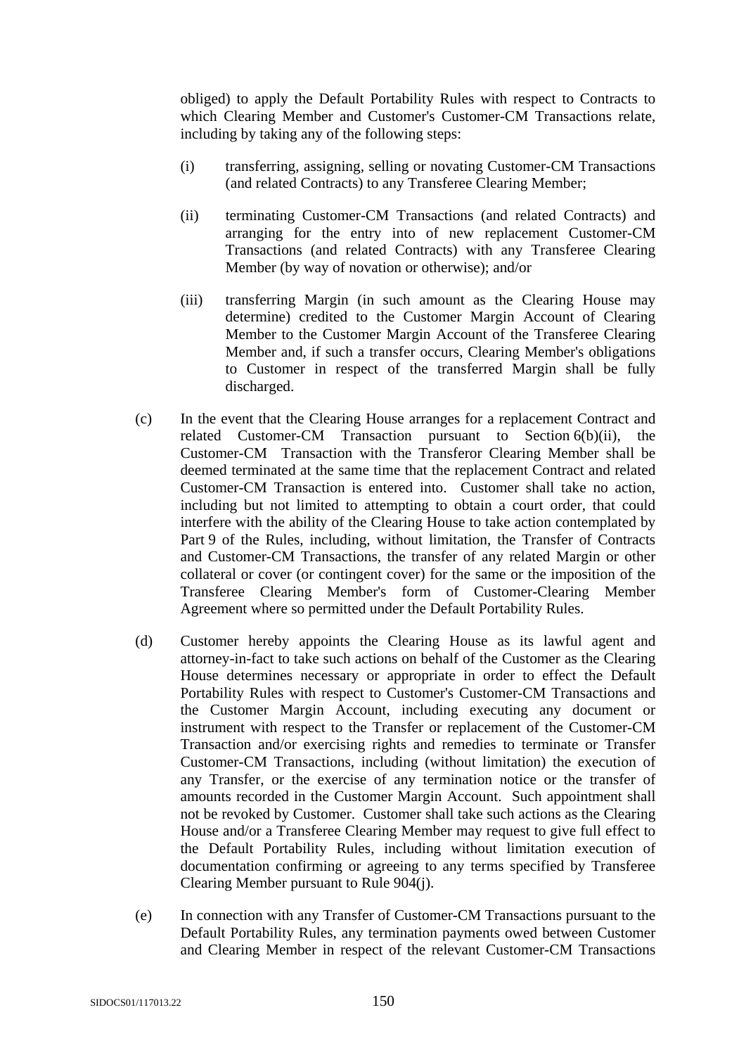obliged) to apply the Default Portability Rules with respect to Contracts to which Clearing Member and Customer's Customer-CM Transactions relate, including by taking any of the following steps:

(i) transferring, assigning, selling or novating Customer-CM Transactions (and related Contracts) to any Transferee Clearing Member;

(ii) terminating Customer-CM Transactions (and related Contracts) and arranging for the entry into of new replacement Customer-CM Transactions (and related Contracts) with any Transferee Clearing Member (by way of novation or otherwise); and/or

(iii) transferring Margin (in such amount as the Clearing House may determine) credited to the Customer Margin Account of Clearing Member to the Customer Margin Account of the Transferee Clearing Member and, if such a transfer occurs, Clearing Member's obligations to Customer in respect of the transferred Margin shall be fully discharged.

(c) In the event that the Clearing House arranges for a replacement Contract and related Customer-CM Transaction pursuant to Section 6(b)(ii), the Customer-CM Transaction with the Transferor Clearing Member shall be deemed terminated at the same time that the replacement Contract and related Customer-CM Transaction is entered into. Customer shall take no action, including but not limited to attempting to obtain a court order, that could interfere with the ability of the Clearing House to take action contemplated by Part 9 of the Rules, including, without limitation, the Transfer of Contracts and Customer-CM Transactions, the transfer of any related Margin or other collateral or cover (or contingent cover) for the same or the imposition of the Transferee Clearing Member's form of Customer-Clearing Member Agreement where so permitted under the Default Portability Rules.

(d) Customer hereby appoints the Clearing House as its lawful agent and attorney-in-fact to take such actions on behalf of the Customer as the Clearing House determines necessary or appropriate in order to effect the Default Portability Rules with respect to Customer's Customer-CM Transactions and the Customer Margin Account, including executing any document or instrument with respect to the Transfer or replacement of the Customer-CM Transaction and/or exercising rights and remedies to terminate or Transfer Customer-CM Transactions, including (without limitation) the execution of any Transfer, or the exercise of any termination notice or the transfer of amounts recorded in the Customer Margin Account. Such appointment shall not be revoked by Customer. Customer shall take such actions as the Clearing House and/or a Transferee Clearing Member may request to give full effect to the Default Portability Rules, including without limitation execution of documentation confirming or agreeing to any terms specified by Transferee Clearing Member pursuant to Rule 904(j).

(e) In connection with any Transfer of Customer-CM Transactions pursuant to the Default Portability Rules, any termination payments owed between Customer and Clearing Member in respect of the relevant Customer-CM Transactions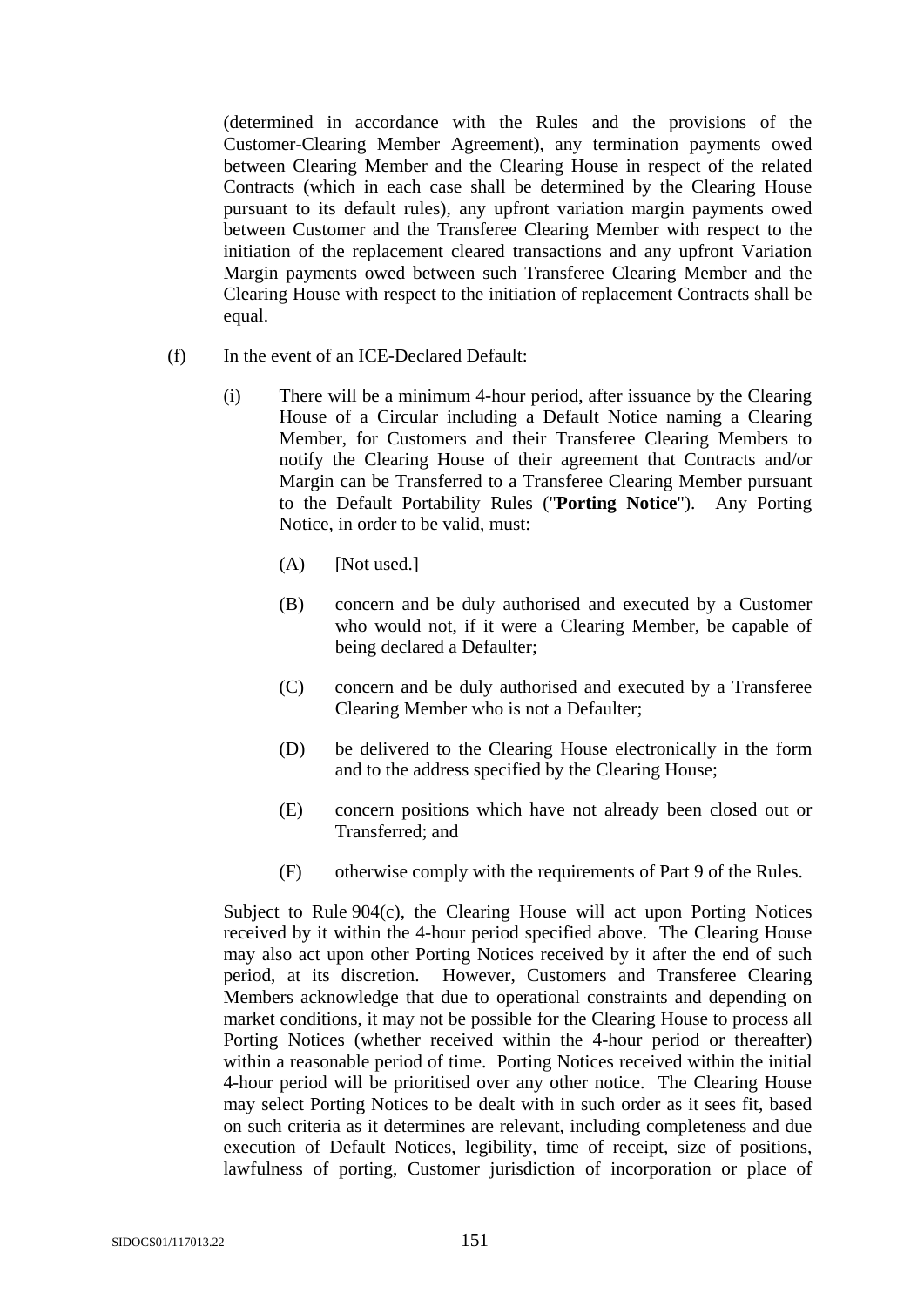(determined in accordance with the Rules and the provisions of the Customer-Clearing Member Agreement), any termination payments owed between Clearing Member and the Clearing House in respect of the related Contracts (which in each case shall be determined by the Clearing House pursuant to its default rules), any upfront variation margin payments owed between Customer and the Transferee Clearing Member with respect to the initiation of the replacement cleared transactions and any upfront Variation Margin payments owed between such Transferee Clearing Member and the Clearing House with respect to the initiation of replacement Contracts shall be equal.

(f) In the event of an ICE-Declared Default:

(i) There will be a minimum 4-hour period, after issuance by the Clearing House of a Circular including a Default Notice naming a Clearing Member, for Customers and their Transferee Clearing Members to notify the Clearing House of their agreement that Contracts and/or Margin can be Transferred to a Transferee Clearing Member pursuant to the Default Portability Rules ("**Porting Notice**"). Any Porting Notice, in order to be valid, must:

(A) [Not used.]

(B) concern and be duly authorised and executed by a Customer who would not, if it were a Clearing Member, be capable of being declared a Defaulter;

(C) concern and be duly authorised and executed by a Transferee Clearing Member who is not a Defaulter;

(D) be delivered to the Clearing House electronically in the form and to the address specified by the Clearing House;

(E) concern positions which have not already been closed out or Transferred; and

(F) otherwise comply with the requirements of Part 9 of the Rules.

Subject to Rule 904(c), the Clearing House will act upon Porting Notices received by it within the 4-hour period specified above. The Clearing House may also act upon other Porting Notices received by it after the end of such period, at its discretion. However, Customers and Transferee Clearing Members acknowledge that due to operational constraints and depending on market conditions, it may not be possible for the Clearing House to process all Porting Notices (whether received within the 4-hour period or thereafter) within a reasonable period of time. Porting Notices received within the initial 4-hour period will be prioritised over any other notice. The Clearing House may select Porting Notices to be dealt with in such order as it sees fit, based on such criteria as it determines are relevant, including completeness and due execution of Default Notices, legibility, time of receipt, size of positions, lawfulness of porting, Customer jurisdiction of incorporation or place of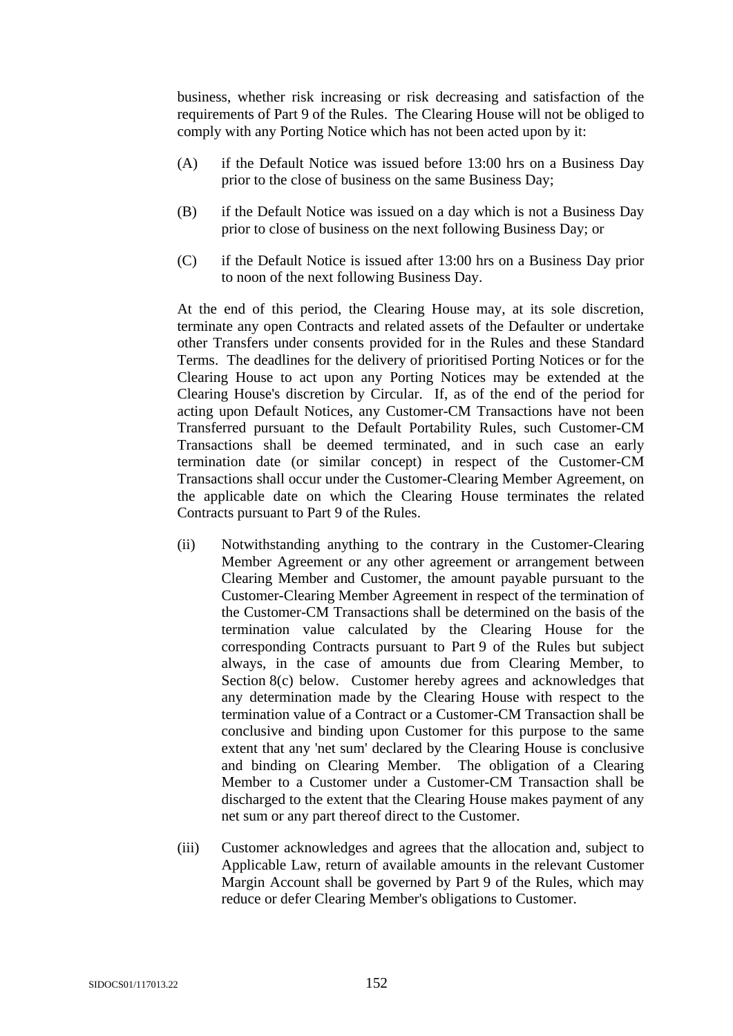business, whether risk increasing or risk decreasing and satisfaction of the requirements of Part 9 of the Rules. The Clearing House will not be obliged to comply with any Porting Notice which has not been acted upon by it:

(A) if the Default Notice was issued before 13:00 hrs on a Business Day prior to the close of business on the same Business Day;

(B) if the Default Notice was issued on a day which is not a Business Day prior to close of business on the next following Business Day; or

(C) if the Default Notice is issued after 13:00 hrs on a Business Day prior to noon of the next following Business Day.

At the end of this period, the Clearing House may, at its sole discretion, terminate any open Contracts and related assets of the Defaulter or undertake other Transfers under consents provided for in the Rules and these Standard Terms. The deadlines for the delivery of prioritised Porting Notices or for the Clearing House to act upon any Porting Notices may be extended at the Clearing House's discretion by Circular. If, as of the end of the period for acting upon Default Notices, any Customer-CM Transactions have not been Transferred pursuant to the Default Portability Rules, such Customer-CM Transactions shall be deemed terminated, and in such case an early termination date (or similar concept) in respect of the Customer-CM Transactions shall occur under the Customer-Clearing Member Agreement, on the applicable date on which the Clearing House terminates the related Contracts pursuant to Part 9 of the Rules.

(ii) Notwithstanding anything to the contrary in the Customer-Clearing Member Agreement or any other agreement or arrangement between Clearing Member and Customer, the amount payable pursuant to the Customer-Clearing Member Agreement in respect of the termination of the Customer-CM Transactions shall be determined on the basis of the termination value calculated by the Clearing House for the corresponding Contracts pursuant to Part 9 of the Rules but subject always, in the case of amounts due from Clearing Member, to Section 8(c) below. Customer hereby agrees and acknowledges that any determination made by the Clearing House with respect to the termination value of a Contract or a Customer-CM Transaction shall be conclusive and binding upon Customer for this purpose to the same extent that any 'net sum' declared by the Clearing House is conclusive and binding on Clearing Member. The obligation of a Clearing Member to a Customer under a Customer-CM Transaction shall be discharged to the extent that the Clearing House makes payment of any net sum or any part thereof direct to the Customer.

(iii) Customer acknowledges and agrees that the allocation and, subject to Applicable Law, return of available amounts in the relevant Customer Margin Account shall be governed by Part 9 of the Rules, which may reduce or defer Clearing Member's obligations to Customer.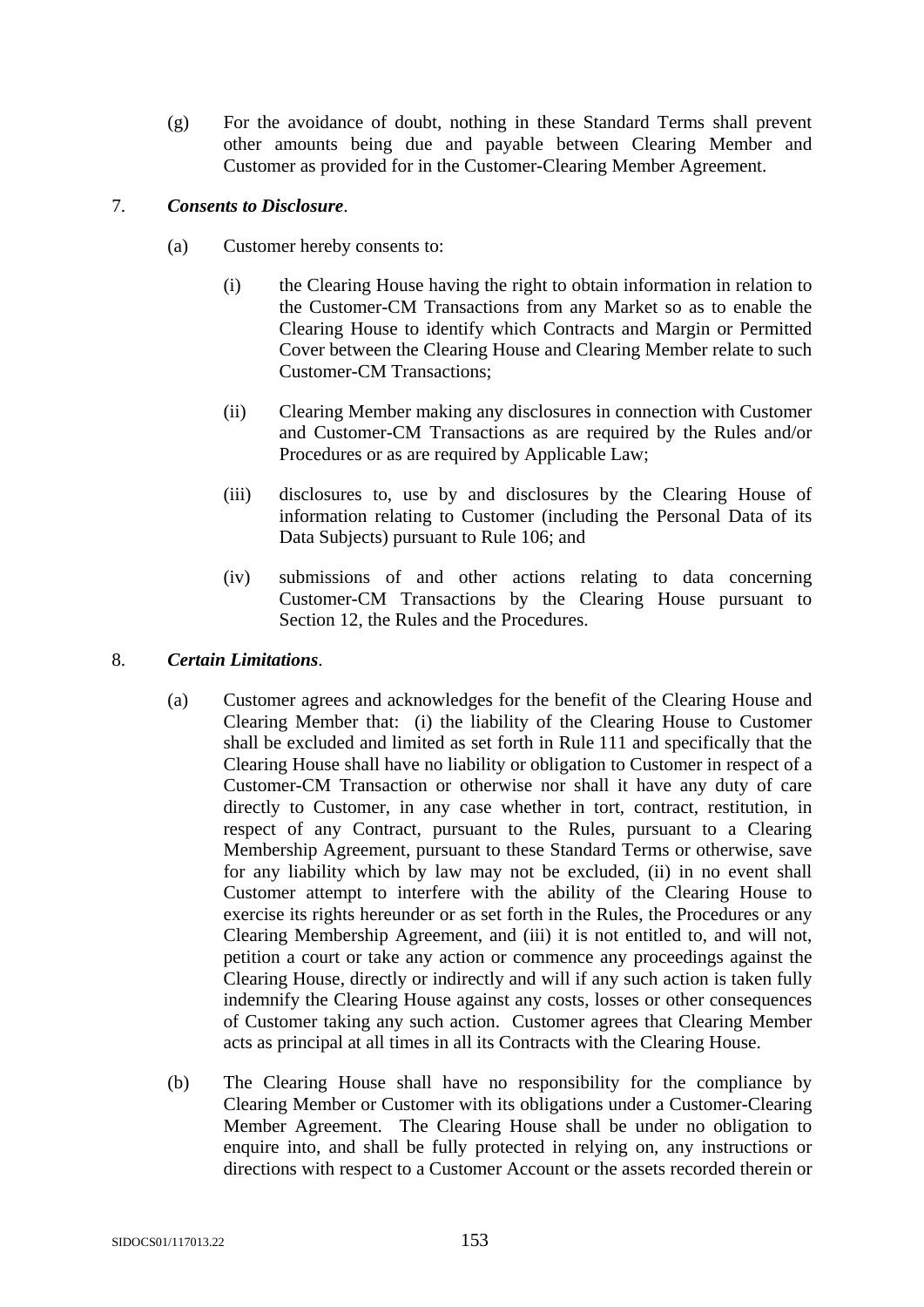(g) For the avoidance of doubt, nothing in these Standard Terms shall prevent other amounts being due and payable between Clearing Member and Customer as provided for in the Customer-Clearing Member Agreement.

7. ***Consents to Disclosure***.

(a) Customer hereby consents to:

(i) the Clearing House having the right to obtain information in relation to the Customer-CM Transactions from any Market so as to enable the Clearing House to identify which Contracts and Margin or Permitted Cover between the Clearing House and Clearing Member relate to such Customer-CM Transactions;

(ii) Clearing Member making any disclosures in connection with Customer and Customer-CM Transactions as are required by the Rules and/or Procedures or as are required by Applicable Law;

(iii) disclosures to, use by and disclosures by the Clearing House of information relating to Customer (including the Personal Data of its Data Subjects) pursuant to Rule 106; and

(iv) submissions of and other actions relating to data concerning Customer-CM Transactions by the Clearing House pursuant to Section 12, the Rules and the Procedures.

8. ***Certain Limitations***.

(a) Customer agrees and acknowledges for the benefit of the Clearing House and Clearing Member that: (i) the liability of the Clearing House to Customer shall be excluded and limited as set forth in Rule 111 and specifically that the Clearing House shall have no liability or obligation to Customer in respect of a Customer-CM Transaction or otherwise nor shall it have any duty of care directly to Customer, in any case whether in tort, contract, restitution, in respect of any Contract, pursuant to the Rules, pursuant to a Clearing Membership Agreement, pursuant to these Standard Terms or otherwise, save for any liability which by law may not be excluded, (ii) in no event shall Customer attempt to interfere with the ability of the Clearing House to exercise its rights hereunder or as set forth in the Rules, the Procedures or any Clearing Membership Agreement, and (iii) it is not entitled to, and will not, petition a court or take any action or commence any proceedings against the Clearing House, directly or indirectly and will if any such action is taken fully indemnify the Clearing House against any costs, losses or other consequences of Customer taking any such action. Customer agrees that Clearing Member acts as principal at all times in all its Contracts with the Clearing House.

(b) The Clearing House shall have no responsibility for the compliance by Clearing Member or Customer with its obligations under a Customer-Clearing Member Agreement. The Clearing House shall be under no obligation to enquire into, and shall be fully protected in relying on, any instructions or directions with respect to a Customer Account or the assets recorded therein or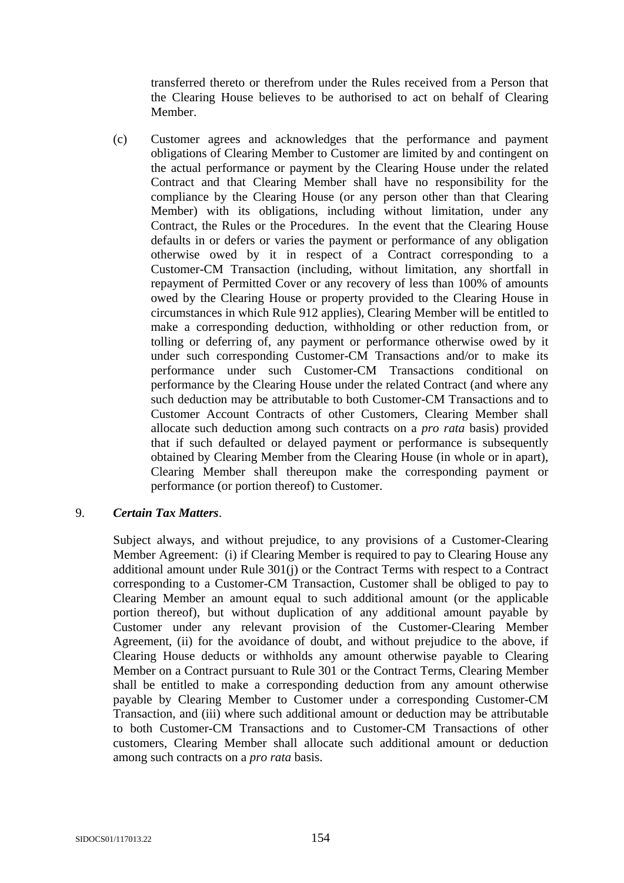transferred thereto or therefrom under the Rules received from a Person that the Clearing House believes to be authorised to act on behalf of Clearing Member.

(c) Customer agrees and acknowledges that the performance and payment obligations of Clearing Member to Customer are limited by and contingent on the actual performance or payment by the Clearing House under the related Contract and that Clearing Member shall have no responsibility for the compliance by the Clearing House (or any person other than that Clearing Member) with its obligations, including without limitation, under any Contract, the Rules or the Procedures. In the event that the Clearing House defaults in or defers or varies the payment or performance of any obligation otherwise owed by it in respect of a Contract corresponding to a Customer-CM Transaction (including, without limitation, any shortfall in repayment of Permitted Cover or any recovery of less than 100% of amounts owed by the Clearing House or property provided to the Clearing House in circumstances in which Rule 912 applies), Clearing Member will be entitled to make a corresponding deduction, withholding or other reduction from, or tolling or deferring of, any payment or performance otherwise owed by it under such corresponding Customer-CM Transactions and/or to make its performance under such Customer-CM Transactions conditional on performance by the Clearing House under the related Contract (and where any such deduction may be attributable to both Customer-CM Transactions and to Customer Account Contracts of other Customers, Clearing Member shall allocate such deduction among such contracts on a *pro rata* basis) provided that if such defaulted or delayed payment or performance is subsequently obtained by Clearing Member from the Clearing House (in whole or in apart), Clearing Member shall thereupon make the corresponding payment or performance (or portion thereof) to Customer.

9. ***Certain Tax Matters*.**

Subject always, and without prejudice, to any provisions of a Customer-Clearing Member Agreement: (i) if Clearing Member is required to pay to Clearing House any additional amount under Rule 301(j) or the Contract Terms with respect to a Contract corresponding to a Customer-CM Transaction, Customer shall be obliged to pay to Clearing Member an amount equal to such additional amount (or the applicable portion thereof), but without duplication of any additional amount payable by Customer under any relevant provision of the Customer-Clearing Member Agreement, (ii) for the avoidance of doubt, and without prejudice to the above, if Clearing House deducts or withholds any amount otherwise payable to Clearing Member on a Contract pursuant to Rule 301 or the Contract Terms, Clearing Member shall be entitled to make a corresponding deduction from any amount otherwise payable by Clearing Member to Customer under a corresponding Customer-CM Transaction, and (iii) where such additional amount or deduction may be attributable to both Customer-CM Transactions and to Customer-CM Transactions of other customers, Clearing Member shall allocate such additional amount or deduction among such contracts on a *pro rata* basis.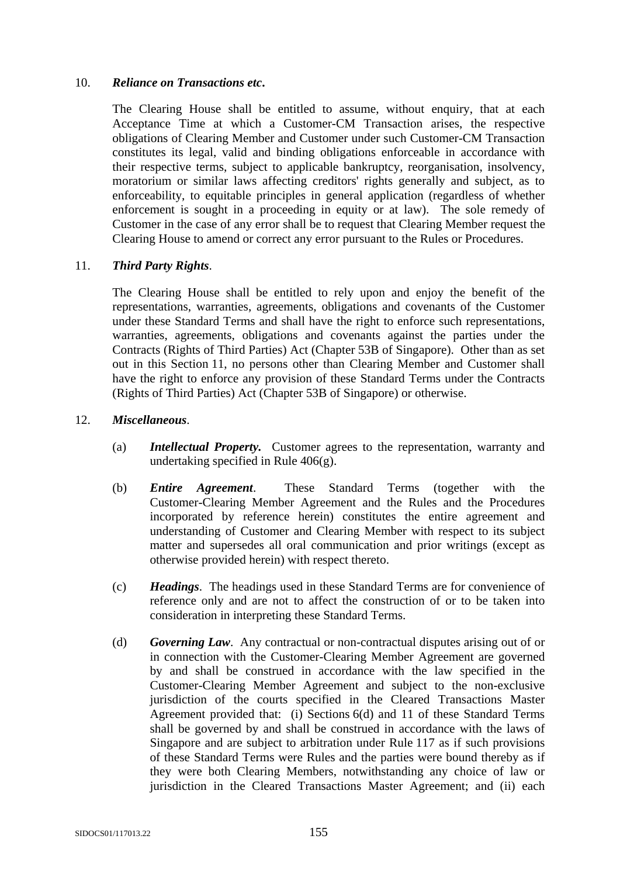10. ***Reliance on Transactions etc.***

The Clearing House shall be entitled to assume, without enquiry, that at each Acceptance Time at which a Customer-CM Transaction arises, the respective obligations of Clearing Member and Customer under such Customer-CM Transaction constitutes its legal, valid and binding obligations enforceable in accordance with their respective terms, subject to applicable bankruptcy, reorganisation, insolvency, moratorium or similar laws affecting creditors' rights generally and subject, as to enforceability, to equitable principles in general application (regardless of whether enforcement is sought in a proceeding in equity or at law). The sole remedy of Customer in the case of any error shall be to request that Clearing Member request the Clearing House to amend or correct any error pursuant to the Rules or Procedures.

11. ***Third Party Rights***.

The Clearing House shall be entitled to rely upon and enjoy the benefit of the representations, warranties, agreements, obligations and covenants of the Customer under these Standard Terms and shall have the right to enforce such representations, warranties, agreements, obligations and covenants against the parties under the Contracts (Rights of Third Parties) Act (Chapter 53B of Singapore). Other than as set out in this Section 11, no persons other than Clearing Member and Customer shall have the right to enforce any provision of these Standard Terms under the Contracts (Rights of Third Parties) Act (Chapter 53B of Singapore) or otherwise.

12. ***Miscellaneous***.

(a) ***Intellectual Property.*** Customer agrees to the representation, warranty and undertaking specified in Rule 406(g).

(b) ***Entire Agreement***. These Standard Terms (together with the Customer-Clearing Member Agreement and the Rules and the Procedures incorporated by reference herein) constitutes the entire agreement and understanding of Customer and Clearing Member with respect to its subject matter and supersedes all oral communication and prior writings (except as otherwise provided herein) with respect thereto.

(c) ***Headings***. The headings used in these Standard Terms are for convenience of reference only and are not to affect the construction of or to be taken into consideration in interpreting these Standard Terms.

(d) ***Governing Law***. Any contractual or non-contractual disputes arising out of or in connection with the Customer-Clearing Member Agreement are governed by and shall be construed in accordance with the law specified in the Customer-Clearing Member Agreement and subject to the non-exclusive jurisdiction of the courts specified in the Cleared Transactions Master Agreement provided that: (i) Sections 6(d) and 11 of these Standard Terms shall be governed by and shall be construed in accordance with the laws of Singapore and are subject to arbitration under Rule 117 as if such provisions of these Standard Terms were Rules and the parties were bound thereby as if they were both Clearing Members, notwithstanding any choice of law or jurisdiction in the Cleared Transactions Master Agreement; and (ii) each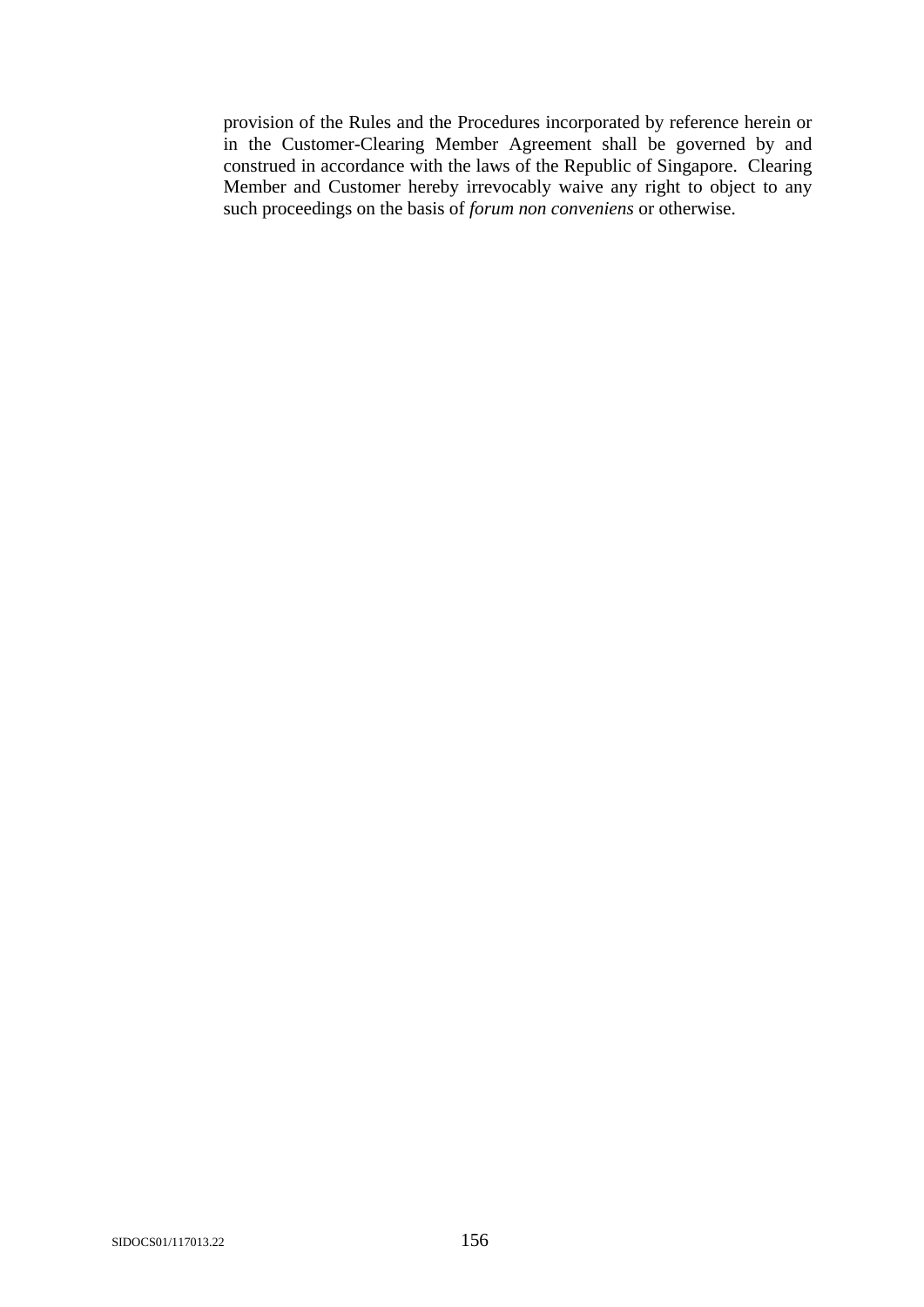provision of the Rules and the Procedures incorporated by reference herein or in the Customer-Clearing Member Agreement shall be governed by and construed in accordance with the laws of the Republic of Singapore. Clearing Member and Customer hereby irrevocably waive any right to object to any such proceedings on the basis of *forum non conveniens* or otherwise.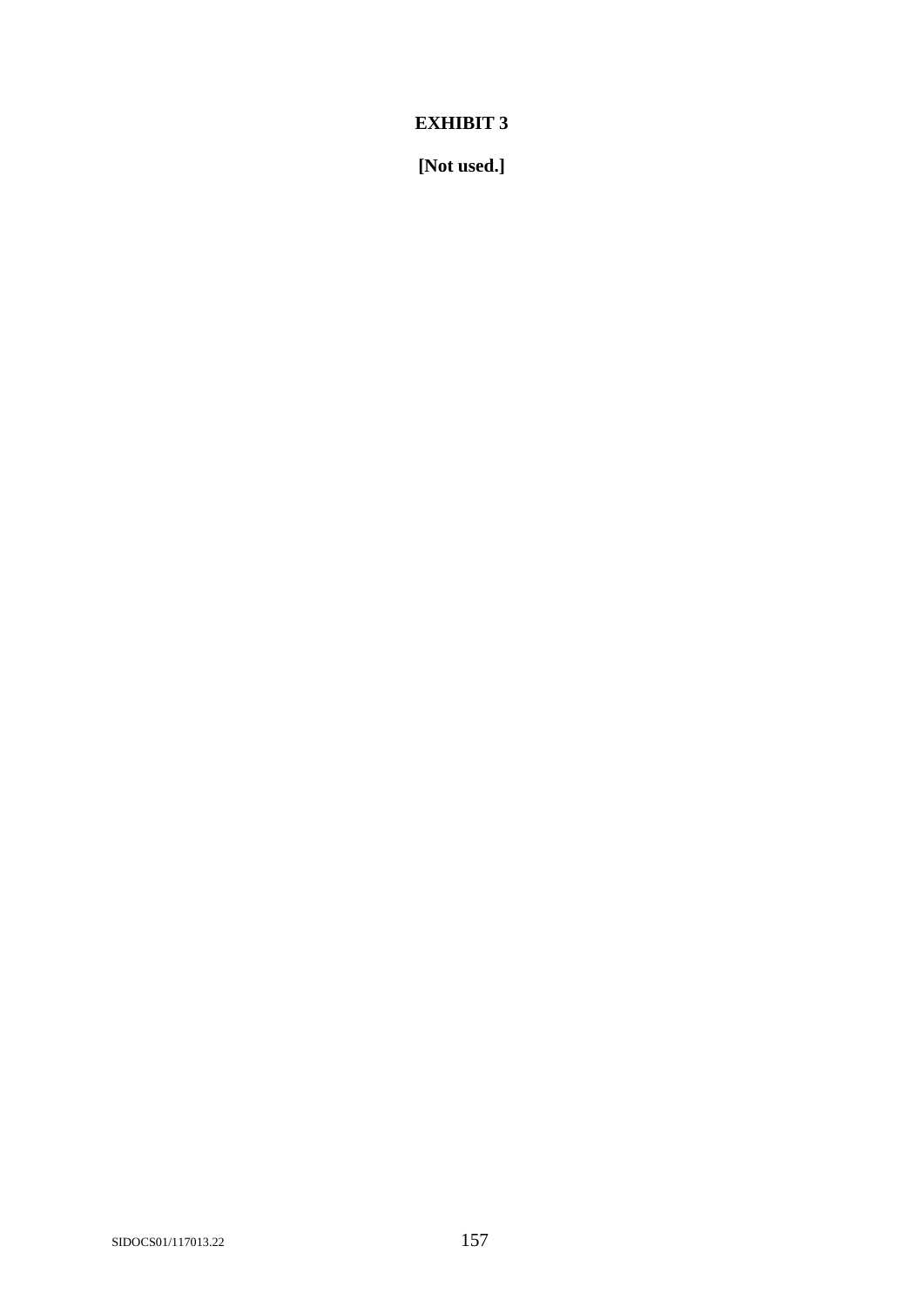# EXHIBIT 3

**[Not used.]**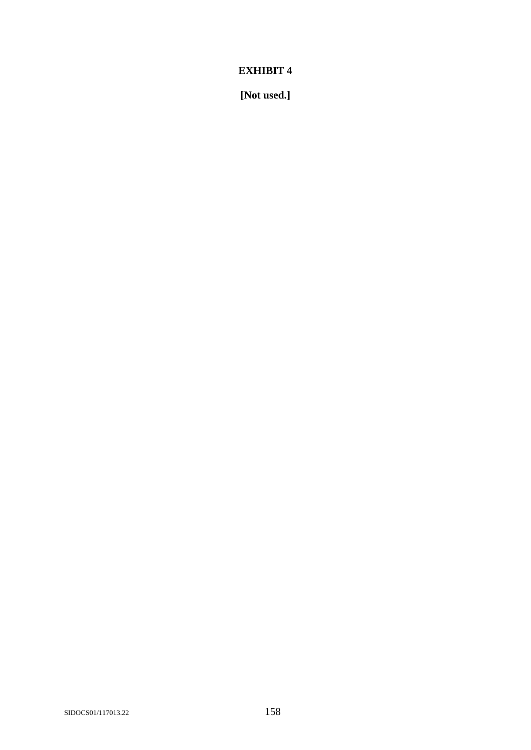# EXHIBIT 4

**[Not used.]**